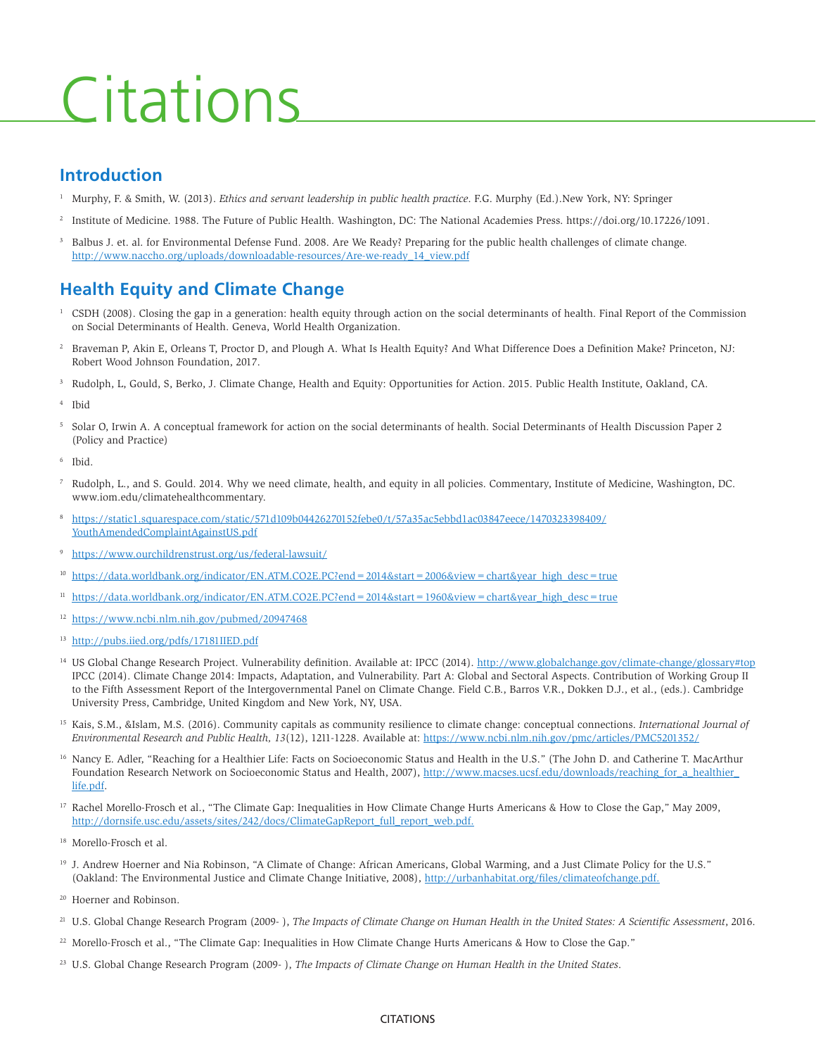# Citations

## Introduction

[1] Murphy, F. & Smith, W. (2013). *Ethics and servant leadership in public health practice*. F.G. Murphy (Ed.).New York, NY: Springer

[2] Institute of Medicine. 1988. The Future of Public Health. Washington, DC: The National Academies Press. https://doi.org/10.17226/1091.

[3] Balbus J. et. al. for Environmental Defense Fund. 2008. Are We Ready? Preparing for the public health challenges of climate change. http://www.naccho.org/uploads/downloadable-resources/Are-we-ready_14_view.pdf

## Health Equity and Climate Change

[1] CSDH (2008). Closing the gap in a generation: health equity through action on the social determinants of health. Final Report of the Commission on Social Determinants of Health. Geneva, World Health Organization.

[2] Braveman P, Akin E, Orleans T, Proctor D, and Plough A. What Is Health Equity? And What Difference Does a Definition Make? Princeton, NJ: Robert Wood Johnson Foundation, 2017.

[3] Rudolph, L, Gould, S, Berko, J. Climate Change, Health and Equity: Opportunities for Action. 2015. Public Health Institute, Oakland, CA.

[4] Ibid

[5] Solar O, Irwin A. A conceptual framework for action on the social determinants of health. Social Determinants of Health Discussion Paper 2 (Policy and Practice)

[6] Ibid.

[7] Rudolph, L., and S. Gould. 2014. Why we need climate, health, and equity in all policies. Commentary, Institute of Medicine, Washington, DC. www.iom.edu/climatehealthcommentary.

[8] https://static1.squarespace.com/static/571d109b04426270152febe0/t/57a35ac5ebbd1ac03847eece/1470323398409/YouthAmendedComplaintAgainstUS.pdf

[9] https://www.ourchildrenstrust.org/us/federal-lawsuit/

[10] https://data.worldbank.org/indicator/EN.ATM.CO2E.PC?end=2014&start=2006&view=chart&year_high_desc=true

[11] https://data.worldbank.org/indicator/EN.ATM.CO2E.PC?end=2014&start=1960&view=chart&year_high_desc=true

[12] https://www.ncbi.nlm.nih.gov/pubmed/20947468

[13] http://pubs.iied.org/pdfs/17181IIED.pdf

[14] US Global Change Research Project. Vulnerability definition. Available at: IPCC (2014). http://www.globalchange.gov/climate-change/glossary#top IPCC (2014). Climate Change 2014: Impacts, Adaptation, and Vulnerability. Part A: Global and Sectoral Aspects. Contribution of Working Group II to the Fifth Assessment Report of the Intergovernmental Panel on Climate Change. Field C.B., Barros V.R., Dokken D.J., et al., (eds.). Cambridge University Press, Cambridge, United Kingdom and New York, NY, USA.

[15] Kais, S.M., &Islam, M.S. (2016). Community capitals as community resilience to climate change: conceptual connections. *International Journal of Environmental Research and Public Health, 13*(12), 1211-1228. Available at: https://www.ncbi.nlm.nih.gov/pmc/articles/PMC5201352/

[16] Nancy E. Adler, "Reaching for a Healthier Life: Facts on Socioeconomic Status and Health in the U.S." (The John D. and Catherine T. MacArthur Foundation Research Network on Socioeconomic Status and Health, 2007), http://www.macses.ucsf.edu/downloads/reaching_for_a_healthier_life.pdf.

[17] Rachel Morello-Frosch et al., "The Climate Gap: Inequalities in How Climate Change Hurts Americans & How to Close the Gap," May 2009, http://dornsife.usc.edu/assets/sites/242/docs/ClimateGapReport_full_report_web.pdf.

[18] Morello-Frosch et al.

[19] J. Andrew Hoerner and Nia Robinson, "A Climate of Change: African Americans, Global Warming, and a Just Climate Policy for the U.S." (Oakland: The Environmental Justice and Climate Change Initiative, 2008), http://urbanhabitat.org/files/climateofchange.pdf.

[20] Hoerner and Robinson.

[21] U.S. Global Change Research Program (2009- ), *The Impacts of Climate Change on Human Health in the United States: A Scientific Assessment*, 2016.

[22] Morello-Frosch et al., "The Climate Gap: Inequalities in How Climate Change Hurts Americans & How to Close the Gap."

[23] U.S. Global Change Research Program (2009- ), *The Impacts of Climate Change on Human Health in the United States*.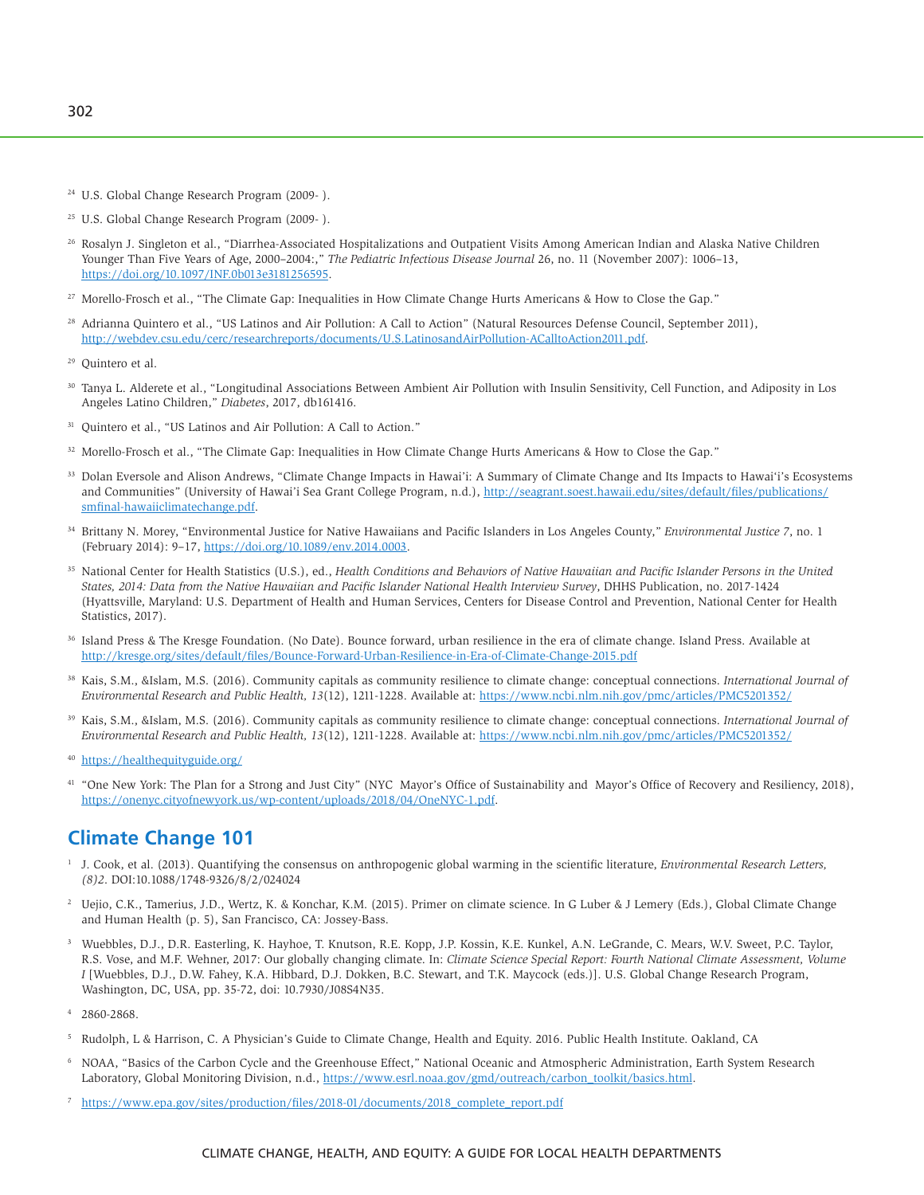[24] U.S. Global Change Research Program (2009- ).

[25] U.S. Global Change Research Program (2009- ).

[26] Rosalyn J. Singleton et al., "Diarrhea-Associated Hospitalizations and Outpatient Visits Among American Indian and Alaska Native Children Younger Than Five Years of Age, 2000–2004:," *The Pediatric Infectious Disease Journal* 26, no. 11 (November 2007): 1006–13, https://doi.org/10.1097/INF.0b013e3181256595.

[27] Morello-Frosch et al., "The Climate Gap: Inequalities in How Climate Change Hurts Americans & How to Close the Gap."

[28] Adrianna Quintero et al., "US Latinos and Air Pollution: A Call to Action" (Natural Resources Defense Council, September 2011), http://webdev.csu.edu/cerc/researchreports/documents/U.S.LatinosandAirPollution-ACalltoAction2011.pdf.

[29] Quintero et al.

[30] Tanya L. Alderete et al., "Longitudinal Associations Between Ambient Air Pollution with Insulin Sensitivity, Cell Function, and Adiposity in Los Angeles Latino Children," *Diabetes*, 2017, db161416.

[31] Quintero et al., "US Latinos and Air Pollution: A Call to Action."

[32] Morello-Frosch et al., "The Climate Gap: Inequalities in How Climate Change Hurts Americans & How to Close the Gap."

[33] Dolan Eversole and Alison Andrews, "Climate Change Impacts in Hawai'i: A Summary of Climate Change and Its Impacts to Hawai'i's Ecosystems and Communities" (University of Hawai'i Sea Grant College Program, n.d.), http://seagrant.soest.hawaii.edu/sites/default/files/publications/smfinal-hawaiiclimatechange.pdf.

[34] Brittany N. Morey, "Environmental Justice for Native Hawaiians and Pacific Islanders in Los Angeles County," *Environmental Justice 7*, no. 1 (February 2014): 9–17, https://doi.org/10.1089/env.2014.0003.

[35] National Center for Health Statistics (U.S.), ed., *Health Conditions and Behaviors of Native Hawaiian and Pacific Islander Persons in the United States, 2014: Data from the Native Hawaiian and Pacific Islander National Health Interview Survey*, DHHS Publication, no. 2017-1424 (Hyattsville, Maryland: U.S. Department of Health and Human Services, Centers for Disease Control and Prevention, National Center for Health Statistics, 2017).

[36] Island Press & The Kresge Foundation. (No Date). Bounce forward, urban resilience in the era of climate change. Island Press. Available at http://kresge.org/sites/default/files/Bounce-Forward-Urban-Resilience-in-Era-of-Climate-Change-2015.pdf

[38] Kais, S.M., &Islam, M.S. (2016). Community capitals as community resilience to climate change: conceptual connections. *International Journal of Environmental Research and Public Health, 13*(12), 1211-1228. Available at: https://www.ncbi.nlm.nih.gov/pmc/articles/PMC5201352/

[39] Kais, S.M., &Islam, M.S. (2016). Community capitals as community resilience to climate change: conceptual connections. *International Journal of Environmental Research and Public Health, 13*(12), 1211-1228. Available at: https://www.ncbi.nlm.nih.gov/pmc/articles/PMC5201352/

[40] https://healthequityguide.org/

[41] "One New York: The Plan for a Strong and Just City" (NYC Mayor's Office of Sustainability and Mayor's Office of Recovery and Resiliency, 2018), https://onenyc.cityofnewyork.us/wp-content/uploads/2018/04/OneNYC-1.pdf.

## Climate Change 101

[1] J. Cook, et al. (2013). Quantifying the consensus on anthropogenic global warming in the scientific literature, *Environmental Research Letters, (8)2*. DOI:10.1088/1748-9326/8/2/024024

[2] Uejio, C.K., Tamerius, J.D., Wertz, K. & Konchar, K.M. (2015). Primer on climate science. In G Luber & J Lemery (Eds.), Global Climate Change and Human Health (p. 5), San Francisco, CA: Jossey-Bass.

[3] Wuebbles, D.J., D.R. Easterling, K. Hayhoe, T. Knutson, R.E. Kopp, J.P. Kossin, K.E. Kunkel, A.N. LeGrande, C. Mears, W.V. Sweet, P.C. Taylor, R.S. Vose, and M.F. Wehner, 2017: Our globally changing climate. In: *Climate Science Special Report: Fourth National Climate Assessment, Volume I* [Wuebbles, D.J., D.W. Fahey, K.A. Hibbard, D.J. Dokken, B.C. Stewart, and T.K. Maycock (eds.)]. U.S. Global Change Research Program, Washington, DC, USA, pp. 35-72, doi: 10.7930/J08S4N35.

[4] 2860-2868.

[5] Rudolph, L & Harrison, C. A Physician's Guide to Climate Change, Health and Equity. 2016. Public Health Institute. Oakland, CA

[6] NOAA, "Basics of the Carbon Cycle and the Greenhouse Effect," National Oceanic and Atmospheric Administration, Earth System Research Laboratory, Global Monitoring Division, n.d., https://www.esrl.noaa.gov/gmd/outreach/carbon_toolkit/basics.html.

[7] https://www.epa.gov/sites/production/files/2018-01/documents/2018_complete_report.pdf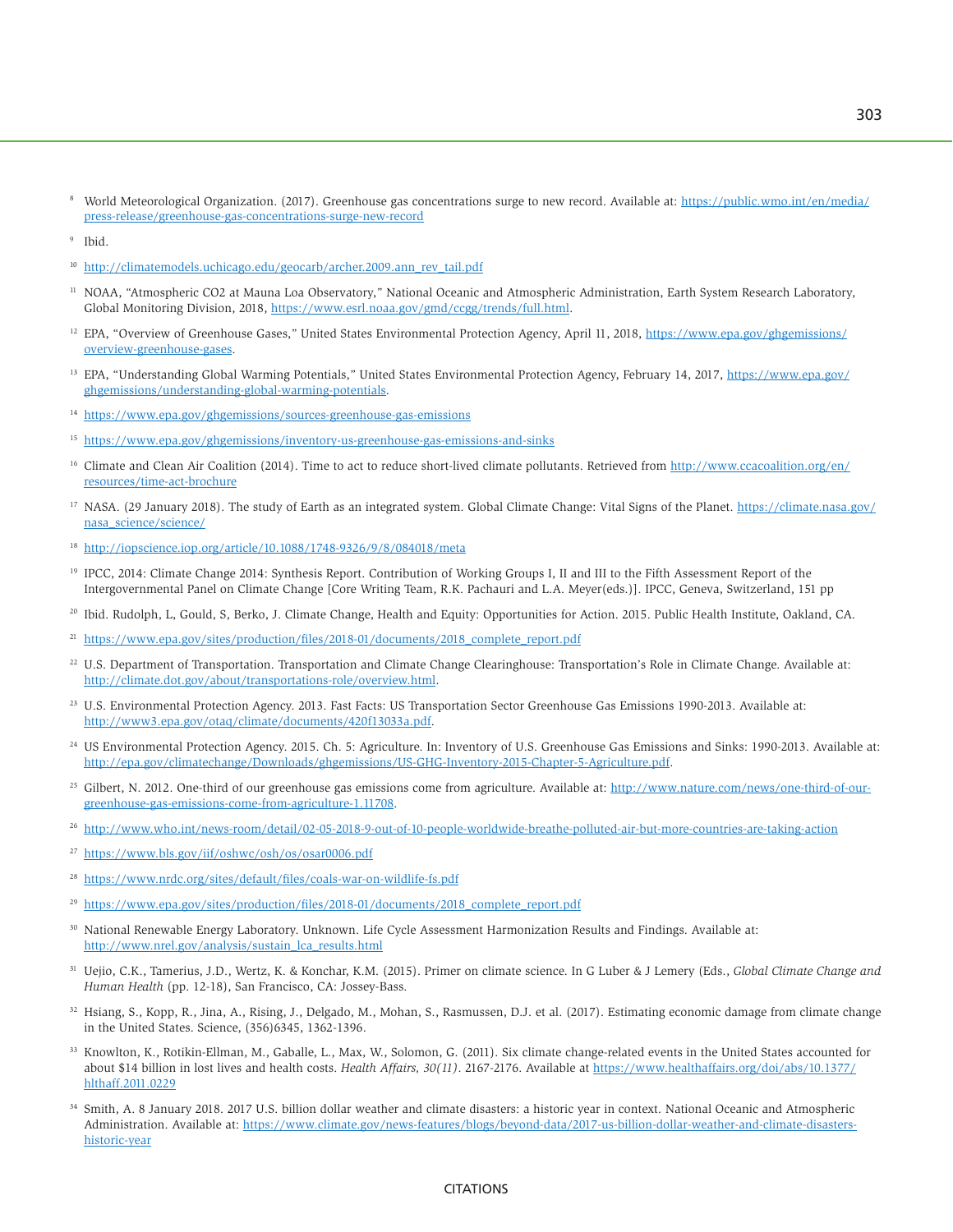[8] World Meteorological Organization. (2017). Greenhouse gas concentrations surge to new record. Available at: https://public.wmo.int/en/media/press-release/greenhouse-gas-concentrations-surge-new-record

[9] Ibid.

[10] http://climatemodels.uchicago.edu/geocarb/archer.2009.ann_rev_tail.pdf

[11] NOAA, "Atmospheric CO2 at Mauna Loa Observatory," National Oceanic and Atmospheric Administration, Earth System Research Laboratory, Global Monitoring Division, 2018, https://www.esrl.noaa.gov/gmd/ccgg/trends/full.html.

[12] EPA, "Overview of Greenhouse Gases," United States Environmental Protection Agency, April 11, 2018, https://www.epa.gov/ghgemissions/overview-greenhouse-gases.

[13] EPA, "Understanding Global Warming Potentials," United States Environmental Protection Agency, February 14, 2017, https://www.epa.gov/ghgemissions/understanding-global-warming-potentials.

[14] https://www.epa.gov/ghgemissions/sources-greenhouse-gas-emissions

[15] https://www.epa.gov/ghgemissions/inventory-us-greenhouse-gas-emissions-and-sinks

[16] Climate and Clean Air Coalition (2014). Time to act to reduce short-lived climate pollutants. Retrieved from http://www.ccacoalition.org/en/resources/time-act-brochure

[17] NASA. (29 January 2018). The study of Earth as an integrated system. Global Climate Change: Vital Signs of the Planet. https://climate.nasa.gov/nasa_science/science/

[18] http://iopscience.iop.org/article/10.1088/1748-9326/9/8/084018/meta

[19] IPCC, 2014: Climate Change 2014: Synthesis Report. Contribution of Working Groups I, II and III to the Fifth Assessment Report of the Intergovernmental Panel on Climate Change [Core Writing Team, R.K. Pachauri and L.A. Meyer(eds.)]. IPCC, Geneva, Switzerland, 151 pp

[20] Ibid. Rudolph, L, Gould, S, Berko, J. Climate Change, Health and Equity: Opportunities for Action. 2015. Public Health Institute, Oakland, CA.

[21] https://www.epa.gov/sites/production/files/2018-01/documents/2018_complete_report.pdf

[22] U.S. Department of Transportation. Transportation and Climate Change Clearinghouse: Transportation's Role in Climate Change. Available at: http://climate.dot.gov/about/transportations-role/overview.html.

[23] U.S. Environmental Protection Agency. 2013. Fast Facts: US Transportation Sector Greenhouse Gas Emissions 1990-2013. Available at: http://www3.epa.gov/otaq/climate/documents/420f13033a.pdf.

[24] US Environmental Protection Agency. 2015. Ch. 5: Agriculture. In: Inventory of U.S. Greenhouse Gas Emissions and Sinks: 1990-2013. Available at: http://epa.gov/climatechange/Downloads/ghgemissions/US-GHG-Inventory-2015-Chapter-5-Agriculture.pdf.

[25] Gilbert, N. 2012. One-third of our greenhouse gas emissions come from agriculture. Available at: http://www.nature.com/news/one-third-of-our-greenhouse-gas-emissions-come-from-agriculture-1.11708.

[26] http://www.who.int/news-room/detail/02-05-2018-9-out-of-10-people-worldwide-breathe-polluted-air-but-more-countries-are-taking-action

[27] https://www.bls.gov/iif/oshwc/osh/os/osar0006.pdf

[28] https://www.nrdc.org/sites/default/files/coals-war-on-wildlife-fs.pdf

[29] https://www.epa.gov/sites/production/files/2018-01/documents/2018_complete_report.pdf

[30] National Renewable Energy Laboratory. Unknown. Life Cycle Assessment Harmonization Results and Findings. Available at: http://www.nrel.gov/analysis/sustain_lca_results.html

[31] Uejio, C.K., Tamerius, J.D., Wertz, K. & Konchar, K.M. (2015). Primer on climate science. In G Luber & J Lemery (Eds., *Global Climate Change and Human Health* (pp. 12-18), San Francisco, CA: Jossey-Bass.

[32] Hsiang, S., Kopp, R., Jina, A., Rising, J., Delgado, M., Mohan, S., Rasmussen, D.J. et al. (2017). Estimating economic damage from climate change in the United States. Science, (356)6345, 1362-1396.

[33] Knowlton, K., Rotikin-Ellman, M., Gaballe, L., Max, W., Solomon, G. (2011). Six climate change-related events in the United States accounted for about $14 billion in lost lives and health costs. *Health Affairs, 30(11)*. 2167-2176. Available at https://www.healthaffairs.org/doi/abs/10.1377/hlthaff.2011.0229

[34] Smith, A. 8 January 2018. 2017 U.S. billion dollar weather and climate disasters: a historic year in context. National Oceanic and Atmospheric Administration. Available at: https://www.climate.gov/news-features/blogs/beyond-data/2017-us-billion-dollar-weather-and-climate-disasters-historic-year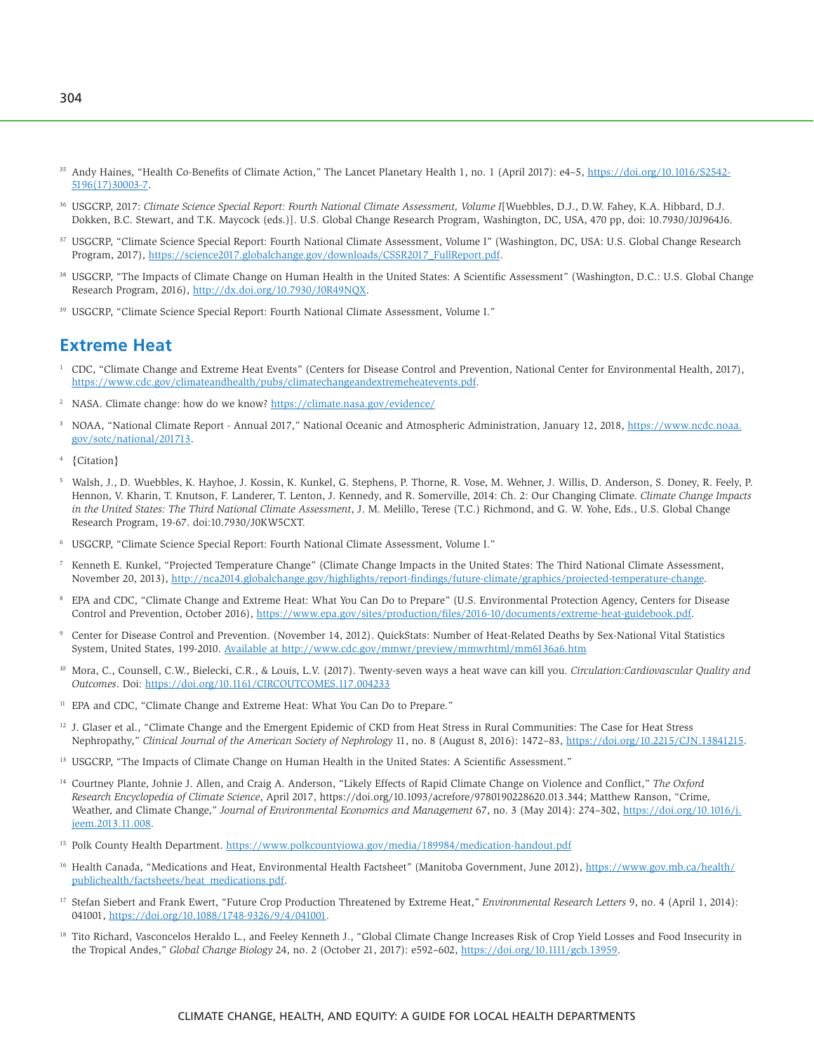[35] Andy Haines, "Health Co-Benefits of Climate Action," The Lancet Planetary Health 1, no. 1 (April 2017): e4–5, https://doi.org/10.1016/S2542-5196(17)30003-7.

[36] USGCRP, 2017: *Climate Science Special Report: Fourth National Climate Assessment, Volume I*[Wuebbles, D.J., D.W. Fahey, K.A. Hibbard, D.J. Dokken, B.C. Stewart, and T.K. Maycock (eds.)]. U.S. Global Change Research Program, Washington, DC, USA, 470 pp, doi: 10.7930/J0J964J6.

[37] USGCRP, "Climate Science Special Report: Fourth National Climate Assessment, Volume I" (Washington, DC, USA: U.S. Global Change Research Program, 2017), https://science2017.globalchange.gov/downloads/CSSR2017_FullReport.pdf.

[38] USGCRP, "The Impacts of Climate Change on Human Health in the United States: A Scientific Assessment" (Washington, D.C.: U.S. Global Change Research Program, 2016), http://dx.doi.org/10.7930/J0R49NQX.

[39] USGCRP, "Climate Science Special Report: Fourth National Climate Assessment, Volume I."

## Extreme Heat

[1] CDC, "Climate Change and Extreme Heat Events" (Centers for Disease Control and Prevention, National Center for Environmental Health, 2017), https://www.cdc.gov/climateandhealth/pubs/climatechangeandextremeheatevents.pdf.

[2] NASA. Climate change: how do we know? https://climate.nasa.gov/evidence/

[3] NOAA, "National Climate Report - Annual 2017," National Oceanic and Atmospheric Administration, January 12, 2018, https://www.ncdc.noaa.gov/sotc/national/201713.

[4] {Citation}

[5] Walsh, J., D. Wuebbles, K. Hayhoe, J. Kossin, K. Kunkel, G. Stephens, P. Thorne, R. Vose, M. Wehner, J. Willis, D. Anderson, S. Doney, R. Feely, P. Hennon, V. Kharin, T. Knutson, F. Landerer, T. Lenton, J. Kennedy, and R. Somerville, 2014: Ch. 2: Our Changing Climate. *Climate Change Impacts in the United States: The Third National Climate Assessment*, J. M. Melillo, Terese (T.C.) Richmond, and G. W. Yohe, Eds., U.S. Global Change Research Program, 19-67. doi:10.7930/J0KW5CXT.

[6] USGCRP, "Climate Science Special Report: Fourth National Climate Assessment, Volume I."

[7] Kenneth E. Kunkel, "Projected Temperature Change" (Climate Change Impacts in the United States: The Third National Climate Assessment, November 20, 2013), http://nca2014.globalchange.gov/highlights/report-findings/future-climate/graphics/projected-temperature-change.

[8] EPA and CDC, "Climate Change and Extreme Heat: What You Can Do to Prepare" (U.S. Environmental Protection Agency, Centers for Disease Control and Prevention, October 2016), https://www.epa.gov/sites/production/files/2016-10/documents/extreme-heat-guidebook.pdf.

[9] Center for Disease Control and Prevention. (November 14, 2012). QuickStats: Number of Heat-Related Deaths by Sex-National Vital Statistics System, United States, 199-2010. Available at http://www.cdc.gov/mmwr/preview/mmwrhtml/mm6136a6.htm

[10] Mora, C., Counsell, C.W., Bielecki, C.R., & Louis, L.V. (2017). Twenty-seven ways a heat wave can kill you. *Circulation:Cardiovascular Quality and Outcomes*. Doi: https://doi.org/10.1161/CIRCOUTCOMES.117.004233

[11] EPA and CDC, "Climate Change and Extreme Heat: What You Can Do to Prepare."

[12] J. Glaser et al., "Climate Change and the Emergent Epidemic of CKD from Heat Stress in Rural Communities: The Case for Heat Stress Nephropathy," *Clinical Journal of the American Society of Nephrology* 11, no. 8 (August 8, 2016): 1472–83, https://doi.org/10.2215/CJN.13841215.

[13] USGCRP, "The Impacts of Climate Change on Human Health in the United States: A Scientific Assessment."

[14] Courtney Plante, Johnie J. Allen, and Craig A. Anderson, "Likely Effects of Rapid Climate Change on Violence and Conflict," *The Oxford Research Encyclopedia of Climate Science*, April 2017, https://doi.org/10.1093/acrefore/9780190228620.013.344; Matthew Ranson, "Crime, Weather, and Climate Change," *Journal of Environmental Economics and Management* 67, no. 3 (May 2014): 274–302, https://doi.org/10.1016/j.jeem.2013.11.008.

[15] Polk County Health Department. https://www.polkcountyiowa.gov/media/189984/medication-handout.pdf

[16] Health Canada, "Medications and Heat, Environmental Health Factsheet" (Manitoba Government, June 2012), https://www.gov.mb.ca/health/publichealth/factsheets/heat_medications.pdf.

[17] Stefan Siebert and Frank Ewert, "Future Crop Production Threatened by Extreme Heat," *Environmental Research Letters* 9, no. 4 (April 1, 2014): 041001, https://doi.org/10.1088/1748-9326/9/4/041001.

[18] Tito Richard, Vasconcelos Heraldo L., and Feeley Kenneth J., "Global Climate Change Increases Risk of Crop Yield Losses and Food Insecurity in the Tropical Andes," *Global Change Biology* 24, no. 2 (October 21, 2017): e592–602, https://doi.org/10.1111/gcb.13959.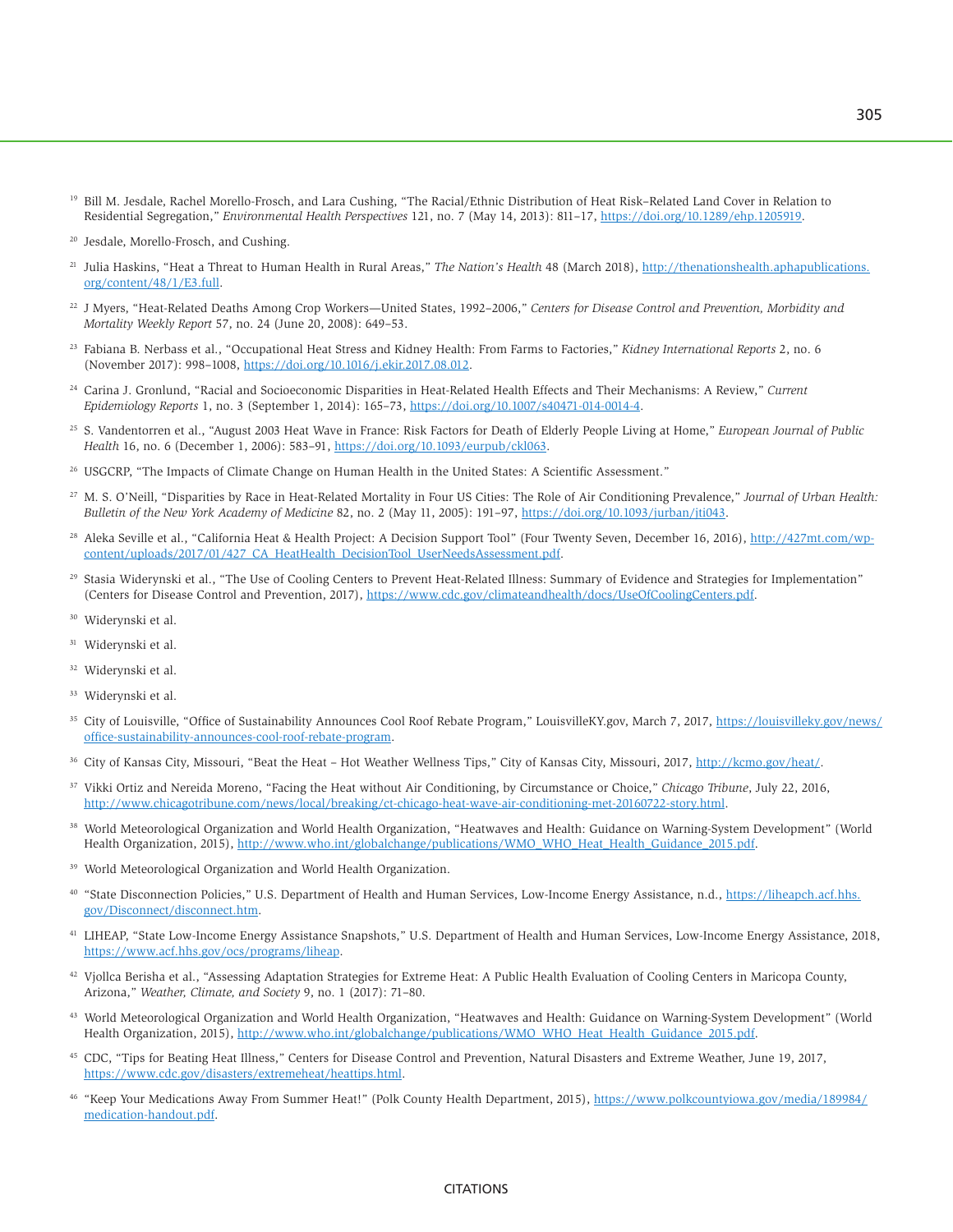[19] Bill M. Jesdale, Rachel Morello-Frosch, and Lara Cushing, "The Racial/Ethnic Distribution of Heat Risk–Related Land Cover in Relation to Residential Segregation," *Environmental Health Perspectives* 121, no. 7 (May 14, 2013): 811–17, https://doi.org/10.1289/ehp.1205919.

[20] Jesdale, Morello-Frosch, and Cushing.

[21] Julia Haskins, "Heat a Threat to Human Health in Rural Areas," *The Nation's Health* 48 (March 2018), http://thenationshealth.aphapublications.org/content/48/1/E3.full.

[22] J Myers, "Heat-Related Deaths Among Crop Workers—United States, 1992–2006," *Centers for Disease Control and Prevention, Morbidity and Mortality Weekly Report* 57, no. 24 (June 20, 2008): 649–53.

[23] Fabiana B. Nerbass et al., "Occupational Heat Stress and Kidney Health: From Farms to Factories," *Kidney International Reports* 2, no. 6 (November 2017): 998–1008, https://doi.org/10.1016/j.ekir.2017.08.012.

[24] Carina J. Gronlund, "Racial and Socioeconomic Disparities in Heat-Related Health Effects and Their Mechanisms: A Review," *Current Epidemiology Reports* 1, no. 3 (September 1, 2014): 165–73, https://doi.org/10.1007/s40471-014-0014-4.

[25] S. Vandentorren et al., "August 2003 Heat Wave in France: Risk Factors for Death of Elderly People Living at Home," *European Journal of Public Health* 16, no. 6 (December 1, 2006): 583–91, https://doi.org/10.1093/eurpub/ckl063.

[26] USGCRP, "The Impacts of Climate Change on Human Health in the United States: A Scientific Assessment."

[27] M. S. O'Neill, "Disparities by Race in Heat-Related Mortality in Four US Cities: The Role of Air Conditioning Prevalence," *Journal of Urban Health: Bulletin of the New York Academy of Medicine* 82, no. 2 (May 11, 2005): 191–97, https://doi.org/10.1093/jurban/jti043.

[28] Aleka Seville et al., "California Heat & Health Project: A Decision Support Tool" (Four Twenty Seven, December 16, 2016), http://427mt.com/wp-content/uploads/2017/01/427_CA_HeatHealth_DecisionTool_UserNeedsAssessment.pdf.

[29] Stasia Widerynski et al., "The Use of Cooling Centers to Prevent Heat-Related Illness: Summary of Evidence and Strategies for Implementation" (Centers for Disease Control and Prevention, 2017), https://www.cdc.gov/climateandhealth/docs/UseOfCoolingCenters.pdf.

[30] Widerynski et al.

[31] Widerynski et al.

[32] Widerynski et al.

[33] Widerynski et al.

[35] City of Louisville, "Office of Sustainability Announces Cool Roof Rebate Program," LouisvilleKY.gov, March 7, 2017, https://louisvilleky.gov/news/office-sustainability-announces-cool-roof-rebate-program.

[36] City of Kansas City, Missouri, "Beat the Heat – Hot Weather Wellness Tips," City of Kansas City, Missouri, 2017, http://kcmo.gov/heat/.

[37] Vikki Ortiz and Nereida Moreno, "Facing the Heat without Air Conditioning, by Circumstance or Choice," *Chicago Tribune*, July 22, 2016, http://www.chicagotribune.com/news/local/breaking/ct-chicago-heat-wave-air-conditioning-met-20160722-story.html.

[38] World Meteorological Organization and World Health Organization, "Heatwaves and Health: Guidance on Warning-System Development" (World Health Organization, 2015), http://www.who.int/globalchange/publications/WMO_WHO_Heat_Health_Guidance_2015.pdf.

[39] World Meteorological Organization and World Health Organization.

[40] "State Disconnection Policies," U.S. Department of Health and Human Services, Low-Income Energy Assistance, n.d., https://liheapch.acf.hhs.gov/Disconnect/disconnect.htm.

[41] LIHEAP, "State Low-Income Energy Assistance Snapshots," U.S. Department of Health and Human Services, Low-Income Energy Assistance, 2018, https://www.acf.hhs.gov/ocs/programs/liheap.

[42] Vjollca Berisha et al., "Assessing Adaptation Strategies for Extreme Heat: A Public Health Evaluation of Cooling Centers in Maricopa County, Arizona," *Weather, Climate, and Society* 9, no. 1 (2017): 71–80.

[43] World Meteorological Organization and World Health Organization, "Heatwaves and Health: Guidance on Warning-System Development" (World Health Organization, 2015), http://www.who.int/globalchange/publications/WMO_WHO_Heat_Health_Guidance_2015.pdf.

[45] CDC, "Tips for Beating Heat Illness," Centers for Disease Control and Prevention, Natural Disasters and Extreme Weather, June 19, 2017, https://www.cdc.gov/disasters/extremeheat/heattips.html.

[46] "Keep Your Medications Away From Summer Heat!" (Polk County Health Department, 2015), https://www.polkcountyiowa.gov/media/189984/medication-handout.pdf.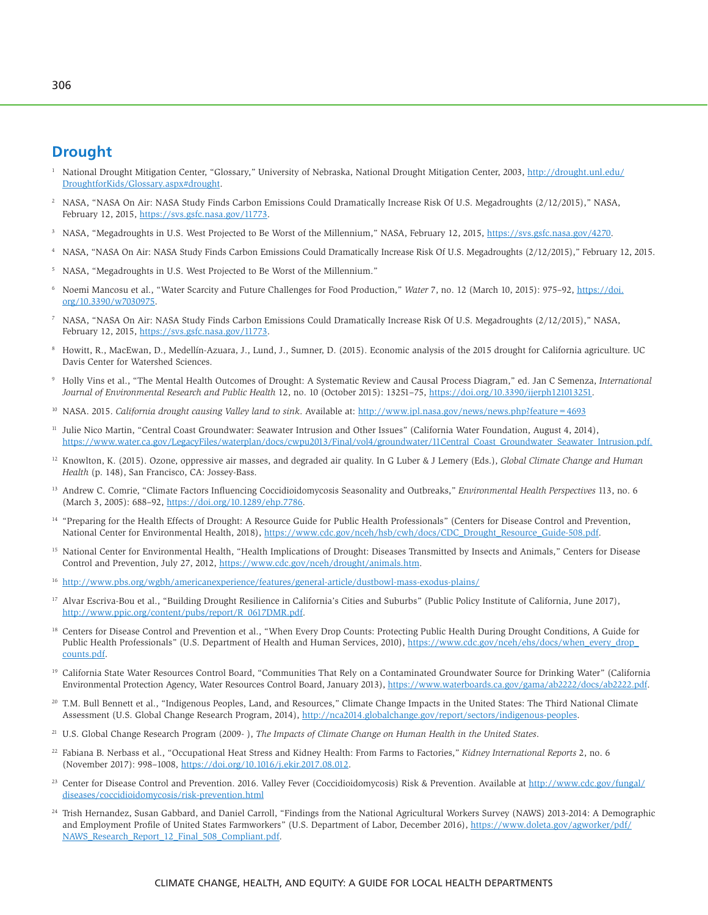## Drought

1. National Drought Mitigation Center, "Glossary," University of Nebraska, National Drought Mitigation Center, 2003, http://drought.unl.edu/DroughtforKids/Glossary.aspx#drought.

2. NASA, "NASA On Air: NASA Study Finds Carbon Emissions Could Dramatically Increase Risk Of U.S. Megadroughts (2/12/2015)," NASA, February 12, 2015, https://svs.gsfc.nasa.gov/11773.

3. NASA, "Megadroughts in U.S. West Projected to Be Worst of the Millennium," NASA, February 12, 2015, https://svs.gsfc.nasa.gov/4270.

4. NASA, "NASA On Air: NASA Study Finds Carbon Emissions Could Dramatically Increase Risk Of U.S. Megadroughts (2/12/2015)," February 12, 2015.

5. NASA, "Megadroughts in U.S. West Projected to Be Worst of the Millennium."

6. Noemi Mancosu et al., "Water Scarcity and Future Challenges for Food Production," *Water* 7, no. 12 (March 10, 2015): 975–92, https://doi.org/10.3390/w7030975.

7. NASA, "NASA On Air: NASA Study Finds Carbon Emissions Could Dramatically Increase Risk Of U.S. Megadroughts (2/12/2015)," NASA, February 12, 2015, https://svs.gsfc.nasa.gov/11773.

8. Howitt, R., MacEwan, D., Medellín-Azuara, J., Lund, J., Sumner, D. (2015). Economic analysis of the 2015 drought for California agriculture. UC Davis Center for Watershed Sciences.

9. Holly Vins et al., "The Mental Health Outcomes of Drought: A Systematic Review and Causal Process Diagram," ed. Jan C Semenza, *International Journal of Environmental Research and Public Health* 12, no. 10 (October 2015): 13251–75, https://doi.org/10.3390/ijerph121013251.

10. NASA. 2015. *California drought causing Valley land to sink*. Available at: http://www.jpl.nasa.gov/news/news.php?feature=4693

11. Julie Nico Martin, "Central Coast Groundwater: Seawater Intrusion and Other Issues" (California Water Foundation, August 4, 2014), https://www.water.ca.gov/LegacyFiles/waterplan/docs/cwpu2013/Final/vol4/groundwater/11Central_Coast_Groundwater_Seawater_Intrusion.pdf.

12. Knowlton, K. (2015). Ozone, oppressive air masses, and degraded air quality. In G Luber & J Lemery (Eds.), *Global Climate Change and Human Health* (p. 148), San Francisco, CA: Jossey-Bass.

13. Andrew C. Comrie, "Climate Factors Influencing Coccidioidomycosis Seasonality and Outbreaks," *Environmental Health Perspectives* 113, no. 6 (March 3, 2005): 688–92, https://doi.org/10.1289/ehp.7786.

14. "Preparing for the Health Effects of Drought: A Resource Guide for Public Health Professionals" (Centers for Disease Control and Prevention, National Center for Environmental Health, 2018), https://www.cdc.gov/nceh/hsb/cwh/docs/CDC_Drought_Resource_Guide-508.pdf.

15. National Center for Environmental Health, "Health Implications of Drought: Diseases Transmitted by Insects and Animals," Centers for Disease Control and Prevention, July 27, 2012, https://www.cdc.gov/nceh/drought/animals.htm.

16. http://www.pbs.org/wgbh/americanexperience/features/general-article/dustbowl-mass-exodus-plains/

17. Alvar Escriva-Bou et al., "Building Drought Resilience in California's Cities and Suburbs" (Public Policy Institute of California, June 2017), http://www.ppic.org/content/pubs/report/R_0617DMR.pdf.

18. Centers for Disease Control and Prevention et al., "When Every Drop Counts: Protecting Public Health During Drought Conditions, A Guide for Public Health Professionals" (U.S. Department of Health and Human Services, 2010), https://www.cdc.gov/nceh/ehs/docs/when_every_drop_counts.pdf.

19. California State Water Resources Control Board, "Communities That Rely on a Contaminated Groundwater Source for Drinking Water" (California Environmental Protection Agency, Water Resources Control Board, January 2013), https://www.waterboards.ca.gov/gama/ab2222/docs/ab2222.pdf.

20. T.M. Bull Bennett et al., "Indigenous Peoples, Land, and Resources," Climate Change Impacts in the United States: The Third National Climate Assessment (U.S. Global Change Research Program, 2014), http://nca2014.globalchange.gov/report/sectors/indigenous-peoples.

21. U.S. Global Change Research Program (2009- ), *The Impacts of Climate Change on Human Health in the United States*.

22. Fabiana B. Nerbass et al., "Occupational Heat Stress and Kidney Health: From Farms to Factories," *Kidney International Reports* 2, no. 6 (November 2017): 998–1008, https://doi.org/10.1016/j.ekir.2017.08.012.

23. Center for Disease Control and Prevention. 2016. Valley Fever (Coccidioidomycosis) Risk & Prevention. Available at http://www.cdc.gov/fungal/diseases/coccidioidomycosis/risk-prevention.html

24. Trish Hernandez, Susan Gabbard, and Daniel Carroll, "Findings from the National Agricultural Workers Survey (NAWS) 2013-2014: A Demographic and Employment Profile of United States Farmworkers" (U.S. Department of Labor, December 2016), https://www.doleta.gov/agworker/pdf/NAWS_Research_Report_12_Final_508_Compliant.pdf.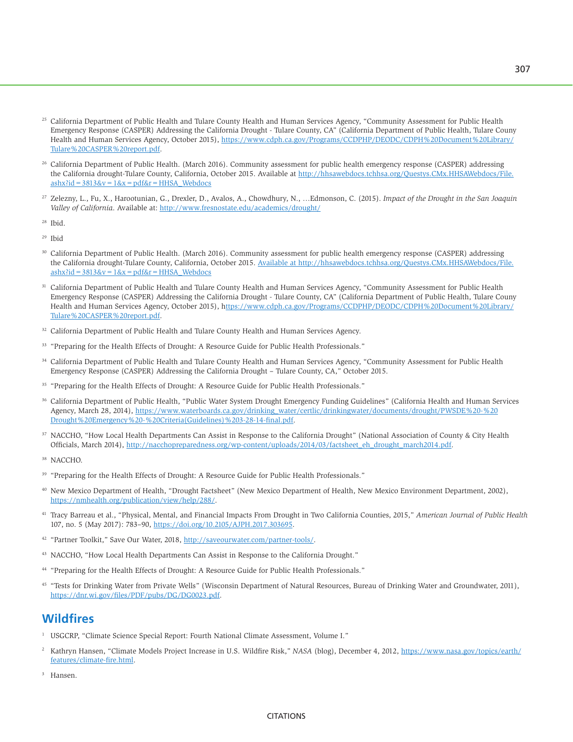[25] California Department of Public Health and Tulare County Health and Human Services Agency, "Community Assessment for Public Health Emergency Response (CASPER) Addressing the California Drought - Tulare County, CA" (California Department of Public Health, Tulare Couny Health and Human Services Agency, October 2015), https://www.cdph.ca.gov/Programs/CCDPHP/DEODC/CDPH%20Document%20Library/Tulare%20CASPER%20report.pdf.

[26] California Department of Public Health. (March 2016). Community assessment for public health emergency response (CASPER) addressing the California drought-Tulare County, California, October 2015. Available at http://hhsawebdocs.tchhsa.org/Questys.CMx.HHSAWebdocs/File.ashx?id = 3813&v = 1&x = pdf&r = HHSA_Webdocs

[27] Zelezny, L., Fu, X., Harootunian, G., Drexler, D., Avalos, A., Chowdhury, N., …Edmonson, C. (2015). *Impact of the Drought in the San Joaquin Valley of California*. Available at: http://www.fresnostate.edu/academics/drought/

[28] Ibid.

[29] Ibid

[30] California Department of Public Health. (March 2016). Community assessment for public health emergency response (CASPER) addressing the California drought-Tulare County, California, October 2015. Available at http://hhsawebdocs.tchhsa.org/Questys.CMx.HHSAWebdocs/File.ashx?id = 3813&v = 1&x = pdf&r = HHSA_Webdocs

[31] California Department of Public Health and Tulare County Health and Human Services Agency, "Community Assessment for Public Health Emergency Response (CASPER) Addressing the California Drought - Tulare County, CA" (California Department of Public Health, Tulare Couny Health and Human Services Agency, October 2015), https://www.cdph.ca.gov/Programs/CCDPHP/DEODC/CDPH%20Document%20Library/Tulare%20CASPER%20report.pdf.

[32] California Department of Public Health and Tulare County Health and Human Services Agency.

[33] "Preparing for the Health Effects of Drought: A Resource Guide for Public Health Professionals."

[34] California Department of Public Health and Tulare County Health and Human Services Agency, "Community Assessment for Public Health Emergency Response (CASPER) Addressing the California Drought – Tulare County, CA," October 2015.

[35] "Preparing for the Health Effects of Drought: A Resource Guide for Public Health Professionals."

[36] California Department of Public Health, "Public Water System Drought Emergency Funding Guidelines" (California Health and Human Services Agency, March 28, 2014), https://www.waterboards.ca.gov/drinking_water/certlic/drinkingwater/documents/drought/PWSDE%20-%20Drought%20Emergency%20-%20Criteria(Guidelines)%203-28-14-final.pdf.

[37] NACCHO, "How Local Health Departments Can Assist in Response to the California Drought" (National Association of County & City Health Officials, March 2014), http://nacchopreparedness.org/wp-content/uploads/2014/03/factsheet_eh_drought_march2014.pdf.

[38] NACCHO.

[39] "Preparing for the Health Effects of Drought: A Resource Guide for Public Health Professionals."

[40] New Mexico Department of Health, "Drought Factsheet" (New Mexico Department of Health, New Mexico Environment Department, 2002), https://nmhealth.org/publication/view/help/288/.

[41] Tracy Barreau et al., "Physical, Mental, and Financial Impacts From Drought in Two California Counties, 2015," *American Journal of Public Health* 107, no. 5 (May 2017): 783–90, https://doi.org/10.2105/AJPH.2017.303695.

[42] "Partner Toolkit," Save Our Water, 2018, http://saveourwater.com/partner-tools/.

[43] NACCHO, "How Local Health Departments Can Assist in Response to the California Drought."

[44] "Preparing for the Health Effects of Drought: A Resource Guide for Public Health Professionals."

[45] "Tests for Drinking Water from Private Wells" (Wisconsin Department of Natural Resources, Bureau of Drinking Water and Groundwater, 2011), https://dnr.wi.gov/files/PDF/pubs/DG/DG0023.pdf.

## Wildfires

[1] USGCRP, "Climate Science Special Report: Fourth National Climate Assessment, Volume I."

[2] Kathryn Hansen, "Climate Models Project Increase in U.S. Wildfire Risk," *NASA* (blog), December 4, 2012, https://www.nasa.gov/topics/earth/features/climate-fire.html.

[3] Hansen.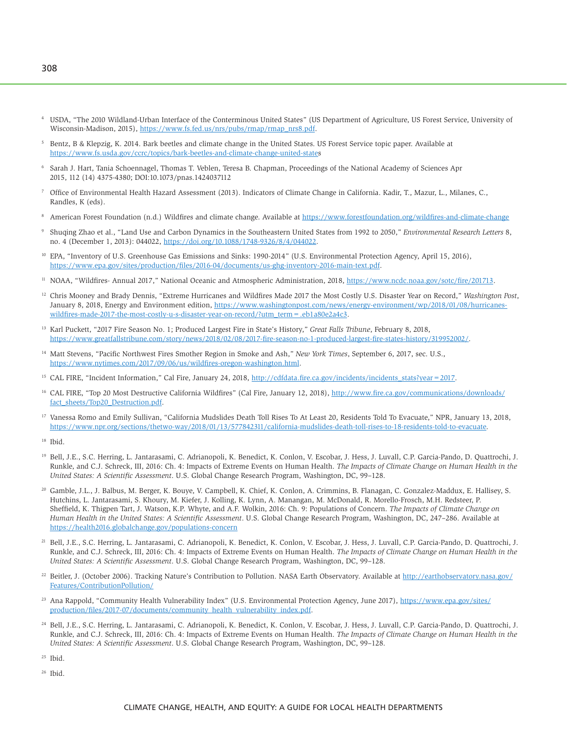[4] USDA, "The 2010 Wildland-Urban Interface of the Conterminous United States" (US Department of Agriculture, US Forest Service, University of Wisconsin-Madison, 2015), https://www.fs.fed.us/nrs/pubs/rmap/rmap_nrs8.pdf.

[5] Bentz, B & Klepzig, K. 2014. Bark beetles and climate change in the United States. US Forest Service topic paper. Available at https://www.fs.usda.gov/ccrc/topics/bark-beetles-and-climate-change-united-states

[6] Sarah J. Hart, Tania Schoennagel, Thomas T. Veblen, Teresa B. Chapman, Proceedings of the National Academy of Sciences Apr 2015, 112 (14) 4375-4380; DOI:10.1073/pnas.1424037112

[7] Office of Environmental Health Hazard Assessment (2013). Indicators of Climate Change in California. Kadir, T., Mazur, L., Milanes, C., Randles, K (eds).

[8] American Forest Foundation (n.d.) Wildfires and climate change. Available at https://www.forestfoundation.org/wildfires-and-climate-change

[9] Shuqing Zhao et al., "Land Use and Carbon Dynamics in the Southeastern United States from 1992 to 2050," *Environmental Research Letters* 8, no. 4 (December 1, 2013): 044022, https://doi.org/10.1088/1748-9326/8/4/044022.

[10] EPA, "Inventory of U.S. Greenhouse Gas Emissions and Sinks: 1990-2014" (U.S. Environmental Protection Agency, April 15, 2016), https://www.epa.gov/sites/production/files/2016-04/documents/us-ghg-inventory-2016-main-text.pdf.

[11] NOAA, "Wildfires- Annual 2017," National Oceanic and Atmospheric Administration, 2018, https://www.ncdc.noaa.gov/sotc/fire/201713.

[12] Chris Mooney and Brady Dennis, "Extreme Hurricanes and Wildfires Made 2017 the Most Costly U.S. Disaster Year on Record," *Washington Post*, January 8, 2018, Energy and Environment edition, https://www.washingtonpost.com/news/energy-environment/wp/2018/01/08/hurricanes-wildfires-made-2017-the-most-costly-u-s-disaster-year-on-record/?utm_term=.eb1a80e2a4c3.

[13] Karl Puckett, "2017 Fire Season No. 1; Produced Largest Fire in State's History," *Great Falls Tribune*, February 8, 2018, https://www.greatfallstribune.com/story/news/2018/02/08/2017-fire-season-no-1-produced-largest-fire-states-history/319952002/.

[14] Matt Stevens, "Pacific Northwest Fires Smother Region in Smoke and Ash," *New York Times*, September 6, 2017, sec. U.S., https://www.nytimes.com/2017/09/06/us/wildfires-oregon-washington.html.

[15] CAL FIRE, "Incident Information," Cal Fire, January 24, 2018, http://cdfdata.fire.ca.gov/incidents/incidents_stats?year=2017.

[16] CAL FIRE, "Top 20 Most Destructive California Wildfires" (Cal Fire, January 12, 2018), http://www.fire.ca.gov/communications/downloads/fact_sheets/Top20_Destruction.pdf.

[17] Vanessa Romo and Emily Sullivan, "California Mudslides Death Toll Rises To At Least 20, Residents Told To Evacuate," NPR, January 13, 2018, https://www.npr.org/sections/thetwo-way/2018/01/13/577842311/california-mudslides-death-toll-rises-to-18-residents-told-to-evacuate.

[18] Ibid.

[19] Bell, J.E., S.C. Herring, L. Jantarasami, C. Adrianopoli, K. Benedict, K. Conlon, V. Escobar, J. Hess, J. Luvall, C.P. Garcia-Pando, D. Quattrochi, J. Runkle, and C.J. Schreck, III, 2016: Ch. 4: Impacts of Extreme Events on Human Health. *The Impacts of Climate Change on Human Health in the United States: A Scientific Assessment*. U.S. Global Change Research Program, Washington, DC, 99–128.

[20] Gamble, J.L., J. Balbus, M. Berger, K. Bouye, V. Campbell, K. Chief, K. Conlon, A. Crimmins, B. Flanagan, C. Gonzalez-Maddux, E. Hallisey, S. Hutchins, L. Jantarasami, S. Khoury, M. Kiefer, J. Kolling, K. Lynn, A. Manangan, M. McDonald, R. Morello-Frosch, M.H. Redsteer, P. Sheffield, K. Thigpen Tart, J. Watson, K.P. Whyte, and A.F. Wolkin, 2016: Ch. 9: Populations of Concern. *The Impacts of Climate Change on Human Health in the United States: A Scientific Assessment*. U.S. Global Change Research Program, Washington, DC, 247–286. Available at https://health2016.globalchange.gov/populations-concern

[21] Bell, J.E., S.C. Herring, L. Jantarasami, C. Adrianopoli, K. Benedict, K. Conlon, V. Escobar, J. Hess, J. Luvall, C.P. Garcia-Pando, D. Quattrochi, J. Runkle, and C.J. Schreck, III, 2016: Ch. 4: Impacts of Extreme Events on Human Health. *The Impacts of Climate Change on Human Health in the United States: A Scientific Assessment*. U.S. Global Change Research Program, Washington, DC, 99–128.

[22] Beitler, J. (October 2006). Tracking Nature's Contribution to Pollution. NASA Earth Observatory. Available at http://earthobservatory.nasa.gov/Features/ContributionPollution/

[23] Ana Rappold, "Community Health Vulnerability Index" (U.S. Environmental Protection Agency, June 2017), https://www.epa.gov/sites/production/files/2017-07/documents/community_health_vulnerability_index.pdf.

[24] Bell, J.E., S.C. Herring, L. Jantarasami, C. Adrianopoli, K. Benedict, K. Conlon, V. Escobar, J. Hess, J. Luvall, C.P. Garcia-Pando, D. Quattrochi, J. Runkle, and C.J. Schreck, III, 2016: Ch. 4: Impacts of Extreme Events on Human Health. *The Impacts of Climate Change on Human Health in the United States: A Scientific Assessment*. U.S. Global Change Research Program, Washington, DC, 99–128.

[25] Ibid.

[26] Ibid.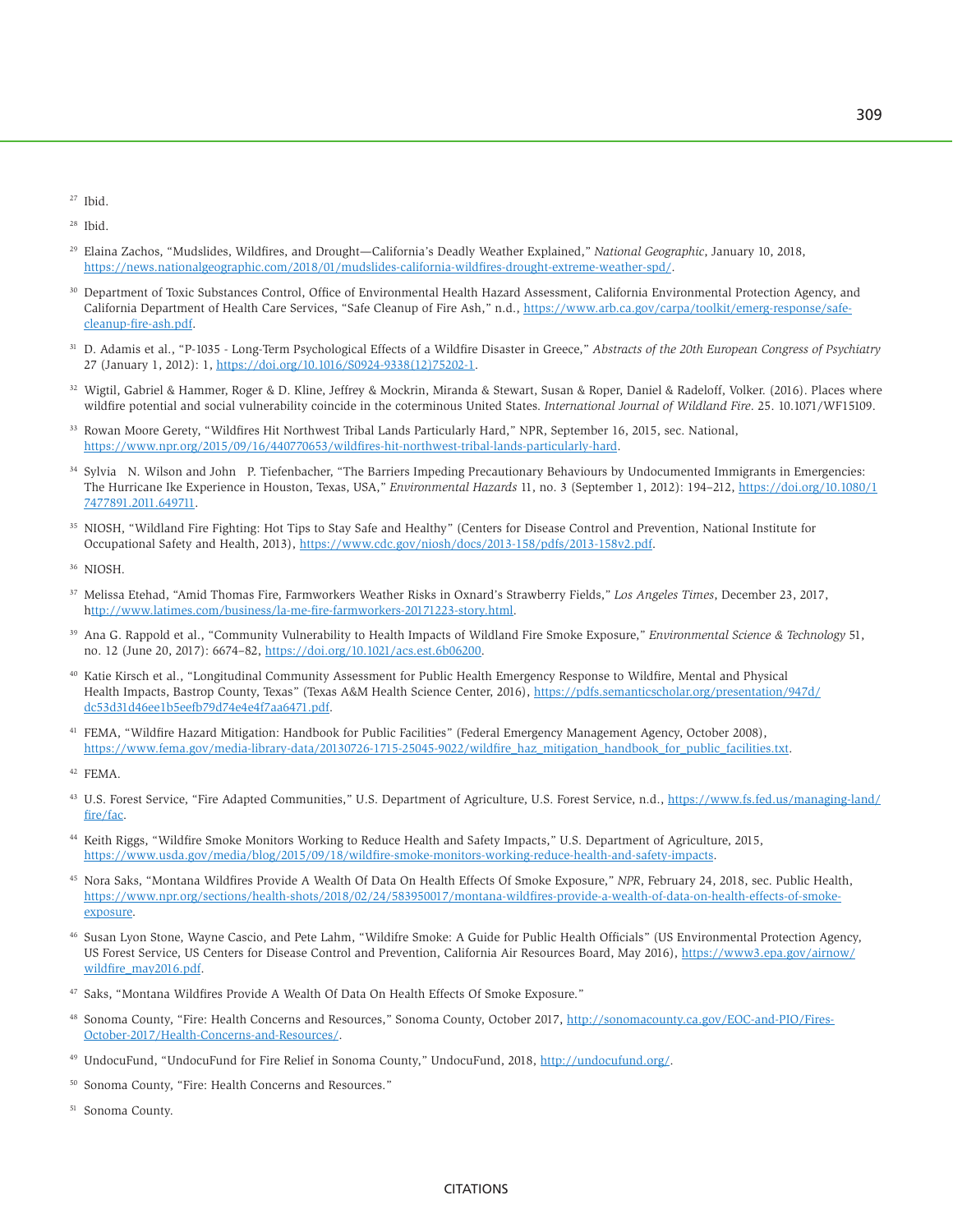[27] Ibid.

[28] Ibid.

[29] Elaina Zachos, "Mudslides, Wildfires, and Drought—California's Deadly Weather Explained," *National Geographic*, January 10, 2018, https://news.nationalgeographic.com/2018/01/mudslides-california-wildfires-drought-extreme-weather-spd/.

[30] Department of Toxic Substances Control, Office of Environmental Health Hazard Assessment, California Environmental Protection Agency, and California Department of Health Care Services, "Safe Cleanup of Fire Ash," n.d., https://www.arb.ca.gov/carpa/toolkit/emerg-response/safe-cleanup-fire-ash.pdf.

[31] D. Adamis et al., "P-1035 - Long-Term Psychological Effects of a Wildfire Disaster in Greece," *Abstracts of the 20th European Congress of Psychiatry* 27 (January 1, 2012): 1, https://doi.org/10.1016/S0924-9338(12)75202-1.

[32] Wigtil, Gabriel & Hammer, Roger & D. Kline, Jeffrey & Mockrin, Miranda & Stewart, Susan & Roper, Daniel & Radeloff, Volker. (2016). Places where wildfire potential and social vulnerability coincide in the coterminous United States. *International Journal of Wildland Fire*. 25. 10.1071/WF15109.

[33] Rowan Moore Gerety, "Wildfires Hit Northwest Tribal Lands Particularly Hard," NPR, September 16, 2015, sec. National, https://www.npr.org/2015/09/16/440770653/wildfires-hit-northwest-tribal-lands-particularly-hard.

[34] Sylvia N. Wilson and John P. Tiefenbacher, "The Barriers Impeding Precautionary Behaviours by Undocumented Immigrants in Emergencies: The Hurricane Ike Experience in Houston, Texas, USA," *Environmental Hazards* 11, no. 3 (September 1, 2012): 194–212, https://doi.org/10.1080/17477891.2011.649711.

[35] NIOSH, "Wildland Fire Fighting: Hot Tips to Stay Safe and Healthy" (Centers for Disease Control and Prevention, National Institute for Occupational Safety and Health, 2013), https://www.cdc.gov/niosh/docs/2013-158/pdfs/2013-158v2.pdf.

[36] NIOSH.

[37] Melissa Etehad, "Amid Thomas Fire, Farmworkers Weather Risks in Oxnard's Strawberry Fields," *Los Angeles Times*, December 23, 2017, http://www.latimes.com/business/la-me-fire-farmworkers-20171223-story.html.

[39] Ana G. Rappold et al., "Community Vulnerability to Health Impacts of Wildland Fire Smoke Exposure," *Environmental Science & Technology* 51, no. 12 (June 20, 2017): 6674–82, https://doi.org/10.1021/acs.est.6b06200.

[40] Katie Kirsch et al., "Longitudinal Community Assessment for Public Health Emergency Response to Wildfire, Mental and Physical Health Impacts, Bastrop County, Texas" (Texas A&M Health Science Center, 2016), https://pdfs.semanticscholar.org/presentation/947d/dc53d31d46ee1b5eefb79d74e4e4f7aa6471.pdf.

[41] FEMA, "Wildfire Hazard Mitigation: Handbook for Public Facilities" (Federal Emergency Management Agency, October 2008), https://www.fema.gov/media-library-data/20130726-1715-25045-9022/wildfire_haz_mitigation_handbook_for_public_facilities.txt.

[42] FEMA.

[43] U.S. Forest Service, "Fire Adapted Communities," U.S. Department of Agriculture, U.S. Forest Service, n.d., https://www.fs.fed.us/managing-land/fire/fac.

[44] Keith Riggs, "Wildfire Smoke Monitors Working to Reduce Health and Safety Impacts," U.S. Department of Agriculture, 2015, https://www.usda.gov/media/blog/2015/09/18/wildfire-smoke-monitors-working-reduce-health-and-safety-impacts.

[45] Nora Saks, "Montana Wildfires Provide A Wealth Of Data On Health Effects Of Smoke Exposure," *NPR*, February 24, 2018, sec. Public Health, https://www.npr.org/sections/health-shots/2018/02/24/583950017/montana-wildfires-provide-a-wealth-of-data-on-health-effects-of-smoke-exposure.

[46] Susan Lyon Stone, Wayne Cascio, and Pete Lahm, "Wildfire Smoke: A Guide for Public Health Officials" (US Environmental Protection Agency, US Forest Service, US Centers for Disease Control and Prevention, California Air Resources Board, May 2016), https://www3.epa.gov/airnow/wildfire_may2016.pdf.

[47] Saks, "Montana Wildfires Provide A Wealth Of Data On Health Effects Of Smoke Exposure."

[48] Sonoma County, "Fire: Health Concerns and Resources," Sonoma County, October 2017, http://sonomacounty.ca.gov/EOC-and-PIO/Fires-October-2017/Health-Concerns-and-Resources/.

[49] UndocuFund, "UndocuFund for Fire Relief in Sonoma County," UndocuFund, 2018, http://undocufund.org/.

[50] Sonoma County, "Fire: Health Concerns and Resources."

[51] Sonoma County.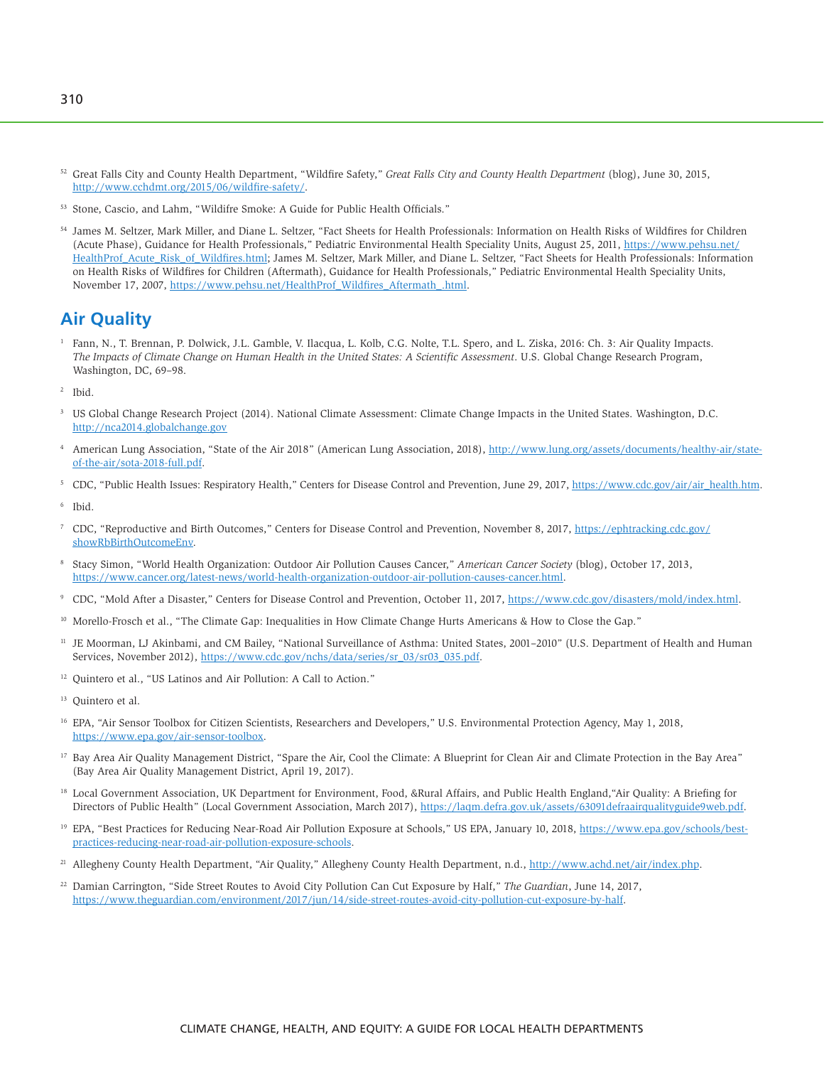[52] Great Falls City and County Health Department, "Wildfire Safety," *Great Falls City and County Health Department* (blog), June 30, 2015, http://www.cchdmt.org/2015/06/wildfire-safety/.

[53] Stone, Cascio, and Lahm, "Wildfire Smoke: A Guide for Public Health Officials."

[54] James M. Seltzer, Mark Miller, and Diane L. Seltzer, "Fact Sheets for Health Professionals: Information on Health Risks of Wildfires for Children (Acute Phase), Guidance for Health Professionals," Pediatric Environmental Health Speciality Units, August 25, 2011, https://www.pehsu.net/HealthProf_Acute_Risk_of_Wildfires.html; James M. Seltzer, Mark Miller, and Diane L. Seltzer, "Fact Sheets for Health Professionals: Information on Health Risks of Wildfires for Children (Aftermath), Guidance for Health Professionals," Pediatric Environmental Health Speciality Units, November 17, 2007, https://www.pehsu.net/HealthProf_Wildfires_Aftermath_.html.

## Air Quality

[1] Fann, N., T. Brennan, P. Dolwick, J.L. Gamble, V. Ilacqua, L. Kolb, C.G. Nolte, T.L. Spero, and L. Ziska, 2016: Ch. 3: Air Quality Impacts. *The Impacts of Climate Change on Human Health in the United States: A Scientific Assessment*. U.S. Global Change Research Program, Washington, DC, 69–98.

[2] Ibid.

[3] US Global Change Research Project (2014). National Climate Assessment: Climate Change Impacts in the United States. Washington, D.C. http://nca2014.globalchange.gov

[4] American Lung Association, "State of the Air 2018" (American Lung Association, 2018), http://www.lung.org/assets/documents/healthy-air/state-of-the-air/sota-2018-full.pdf.

[5] CDC, "Public Health Issues: Respiratory Health," Centers for Disease Control and Prevention, June 29, 2017, https://www.cdc.gov/air/air_health.htm.

[6] Ibid.

[7] CDC, "Reproductive and Birth Outcomes," Centers for Disease Control and Prevention, November 8, 2017, https://ephtracking.cdc.gov/showRbBirthOutcomeEnv.

[8] Stacy Simon, "World Health Organization: Outdoor Air Pollution Causes Cancer," *American Cancer Society* (blog), October 17, 2013, https://www.cancer.org/latest-news/world-health-organization-outdoor-air-pollution-causes-cancer.html.

[9] CDC, "Mold After a Disaster," Centers for Disease Control and Prevention, October 11, 2017, https://www.cdc.gov/disasters/mold/index.html.

[10] Morello-Frosch et al., "The Climate Gap: Inequalities in How Climate Change Hurts Americans & How to Close the Gap."

[11] JE Moorman, LJ Akinbami, and CM Bailey, "National Surveillance of Asthma: United States, 2001–2010" (U.S. Department of Health and Human Services, November 2012), https://www.cdc.gov/nchs/data/series/sr_03/sr03_035.pdf.

[12] Quintero et al., "US Latinos and Air Pollution: A Call to Action."

[13] Quintero et al.

[16] EPA, "Air Sensor Toolbox for Citizen Scientists, Researchers and Developers," U.S. Environmental Protection Agency, May 1, 2018, https://www.epa.gov/air-sensor-toolbox.

[17] Bay Area Air Quality Management District, "Spare the Air, Cool the Climate: A Blueprint for Clean Air and Climate Protection in the Bay Area" (Bay Area Air Quality Management District, April 19, 2017).

[18] Local Government Association, UK Department for Environment, Food, &Rural Affairs, and Public Health England,"Air Quality: A Briefing for Directors of Public Health" (Local Government Association, March 2017), https://laqm.defra.gov.uk/assets/63091defraairqualityguide9web.pdf.

[19] EPA, "Best Practices for Reducing Near-Road Air Pollution Exposure at Schools," US EPA, January 10, 2018, https://www.epa.gov/schools/best-practices-reducing-near-road-air-pollution-exposure-schools.

[21] Allegheny County Health Department, "Air Quality," Allegheny County Health Department, n.d., http://www.achd.net/air/index.php.

[22] Damian Carrington, "Side Street Routes to Avoid City Pollution Can Cut Exposure by Half," *The Guardian*, June 14, 2017, https://www.theguardian.com/environment/2017/jun/14/side-street-routes-avoid-city-pollution-cut-exposure-by-half.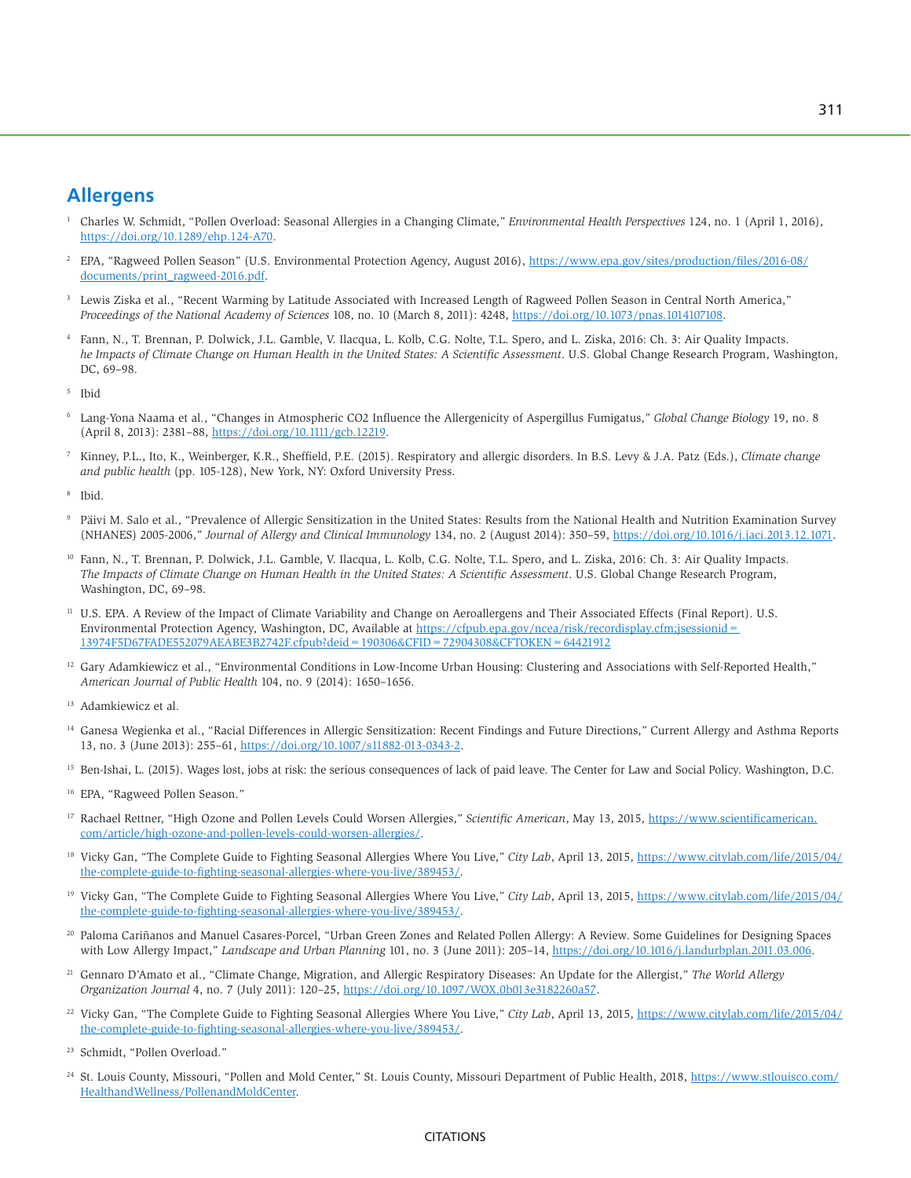## Allergens

1. Charles W. Schmidt, "Pollen Overload: Seasonal Allergies in a Changing Climate," *Environmental Health Perspectives* 124, no. 1 (April 1, 2016), https://doi.org/10.1289/ehp.124-A70.

2. EPA, "Ragweed Pollen Season" (U.S. Environmental Protection Agency, August 2016), https://www.epa.gov/sites/production/files/2016-08/documents/print_ragweed-2016.pdf.

3. Lewis Ziska et al., "Recent Warming by Latitude Associated with Increased Length of Ragweed Pollen Season in Central North America," *Proceedings of the National Academy of Sciences* 108, no. 10 (March 8, 2011): 4248, https://doi.org/10.1073/pnas.1014107108.

4. Fann, N., T. Brennan, P. Dolwick, J.L. Gamble, V. Ilacqua, L. Kolb, C.G. Nolte, T.L. Spero, and L. Ziska, 2016: Ch. 3: Air Quality Impacts. *he Impacts of Climate Change on Human Health in the United States: A Scientific Assessment*. U.S. Global Change Research Program, Washington, DC, 69–98.

5. Ibid

6. Lang-Yona Naama et al., "Changes in Atmospheric CO2 Influence the Allergenicity of Aspergillus Fumigatus," *Global Change Biology* 19, no. 8 (April 8, 2013): 2381–88, https://doi.org/10.1111/gcb.12219.

7. Kinney, P.L., Ito, K., Weinberger, K.R., Sheffield, P.E. (2015). Respiratory and allergic disorders. In B.S. Levy & J.A. Patz (Eds.), *Climate change and public health* (pp. 105-128), New York, NY: Oxford University Press.

8. Ibid.

9. Päivi M. Salo et al., "Prevalence of Allergic Sensitization in the United States: Results from the National Health and Nutrition Examination Survey (NHANES) 2005-2006," *Journal of Allergy and Clinical Immunology* 134, no. 2 (August 2014): 350–59, https://doi.org/10.1016/j.jaci.2013.12.1071.

10. Fann, N., T. Brennan, P. Dolwick, J.L. Gamble, V. Ilacqua, L. Kolb, C.G. Nolte, T.L. Spero, and L. Ziska, 2016: Ch. 3: Air Quality Impacts. *The Impacts of Climate Change on Human Health in the United States: A Scientific Assessment*. U.S. Global Change Research Program, Washington, DC, 69–98.

11. U.S. EPA. A Review of the Impact of Climate Variability and Change on Aeroallergens and Their Associated Effects (Final Report). U.S. Environmental Protection Agency, Washington, DC, Available at https://cfpub.epa.gov/ncea/risk/recordisplay.cfm;jsessionid=13974F5D67FADE552079AEABE3B2742F.cfpub?deid=190306&CFID=72904308&CFTOKEN=64421912

12. Gary Adamkiewicz et al., "Environmental Conditions in Low-Income Urban Housing: Clustering and Associations with Self-Reported Health," *American Journal of Public Health* 104, no. 9 (2014): 1650–1656.

13. Adamkiewicz et al.

14. Ganesa Wegienka et al., "Racial Differences in Allergic Sensitization: Recent Findings and Future Directions," Current Allergy and Asthma Reports 13, no. 3 (June 2013): 255–61, https://doi.org/10.1007/s11882-013-0343-2.

15. Ben-Ishai, L. (2015). Wages lost, jobs at risk: the serious consequences of lack of paid leave. The Center for Law and Social Policy. Washington, D.C.

16. EPA, "Ragweed Pollen Season."

17. Rachael Rettner, "High Ozone and Pollen Levels Could Worsen Allergies," *Scientific American*, May 13, 2015, https://www.scientificamerican.com/article/high-ozone-and-pollen-levels-could-worsen-allergies/.

18. Vicky Gan, "The Complete Guide to Fighting Seasonal Allergies Where You Live," *City Lab*, April 13, 2015, https://www.citylab.com/life/2015/04/the-complete-guide-to-fighting-seasonal-allergies-where-you-live/389453/.

19. Vicky Gan, "The Complete Guide to Fighting Seasonal Allergies Where You Live," *City Lab*, April 13, 2015, https://www.citylab.com/life/2015/04/the-complete-guide-to-fighting-seasonal-allergies-where-you-live/389453/.

20. Paloma Cariñanos and Manuel Casares-Porcel, "Urban Green Zones and Related Pollen Allergy: A Review. Some Guidelines for Designing Spaces with Low Allergy Impact," *Landscape and Urban Planning* 101, no. 3 (June 2011): 205–14, https://doi.org/10.1016/j.landurbplan.2011.03.006.

21. Gennaro D'Amato et al., "Climate Change, Migration, and Allergic Respiratory Diseases: An Update for the Allergist," *The World Allergy Organization Journal* 4, no. 7 (July 2011): 120–25, https://doi.org/10.1097/WOX.0b013e3182260a57.

22. Vicky Gan, "The Complete Guide to Fighting Seasonal Allergies Where You Live," *City Lab*, April 13, 2015, https://www.citylab.com/life/2015/04/the-complete-guide-to-fighting-seasonal-allergies-where-you-live/389453/.

23. Schmidt, "Pollen Overload."

24. St. Louis County, Missouri, "Pollen and Mold Center," St. Louis County, Missouri Department of Public Health, 2018, https://www.stlouisco.com/HealthandWellness/PollenandMoldCenter.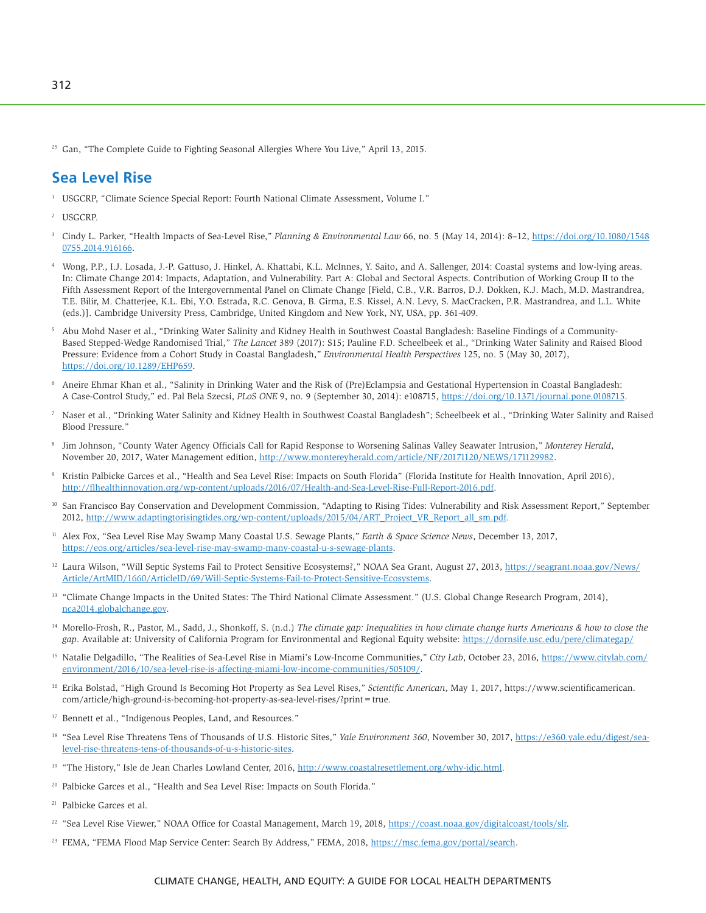[25] Gan, "The Complete Guide to Fighting Seasonal Allergies Where You Live," April 13, 2015.

## Sea Level Rise

[1] USGCRP, "Climate Science Special Report: Fourth National Climate Assessment, Volume I."

[2] USGCRP.

[3] Cindy L. Parker, "Health Impacts of Sea-Level Rise," *Planning & Environmental Law* 66, no. 5 (May 14, 2014): 8–12, https://doi.org/10.1080/15480755.2014.916166.

[4] Wong, P.P., I.J. Losada, J.-P. Gattuso, J. Hinkel, A. Khattabi, K.L. McInnes, Y. Saito, and A. Sallenger, 2014: Coastal systems and low-lying areas. In: Climate Change 2014: Impacts, Adaptation, and Vulnerability. Part A: Global and Sectoral Aspects. Contribution of Working Group II to the Fifth Assessment Report of the Intergovernmental Panel on Climate Change [Field, C.B., V.R. Barros, D.J. Dokken, K.J. Mach, M.D. Mastrandrea, T.E. Bilir, M. Chatterjee, K.L. Ebi, Y.O. Estrada, R.C. Genova, B. Girma, E.S. Kissel, A.N. Levy, S. MacCracken, P.R. Mastrandrea, and L.L. White (eds.)]. Cambridge University Press, Cambridge, United Kingdom and New York, NY, USA, pp. 361-409.

[5] Abu Mohd Naser et al., "Drinking Water Salinity and Kidney Health in Southwest Coastal Bangladesh: Baseline Findings of a Community-Based Stepped-Wedge Randomised Trial," *The Lancet* 389 (2017): S15; Pauline F.D. Scheelbeek et al., "Drinking Water Salinity and Raised Blood Pressure: Evidence from a Cohort Study in Coastal Bangladesh," *Environmental Health Perspectives* 125, no. 5 (May 30, 2017), https://doi.org/10.1289/EHP659.

[6] Aneire Ehmar Khan et al., "Salinity in Drinking Water and the Risk of (Pre)Eclampsia and Gestational Hypertension in Coastal Bangladesh: A Case-Control Study," ed. Pal Bela Szecsi, *PLoS ONE* 9, no. 9 (September 30, 2014): e108715, https://doi.org/10.1371/journal.pone.0108715.

[7] Naser et al., "Drinking Water Salinity and Kidney Health in Southwest Coastal Bangladesh"; Scheelbeek et al., "Drinking Water Salinity and Raised Blood Pressure."

[8] Jim Johnson, "County Water Agency Officials Call for Rapid Response to Worsening Salinas Valley Seawater Intrusion," *Monterey Herald*, November 20, 2017, Water Management edition, http://www.montereyherald.com/article/NF/20171120/NEWS/171129982.

[9] Kristin Palbicke Garces et al., "Health and Sea Level Rise: Impacts on South Florida" (Florida Institute for Health Innovation, April 2016), http://flhealthinnovation.org/wp-content/uploads/2016/07/Health-and-Sea-Level-Rise-Full-Report-2016.pdf.

[10] San Francisco Bay Conservation and Development Commission, "Adapting to Rising Tides: Vulnerability and Risk Assessment Report," September 2012, http://www.adaptingtorisingtides.org/wp-content/uploads/2015/04/ART_Project_VR_Report_all_sm.pdf.

[11] Alex Fox, "Sea Level Rise May Swamp Many Coastal U.S. Sewage Plants," *Earth & Space Science News*, December 13, 2017, https://eos.org/articles/sea-level-rise-may-swamp-many-coastal-u-s-sewage-plants.

[12] Laura Wilson, "Will Septic Systems Fail to Protect Sensitive Ecosystems?," NOAA Sea Grant, August 27, 2013, https://seagrant.noaa.gov/News/Article/ArtMID/1660/ArticleID/69/Will-Septic-Systems-Fail-to-Protect-Sensitive-Ecosystems.

[13] "Climate Change Impacts in the United States: The Third National Climate Assessment." (U.S. Global Change Research Program, 2014), nca2014.globalchange.gov.

[14] Morello-Frosh, R., Pastor, M., Sadd, J., Shonkoff, S. (n.d.) *The climate gap: Inequalities in how climate change hurts Americans & how to close the gap*. Available at: University of California Program for Environmental and Regional Equity website: https://dornsife.usc.edu/pere/climategap/

[15] Natalie Delgadillo, "The Realities of Sea-Level Rise in Miami's Low-Income Communities," *City Lab*, October 23, 2016, https://www.citylab.com/environment/2016/10/sea-level-rise-is-affecting-miami-low-income-communities/505109/.

[16] Erika Bolstad, "High Ground Is Becoming Hot Property as Sea Level Rises," *Scientific American*, May 1, 2017, https://www.scientificamerican.com/article/high-ground-is-becoming-hot-property-as-sea-level-rises/?print=true.

[17] Bennett et al., "Indigenous Peoples, Land, and Resources."

[18] "Sea Level Rise Threatens Tens of Thousands of U.S. Historic Sites," *Yale Environment 360*, November 30, 2017, https://e360.yale.edu/digest/sea-level-rise-threatens-tens-of-thousands-of-u-s-historic-sites.

[19] "The History," Isle de Jean Charles Lowland Center, 2016, http://www.coastalresettlement.org/why-idjc.html.

[20] Palbicke Garces et al., "Health and Sea Level Rise: Impacts on South Florida."

[21] Palbicke Garces et al.

[22] "Sea Level Rise Viewer," NOAA Office for Coastal Management, March 19, 2018, https://coast.noaa.gov/digitalcoast/tools/slr.

[23] FEMA, "FEMA Flood Map Service Center: Search By Address," FEMA, 2018, https://msc.fema.gov/portal/search.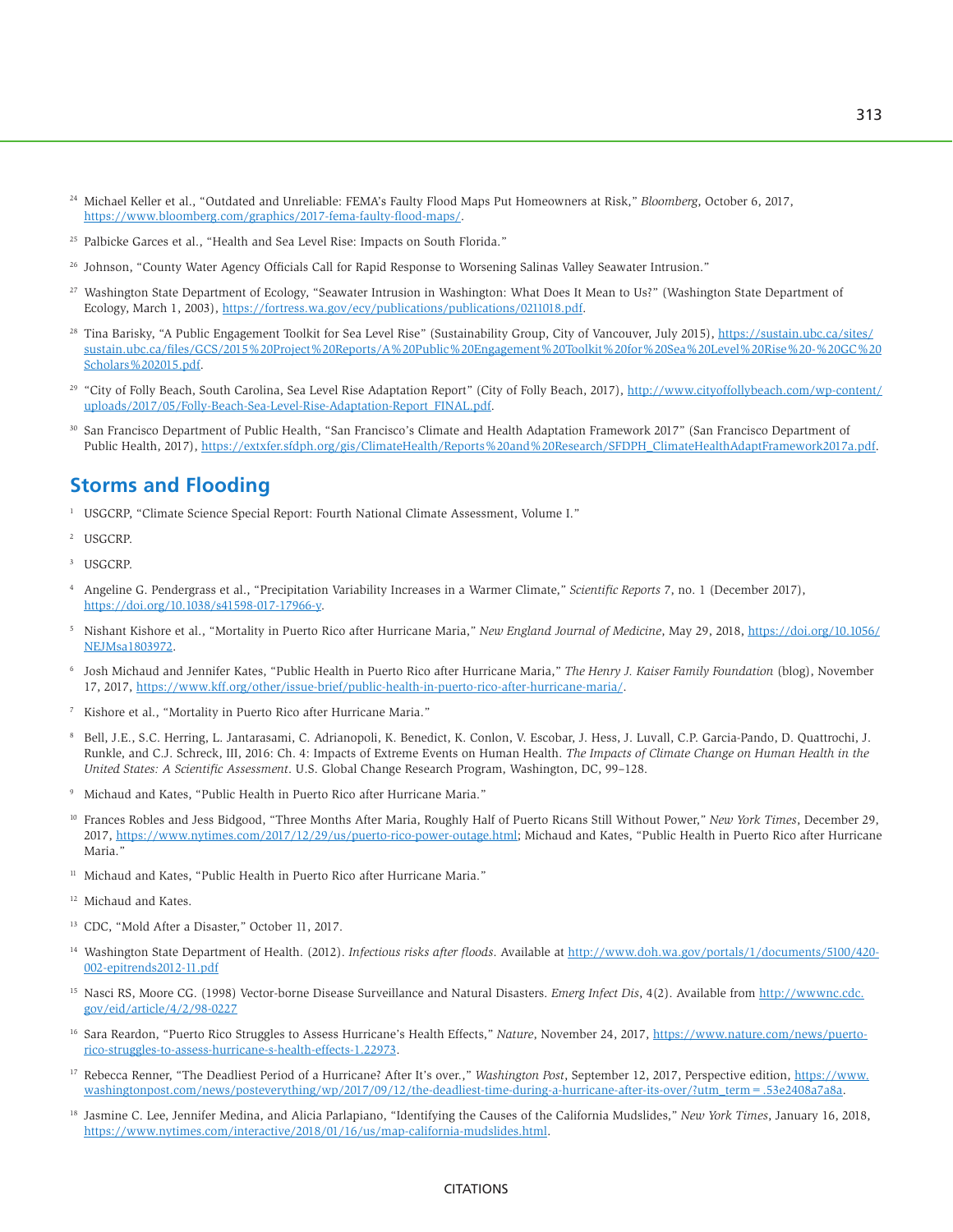[24] Michael Keller et al., "Outdated and Unreliable: FEMA's Faulty Flood Maps Put Homeowners at Risk," *Bloomberg*, October 6, 2017, https://www.bloomberg.com/graphics/2017-fema-faulty-flood-maps/.

[25] Palbicke Garces et al., "Health and Sea Level Rise: Impacts on South Florida."

[26] Johnson, "County Water Agency Officials Call for Rapid Response to Worsening Salinas Valley Seawater Intrusion."

[27] Washington State Department of Ecology, "Seawater Intrusion in Washington: What Does It Mean to Us?" (Washington State Department of Ecology, March 1, 2003), https://fortress.wa.gov/ecy/publications/publications/0211018.pdf.

[28] Tina Barisky, "A Public Engagement Toolkit for Sea Level Rise" (Sustainability Group, City of Vancouver, July 2015), https://sustain.ubc.ca/sites/sustain.ubc.ca/files/GCS/2015%20Project%20Reports/A%20Public%20Engagement%20Toolkit%20for%20Sea%20Level%20Rise%20-%20GC%20Scholars%202015.pdf.

[29] "City of Folly Beach, South Carolina, Sea Level Rise Adaptation Report" (City of Folly Beach, 2017), http://www.cityoffollybeach.com/wp-content/uploads/2017/05/Folly-Beach-Sea-Level-Rise-Adaptation-Report_FINAL.pdf.

[30] San Francisco Department of Public Health, "San Francisco's Climate and Health Adaptation Framework 2017" (San Francisco Department of Public Health, 2017), https://extxfer.sfdph.org/gis/ClimateHealth/Reports%20and%20Research/SFDPH_ClimateHealthAdaptFramework2017a.pdf.

## Storms and Flooding

[1] USGCRP, "Climate Science Special Report: Fourth National Climate Assessment, Volume I."

[2] USGCRP.

[3] USGCRP.

[4] Angeline G. Pendergrass et al., "Precipitation Variability Increases in a Warmer Climate," *Scientific Reports* 7, no. 1 (December 2017), https://doi.org/10.1038/s41598-017-17966-y.

[5] Nishant Kishore et al., "Mortality in Puerto Rico after Hurricane Maria," *New England Journal of Medicine*, May 29, 2018, https://doi.org/10.1056/NEJMsa1803972.

[6] Josh Michaud and Jennifer Kates, "Public Health in Puerto Rico after Hurricane Maria," *The Henry J. Kaiser Family Foundation* (blog), November 17, 2017, https://www.kff.org/other/issue-brief/public-health-in-puerto-rico-after-hurricane-maria/.

[7] Kishore et al., "Mortality in Puerto Rico after Hurricane Maria."

[8] Bell, J.E., S.C. Herring, L. Jantarasami, C. Adrianopoli, K. Benedict, K. Conlon, V. Escobar, J. Hess, J. Luvall, C.P. Garcia-Pando, D. Quattrochi, J. Runkle, and C.J. Schreck, III, 2016: Ch. 4: Impacts of Extreme Events on Human Health. *The Impacts of Climate Change on Human Health in the United States: A Scientific Assessment*. U.S. Global Change Research Program, Washington, DC, 99–128.

[9] Michaud and Kates, "Public Health in Puerto Rico after Hurricane Maria."

[10] Frances Robles and Jess Bidgood, "Three Months After Maria, Roughly Half of Puerto Ricans Still Without Power," *New York Times*, December 29, 2017, https://www.nytimes.com/2017/12/29/us/puerto-rico-power-outage.html; Michaud and Kates, "Public Health in Puerto Rico after Hurricane Maria."

[11] Michaud and Kates, "Public Health in Puerto Rico after Hurricane Maria."

[12] Michaud and Kates.

[13] CDC, "Mold After a Disaster," October 11, 2017.

[14] Washington State Department of Health. (2012). *Infectious risks after floods*. Available at http://www.doh.wa.gov/portals/1/documents/5100/420-002-epitrends2012-11.pdf

[15] Nasci RS, Moore CG. (1998) Vector-borne Disease Surveillance and Natural Disasters. *Emerg Infect Dis*, 4(2). Available from http://wwwnc.cdc.gov/eid/article/4/2/98-0227

[16] Sara Reardon, "Puerto Rico Struggles to Assess Hurricane's Health Effects," *Nature*, November 24, 2017, https://www.nature.com/news/puerto-rico-struggles-to-assess-hurricane-s-health-effects-1.22973.

[17] Rebecca Renner, "The Deadliest Period of a Hurricane? After It's over.," *Washington Post*, September 12, 2017, Perspective edition, https://www.washingtonpost.com/news/posteverything/wp/2017/09/12/the-deadliest-time-during-a-hurricane-after-its-over/?utm_term=.53e2408a7a8a.

[18] Jasmine C. Lee, Jennifer Medina, and Alicia Parlapiano, "Identifying the Causes of the California Mudslides," *New York Times*, January 16, 2018, https://www.nytimes.com/interactive/2018/01/16/us/map-california-mudslides.html.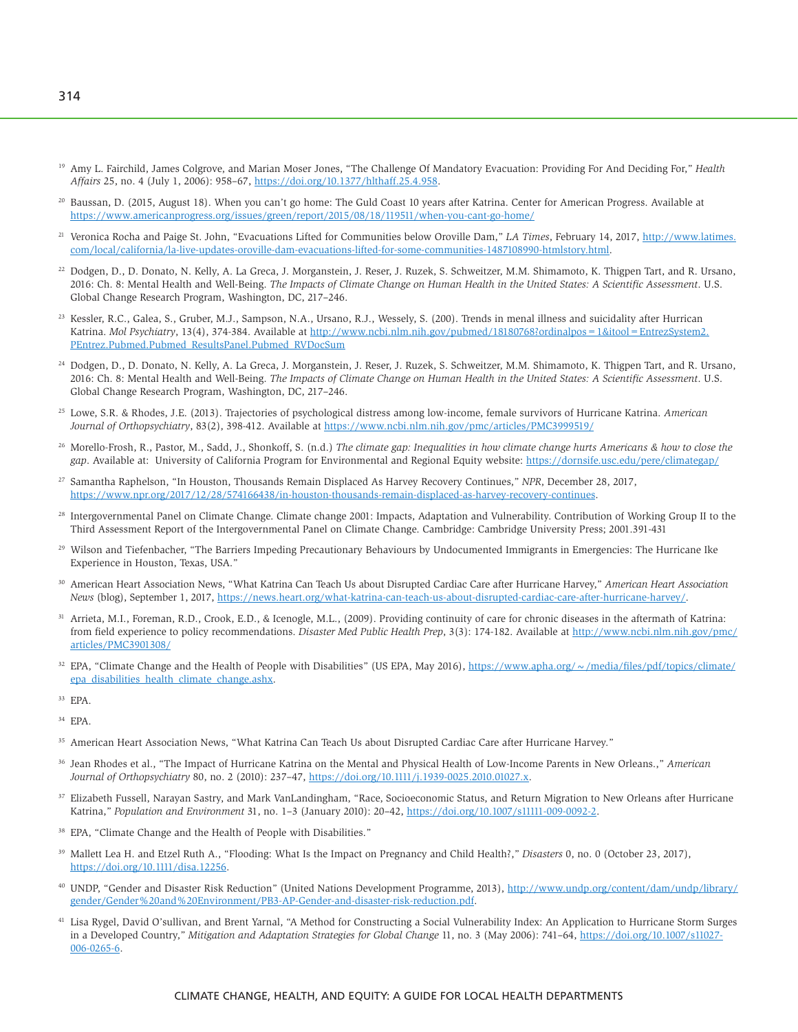[19] Amy L. Fairchild, James Colgrove, and Marian Moser Jones, "The Challenge Of Mandatory Evacuation: Providing For And Deciding For," *Health Affairs* 25, no. 4 (July 1, 2006): 958–67, https://doi.org/10.1377/hlthaff.25.4.958.

[20] Baussan, D. (2015, August 18). When you can't go home: The Guld Coast 10 years after Katrina. Center for American Progress. Available at https://www.americanprogress.org/issues/green/report/2015/08/18/119511/when-you-cant-go-home/

[21] Veronica Rocha and Paige St. John, "Evacuations Lifted for Communities below Oroville Dam," *LA Times*, February 14, 2017, http://www.latimes.com/local/california/la-live-updates-oroville-dam-evacuations-lifted-for-some-communities-1487108990-htmlstory.html.

[22] Dodgen, D., D. Donato, N. Kelly, A. La Greca, J. Morganstein, J. Reser, J. Ruzek, S. Schweitzer, M.M. Shimamoto, K. Thigpen Tart, and R. Ursano, 2016: Ch. 8: Mental Health and Well-Being. *The Impacts of Climate Change on Human Health in the United States: A Scientific Assessment*. U.S. Global Change Research Program, Washington, DC, 217–246.

[23] Kessler, R.C., Galea, S., Gruber, M.J., Sampson, N.A., Ursano, R.J., Wessely, S. (200). Trends in menal illness and suicidality after Hurrican Katrina. *Mol Psychiatry*, 13(4), 374-384. Available at http://www.ncbi.nlm.nih.gov/pubmed/18180768?ordinalpos=1&itool=EntrezSystem2.PEntrez.Pubmed.Pubmed_ResultsPanel.Pubmed_RVDocSum

[24] Dodgen, D., D. Donato, N. Kelly, A. La Greca, J. Morganstein, J. Reser, J. Ruzek, S. Schweitzer, M.M. Shimamoto, K. Thigpen Tart, and R. Ursano, 2016: Ch. 8: Mental Health and Well-Being. *The Impacts of Climate Change on Human Health in the United States: A Scientific Assessment*. U.S. Global Change Research Program, Washington, DC, 217–246.

[25] Lowe, S.R. & Rhodes, J.E. (2013). Trajectories of psychological distress among low-income, female survivors of Hurricane Katrina. *American Journal of Orthopsychiatry*, 83(2), 398-412. Available at https://www.ncbi.nlm.nih.gov/pmc/articles/PMC3999519/

[26] Morello-Frosh, R., Pastor, M., Sadd, J., Shonkoff, S. (n.d.) *The climate gap: Inequalities in how climate change hurts Americans & how to close the gap*. Available at: University of California Program for Environmental and Regional Equity website: https://dornsife.usc.edu/pere/climategap/

[27] Samantha Raphelson, "In Houston, Thousands Remain Displaced As Harvey Recovery Continues," *NPR*, December 28, 2017, https://www.npr.org/2017/12/28/574166438/in-houston-thousands-remain-displaced-as-harvey-recovery-continues.

[28] Intergovernmental Panel on Climate Change. Climate change 2001: Impacts, Adaptation and Vulnerability. Contribution of Working Group II to the Third Assessment Report of the Intergovernmental Panel on Climate Change. Cambridge: Cambridge University Press; 2001.391-431

[29] Wilson and Tiefenbacher, "The Barriers Impeding Precautionary Behaviours by Undocumented Immigrants in Emergencies: The Hurricane Ike Experience in Houston, Texas, USA."

[30] American Heart Association News, "What Katrina Can Teach Us about Disrupted Cardiac Care after Hurricane Harvey," *American Heart Association News* (blog), September 1, 2017, https://news.heart.org/what-katrina-can-teach-us-about-disrupted-cardiac-care-after-hurricane-harvey/.

[31] Arrieta, M.I., Foreman, R.D., Crook, E.D., & Icenogle, M.L., (2009). Providing continuity of care for chronic diseases in the aftermath of Katrina: from field experience to policy recommendations. *Disaster Med Public Health Prep*, 3(3): 174-182. Available at http://www.ncbi.nlm.nih.gov/pmc/articles/PMC3901308/

[32] EPA, "Climate Change and the Health of People with Disabilities" (US EPA, May 2016), https://www.apha.org/~/media/files/pdf/topics/climate/epa_disabilities_health_climate_change.ashx.

[33] EPA.

[34] EPA.

[35] American Heart Association News, "What Katrina Can Teach Us about Disrupted Cardiac Care after Hurricane Harvey."

[36] Jean Rhodes et al., "The Impact of Hurricane Katrina on the Mental and Physical Health of Low-Income Parents in New Orleans.," *American Journal of Orthopsychiatry* 80, no. 2 (2010): 237–47, https://doi.org/10.1111/j.1939-0025.2010.01027.x.

[37] Elizabeth Fussell, Narayan Sastry, and Mark VanLandingham, "Race, Socioeconomic Status, and Return Migration to New Orleans after Hurricane Katrina," *Population and Environment* 31, no. 1–3 (January 2010): 20–42, https://doi.org/10.1007/s11111-009-0092-2.

[38] EPA, "Climate Change and the Health of People with Disabilities."

[39] Mallett Lea H. and Etzel Ruth A., "Flooding: What Is the Impact on Pregnancy and Child Health?," *Disasters* 0, no. 0 (October 23, 2017), https://doi.org/10.1111/disa.12256.

[40] UNDP, "Gender and Disaster Risk Reduction" (United Nations Development Programme, 2013), http://www.undp.org/content/dam/undp/library/gender/Gender%20and%20Environment/PB3-AP-Gender-and-disaster-risk-reduction.pdf.

[41] Lisa Rygel, David O'sullivan, and Brent Yarnal, "A Method for Constructing a Social Vulnerability Index: An Application to Hurricane Storm Surges in a Developed Country," *Mitigation and Adaptation Strategies for Global Change* 11, no. 3 (May 2006): 741–64, https://doi.org/10.1007/s11027-006-0265-6.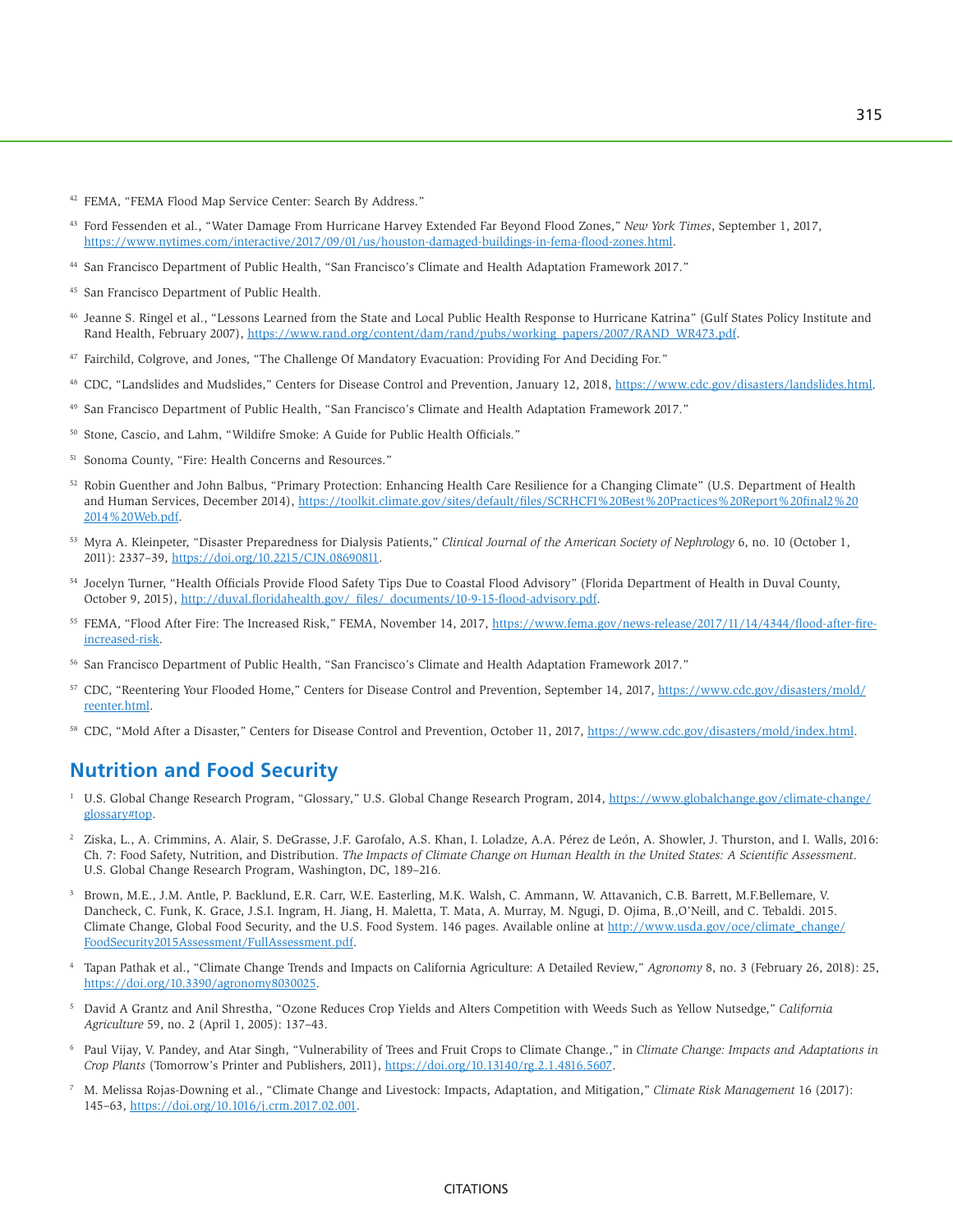[42] FEMA, "FEMA Flood Map Service Center: Search By Address."

[43] Ford Fessenden et al., "Water Damage From Hurricane Harvey Extended Far Beyond Flood Zones," *New York Times*, September 1, 2017, https://www.nytimes.com/interactive/2017/09/01/us/houston-damaged-buildings-in-fema-flood-zones.html.

[44] San Francisco Department of Public Health, "San Francisco's Climate and Health Adaptation Framework 2017."

[45] San Francisco Department of Public Health.

[46] Jeanne S. Ringel et al., "Lessons Learned from the State and Local Public Health Response to Hurricane Katrina" (Gulf States Policy Institute and Rand Health, February 2007), https://www.rand.org/content/dam/rand/pubs/working_papers/2007/RAND_WR473.pdf.

[47] Fairchild, Colgrove, and Jones, "The Challenge Of Mandatory Evacuation: Providing For And Deciding For."

[48] CDC, "Landslides and Mudslides," Centers for Disease Control and Prevention, January 12, 2018, https://www.cdc.gov/disasters/landslides.html.

[49] San Francisco Department of Public Health, "San Francisco's Climate and Health Adaptation Framework 2017."

[50] Stone, Cascio, and Lahm, "Wildfire Smoke: A Guide for Public Health Officials."

[51] Sonoma County, "Fire: Health Concerns and Resources."

[52] Robin Guenther and John Balbus, "Primary Protection: Enhancing Health Care Resilience for a Changing Climate" (U.S. Department of Health and Human Services, December 2014), https://toolkit.climate.gov/sites/default/files/SCRHCFI%20Best%20Practices%20Report%20final2%202014%20Web.pdf.

[53] Myra A. Kleinpeter, "Disaster Preparedness for Dialysis Patients," *Clinical Journal of the American Society of Nephrology* 6, no. 10 (October 1, 2011): 2337–39, https://doi.org/10.2215/CJN.08690811.

[54] Jocelyn Turner, "Health Officials Provide Flood Safety Tips Due to Coastal Flood Advisory" (Florida Department of Health in Duval County, October 9, 2015), http://duval.floridahealth.gov/_files/_documents/10-9-15-flood-advisory.pdf.

[55] FEMA, "Flood After Fire: The Increased Risk," FEMA, November 14, 2017, https://www.fema.gov/news-release/2017/11/14/4344/flood-after-fire-increased-risk.

[56] San Francisco Department of Public Health, "San Francisco's Climate and Health Adaptation Framework 2017."

[57] CDC, "Reentering Your Flooded Home," Centers for Disease Control and Prevention, September 14, 2017, https://www.cdc.gov/disasters/mold/reenter.html.

[58] CDC, "Mold After a Disaster," Centers for Disease Control and Prevention, October 11, 2017, https://www.cdc.gov/disasters/mold/index.html.

## Nutrition and Food Security

[1] U.S. Global Change Research Program, "Glossary," U.S. Global Change Research Program, 2014, https://www.globalchange.gov/climate-change/glossary#top.

[2] Ziska, L., A. Crimmins, A. Alair, S. DeGrasse, J.F. Garofalo, A.S. Khan, I. Loladze, A.A. Pérez de León, A. Showler, J. Thurston, and I. Walls, 2016: Ch. 7: Food Safety, Nutrition, and Distribution. *The Impacts of Climate Change on Human Health in the United States: A Scientific Assessment*. U.S. Global Change Research Program, Washington, DC, 189–216.

[3] Brown, M.E., J.M. Antle, P. Backlund, E.R. Carr, W.E. Easterling, M.K. Walsh, C. Ammann, W. Attavanich, C.B. Barrett, M.F.Bellemare, V. Dancheck, C. Funk, K. Grace, J.S.I. Ingram, H. Jiang, H. Maletta, T. Mata, A. Murray, M. Ngugi, D. Ojima, B.,O'Neill, and C. Tebaldi. 2015. Climate Change, Global Food Security, and the U.S. Food System. 146 pages. Available online at http://www.usda.gov/oce/climate_change/FoodSecurity2015Assessment/FullAssessment.pdf.

[4] Tapan Pathak et al., "Climate Change Trends and Impacts on California Agriculture: A Detailed Review," *Agronomy* 8, no. 3 (February 26, 2018): 25, https://doi.org/10.3390/agronomy8030025.

[5] David A Grantz and Anil Shrestha, "Ozone Reduces Crop Yields and Alters Competition with Weeds Such as Yellow Nutsedge," *California Agriculture* 59, no. 2 (April 1, 2005): 137–43.

[6] Paul Vijay, V. Pandey, and Atar Singh, "Vulnerability of Trees and Fruit Crops to Climate Change.," in *Climate Change: Impacts and Adaptations in Crop Plants* (Tomorrow's Printer and Publishers, 2011), https://doi.org/10.13140/rg.2.1.4816.5607.

[7] M. Melissa Rojas-Downing et al., "Climate Change and Livestock: Impacts, Adaptation, and Mitigation," *Climate Risk Management* 16 (2017): 145–63, https://doi.org/10.1016/j.crm.2017.02.001.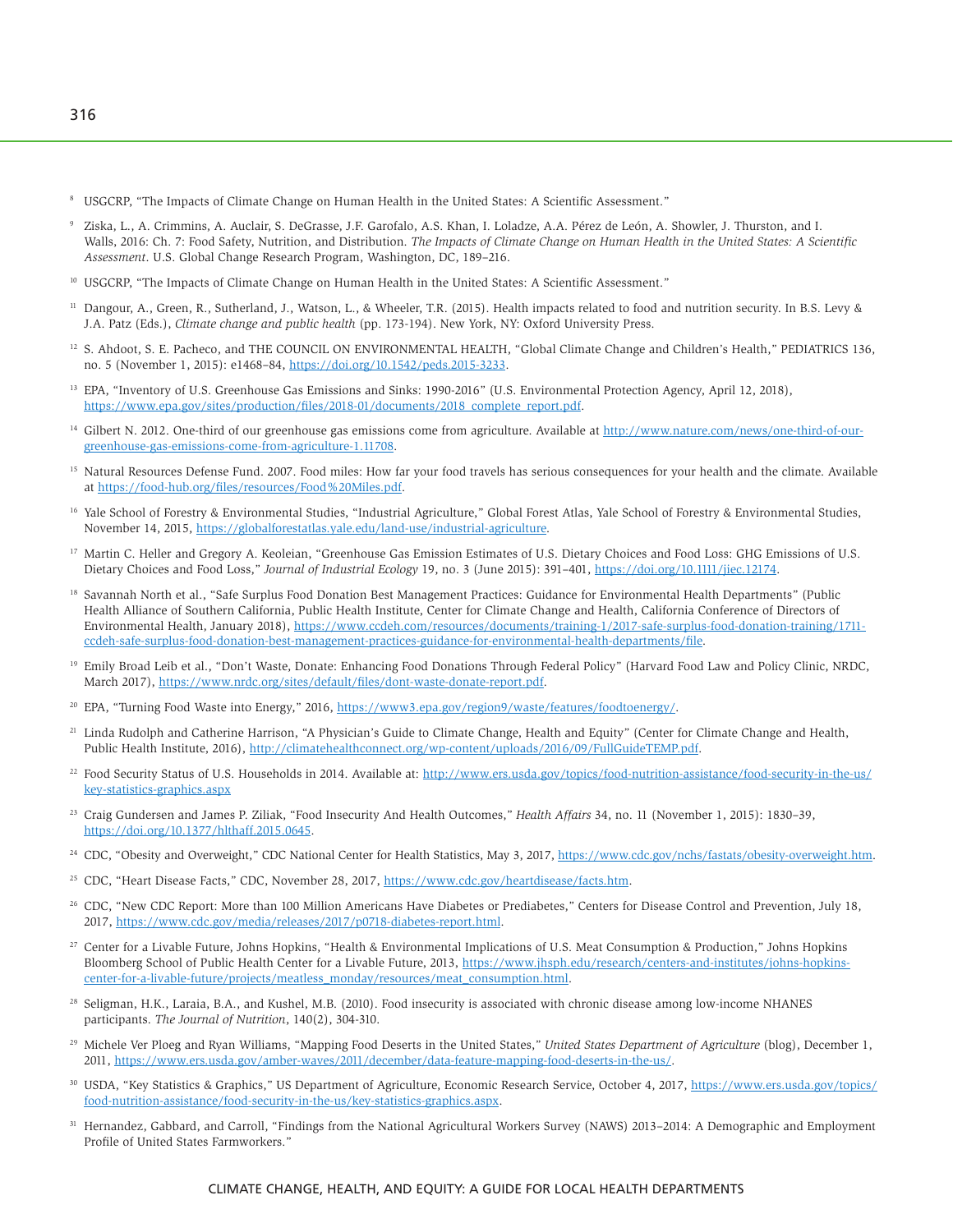[8] USGCRP, "The Impacts of Climate Change on Human Health in the United States: A Scientific Assessment."

[9] Ziska, L., A. Crimmins, A. Auclair, S. DeGrasse, J.F. Garofalo, A.S. Khan, I. Loladze, A.A. Pérez de León, A. Showler, J. Thurston, and I. Walls, 2016: Ch. 7: Food Safety, Nutrition, and Distribution. *The Impacts of Climate Change on Human Health in the United States: A Scientific Assessment*. U.S. Global Change Research Program, Washington, DC, 189–216.

[10] USGCRP, "The Impacts of Climate Change on Human Health in the United States: A Scientific Assessment."

[11] Dangour, A., Green, R., Sutherland, J., Watson, L., & Wheeler, T.R. (2015). Health impacts related to food and nutrition security. In B.S. Levy & J.A. Patz (Eds.), *Climate change and public health* (pp. 173-194). New York, NY: Oxford University Press.

[12] S. Ahdoot, S. E. Pacheco, and THE COUNCIL ON ENVIRONMENTAL HEALTH, "Global Climate Change and Children's Health," PEDIATRICS 136, no. 5 (November 1, 2015): e1468–84, https://doi.org/10.1542/peds.2015-3233.

[13] EPA, "Inventory of U.S. Greenhouse Gas Emissions and Sinks: 1990-2016" (U.S. Environmental Protection Agency, April 12, 2018), https://www.epa.gov/sites/production/files/2018-01/documents/2018_complete_report.pdf.

[14] Gilbert N. 2012. One-third of our greenhouse gas emissions come from agriculture. Available at http://www.nature.com/news/one-third-of-our-greenhouse-gas-emissions-come-from-agriculture-1.11708.

[15] Natural Resources Defense Fund. 2007. Food miles: How far your food travels has serious consequences for your health and the climate. Available at https://food-hub.org/files/resources/Food%20Miles.pdf.

[16] Yale School of Forestry & Environmental Studies, "Industrial Agriculture," Global Forest Atlas, Yale School of Forestry & Environmental Studies, November 14, 2015, https://globalforestatlas.yale.edu/land-use/industrial-agriculture.

[17] Martin C. Heller and Gregory A. Keoleian, "Greenhouse Gas Emission Estimates of U.S. Dietary Choices and Food Loss: GHG Emissions of U.S. Dietary Choices and Food Loss," *Journal of Industrial Ecology* 19, no. 3 (June 2015): 391–401, https://doi.org/10.1111/jiec.12174.

[18] Savannah North et al., "Safe Surplus Food Donation Best Management Practices: Guidance for Environmental Health Departments" (Public Health Alliance of Southern California, Public Health Institute, Center for Climate Change and Health, California Conference of Directors of Environmental Health, January 2018), https://www.ccdeh.com/resources/documents/training-1/2017-safe-surplus-food-donation-training/1711-ccdeh-safe-surplus-food-donation-best-management-practices-guidance-for-environmental-health-departments/file.

[19] Emily Broad Leib et al., "Don't Waste, Donate: Enhancing Food Donations Through Federal Policy" (Harvard Food Law and Policy Clinic, NRDC, March 2017), https://www.nrdc.org/sites/default/files/dont-waste-donate-report.pdf.

[20] EPA, "Turning Food Waste into Energy," 2016, https://www3.epa.gov/region9/waste/features/foodtoenergy/.

[21] Linda Rudolph and Catherine Harrison, "A Physician's Guide to Climate Change, Health and Equity" (Center for Climate Change and Health, Public Health Institute, 2016), http://climatehealthconnect.org/wp-content/uploads/2016/09/FullGuideTEMP.pdf.

[22] Food Security Status of U.S. Households in 2014. Available at: http://www.ers.usda.gov/topics/food-nutrition-assistance/food-security-in-the-us/key-statistics-graphics.aspx

[23] Craig Gundersen and James P. Ziliak, "Food Insecurity And Health Outcomes," *Health Affairs* 34, no. 11 (November 1, 2015): 1830–39, https://doi.org/10.1377/hlthaff.2015.0645.

[24] CDC, "Obesity and Overweight," CDC National Center for Health Statistics, May 3, 2017, https://www.cdc.gov/nchs/fastats/obesity-overweight.htm.

[25] CDC, "Heart Disease Facts," CDC, November 28, 2017, https://www.cdc.gov/heartdisease/facts.htm.

[26] CDC, "New CDC Report: More than 100 Million Americans Have Diabetes or Prediabetes," Centers for Disease Control and Prevention, July 18, 2017, https://www.cdc.gov/media/releases/2017/p0718-diabetes-report.html.

[27] Center for a Livable Future, Johns Hopkins, "Health & Environmental Implications of U.S. Meat Consumption & Production," Johns Hopkins Bloomberg School of Public Health Center for a Livable Future, 2013, https://www.jhsph.edu/research/centers-and-institutes/johns-hopkins-center-for-a-livable-future/projects/meatless_monday/resources/meat_consumption.html.

[28] Seligman, H.K., Laraia, B.A., and Kushel, M.B. (2010). Food insecurity is associated with chronic disease among low-income NHANES participants. *The Journal of Nutrition*, 140(2), 304-310.

[29] Michele Ver Ploeg and Ryan Williams, "Mapping Food Deserts in the United States," *United States Department of Agriculture* (blog), December 1, 2011, https://www.ers.usda.gov/amber-waves/2011/december/data-feature-mapping-food-deserts-in-the-us/.

[30] USDA, "Key Statistics & Graphics," US Department of Agriculture, Economic Research Service, October 4, 2017, https://www.ers.usda.gov/topics/food-nutrition-assistance/food-security-in-the-us/key-statistics-graphics.aspx.

[31] Hernandez, Gabbard, and Carroll, "Findings from the National Agricultural Workers Survey (NAWS) 2013–2014: A Demographic and Employment Profile of United States Farmworkers."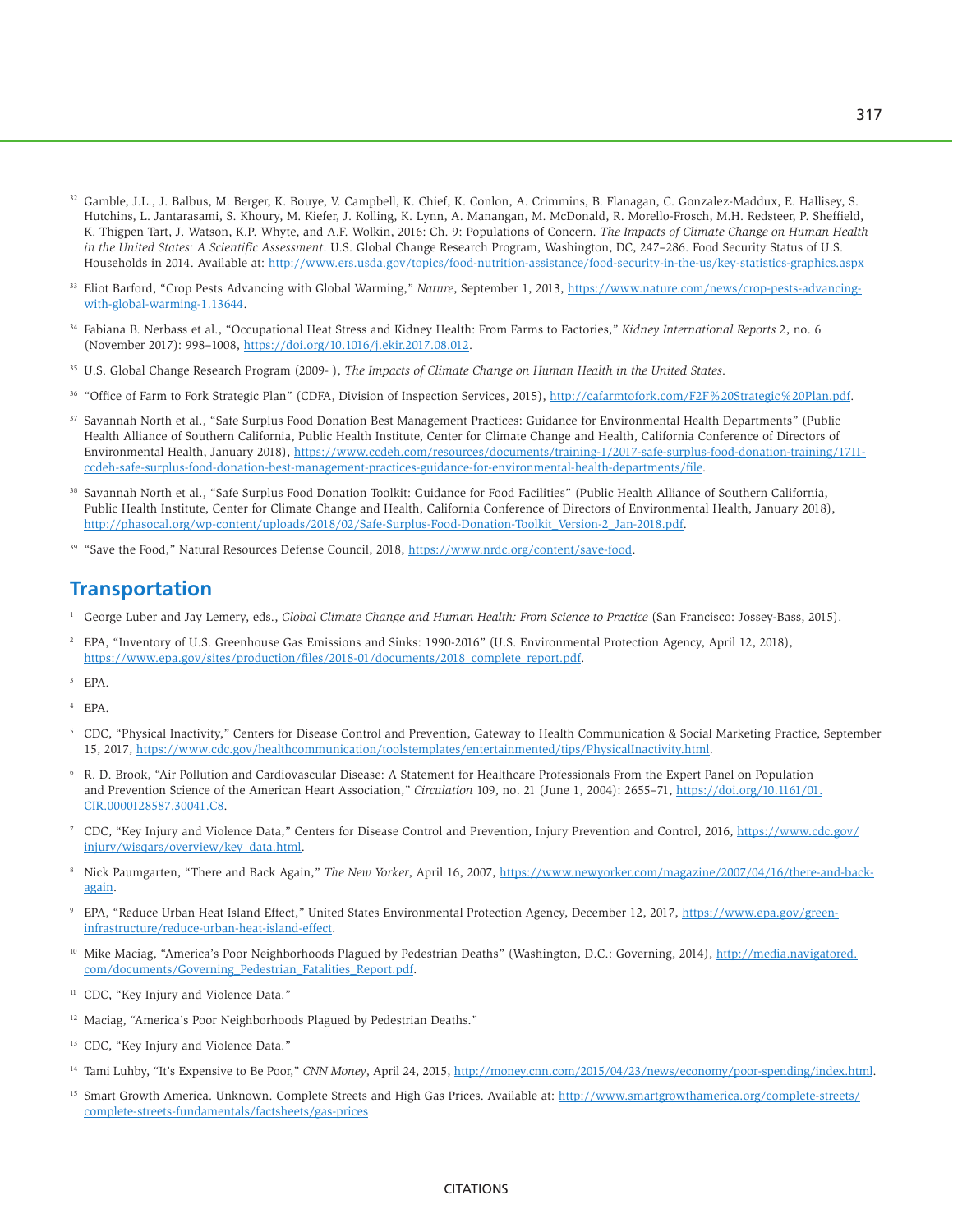[32] Gamble, J.L., J. Balbus, M. Berger, K. Bouye, V. Campbell, K. Chief, K. Conlon, A. Crimmins, B. Flanagan, C. Gonzalez-Maddux, E. Hallisey, S. Hutchins, L. Jantarasami, S. Khoury, M. Kiefer, J. Kolling, K. Lynn, A. Manangan, M. McDonald, R. Morello-Frosch, M.H. Redsteer, P. Sheffield, K. Thigpen Tart, J. Watson, K.P. Whyte, and A.F. Wolkin, 2016: Ch. 9: Populations of Concern. *The Impacts of Climate Change on Human Health in the United States: A Scientific Assessment*. U.S. Global Change Research Program, Washington, DC, 247–286. Food Security Status of U.S. Households in 2014. Available at: http://www.ers.usda.gov/topics/food-nutrition-assistance/food-security-in-the-us/key-statistics-graphics.aspx

[33] Eliot Barford, "Crop Pests Advancing with Global Warming," *Nature*, September 1, 2013, https://www.nature.com/news/crop-pests-advancing-with-global-warming-1.13644.

[34] Fabiana B. Nerbass et al., "Occupational Heat Stress and Kidney Health: From Farms to Factories," *Kidney International Reports* 2, no. 6 (November 2017): 998–1008, https://doi.org/10.1016/j.ekir.2017.08.012.

[35] U.S. Global Change Research Program (2009- ), *The Impacts of Climate Change on Human Health in the United States*.

[36] "Office of Farm to Fork Strategic Plan" (CDFA, Division of Inspection Services, 2015), http://cafarmtofork.com/F2F%20Strategic%20Plan.pdf.

[37] Savannah North et al., "Safe Surplus Food Donation Best Management Practices: Guidance for Environmental Health Departments" (Public Health Alliance of Southern California, Public Health Institute, Center for Climate Change and Health, California Conference of Directors of Environmental Health, January 2018), https://www.ccdeh.com/resources/documents/training-1/2017-safe-surplus-food-donation-training/1711-ccdeh-safe-surplus-food-donation-best-management-practices-guidance-for-environmental-health-departments/file.

[38] Savannah North et al., "Safe Surplus Food Donation Toolkit: Guidance for Food Facilities" (Public Health Alliance of Southern California, Public Health Institute, Center for Climate Change and Health, California Conference of Directors of Environmental Health, January 2018), http://phasocal.org/wp-content/uploads/2018/02/Safe-Surplus-Food-Donation-Toolkit_Version-2_Jan-2018.pdf.

[39] "Save the Food," Natural Resources Defense Council, 2018, https://www.nrdc.org/content/save-food.

## Transportation

[1] George Luber and Jay Lemery, eds., *Global Climate Change and Human Health: From Science to Practice* (San Francisco: Jossey-Bass, 2015).

[2] EPA, "Inventory of U.S. Greenhouse Gas Emissions and Sinks: 1990-2016" (U.S. Environmental Protection Agency, April 12, 2018), https://www.epa.gov/sites/production/files/2018-01/documents/2018_complete_report.pdf.

[3] EPA.

[4] EPA.

[5] CDC, "Physical Inactivity," Centers for Disease Control and Prevention, Gateway to Health Communication & Social Marketing Practice, September 15, 2017, https://www.cdc.gov/healthcommunication/toolstemplates/entertainmented/tips/PhysicalInactivity.html.

[6] R. D. Brook, "Air Pollution and Cardiovascular Disease: A Statement for Healthcare Professionals From the Expert Panel on Population and Prevention Science of the American Heart Association," *Circulation* 109, no. 21 (June 1, 2004): 2655–71, https://doi.org/10.1161/01.CIR.0000128587.30041.C8.

[7] CDC, "Key Injury and Violence Data," Centers for Disease Control and Prevention, Injury Prevention and Control, 2016, https://www.cdc.gov/injury/wisqars/overview/key_data.html.

[8] Nick Paumgarten, "There and Back Again," *The New Yorker*, April 16, 2007, https://www.newyorker.com/magazine/2007/04/16/there-and-back-again.

[9] EPA, "Reduce Urban Heat Island Effect," United States Environmental Protection Agency, December 12, 2017, https://www.epa.gov/green-infrastructure/reduce-urban-heat-island-effect.

[10] Mike Maciag, "America's Poor Neighborhoods Plagued by Pedestrian Deaths" (Washington, D.C.: Governing, 2014), http://media.navigatored.com/documents/Governing_Pedestrian_Fatalities_Report.pdf.

[11] CDC, "Key Injury and Violence Data."

[12] Maciag, "America's Poor Neighborhoods Plagued by Pedestrian Deaths."

[13] CDC, "Key Injury and Violence Data."

[14] Tami Luhby, "It's Expensive to Be Poor," *CNN Money*, April 24, 2015, http://money.cnn.com/2015/04/23/news/economy/poor-spending/index.html.

[15] Smart Growth America. Unknown. Complete Streets and High Gas Prices. Available at: http://www.smartgrowthamerica.org/complete-streets/complete-streets-fundamentals/factsheets/gas-prices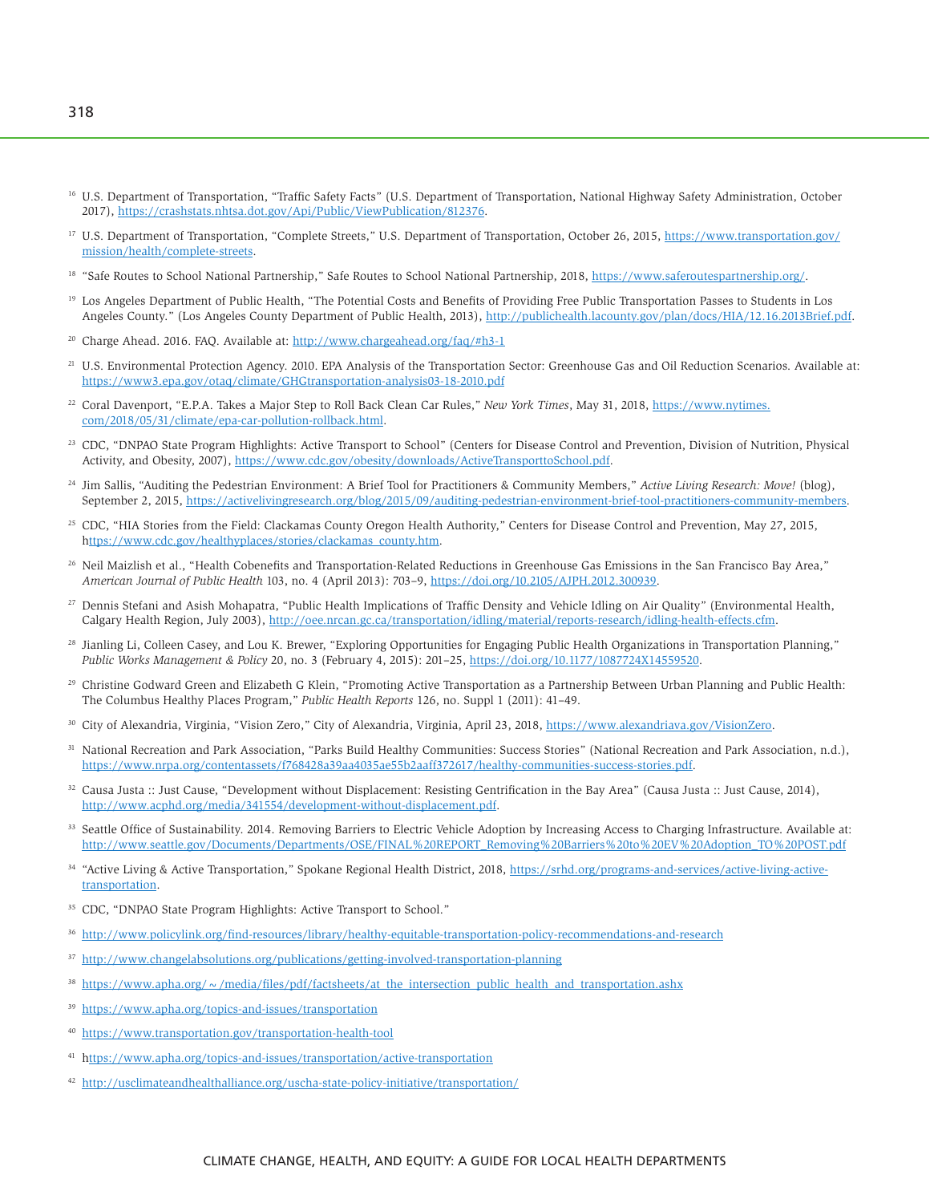[16] U.S. Department of Transportation, "Traffic Safety Facts" (U.S. Department of Transportation, National Highway Safety Administration, October 2017), https://crashstats.nhtsa.dot.gov/Api/Public/ViewPublication/812376.

[17] U.S. Department of Transportation, "Complete Streets," U.S. Department of Transportation, October 26, 2015, https://www.transportation.gov/mission/health/complete-streets.

[18] "Safe Routes to School National Partnership," Safe Routes to School National Partnership, 2018, https://www.saferoutespartnership.org/.

[19] Los Angeles Department of Public Health, "The Potential Costs and Benefits of Providing Free Public Transportation Passes to Students in Los Angeles County." (Los Angeles County Department of Public Health, 2013), http://publichealth.lacounty.gov/plan/docs/HIA/12.16.2013Brief.pdf.

[20] Charge Ahead. 2016. FAQ. Available at: http://www.chargeahead.org/faq/#h3-1

[21] U.S. Environmental Protection Agency. 2010. EPA Analysis of the Transportation Sector: Greenhouse Gas and Oil Reduction Scenarios. Available at: https://www3.epa.gov/otaq/climate/GHGtransportation-analysis03-18-2010.pdf

[22] Coral Davenport, "E.P.A. Takes a Major Step to Roll Back Clean Car Rules," *New York Times*, May 31, 2018, https://www.nytimes.com/2018/05/31/climate/epa-car-pollution-rollback.html.

[23] CDC, "DNPAO State Program Highlights: Active Transport to School" (Centers for Disease Control and Prevention, Division of Nutrition, Physical Activity, and Obesity, 2007), https://www.cdc.gov/obesity/downloads/ActiveTransporttoSchool.pdf.

[24] Jim Sallis, "Auditing the Pedestrian Environment: A Brief Tool for Practitioners & Community Members," *Active Living Research: Move!* (blog), September 2, 2015, https://activelivingresearch.org/blog/2015/09/auditing-pedestrian-environment-brief-tool-practitioners-community-members.

[25] CDC, "HIA Stories from the Field: Clackamas County Oregon Health Authority," Centers for Disease Control and Prevention, May 27, 2015, https://www.cdc.gov/healthyplaces/stories/clackamas_county.htm.

[26] Neil Maizlish et al., "Health Cobenefits and Transportation-Related Reductions in Greenhouse Gas Emissions in the San Francisco Bay Area," *American Journal of Public Health* 103, no. 4 (April 2013): 703–9, https://doi.org/10.2105/AJPH.2012.300939.

[27] Dennis Stefani and Asish Mohapatra, "Public Health Implications of Traffic Density and Vehicle Idling on Air Quality" (Environmental Health, Calgary Health Region, July 2003), http://oee.nrcan.gc.ca/transportation/idling/material/reports-research/idling-health-effects.cfm.

[28] Jianling Li, Colleen Casey, and Lou K. Brewer, "Exploring Opportunities for Engaging Public Health Organizations in Transportation Planning," *Public Works Management & Policy* 20, no. 3 (February 4, 2015): 201–25, https://doi.org/10.1177/1087724X14559520.

[29] Christine Godward Green and Elizabeth G Klein, "Promoting Active Transportation as a Partnership Between Urban Planning and Public Health: The Columbus Healthy Places Program," *Public Health Reports* 126, no. Suppl 1 (2011): 41–49.

[30] City of Alexandria, Virginia, "Vision Zero," City of Alexandria, Virginia, April 23, 2018, https://www.alexandriava.gov/VisionZero.

[31] National Recreation and Park Association, "Parks Build Healthy Communities: Success Stories" (National Recreation and Park Association, n.d.), https://www.nrpa.org/contentassets/f768428a39aa4035ae55b2aaff372617/healthy-communities-success-stories.pdf.

[32] Causa Justa :: Just Cause, "Development without Displacement: Resisting Gentrification in the Bay Area" (Causa Justa :: Just Cause, 2014), http://www.acphd.org/media/341554/development-without-displacement.pdf.

[33] Seattle Office of Sustainability. 2014. Removing Barriers to Electric Vehicle Adoption by Increasing Access to Charging Infrastructure. Available at: http://www.seattle.gov/Documents/Departments/OSE/FINAL%20REPORT_Removing%20Barriers%20to%20EV%20Adoption_TO%20POST.pdf

[34] "Active Living & Active Transportation," Spokane Regional Health District, 2018, https://srhd.org/programs-and-services/active-living-active-transportation.

[35] CDC, "DNPAO State Program Highlights: Active Transport to School."

[36] http://www.policylink.org/find-resources/library/healthy-equitable-transportation-policy-recommendations-and-research

[37] http://www.changelabsolutions.org/publications/getting-involved-transportation-planning

[38] https://www.apha.org/~/media/files/pdf/factsheets/at_the_intersection_public_health_and_transportation.ashx

[39] https://www.apha.org/topics-and-issues/transportation

[40] https://www.transportation.gov/transportation-health-tool

[41] https://www.apha.org/topics-and-issues/transportation/active-transportation

[42] http://usclimateandhealthalliance.org/uscha-state-policy-initiative/transportation/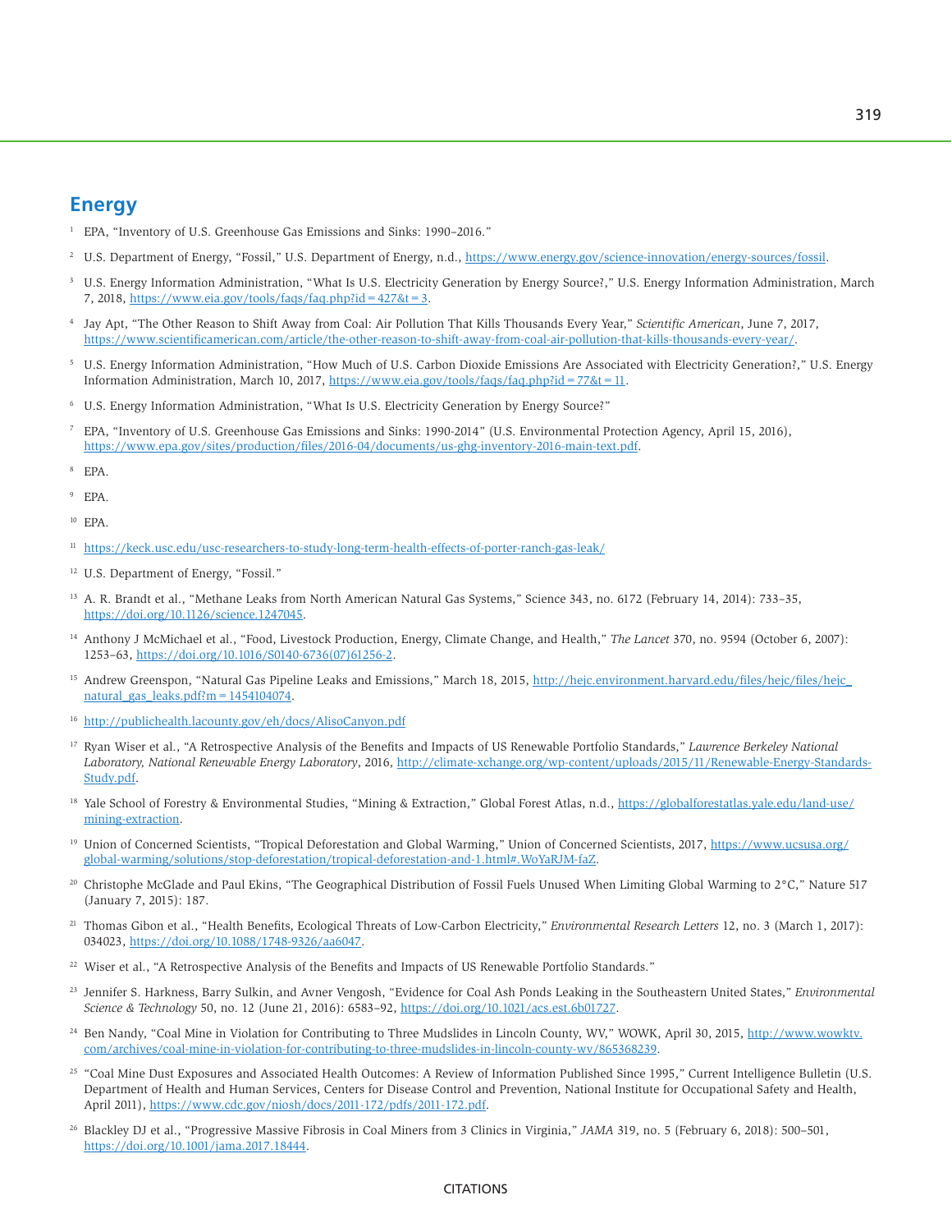## Energy

1. EPA, "Inventory of U.S. Greenhouse Gas Emissions and Sinks: 1990–2016."
2. U.S. Department of Energy, "Fossil," U.S. Department of Energy, n.d., https://www.energy.gov/science-innovation/energy-sources/fossil.
3. U.S. Energy Information Administration, "What Is U.S. Electricity Generation by Energy Source?," U.S. Energy Information Administration, March 7, 2018, https://www.eia.gov/tools/faqs/faq.php?id=427&t=3.
4. Jay Apt, "The Other Reason to Shift Away from Coal: Air Pollution That Kills Thousands Every Year," *Scientific American*, June 7, 2017, https://www.scientificamerican.com/article/the-other-reason-to-shift-away-from-coal-air-pollution-that-kills-thousands-every-year/.
5. U.S. Energy Information Administration, "How Much of U.S. Carbon Dioxide Emissions Are Associated with Electricity Generation?," U.S. Energy Information Administration, March 10, 2017, https://www.eia.gov/tools/faqs/faq.php?id=77&t=11.
6. U.S. Energy Information Administration, "What Is U.S. Electricity Generation by Energy Source?"
7. EPA, "Inventory of U.S. Greenhouse Gas Emissions and Sinks: 1990-2014" (U.S. Environmental Protection Agency, April 15, 2016), https://www.epa.gov/sites/production/files/2016-04/documents/us-ghg-inventory-2016-main-text.pdf.
8. EPA.
9. EPA.
10. EPA.
11. https://keck.usc.edu/usc-researchers-to-study-long-term-health-effects-of-porter-ranch-gas-leak/
12. U.S. Department of Energy, "Fossil."
13. A. R. Brandt et al., "Methane Leaks from North American Natural Gas Systems," Science 343, no. 6172 (February 14, 2014): 733–35, https://doi.org/10.1126/science.1247045.
14. Anthony J McMichael et al., "Food, Livestock Production, Energy, Climate Change, and Health," *The Lancet* 370, no. 9594 (October 6, 2007): 1253–63, https://doi.org/10.1016/S0140-6736(07)61256-2.
15. Andrew Greenspon, "Natural Gas Pipeline Leaks and Emissions," March 18, 2015, http://hejc.environment.harvard.edu/files/hejc/files/hejc_natural_gas_leaks.pdf?m=1454104074.
16. http://publichealth.lacounty.gov/eh/docs/AlisoCanyon.pdf
17. Ryan Wiser et al., "A Retrospective Analysis of the Benefits and Impacts of US Renewable Portfolio Standards," *Lawrence Berkeley National Laboratory, National Renewable Energy Laboratory*, 2016, http://climate-xchange.org/wp-content/uploads/2015/11/Renewable-Energy-Standards-Study.pdf.
18. Yale School of Forestry & Environmental Studies, "Mining & Extraction," Global Forest Atlas, n.d., https://globalforestatlas.yale.edu/land-use/mining-extraction.
19. Union of Concerned Scientists, "Tropical Deforestation and Global Warming," Union of Concerned Scientists, 2017, https://www.ucsusa.org/global-warming/solutions/stop-deforestation/tropical-deforestation-and-1.html#.WoYaRJM-faZ.
20. Christophe McGlade and Paul Ekins, "The Geographical Distribution of Fossil Fuels Unused When Limiting Global Warming to 2°C," Nature 517 (January 7, 2015): 187.
21. Thomas Gibon et al., "Health Benefits, Ecological Threats of Low-Carbon Electricity," *Environmental Research Letters* 12, no. 3 (March 1, 2017): 034023, https://doi.org/10.1088/1748-9326/aa6047.
22. Wiser et al., "A Retrospective Analysis of the Benefits and Impacts of US Renewable Portfolio Standards."
23. Jennifer S. Harkness, Barry Sulkin, and Avner Vengosh, "Evidence for Coal Ash Ponds Leaking in the Southeastern United States," *Environmental Science & Technology* 50, no. 12 (June 21, 2016): 6583–92, https://doi.org/10.1021/acs.est.6b01727.
24. Ben Nandy, "Coal Mine in Violation for Contributing to Three Mudslides in Lincoln County, WV," WOWK, April 30, 2015, http://www.wowktv.com/archives/coal-mine-in-violation-for-contributing-to-three-mudslides-in-lincoln-county-wv/865368239.
25. "Coal Mine Dust Exposures and Associated Health Outcomes: A Review of Information Published Since 1995," Current Intelligence Bulletin (U.S. Department of Health and Human Services, Centers for Disease Control and Prevention, National Institute for Occupational Safety and Health, April 2011), https://www.cdc.gov/niosh/docs/2011-172/pdfs/2011-172.pdf.
26. Blackley DJ et al., "Progressive Massive Fibrosis in Coal Miners from 3 Clinics in Virginia," *JAMA* 319, no. 5 (February 6, 2018): 500–501, https://doi.org/10.1001/jama.2017.18444.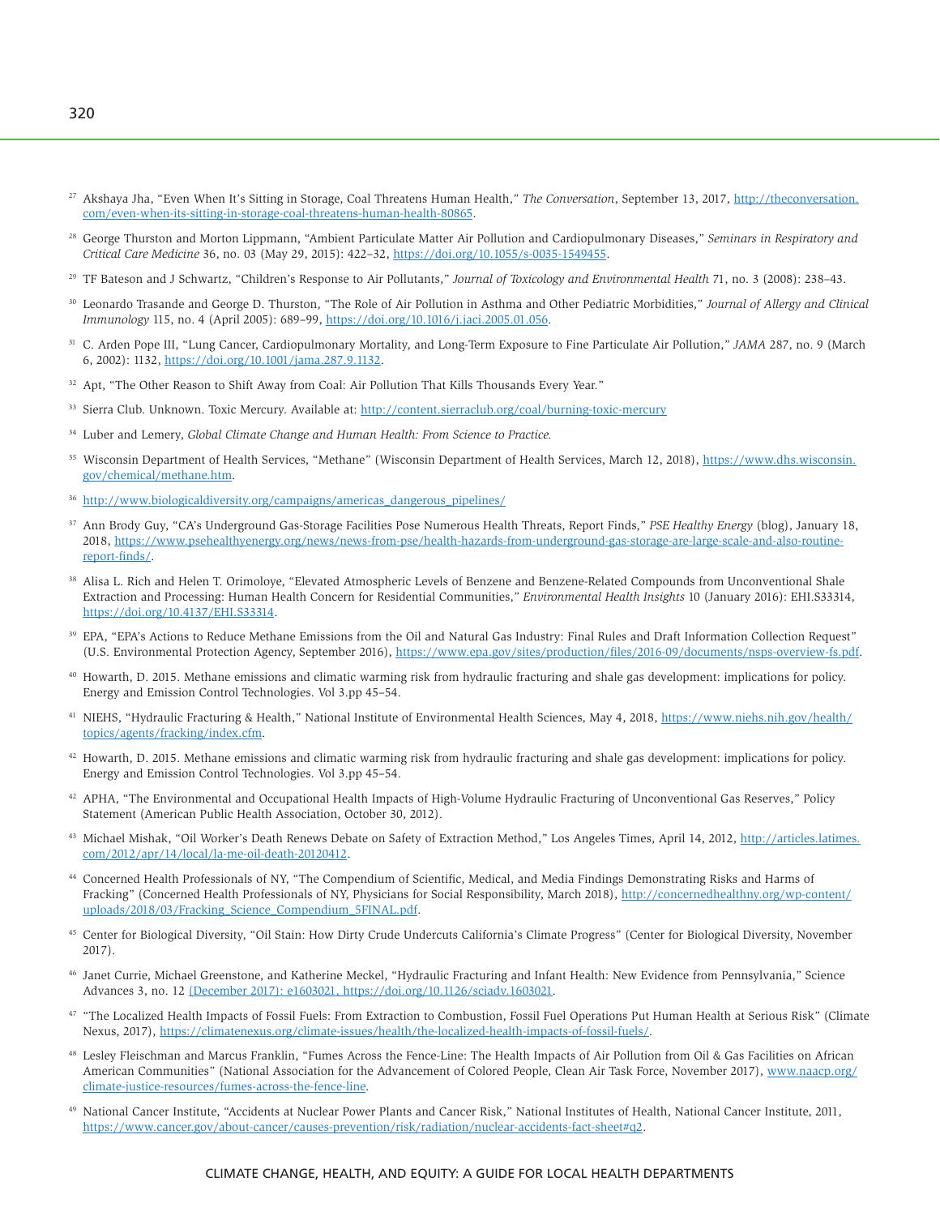[27] Akshaya Jha, "Even When It's Sitting in Storage, Coal Threatens Human Health," *The Conversation*, September 13, 2017, http://theconversation.com/even-when-its-sitting-in-storage-coal-threatens-human-health-80865.

[28] George Thurston and Morton Lippmann, "Ambient Particulate Matter Air Pollution and Cardiopulmonary Diseases," *Seminars in Respiratory and Critical Care Medicine* 36, no. 03 (May 29, 2015): 422–32, https://doi.org/10.1055/s-0035-1549455.

[29] TF Bateson and J Schwartz, "Children's Response to Air Pollutants," *Journal of Toxicology and Environmental Health* 71, no. 3 (2008): 238–43.

[30] Leonardo Trasande and George D. Thurston, "The Role of Air Pollution in Asthma and Other Pediatric Morbidities," *Journal of Allergy and Clinical Immunology* 115, no. 4 (April 2005): 689–99, https://doi.org/10.1016/j.jaci.2005.01.056.

[31] C. Arden Pope III, "Lung Cancer, Cardiopulmonary Mortality, and Long-Term Exposure to Fine Particulate Air Pollution," *JAMA* 287, no. 9 (March 6, 2002): 1132, https://doi.org/10.1001/jama.287.9.1132.

[32] Apt, "The Other Reason to Shift Away from Coal: Air Pollution That Kills Thousands Every Year."

[33] Sierra Club. Unknown. Toxic Mercury. Available at: http://content.sierraclub.org/coal/burning-toxic-mercury

[34] Luber and Lemery, *Global Climate Change and Human Health: From Science to Practice.*

[35] Wisconsin Department of Health Services, "Methane" (Wisconsin Department of Health Services, March 12, 2018), https://www.dhs.wisconsin.gov/chemical/methane.htm.

[36] http://www.biologicaldiversity.org/campaigns/americas_dangerous_pipelines/

[37] Ann Brody Guy, "CA's Underground Gas-Storage Facilities Pose Numerous Health Threats, Report Finds," *PSE Healthy Energy* (blog), January 18, 2018, https://www.psehealthyenergy.org/news/news-from-pse/health-hazards-from-underground-gas-storage-are-large-scale-and-also-routine-report-finds/.

[38] Alisa L. Rich and Helen T. Orimoloye, "Elevated Atmospheric Levels of Benzene and Benzene-Related Compounds from Unconventional Shale Extraction and Processing: Human Health Concern for Residential Communities," *Environmental Health Insights* 10 (January 2016): EHI.S33314, https://doi.org/10.4137/EHI.S33314.

[39] EPA, "EPA's Actions to Reduce Methane Emissions from the Oil and Natural Gas Industry: Final Rules and Draft Information Collection Request" (U.S. Environmental Protection Agency, September 2016), https://www.epa.gov/sites/production/files/2016-09/documents/nsps-overview-fs.pdf.

[40] Howarth, D. 2015. Methane emissions and climatic warming risk from hydraulic fracturing and shale gas development: implications for policy. Energy and Emission Control Technologies. Vol 3.pp 45–54.

[41] NIEHS, "Hydraulic Fracturing & Health," National Institute of Environmental Health Sciences, May 4, 2018, https://www.niehs.nih.gov/health/topics/agents/fracking/index.cfm.

[42] Howarth, D. 2015. Methane emissions and climatic warming risk from hydraulic fracturing and shale gas development: implications for policy. Energy and Emission Control Technologies. Vol 3.pp 45–54.

[42] APHA, "The Environmental and Occupational Health Impacts of High-Volume Hydraulic Fracturing of Unconventional Gas Reserves," Policy Statement (American Public Health Association, October 30, 2012).

[43] Michael Mishak, "Oil Worker's Death Renews Debate on Safety of Extraction Method," Los Angeles Times, April 14, 2012, http://articles.latimes.com/2012/apr/14/local/la-me-oil-death-20120412.

[44] Concerned Health Professionals of NY, "The Compendium of Scientific, Medical, and Media Findings Demonstrating Risks and Harms of Fracking" (Concerned Health Professionals of NY, Physicians for Social Responsibility, March 2018), http://concernedhealthny.org/wp-content/uploads/2018/03/Fracking_Science_Compendium_5FINAL.pdf.

[45] Center for Biological Diversity, "Oil Stain: How Dirty Crude Undercuts California's Climate Progress" (Center for Biological Diversity, November 2017).

[46] Janet Currie, Michael Greenstone, and Katherine Meckel, "Hydraulic Fracturing and Infant Health: New Evidence from Pennsylvania," Science Advances 3, no. 12 (December 2017): e1603021, https://doi.org/10.1126/sciadv.1603021.

[47] "The Localized Health Impacts of Fossil Fuels: From Extraction to Combustion, Fossil Fuel Operations Put Human Health at Serious Risk" (Climate Nexus, 2017), https://climatenexus.org/climate-issues/health/the-localized-health-impacts-of-fossil-fuels/.

[48] Lesley Fleischman and Marcus Franklin, "Fumes Across the Fence-Line: The Health Impacts of Air Pollution from Oil & Gas Facilities on African American Communities" (National Association for the Advancement of Colored People, Clean Air Task Force, November 2017), www.naacp.org/climate-justice-resources/fumes-across-the-fence-line.

[49] National Cancer Institute, "Accidents at Nuclear Power Plants and Cancer Risk," National Institutes of Health, National Cancer Institute, 2011, https://www.cancer.gov/about-cancer/causes-prevention/risk/radiation/nuclear-accidents-fact-sheet#q2.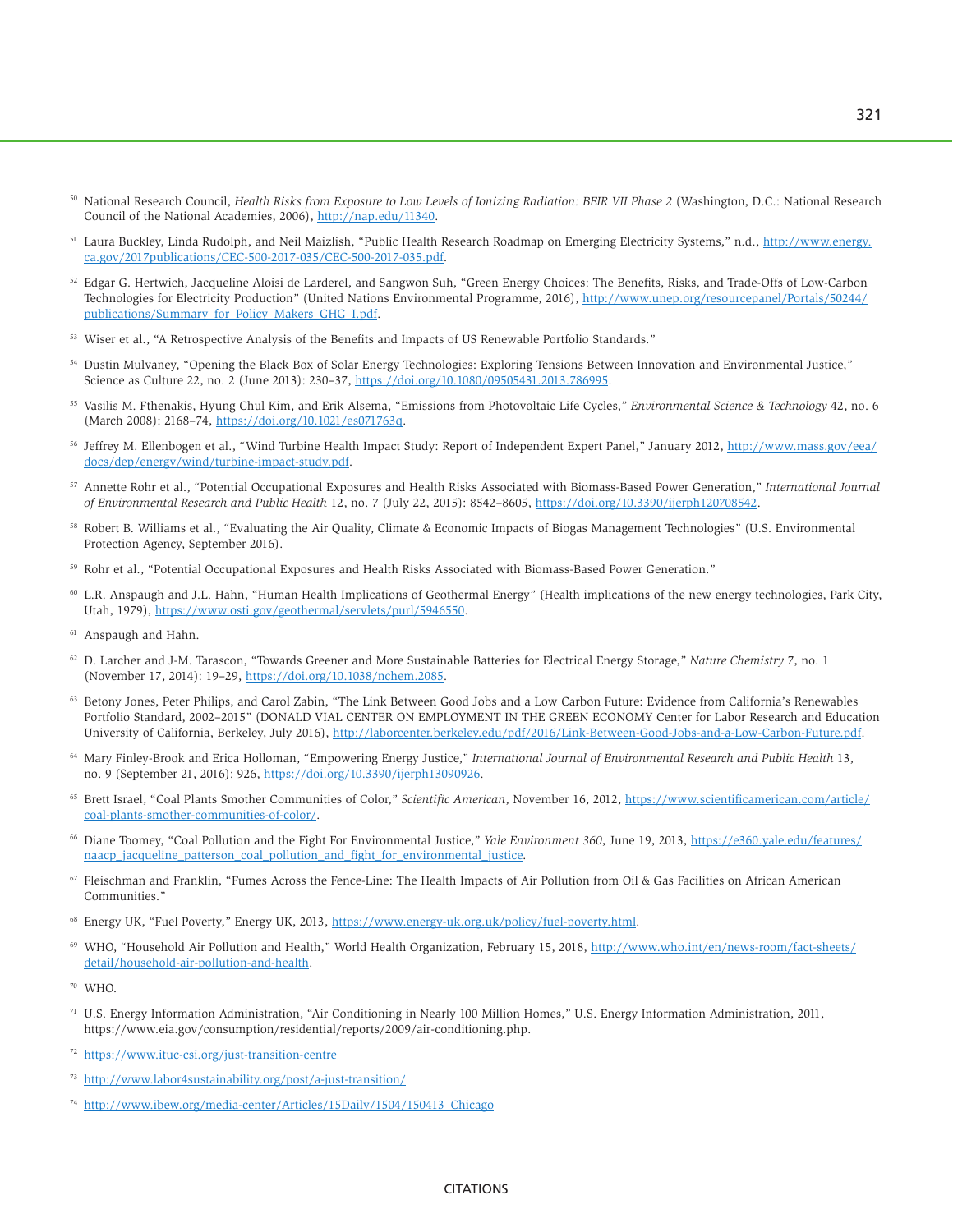[50] National Research Council, *Health Risks from Exposure to Low Levels of Ionizing Radiation: BEIR VII Phase 2* (Washington, D.C.: National Research Council of the National Academies, 2006), http://nap.edu/11340.

[51] Laura Buckley, Linda Rudolph, and Neil Maizlish, "Public Health Research Roadmap on Emerging Electricity Systems," n.d., http://www.energy.ca.gov/2017publications/CEC-500-2017-035/CEC-500-2017-035.pdf.

[52] Edgar G. Hertwich, Jacqueline Aloisi de Larderel, and Sangwon Suh, "Green Energy Choices: The Benefits, Risks, and Trade-Offs of Low-Carbon Technologies for Electricity Production" (United Nations Environmental Programme, 2016), http://www.unep.org/resourcepanel/Portals/50244/publications/Summary_for_Policy_Makers_GHG_I.pdf.

[53] Wiser et al., "A Retrospective Analysis of the Benefits and Impacts of US Renewable Portfolio Standards."

[54] Dustin Mulvaney, "Opening the Black Box of Solar Energy Technologies: Exploring Tensions Between Innovation and Environmental Justice," Science as Culture 22, no. 2 (June 2013): 230–37, https://doi.org/10.1080/09505431.2013.786995.

[55] Vasilis M. Fthenakis, Hyung Chul Kim, and Erik Alsema, "Emissions from Photovoltaic Life Cycles," *Environmental Science & Technology* 42, no. 6 (March 2008): 2168–74, https://doi.org/10.1021/es071763q.

[56] Jeffrey M. Ellenbogen et al., "Wind Turbine Health Impact Study: Report of Independent Expert Panel," January 2012, http://www.mass.gov/eea/docs/dep/energy/wind/turbine-impact-study.pdf.

[57] Annette Rohr et al., "Potential Occupational Exposures and Health Risks Associated with Biomass-Based Power Generation," *International Journal of Environmental Research and Public Health* 12, no. 7 (July 22, 2015): 8542–8605, https://doi.org/10.3390/ijerph120708542.

[58] Robert B. Williams et al., "Evaluating the Air Quality, Climate & Economic Impacts of Biogas Management Technologies" (U.S. Environmental Protection Agency, September 2016).

[59] Rohr et al., "Potential Occupational Exposures and Health Risks Associated with Biomass-Based Power Generation."

[60] L.R. Anspaugh and J.L. Hahn, "Human Health Implications of Geothermal Energy" (Health implications of the new energy technologies, Park City, Utah, 1979), https://www.osti.gov/geothermal/servlets/purl/5946550.

[61] Anspaugh and Hahn.

[62] D. Larcher and J-M. Tarascon, "Towards Greener and More Sustainable Batteries for Electrical Energy Storage," *Nature Chemistry* 7, no. 1 (November 17, 2014): 19–29, https://doi.org/10.1038/nchem.2085.

[63] Betony Jones, Peter Philips, and Carol Zabin, "The Link Between Good Jobs and a Low Carbon Future: Evidence from California's Renewables Portfolio Standard, 2002–2015" (DONALD VIAL CENTER ON EMPLOYMENT IN THE GREEN ECONOMY Center for Labor Research and Education University of California, Berkeley, July 2016), http://laborcenter.berkeley.edu/pdf/2016/Link-Between-Good-Jobs-and-a-Low-Carbon-Future.pdf.

[64] Mary Finley-Brook and Erica Holloman, "Empowering Energy Justice," *International Journal of Environmental Research and Public Health* 13, no. 9 (September 21, 2016): 926, https://doi.org/10.3390/ijerph13090926.

[65] Brett Israel, "Coal Plants Smother Communities of Color," *Scientific American*, November 16, 2012, https://www.scientificamerican.com/article/coal-plants-smother-communities-of-color/.

[66] Diane Toomey, "Coal Pollution and the Fight For Environmental Justice," *Yale Environment 360*, June 19, 2013, https://e360.yale.edu/features/naacp_jacqueline_patterson_coal_pollution_and_fight_for_environmental_justice.

[67] Fleischman and Franklin, "Fumes Across the Fence-Line: The Health Impacts of Air Pollution from Oil & Gas Facilities on African American Communities."

[68] Energy UK, "Fuel Poverty," Energy UK, 2013, https://www.energy-uk.org.uk/policy/fuel-poverty.html.

[69] WHO, "Household Air Pollution and Health," World Health Organization, February 15, 2018, http://www.who.int/en/news-room/fact-sheets/detail/household-air-pollution-and-health.

[70] WHO.

[71] U.S. Energy Information Administration, "Air Conditioning in Nearly 100 Million Homes," U.S. Energy Information Administration, 2011, https://www.eia.gov/consumption/residential/reports/2009/air-conditioning.php.

[72] https://www.ituc-csi.org/just-transition-centre

[73] http://www.labor4sustainability.org/post/a-just-transition/

[74] http://www.ibew.org/media-center/Articles/15Daily/1504/150413_Chicago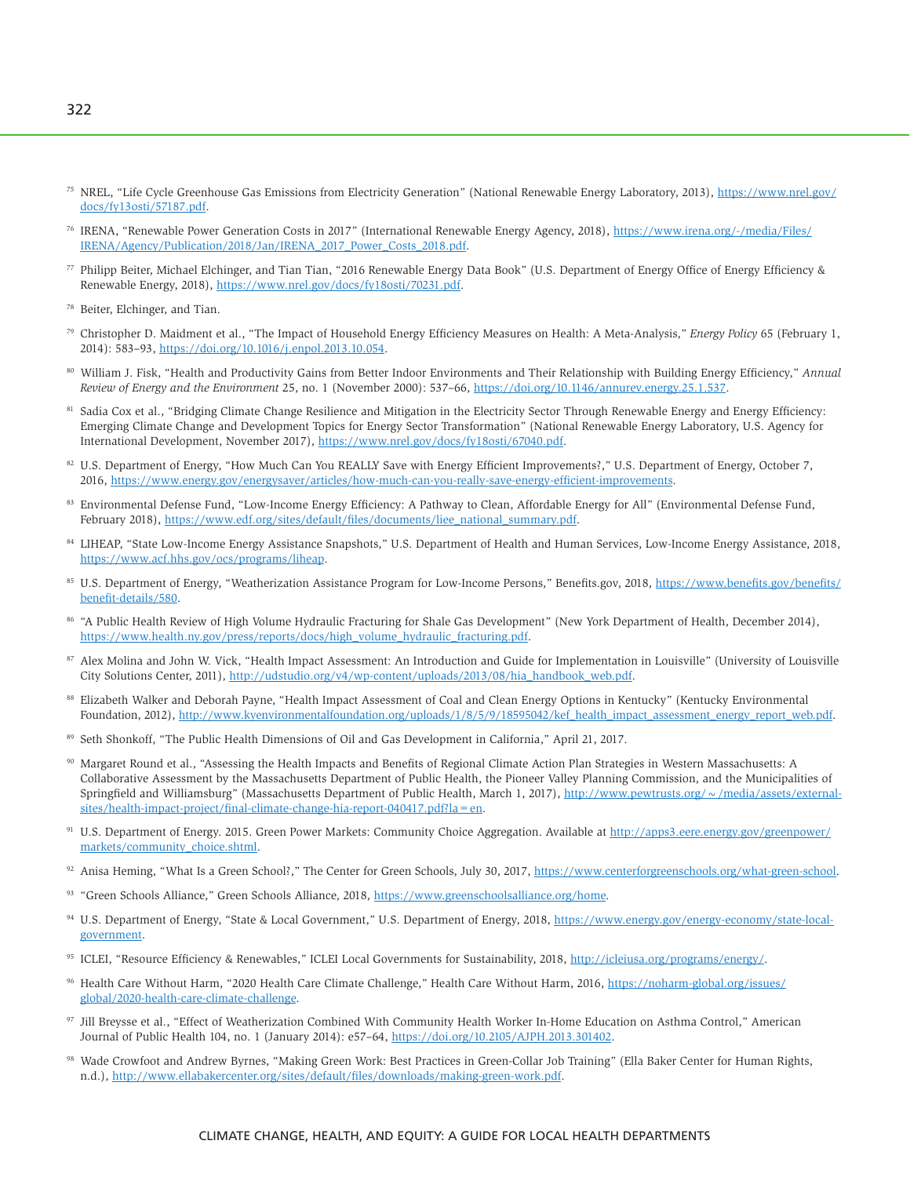[75] NREL, "Life Cycle Greenhouse Gas Emissions from Electricity Generation" (National Renewable Energy Laboratory, 2013), https://www.nrel.gov/docs/fy13osti/57187.pdf.

[76] IRENA, "Renewable Power Generation Costs in 2017" (International Renewable Energy Agency, 2018), https://www.irena.org/-/media/Files/IRENA/Agency/Publication/2018/Jan/IRENA_2017_Power_Costs_2018.pdf.

[77] Philipp Beiter, Michael Elchinger, and Tian Tian, "2016 Renewable Energy Data Book" (U.S. Department of Energy Office of Energy Efficiency & Renewable Energy, 2018), https://www.nrel.gov/docs/fy18osti/70231.pdf.

[78] Beiter, Elchinger, and Tian.

[79] Christopher D. Maidment et al., "The Impact of Household Energy Efficiency Measures on Health: A Meta-Analysis," *Energy Policy* 65 (February 1, 2014): 583–93, https://doi.org/10.1016/j.enpol.2013.10.054.

[80] William J. Fisk, "Health and Productivity Gains from Better Indoor Environments and Their Relationship with Building Energy Efficiency," *Annual Review of Energy and the Environment* 25, no. 1 (November 2000): 537–66, https://doi.org/10.1146/annurev.energy.25.1.537.

[81] Sadia Cox et al., "Bridging Climate Change Resilience and Mitigation in the Electricity Sector Through Renewable Energy and Energy Efficiency: Emerging Climate Change and Development Topics for Energy Sector Transformation" (National Renewable Energy Laboratory, U.S. Agency for International Development, November 2017), https://www.nrel.gov/docs/fy18osti/67040.pdf.

[82] U.S. Department of Energy, "How Much Can You REALLY Save with Energy Efficient Improvements?," U.S. Department of Energy, October 7, 2016, https://www.energy.gov/energysaver/articles/how-much-can-you-really-save-energy-efficient-improvements.

[83] Environmental Defense Fund, "Low-Income Energy Efficiency: A Pathway to Clean, Affordable Energy for All" (Environmental Defense Fund, February 2018), https://www.edf.org/sites/default/files/documents/liee_national_summary.pdf.

[84] LIHEAP, "State Low-Income Energy Assistance Snapshots," U.S. Department of Health and Human Services, Low-Income Energy Assistance, 2018, https://www.acf.hhs.gov/ocs/programs/liheap.

[85] U.S. Department of Energy, "Weatherization Assistance Program for Low-Income Persons," Benefits.gov, 2018, https://www.benefits.gov/benefits/benefit-details/580.

[86] "A Public Health Review of High Volume Hydraulic Fracturing for Shale Gas Development" (New York Department of Health, December 2014), https://www.health.ny.gov/press/reports/docs/high_volume_hydraulic_fracturing.pdf.

[87] Alex Molina and John W. Vick, "Health Impact Assessment: An Introduction and Guide for Implementation in Louisville" (University of Louisville City Solutions Center, 2011), http://udstudio.org/v4/wp-content/uploads/2013/08/hia_handbook_web.pdf.

[88] Elizabeth Walker and Deborah Payne, "Health Impact Assessment of Coal and Clean Energy Options in Kentucky" (Kentucky Environmental Foundation, 2012), http://www.kyenvironmentalfoundation.org/uploads/1/8/5/9/18595042/kef_health_impact_assessment_energy_report_web.pdf.

[89] Seth Shonkoff, "The Public Health Dimensions of Oil and Gas Development in California," April 21, 2017.

[90] Margaret Round et al., "Assessing the Health Impacts and Benefits of Regional Climate Action Plan Strategies in Western Massachusetts: A Collaborative Assessment by the Massachusetts Department of Public Health, the Pioneer Valley Planning Commission, and the Municipalities of Springfield and Williamsburg" (Massachusetts Department of Public Health, March 1, 2017), http://www.pewtrusts.org/~/media/assets/external-sites/health-impact-project/final-climate-change-hia-report-040417.pdf?la=en.

[91] U.S. Department of Energy. 2015. Green Power Markets: Community Choice Aggregation. Available at http://apps3.eere.energy.gov/greenpower/markets/community_choice.shtml.

[92] Anisa Heming, "What Is a Green School?," The Center for Green Schools, July 30, 2017, https://www.centerforgreenschools.org/what-green-school.

[93] "Green Schools Alliance," Green Schools Alliance, 2018, https://www.greenschoolsalliance.org/home.

[94] U.S. Department of Energy, "State & Local Government," U.S. Department of Energy, 2018, https://www.energy.gov/energy-economy/state-local-government.

[95] ICLEI, "Resource Efficiency & Renewables," ICLEI Local Governments for Sustainability, 2018, http://icleiusa.org/programs/energy/.

[96] Health Care Without Harm, "2020 Health Care Climate Challenge," Health Care Without Harm, 2016, https://noharm-global.org/issues/global/2020-health-care-climate-challenge.

[97] Jill Breysse et al., "Effect of Weatherization Combined With Community Health Worker In-Home Education on Asthma Control," American Journal of Public Health 104, no. 1 (January 2014): e57–64, https://doi.org/10.2105/AJPH.2013.301402.

[98] Wade Crowfoot and Andrew Byrnes, "Making Green Work: Best Practices in Green-Collar Job Training" (Ella Baker Center for Human Rights, n.d.), http://www.ellabakercenter.org/sites/default/files/downloads/making-green-work.pdf.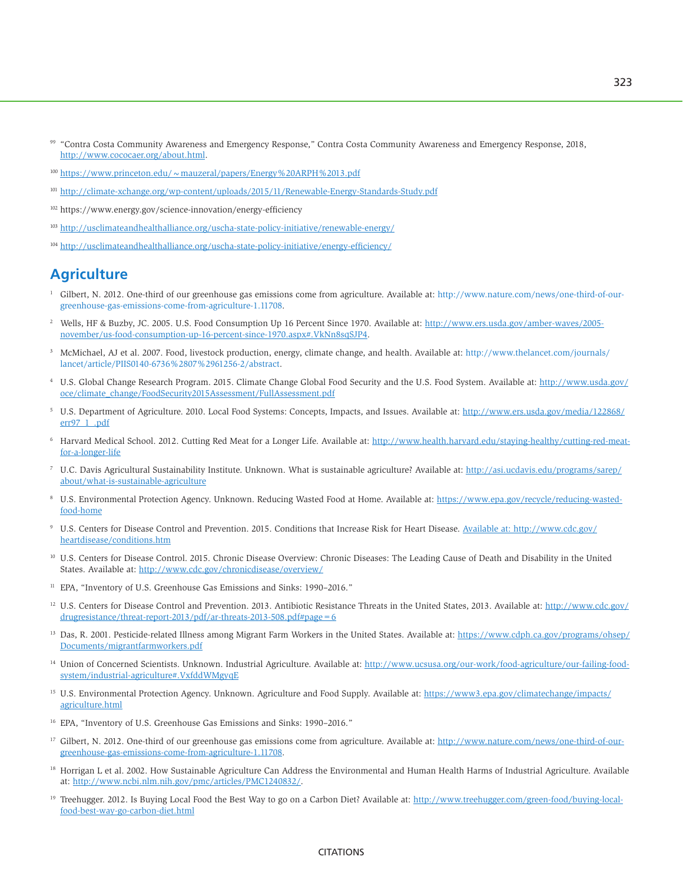[99] "Contra Costa Community Awareness and Emergency Response," Contra Costa Community Awareness and Emergency Response, 2018, http://www.cococaer.org/about.html.

[100] https://www.princeton.edu/~mauzeral/papers/Energy%20ARPH%2013.pdf

[101] http://climate-xchange.org/wp-content/uploads/2015/11/Renewable-Energy-Standards-Study.pdf

[102] https://www.energy.gov/science-innovation/energy-efficiency

[103] http://usclimateandhealthalliance.org/uscha-state-policy-initiative/renewable-energy/

[104] http://usclimateandhealthalliance.org/uscha-state-policy-initiative/energy-efficiency/

## Agriculture

[1] Gilbert, N. 2012. One-third of our greenhouse gas emissions come from agriculture. Available at: http://www.nature.com/news/one-third-of-our-greenhouse-gas-emissions-come-from-agriculture-1.11708.

[2] Wells, HF & Buzby, JC. 2005. U.S. Food Consumption Up 16 Percent Since 1970. Available at: http://www.ers.usda.gov/amber-waves/2005-november/us-food-consumption-up-16-percent-since-1970.aspx#.VkNn8sqSJP4.

[3] McMichael, AJ et al. 2007. Food, livestock production, energy, climate change, and health. Available at: http://www.thelancet.com/journals/lancet/article/PIIS0140-6736%2807%2961256-2/abstract.

[4] U.S. Global Change Research Program. 2015. Climate Change Global Food Security and the U.S. Food System. Available at: http://www.usda.gov/oce/climate_change/FoodSecurity2015Assessment/FullAssessment.pdf

[5] U.S. Department of Agriculture. 2010. Local Food Systems: Concepts, Impacts, and Issues. Available at: http://www.ers.usda.gov/media/122868/err97_1_.pdf

[6] Harvard Medical School. 2012. Cutting Red Meat for a Longer Life. Available at: http://www.health.harvard.edu/staying-healthy/cutting-red-meat-for-a-longer-life

[7] U.C. Davis Agricultural Sustainability Institute. Unknown. What is sustainable agriculture? Available at: http://asi.ucdavis.edu/programs/sarep/about/what-is-sustainable-agriculture

[8] U.S. Environmental Protection Agency. Unknown. Reducing Wasted Food at Home. Available at: https://www.epa.gov/recycle/reducing-wasted-food-home

[9] U.S. Centers for Disease Control and Prevention. 2015. Conditions that Increase Risk for Heart Disease. Available at: http://www.cdc.gov/heartdisease/conditions.htm

[10] U.S. Centers for Disease Control. 2015. Chronic Disease Overview: Chronic Diseases: The Leading Cause of Death and Disability in the United States. Available at: http://www.cdc.gov/chronicdisease/overview/

[11] EPA, "Inventory of U.S. Greenhouse Gas Emissions and Sinks: 1990–2016."

[12] U.S. Centers for Disease Control and Prevention. 2013. Antibiotic Resistance Threats in the United States, 2013. Available at: http://www.cdc.gov/drugresistance/threat-report-2013/pdf/ar-threats-2013-508.pdf#page=6

[13] Das, R. 2001. Pesticide-related Illness among Migrant Farm Workers in the United States. Available at: https://www.cdph.ca.gov/programs/ohsep/Documents/migrantfarmworkers.pdf

[14] Union of Concerned Scientists. Unknown. Industrial Agriculture. Available at: http://www.ucsusa.org/our-work/food-agriculture/our-failing-food-system/industrial-agriculture#.VxfddWMgyqE

[15] U.S. Environmental Protection Agency. Unknown. Agriculture and Food Supply. Available at: https://www3.epa.gov/climatechange/impacts/agriculture.html

[16] EPA, "Inventory of U.S. Greenhouse Gas Emissions and Sinks: 1990–2016."

[17] Gilbert, N. 2012. One-third of our greenhouse gas emissions come from agriculture. Available at: http://www.nature.com/news/one-third-of-our-greenhouse-gas-emissions-come-from-agriculture-1.11708.

[18] Horrigan L et al. 2002. How Sustainable Agriculture Can Address the Environmental and Human Health Harms of Industrial Agriculture. Available at: http://www.ncbi.nlm.nih.gov/pmc/articles/PMC1240832/.

[19] Treehugger. 2012. Is Buying Local Food the Best Way to go on a Carbon Diet? Available at: http://www.treehugger.com/green-food/buying-local-food-best-way-go-carbon-diet.html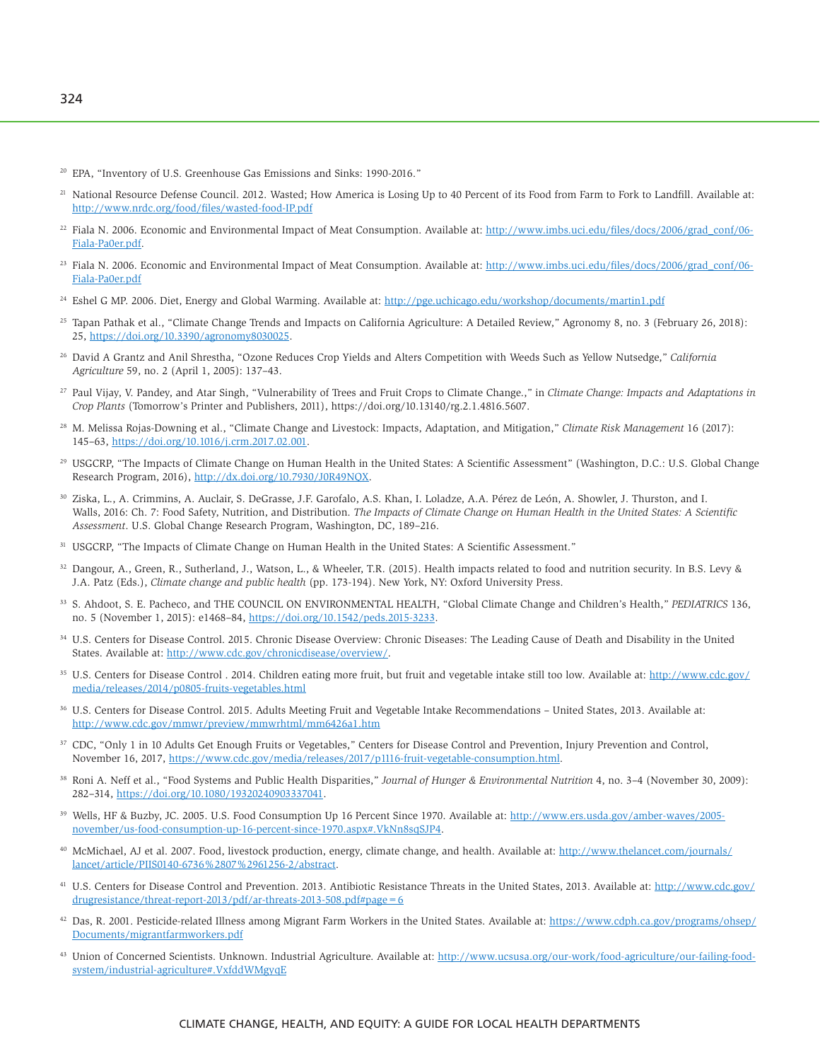[20] EPA, "Inventory of U.S. Greenhouse Gas Emissions and Sinks: 1990-2016."

[21] National Resource Defense Council. 2012. Wasted; How America is Losing Up to 40 Percent of its Food from Farm to Fork to Landfill. Available at: http://www.nrdc.org/food/files/wasted-food-IP.pdf

[22] Fiala N. 2006. Economic and Environmental Impact of Meat Consumption. Available at: http://www.imbs.uci.edu/files/docs/2006/grad_conf/06-Fiala-Pa0er.pdf.

[23] Fiala N. 2006. Economic and Environmental Impact of Meat Consumption. Available at: http://www.imbs.uci.edu/files/docs/2006/grad_conf/06-Fiala-Pa0er.pdf

[24] Eshel G MP. 2006. Diet, Energy and Global Warming. Available at: http://pge.uchicago.edu/workshop/documents/martin1.pdf

[25] Tapan Pathak et al., "Climate Change Trends and Impacts on California Agriculture: A Detailed Review," Agronomy 8, no. 3 (February 26, 2018): 25, https://doi.org/10.3390/agronomy8030025.

[26] David A Grantz and Anil Shrestha, "Ozone Reduces Crop Yields and Alters Competition with Weeds Such as Yellow Nutsedge," *California Agriculture* 59, no. 2 (April 1, 2005): 137–43.

[27] Paul Vijay, V. Pandey, and Atar Singh, "Vulnerability of Trees and Fruit Crops to Climate Change.," in *Climate Change: Impacts and Adaptations in Crop Plants* (Tomorrow's Printer and Publishers, 2011), https://doi.org/10.13140/rg.2.1.4816.5607.

[28] M. Melissa Rojas-Downing et al., "Climate Change and Livestock: Impacts, Adaptation, and Mitigation," *Climate Risk Management* 16 (2017): 145–63, https://doi.org/10.1016/j.crm.2017.02.001.

[29] USGCRP, "The Impacts of Climate Change on Human Health in the United States: A Scientific Assessment" (Washington, D.C.: U.S. Global Change Research Program, 2016), http://dx.doi.org/10.7930/J0R49NQX.

[30] Ziska, L., A. Crimmins, A. Auclair, S. DeGrasse, J.F. Garofalo, A.S. Khan, I. Loladze, A.A. Pérez de León, A. Showler, J. Thurston, and I. Walls, 2016: Ch. 7: Food Safety, Nutrition, and Distribution. *The Impacts of Climate Change on Human Health in the United States: A Scientific Assessment*. U.S. Global Change Research Program, Washington, DC, 189–216.

[31] USGCRP, "The Impacts of Climate Change on Human Health in the United States: A Scientific Assessment."

[32] Dangour, A., Green, R., Sutherland, J., Watson, L., & Wheeler, T.R. (2015). Health impacts related to food and nutrition security. In B.S. Levy & J.A. Patz (Eds.), *Climate change and public health* (pp. 173-194). New York, NY: Oxford University Press.

[33] S. Ahdoot, S. E. Pacheco, and THE COUNCIL ON ENVIRONMENTAL HEALTH, "Global Climate Change and Children's Health," *PEDIATRICS* 136, no. 5 (November 1, 2015): e1468–84, https://doi.org/10.1542/peds.2015-3233.

[34] U.S. Centers for Disease Control. 2015. Chronic Disease Overview: Chronic Diseases: The Leading Cause of Death and Disability in the United States. Available at: http://www.cdc.gov/chronicdisease/overview/.

[35] U.S. Centers for Disease Control . 2014. Children eating more fruit, but fruit and vegetable intake still too low. Available at: http://www.cdc.gov/media/releases/2014/p0805-fruits-vegetables.html

[36] U.S. Centers for Disease Control. 2015. Adults Meeting Fruit and Vegetable Intake Recommendations – United States, 2013. Available at: http://www.cdc.gov/mmwr/preview/mmwrhtml/mm6426a1.htm

[37] CDC, "Only 1 in 10 Adults Get Enough Fruits or Vegetables," Centers for Disease Control and Prevention, Injury Prevention and Control, November 16, 2017, https://www.cdc.gov/media/releases/2017/p1116-fruit-vegetable-consumption.html.

[38] Roni A. Neff et al., "Food Systems and Public Health Disparities," *Journal of Hunger & Environmental Nutrition* 4, no. 3–4 (November 30, 2009): 282–314, https://doi.org/10.1080/19320240903337041.

[39] Wells, HF & Buzby, JC. 2005. U.S. Food Consumption Up 16 Percent Since 1970. Available at: http://www.ers.usda.gov/amber-waves/2005-november/us-food-consumption-up-16-percent-since-1970.aspx#.VkNn8sqSJP4.

[40] McMichael, AJ et al. 2007. Food, livestock production, energy, climate change, and health. Available at: http://www.thelancet.com/journals/lancet/article/PIIS0140-6736%2807%2961256-2/abstract.

[41] U.S. Centers for Disease Control and Prevention. 2013. Antibiotic Resistance Threats in the United States, 2013. Available at: http://www.cdc.gov/drugresistance/threat-report-2013/pdf/ar-threats-2013-508.pdf#page=6

[42] Das, R. 2001. Pesticide-related Illness among Migrant Farm Workers in the United States. Available at: https://www.cdph.ca.gov/programs/ohsep/Documents/migrantfarmworkers.pdf

[43] Union of Concerned Scientists. Unknown. Industrial Agriculture. Available at: http://www.ucsusa.org/our-work/food-agriculture/our-failing-food-system/industrial-agriculture#.VxfddWMgyqE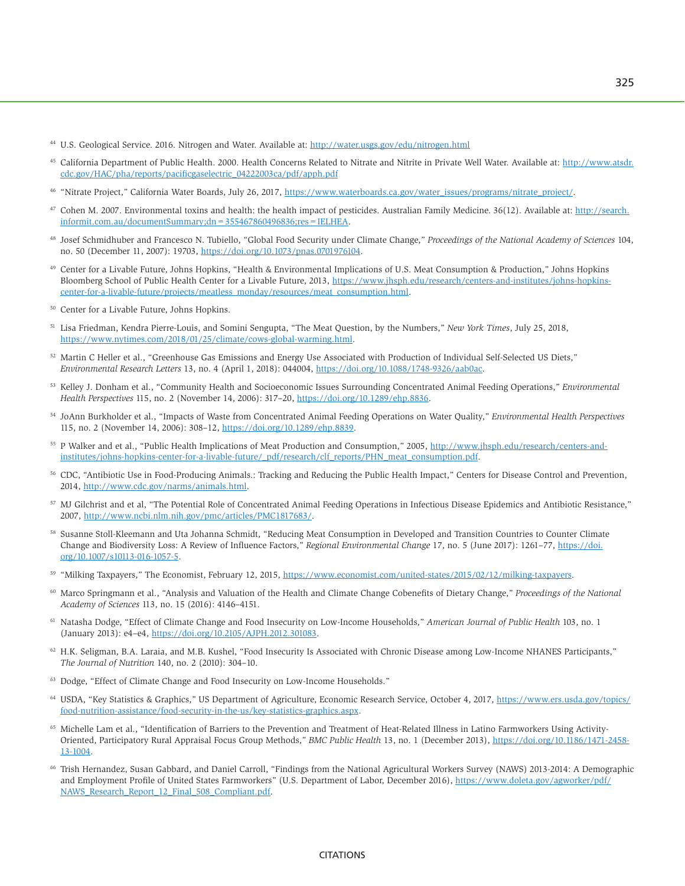[44] U.S. Geological Service. 2016. Nitrogen and Water. Available at: http://water.usgs.gov/edu/nitrogen.html

[45] California Department of Public Health. 2000. Health Concerns Related to Nitrate and Nitrite in Private Well Water. Available at: http://www.atsdr.cdc.gov/HAC/pha/reports/pacificgaselectric_04222003ca/pdf/apph.pdf

[46] "Nitrate Project," California Water Boards, July 26, 2017, https://www.waterboards.ca.gov/water_issues/programs/nitrate_project/.

[47] Cohen M. 2007. Environmental toxins and health: the health impact of pesticides. Australian Family Medicine. 36(12). Available at: http://search.informit.com.au/documentSummary;dn=355467860496836;res=IELHEA.

[48] Josef Schmidhuber and Francesco N. Tubiello, "Global Food Security under Climate Change," *Proceedings of the National Academy of Sciences* 104, no. 50 (December 11, 2007): 19703, https://doi.org/10.1073/pnas.0701976104.

[49] Center for a Livable Future, Johns Hopkins, "Health & Environmental Implications of U.S. Meat Consumption & Production," Johns Hopkins Bloomberg School of Public Health Center for a Livable Future, 2013, https://www.jhsph.edu/research/centers-and-institutes/johns-hopkins-center-for-a-livable-future/projects/meatless_monday/resources/meat_consumption.html.

[50] Center for a Livable Future, Johns Hopkins.

[51] Lisa Friedman, Kendra Pierre-Louis, and Somini Sengupta, "The Meat Question, by the Numbers," *New York Times*, July 25, 2018, https://www.nytimes.com/2018/01/25/climate/cows-global-warming.html.

[52] Martin C Heller et al., "Greenhouse Gas Emissions and Energy Use Associated with Production of Individual Self-Selected US Diets," *Environmental Research Letters* 13, no. 4 (April 1, 2018): 044004, https://doi.org/10.1088/1748-9326/aab0ac.

[53] Kelley J. Donham et al., "Community Health and Socioeconomic Issues Surrounding Concentrated Animal Feeding Operations," *Environmental Health Perspectives* 115, no. 2 (November 14, 2006): 317–20, https://doi.org/10.1289/ehp.8836.

[54] JoAnn Burkholder et al., "Impacts of Waste from Concentrated Animal Feeding Operations on Water Quality," *Environmental Health Perspectives* 115, no. 2 (November 14, 2006): 308–12, https://doi.org/10.1289/ehp.8839.

[55] P Walker and et al., "Public Health Implications of Meat Production and Consumption," 2005, http://www.jhsph.edu/research/centers-and-institutes/johns-hopkins-center-for-a-livable-future/_pdf/research/clf_reports/PHN_meat_consumption.pdf.

[56] CDC, "Antibiotic Use in Food-Producing Animals.: Tracking and Reducing the Public Health Impact," Centers for Disease Control and Prevention, 2014, http://www.cdc.gov/narms/animals.html.

[57] MJ Gilchrist and et al, "The Potential Role of Concentrated Animal Feeding Operations in Infectious Disease Epidemics and Antibiotic Resistance," 2007, http://www.ncbi.nlm.nih.gov/pmc/articles/PMC1817683/.

[58] Susanne Stoll-Kleemann and Uta Johanna Schmidt, "Reducing Meat Consumption in Developed and Transition Countries to Counter Climate Change and Biodiversity Loss: A Review of Influence Factors," *Regional Environmental Change* 17, no. 5 (June 2017): 1261–77, https://doi.org/10.1007/s10113-016-1057-5.

[59] "Milking Taxpayers," The Economist, February 12, 2015, https://www.economist.com/united-states/2015/02/12/milking-taxpayers.

[60] Marco Springmann et al., "Analysis and Valuation of the Health and Climate Change Cobenefits of Dietary Change," *Proceedings of the National Academy of Sciences* 113, no. 15 (2016): 4146–4151.

[61] Natasha Dodge, "Effect of Climate Change and Food Insecurity on Low-Income Households," *American Journal of Public Health* 103, no. 1 (January 2013): e4–e4, https://doi.org/10.2105/AJPH.2012.301083.

[62] H.K. Seligman, B.A. Laraia, and M.B. Kushel, "Food Insecurity Is Associated with Chronic Disease among Low-Income NHANES Participants," *The Journal of Nutrition* 140, no. 2 (2010): 304–10.

[63] Dodge, "Effect of Climate Change and Food Insecurity on Low-Income Households."

[64] USDA, "Key Statistics & Graphics," US Department of Agriculture, Economic Research Service, October 4, 2017, https://www.ers.usda.gov/topics/food-nutrition-assistance/food-security-in-the-us/key-statistics-graphics.aspx.

[65] Michelle Lam et al., "Identification of Barriers to the Prevention and Treatment of Heat-Related Illness in Latino Farmworkers Using Activity-Oriented, Participatory Rural Appraisal Focus Group Methods," *BMC Public Health* 13, no. 1 (December 2013), https://doi.org/10.1186/1471-2458-13-1004.

[66] Trish Hernandez, Susan Gabbard, and Daniel Carroll, "Findings from the National Agricultural Workers Survey (NAWS) 2013-2014: A Demographic and Employment Profile of United States Farmworkers" (U.S. Department of Labor, December 2016), https://www.doleta.gov/agworker/pdf/NAWS_Research_Report_12_Final_508_Compliant.pdf.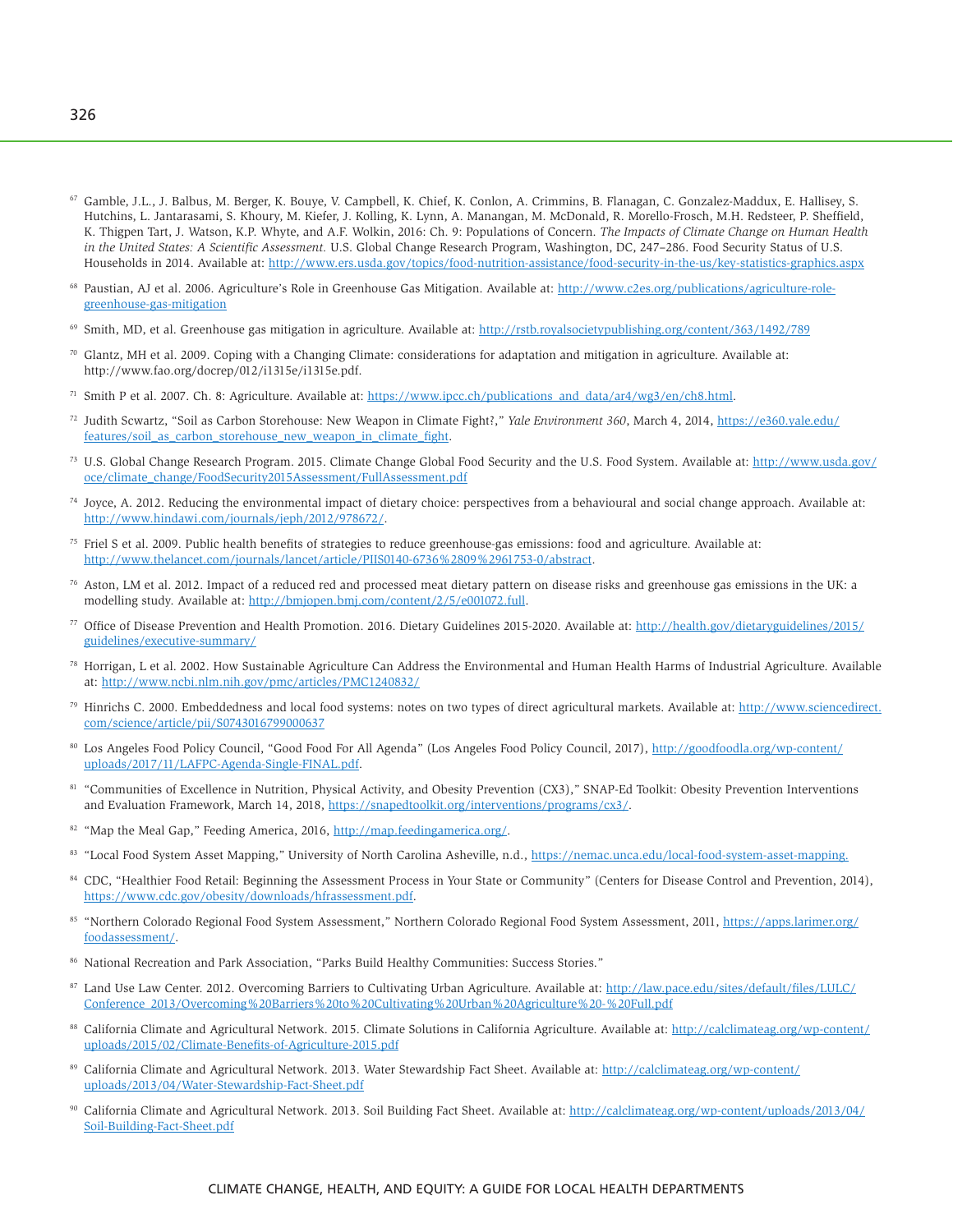[67] Gamble, J.L., J. Balbus, M. Berger, K. Bouye, V. Campbell, K. Chief, K. Conlon, A. Crimmins, B. Flanagan, C. Gonzalez-Maddux, E. Hallisey, S. Hutchins, L. Jantarasami, S. Khoury, M. Kiefer, J. Kolling, K. Lynn, A. Manangan, M. McDonald, R. Morello-Frosch, M.H. Redsteer, P. Sheffield, K. Thigpen Tart, J. Watson, K.P. Whyte, and A.F. Wolkin, 2016: Ch. 9: Populations of Concern. *The Impacts of Climate Change on Human Health in the United States: A Scientific Assessment.* U.S. Global Change Research Program, Washington, DC, 247–286. Food Security Status of U.S. Households in 2014. Available at: http://www.ers.usda.gov/topics/food-nutrition-assistance/food-security-in-the-us/key-statistics-graphics.aspx

[68] Paustian, AJ et al. 2006. Agriculture's Role in Greenhouse Gas Mitigation. Available at: http://www.c2es.org/publications/agriculture-role-greenhouse-gas-mitigation

[69] Smith, MD, et al. Greenhouse gas mitigation in agriculture. Available at: http://rstb.royalsocietypublishing.org/content/363/1492/789

[70] Glantz, MH et al. 2009. Coping with a Changing Climate: considerations for adaptation and mitigation in agriculture. Available at: http://www.fao.org/docrep/012/i1315e/i1315e.pdf.

[71] Smith P et al. 2007. Ch. 8: Agriculture. Available at: https://www.ipcc.ch/publications_and_data/ar4/wg3/en/ch8.html.

[72] Judith Scwartz, "Soil as Carbon Storehouse: New Weapon in Climate Fight?," *Yale Environment 360*, March 4, 2014, https://e360.yale.edu/features/soil_as_carbon_storehouse_new_weapon_in_climate_fight.

[73] U.S. Global Change Research Program. 2015. Climate Change Global Food Security and the U.S. Food System. Available at: http://www.usda.gov/oce/climate_change/FoodSecurity2015Assessment/FullAssessment.pdf

[74] Joyce, A. 2012. Reducing the environmental impact of dietary choice: perspectives from a behavioural and social change approach. Available at: http://www.hindawi.com/journals/jeph/2012/978672/.

[75] Friel S et al. 2009. Public health benefits of strategies to reduce greenhouse-gas emissions: food and agriculture. Available at: http://www.thelancet.com/journals/lancet/article/PIIS0140-6736%2809%2961753-0/abstract.

[76] Aston, LM et al. 2012. Impact of a reduced red and processed meat dietary pattern on disease risks and greenhouse gas emissions in the UK: a modelling study. Available at: http://bmjopen.bmj.com/content/2/5/e001072.full.

[77] Office of Disease Prevention and Health Promotion. 2016. Dietary Guidelines 2015-2020. Available at: http://health.gov/dietaryguidelines/2015/guidelines/executive-summary/

[78] Horrigan, L et al. 2002. How Sustainable Agriculture Can Address the Environmental and Human Health Harms of Industrial Agriculture. Available at: http://www.ncbi.nlm.nih.gov/pmc/articles/PMC1240832/

[79] Hinrichs C. 2000. Embeddedness and local food systems: notes on two types of direct agricultural markets. Available at: http://www.sciencedirect.com/science/article/pii/S0743016799000637

[80] Los Angeles Food Policy Council, "Good Food For All Agenda" (Los Angeles Food Policy Council, 2017), http://goodfoodla.org/wp-content/uploads/2017/11/LAFPC-Agenda-Single-FINAL.pdf.

[81] "Communities of Excellence in Nutrition, Physical Activity, and Obesity Prevention (CX3)," SNAP-Ed Toolkit: Obesity Prevention Interventions and Evaluation Framework, March 14, 2018, https://snapedtoolkit.org/interventions/programs/cx3/.

[82] "Map the Meal Gap," Feeding America, 2016, http://map.feedingamerica.org/.

[83] "Local Food System Asset Mapping," University of North Carolina Asheville, n.d., https://nemac.unca.edu/local-food-system-asset-mapping.

[84] CDC, "Healthier Food Retail: Beginning the Assessment Process in Your State or Community" (Centers for Disease Control and Prevention, 2014), https://www.cdc.gov/obesity/downloads/hfrassessment.pdf.

[85] "Northern Colorado Regional Food System Assessment," Northern Colorado Regional Food System Assessment, 2011, https://apps.larimer.org/foodassessment/.

[86] National Recreation and Park Association, "Parks Build Healthy Communities: Success Stories."

[87] Land Use Law Center. 2012. Overcoming Barriers to Cultivating Urban Agriculture. Available at: http://law.pace.edu/sites/default/files/LULC/Conference_2013/Overcoming%20Barriers%20to%20Cultivating%20Urban%20Agriculture%20-%20Full.pdf

[88] California Climate and Agricultural Network. 2015. Climate Solutions in California Agriculture. Available at: http://calclimateag.org/wp-content/uploads/2015/02/Climate-Benefits-of-Agriculture-2015.pdf

[89] California Climate and Agricultural Network. 2013. Water Stewardship Fact Sheet. Available at: http://calclimateag.org/wp-content/uploads/2013/04/Water-Stewardship-Fact-Sheet.pdf

[90] California Climate and Agricultural Network. 2013. Soil Building Fact Sheet. Available at: http://calclimateag.org/wp-content/uploads/2013/04/Soil-Building-Fact-Sheet.pdf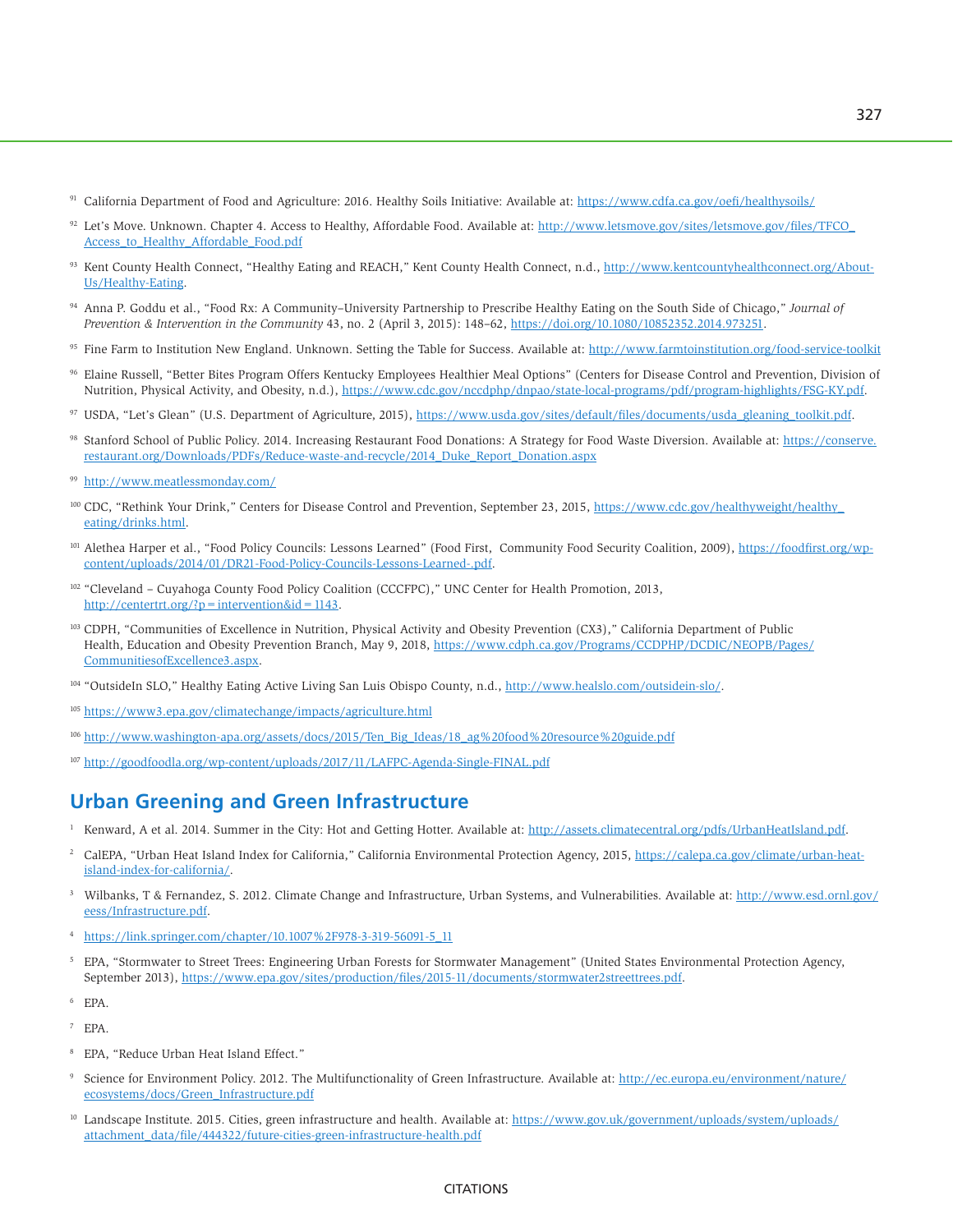[91] California Department of Food and Agriculture: 2016. Healthy Soils Initiative: Available at: https://www.cdfa.ca.gov/oefi/healthysoils/

[92] Let's Move. Unknown. Chapter 4. Access to Healthy, Affordable Food. Available at: http://www.letsmove.gov/sites/letsmove.gov/files/TFCO_Access_to_Healthy_Affordable_Food.pdf

[93] Kent County Health Connect, "Healthy Eating and REACH," Kent County Health Connect, n.d., http://www.kentcountyhealthconnect.org/About-Us/Healthy-Eating.

[94] Anna P. Goddu et al., "Food Rx: A Community–University Partnership to Prescribe Healthy Eating on the South Side of Chicago," *Journal of Prevention & Intervention in the Community* 43, no. 2 (April 3, 2015): 148–62, https://doi.org/10.1080/10852352.2014.973251.

[95] Fine Farm to Institution New England. Unknown. Setting the Table for Success. Available at: http://www.farmtoinstitution.org/food-service-toolkit

[96] Elaine Russell, "Better Bites Program Offers Kentucky Employees Healthier Meal Options" (Centers for Disease Control and Prevention, Division of Nutrition, Physical Activity, and Obesity, n.d.), https://www.cdc.gov/nccdphp/dnpao/state-local-programs/pdf/program-highlights/FSG-KY.pdf.

[97] USDA, "Let's Glean" (U.S. Department of Agriculture, 2015), https://www.usda.gov/sites/default/files/documents/usda_gleaning_toolkit.pdf.

[98] Stanford School of Public Policy. 2014. Increasing Restaurant Food Donations: A Strategy for Food Waste Diversion. Available at: https://conserve.restaurant.org/Downloads/PDFs/Reduce-waste-and-recycle/2014_Duke_Report_Donation.aspx

[99] http://www.meatlessmonday.com/

[100] CDC, "Rethink Your Drink," Centers for Disease Control and Prevention, September 23, 2015, https://www.cdc.gov/healthyweight/healthy_eating/drinks.html.

[101] Alethea Harper et al., "Food Policy Councils: Lessons Learned" (Food First, Community Food Security Coalition, 2009), https://foodfirst.org/wp-content/uploads/2014/01/DR21-Food-Policy-Councils-Lessons-Learned-.pdf.

[102] "Cleveland – Cuyahoga County Food Policy Coalition (CCCFPC)," UNC Center for Health Promotion, 2013, http://centertrt.org/?p=intervention&id=1143.

[103] CDPH, "Communities of Excellence in Nutrition, Physical Activity and Obesity Prevention (CX3)," California Department of Public Health, Education and Obesity Prevention Branch, May 9, 2018, https://www.cdph.ca.gov/Programs/CCDPHP/DCDIC/NEOPB/Pages/CommunitiesofExcellence3.aspx.

[104] "OutsideIn SLO," Healthy Eating Active Living San Luis Obispo County, n.d., http://www.healslo.com/outside-in-slo/.

[105] https://www3.epa.gov/climatechange/impacts/agriculture.html

[106] http://www.washington-apa.org/assets/docs/2015/Ten_Big_Ideas/18_ag%20food%20resource%20guide.pdf

[107] http://goodfoodla.org/wp-content/uploads/2017/11/LAFPC-Agenda-Single-FINAL.pdf

## Urban Greening and Green Infrastructure

[1] Kenward, A et al. 2014. Summer in the City: Hot and Getting Hotter. Available at: http://assets.climatecentral.org/pdfs/UrbanHeatIsland.pdf.

[2] CalEPA, "Urban Heat Island Index for California," California Environmental Protection Agency, 2015, https://calepa.ca.gov/climate/urban-heat-island-index-for-california/.

[3] Wilbanks, T & Fernandez, S. 2012. Climate Change and Infrastructure, Urban Systems, and Vulnerabilities. Available at: http://www.esd.ornl.gov/eess/Infrastructure.pdf.

[4] https://link.springer.com/chapter/10.1007%2F978-3-319-56091-5_11

[5] EPA, "Stormwater to Street Trees: Engineering Urban Forests for Stormwater Management" (United States Environmental Protection Agency, September 2013), https://www.epa.gov/sites/production/files/2015-11/documents/stormwater2streettrees.pdf.

[6] EPA.

[7] EPA.

[8] EPA, "Reduce Urban Heat Island Effect."

[9] Science for Environment Policy. 2012. The Multifunctionality of Green Infrastructure. Available at: http://ec.europa.eu/environment/nature/ecosystems/docs/Green_Infrastructure.pdf

[10] Landscape Institute. 2015. Cities, green infrastructure and health. Available at: https://www.gov.uk/government/uploads/system/uploads/attachment_data/file/444322/future-cities-green-infrastructure-health.pdf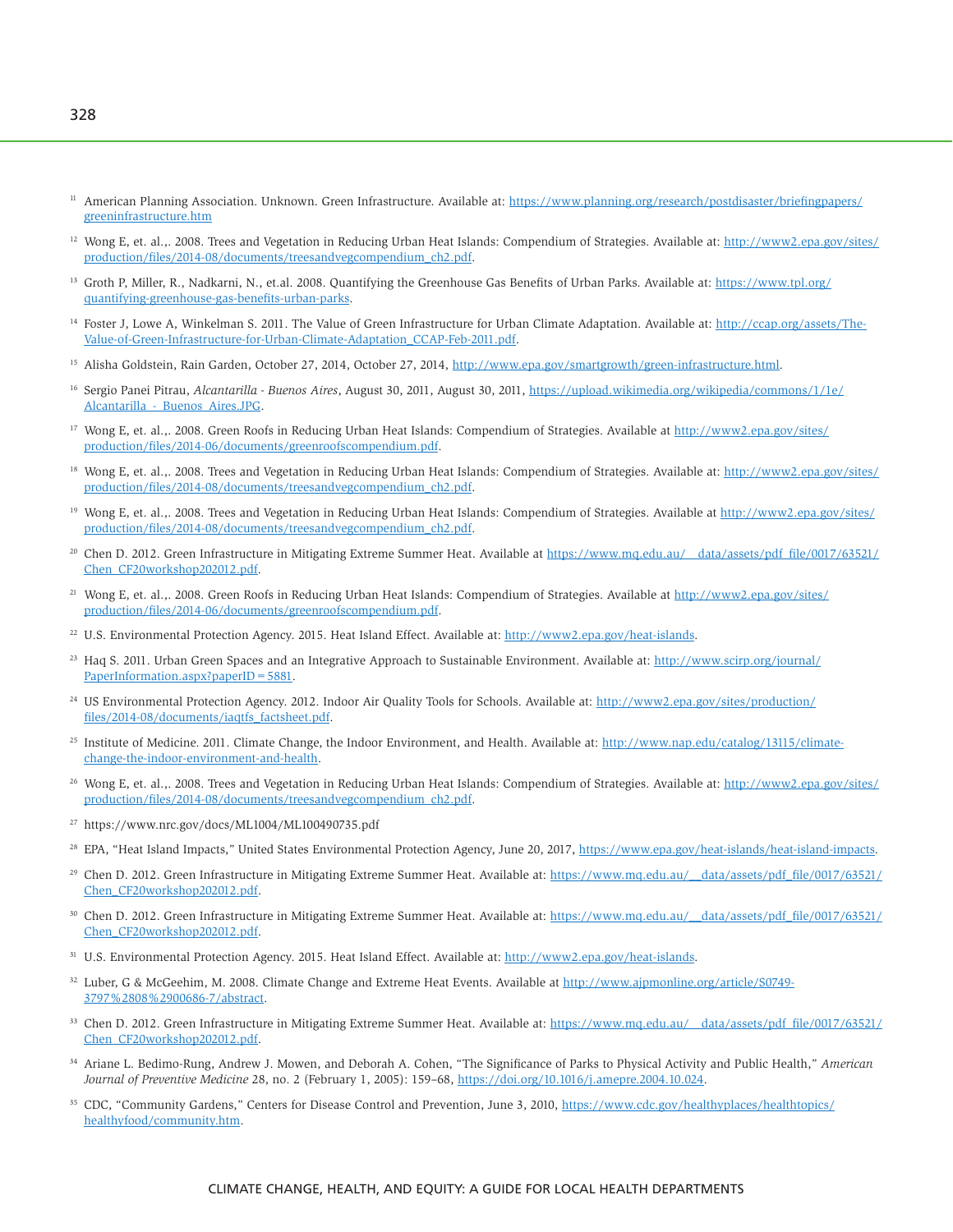[11] American Planning Association. Unknown. Green Infrastructure. Available at: https://www.planning.org/research/postdisaster/briefingpapers/greeninfrastructure.htm

[12] Wong E, et. al.,. 2008. Trees and Vegetation in Reducing Urban Heat Islands: Compendium of Strategies. Available at: http://www2.epa.gov/sites/production/files/2014-08/documents/treesandvegcompendium_ch2.pdf.

[13] Groth P, Miller, R., Nadkarni, N., et.al. 2008. Quantifying the Greenhouse Gas Benefits of Urban Parks. Available at: https://www.tpl.org/quantifying-greenhouse-gas-benefits-urban-parks.

[14] Foster J, Lowe A, Winkelman S. 2011. The Value of Green Infrastructure for Urban Climate Adaptation. Available at: http://ccap.org/assets/The-Value-of-Green-Infrastructure-for-Urban-Climate-Adaptation_CCAP-Feb-2011.pdf.

[15] Alisha Goldstein, Rain Garden, October 27, 2014, October 27, 2014, http://www.epa.gov/smartgrowth/green-infrastructure.html.

[16] Sergio Panei Pitrau, *Alcantarilla - Buenos Aires*, August 30, 2011, August 30, 2011, https://upload.wikimedia.org/wikipedia/commons/1/1e/Alcantarilla_-_Buenos_Aires.JPG.

[17] Wong E, et. al.,. 2008. Green Roofs in Reducing Urban Heat Islands: Compendium of Strategies. Available at http://www2.epa.gov/sites/production/files/2014-06/documents/greenroofscompendium.pdf.

[18] Wong E, et. al.,. 2008. Trees and Vegetation in Reducing Urban Heat Islands: Compendium of Strategies. Available at: http://www2.epa.gov/sites/production/files/2014-08/documents/treesandvegcompendium_ch2.pdf.

[19] Wong E, et. al.,. 2008. Trees and Vegetation in Reducing Urban Heat Islands: Compendium of Strategies. Available at http://www2.epa.gov/sites/production/files/2014-08/documents/treesandvegcompendium_ch2.pdf.

[20] Chen D. 2012. Green Infrastructure in Mitigating Extreme Summer Heat. Available at https://www.mq.edu.au/__data/assets/pdf_file/0017/63521/Chen_CF20workshop202012.pdf.

[21] Wong E, et. al.,. 2008. Green Roofs in Reducing Urban Heat Islands: Compendium of Strategies. Available at http://www2.epa.gov/sites/production/files/2014-06/documents/greenroofscompendium.pdf.

[22] U.S. Environmental Protection Agency. 2015. Heat Island Effect. Available at: http://www2.epa.gov/heat-islands.

[23] Haq S. 2011. Urban Green Spaces and an Integrative Approach to Sustainable Environment. Available at: http://www.scirp.org/journal/PaperInformation.aspx?paperID=5881.

[24] US Environmental Protection Agency. 2012. Indoor Air Quality Tools for Schools. Available at: http://www2.epa.gov/sites/production/files/2014-08/documents/iaqtfs_factsheet.pdf.

[25] Institute of Medicine. 2011. Climate Change, the Indoor Environment, and Health. Available at: http://www.nap.edu/catalog/13115/climate-change-the-indoor-environment-and-health.

[26] Wong E, et. al.,. 2008. Trees and Vegetation in Reducing Urban Heat Islands: Compendium of Strategies. Available at: http://www2.epa.gov/sites/production/files/2014-08/documents/treesandvegcompendium_ch2.pdf.

[27] https://www.nrc.gov/docs/ML1004/ML100490735.pdf

[28] EPA, "Heat Island Impacts," United States Environmental Protection Agency, June 20, 2017, https://www.epa.gov/heat-islands/heat-island-impacts.

[29] Chen D. 2012. Green Infrastructure in Mitigating Extreme Summer Heat. Available at: https://www.mq.edu.au/__data/assets/pdf_file/0017/63521/Chen_CF20workshop202012.pdf.

[30] Chen D. 2012. Green Infrastructure in Mitigating Extreme Summer Heat. Available at: https://www.mq.edu.au/__data/assets/pdf_file/0017/63521/Chen_CF20workshop202012.pdf.

[31] U.S. Environmental Protection Agency. 2015. Heat Island Effect. Available at: http://www2.epa.gov/heat-islands.

[32] Luber, G & McGeehim, M. 2008. Climate Change and Extreme Heat Events. Available at http://www.ajpmonline.org/article/S0749-3797%2808%2900686-7/abstract.

[33] Chen D. 2012. Green Infrastructure in Mitigating Extreme Summer Heat. Available at: https://www.mq.edu.au/__data/assets/pdf_file/0017/63521/Chen_CF20workshop202012.pdf.

[34] Ariane L. Bedimo-Rung, Andrew J. Mowen, and Deborah A. Cohen, "The Significance of Parks to Physical Activity and Public Health," *American Journal of Preventive Medicine* 28, no. 2 (February 1, 2005): 159–68, https://doi.org/10.1016/j.amepre.2004.10.024.

[35] CDC, "Community Gardens," Centers for Disease Control and Prevention, June 3, 2010, https://www.cdc.gov/healthyplaces/healthtopics/healthyfood/community.htm.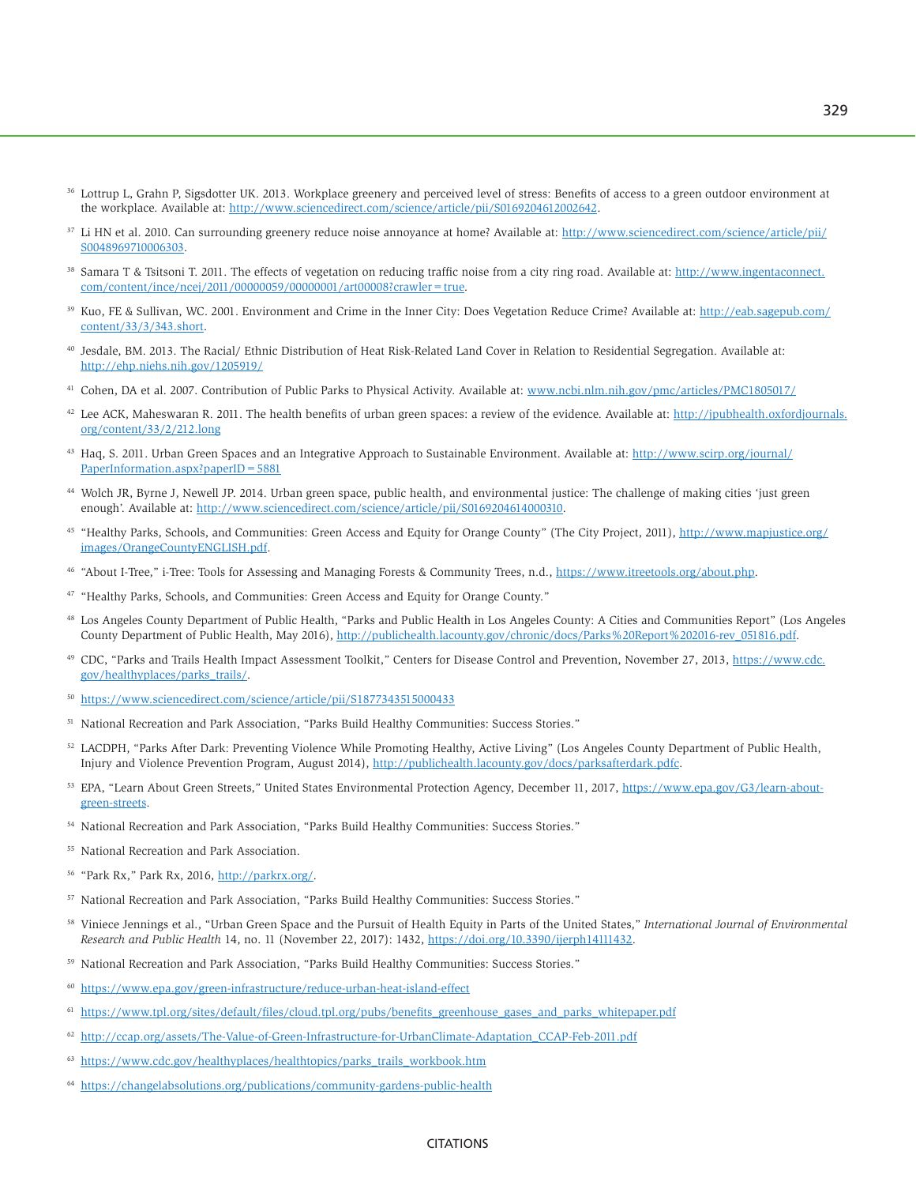[36] Lottrup L, Grahn P, Sigsdotter UK. 2013. Workplace greenery and perceived level of stress: Benefits of access to a green outdoor environment at the workplace. Available at: http://www.sciencedirect.com/science/article/pii/S0169204612002642.

[37] Li HN et al. 2010. Can surrounding greenery reduce noise annoyance at home? Available at: http://www.sciencedirect.com/science/article/pii/S0048969710006303.

[38] Samara T & Tsitsoni T. 2011. The effects of vegetation on reducing traffic noise from a city ring road. Available at: http://www.ingentaconnect.com/content/ince/ncej/2011/00000059/00000001/art00008?crawler=true.

[39] Kuo, FE & Sullivan, WC. 2001. Environment and Crime in the Inner City: Does Vegetation Reduce Crime? Available at: http://eab.sagepub.com/content/33/3/343.short.

[40] Jesdale, BM. 2013. The Racial/ Ethnic Distribution of Heat Risk-Related Land Cover in Relation to Residential Segregation. Available at: http://ehp.niehs.nih.gov/1205919/

[41] Cohen, DA et al. 2007. Contribution of Public Parks to Physical Activity. Available at: www.ncbi.nlm.nih.gov/pmc/articles/PMC1805017/

[42] Lee ACK, Maheswaran R. 2011. The health benefits of urban green spaces: a review of the evidence. Available at: http://jpubhealth.oxfordjournals.org/content/33/2/212.long

[43] Haq, S. 2011. Urban Green Spaces and an Integrative Approach to Sustainable Environment. Available at: http://www.scirp.org/journal/PaperInformation.aspx?paperID=5881

[44] Wolch JR, Byrne J, Newell JP. 2014. Urban green space, public health, and environmental justice: The challenge of making cities 'just green enough'. Available at: http://www.sciencedirect.com/science/article/pii/S0169204614000310.

[45] "Healthy Parks, Schools, and Communities: Green Access and Equity for Orange County" (The City Project, 2011), http://www.mapjustice.org/images/OrangeCountyENGLISH.pdf.

[46] "About I-Tree," i-Tree: Tools for Assessing and Managing Forests & Community Trees, n.d., https://www.itreetools.org/about.php.

[47] "Healthy Parks, Schools, and Communities: Green Access and Equity for Orange County."

[48] Los Angeles County Department of Public Health, "Parks and Public Health in Los Angeles County: A Cities and Communities Report" (Los Angeles County Department of Public Health, May 2016), http://publichealth.lacounty.gov/chronic/docs/Parks%20Report%202016-rev_051816.pdf.

[49] CDC, "Parks and Trails Health Impact Assessment Toolkit," Centers for Disease Control and Prevention, November 27, 2013, https://www.cdc.gov/healthyplaces/parks_trails/.

[50] https://www.sciencedirect.com/science/article/pii/S1877343515000433

[51] National Recreation and Park Association, "Parks Build Healthy Communities: Success Stories."

[52] LACDPH, "Parks After Dark: Preventing Violence While Promoting Healthy, Active Living" (Los Angeles County Department of Public Health, Injury and Violence Prevention Program, August 2014), http://publichealth.lacounty.gov/docs/parksafterdark.pdfc.

[53] EPA, "Learn About Green Streets," United States Environmental Protection Agency, December 11, 2017, https://www.epa.gov/G3/learn-about-green-streets.

[54] National Recreation and Park Association, "Parks Build Healthy Communities: Success Stories."

[55] National Recreation and Park Association.

[56] "Park Rx," Park Rx, 2016, http://parkrx.org/.

[57] National Recreation and Park Association, "Parks Build Healthy Communities: Success Stories."

[58] Viniece Jennings et al., "Urban Green Space and the Pursuit of Health Equity in Parts of the United States," *International Journal of Environmental Research and Public Health* 14, no. 11 (November 22, 2017): 1432, https://doi.org/10.3390/ijerph14111432.

[59] National Recreation and Park Association, "Parks Build Healthy Communities: Success Stories."

[60] https://www.epa.gov/green-infrastructure/reduce-urban-heat-island-effect

[61] https://www.tpl.org/sites/default/files/cloud.tpl.org/pubs/benefits_greenhouse_gases_and_parks_whitepaper.pdf

[62] http://ccap.org/assets/The-Value-of-Green-Infrastructure-for-UrbanClimate-Adaptation_CCAP-Feb-2011.pdf

[63] https://www.cdc.gov/healthyplaces/healthtopics/parks_trails_workbook.htm

[64] https://changelabsolutions.org/publications/community-gardens-public-health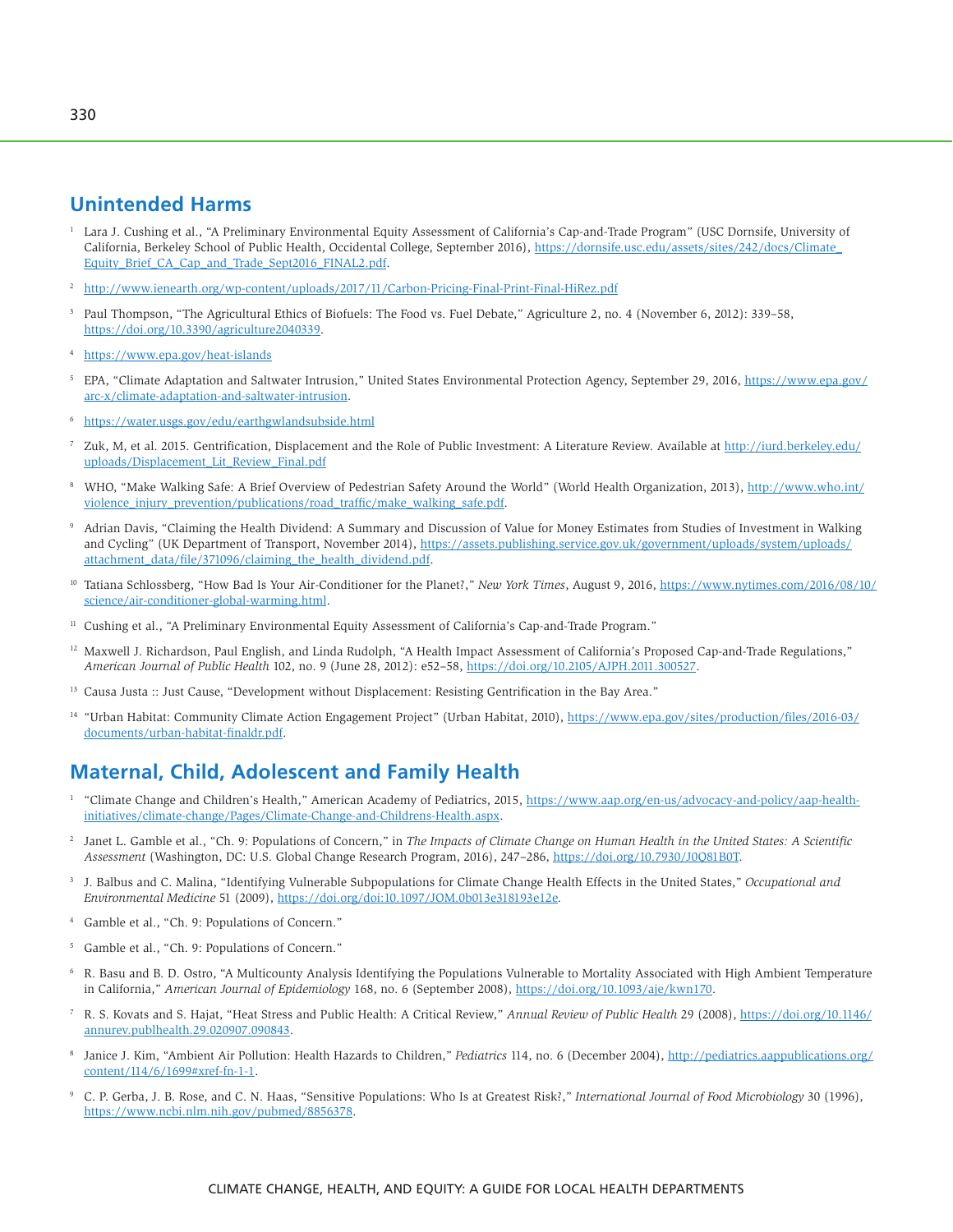## Unintended Harms

[1] Lara J. Cushing et al., "A Preliminary Environmental Equity Assessment of California's Cap-and-Trade Program" (USC Dornsife, University of California, Berkeley School of Public Health, Occidental College, September 2016), https://dornsife.usc.edu/assets/sites/242/docs/Climate_Equity_Brief_CA_Cap_and_Trade_Sept2016_FINAL2.pdf.

[2] http://www.ienearth.org/wp-content/uploads/2017/11/Carbon-Pricing-Final-Print-Final-HiRez.pdf

[3] Paul Thompson, "The Agricultural Ethics of Biofuels: The Food vs. Fuel Debate," Agriculture 2, no. 4 (November 6, 2012): 339–58, https://doi.org/10.3390/agriculture2040339.

[4] https://www.epa.gov/heat-islands

[5] EPA, "Climate Adaptation and Saltwater Intrusion," United States Environmental Protection Agency, September 29, 2016, https://www.epa.gov/arc-x/climate-adaptation-and-saltwater-intrusion.

[6] https://water.usgs.gov/edu/earthgwlandsubside.html

[7] Zuk, M, et al. 2015. Gentrification, Displacement and the Role of Public Investment: A Literature Review. Available at http://iurd.berkeley.edu/uploads/Displacement_Lit_Review_Final.pdf

[8] WHO, "Make Walking Safe: A Brief Overview of Pedestrian Safety Around the World" (World Health Organization, 2013), http://www.who.int/violence_injury_prevention/publications/road_traffic/make_walking_safe.pdf.

[9] Adrian Davis, "Claiming the Health Dividend: A Summary and Discussion of Value for Money Estimates from Studies of Investment in Walking and Cycling" (UK Department of Transport, November 2014), https://assets.publishing.service.gov.uk/government/uploads/system/uploads/attachment_data/file/371096/claiming_the_health_dividend.pdf.

[10] Tatiana Schlossberg, "How Bad Is Your Air-Conditioner for the Planet?," *New York Times*, August 9, 2016, https://www.nytimes.com/2016/08/10/science/air-conditioner-global-warming.html.

[11] Cushing et al., "A Preliminary Environmental Equity Assessment of California's Cap-and-Trade Program."

[12] Maxwell J. Richardson, Paul English, and Linda Rudolph, "A Health Impact Assessment of California's Proposed Cap-and-Trade Regulations," *American Journal of Public Health* 102, no. 9 (June 28, 2012): e52–58, https://doi.org/10.2105/AJPH.2011.300527.

[13] Causa Justa :: Just Cause, "Development without Displacement: Resisting Gentrification in the Bay Area."

[14] "Urban Habitat: Community Climate Action Engagement Project" (Urban Habitat, 2010), https://www.epa.gov/sites/production/files/2016-03/documents/urban-habitat-finaldr.pdf.

## Maternal, Child, Adolescent and Family Health

[1] "Climate Change and Children's Health," American Academy of Pediatrics, 2015, https://www.aap.org/en-us/advocacy-and-policy/aap-health-initiatives/climate-change/Pages/Climate-Change-and-Childrens-Health.aspx.

[2] Janet L. Gamble et al., "Ch. 9: Populations of Concern," in *The Impacts of Climate Change on Human Health in the United States: A Scientific Assessment* (Washington, DC: U.S. Global Change Research Program, 2016), 247–286, https://doi.org/10.7930/J0Q81B0T.

[3] J. Balbus and C. Malina, "Identifying Vulnerable Subpopulations for Climate Change Health Effects in the United States," *Occupational and Environmental Medicine* 51 (2009), https://doi.org/doi:10.1097/JOM.0b013e318193e12e.

[4] Gamble et al., "Ch. 9: Populations of Concern."

[5] Gamble et al., "Ch. 9: Populations of Concern."

[6] R. Basu and B. D. Ostro, "A Multicounty Analysis Identifying the Populations Vulnerable to Mortality Associated with High Ambient Temperature in California," *American Journal of Epidemiology* 168, no. 6 (September 2008), https://doi.org/10.1093/aje/kwn170.

[7] R. S. Kovats and S. Hajat, "Heat Stress and Public Health: A Critical Review," *Annual Review of Public Health* 29 (2008), https://doi.org/10.1146/annurev.publhealth.29.020907.090843.

[8] Janice J. Kim, "Ambient Air Pollution: Health Hazards to Children," *Pediatrics* 114, no. 6 (December 2004), http://pediatrics.aappublications.org/content/114/6/1699#xref-fn-1-1.

[9] C. P. Gerba, J. B. Rose, and C. N. Haas, "Sensitive Populations: Who Is at Greatest Risk?," *International Journal of Food Microbiology* 30 (1996), https://www.ncbi.nlm.nih.gov/pubmed/8856378.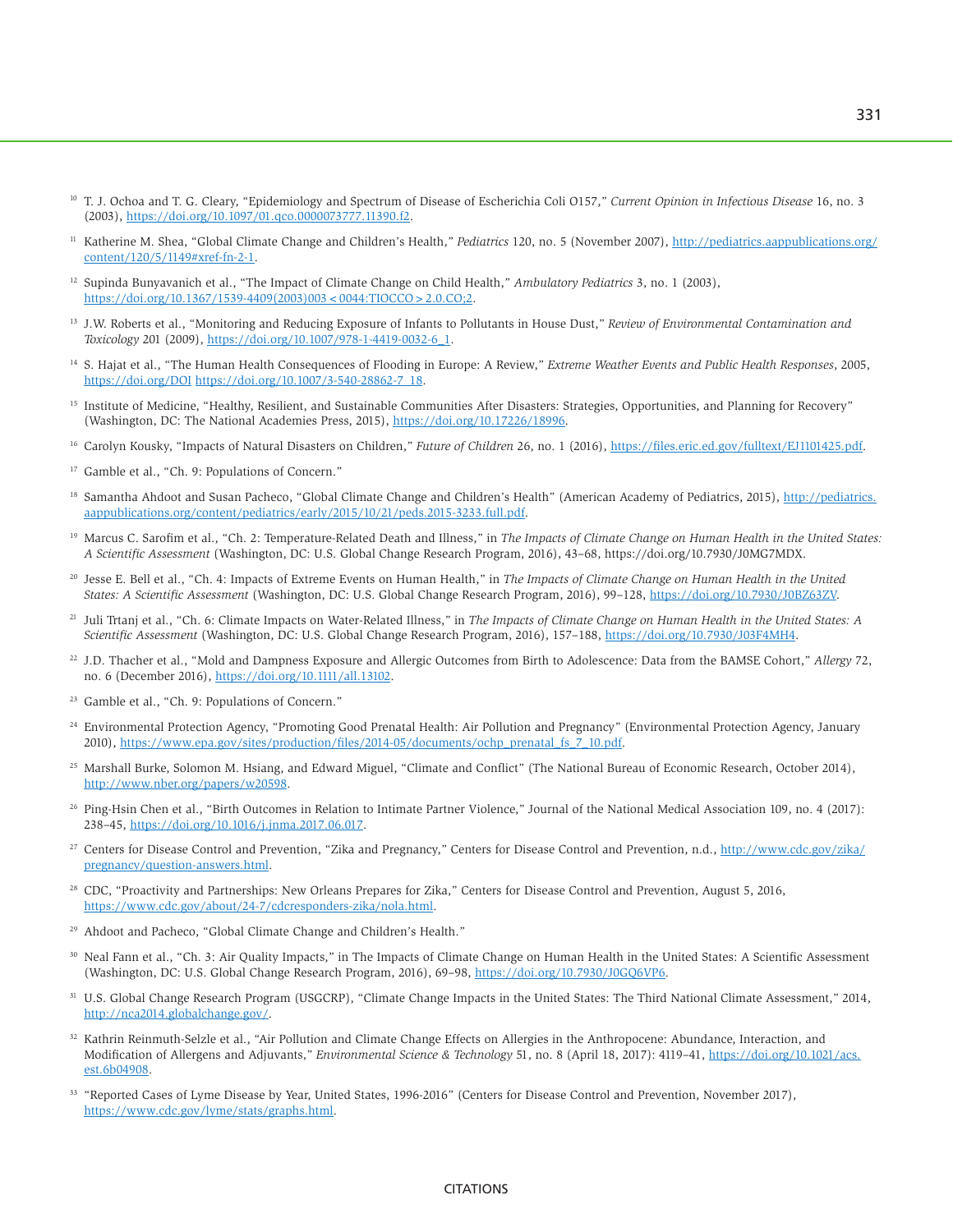[10] T. J. Ochoa and T. G. Cleary, "Epidemiology and Spectrum of Disease of Escherichia Coli O157," *Current Opinion in Infectious Disease* 16, no. 3 (2003), https://doi.org/10.1097/01.qco.0000073777.11390.f2.

[11] Katherine M. Shea, "Global Climate Change and Children's Health," *Pediatrics* 120, no. 5 (November 2007), http://pediatrics.aappublications.org/content/120/5/1149#xref-fn-2-1.

[12] Supinda Bunyavanich et al., "The Impact of Climate Change on Child Health," *Ambulatory Pediatrics* 3, no. 1 (2003), https://doi.org/10.1367/1539-4409(2003)003<0044:TIOCCO>2.0.CO;2.

[13] J.W. Roberts et al., "Monitoring and Reducing Exposure of Infants to Pollutants in House Dust," *Review of Environmental Contamination and Toxicology* 201 (2009), https://doi.org/10.1007/978-1-4419-0032-6_1.

[14] S. Hajat et al., "The Human Health Consequences of Flooding in Europe: A Review," *Extreme Weather Events and Public Health Responses*, 2005, https://doi.org/DOI https://doi.org/10.1007/3-540-28862-7_18.

[15] Institute of Medicine, "Healthy, Resilient, and Sustainable Communities After Disasters: Strategies, Opportunities, and Planning for Recovery" (Washington, DC: The National Academies Press, 2015), https://doi.org/10.17226/18996.

[16] Carolyn Kousky, "Impacts of Natural Disasters on Children," *Future of Children* 26, no. 1 (2016), https://files.eric.ed.gov/fulltext/EJ1101425.pdf.

[17] Gamble et al., "Ch. 9: Populations of Concern."

[18] Samantha Ahdoot and Susan Pacheco, "Global Climate Change and Children's Health" (American Academy of Pediatrics, 2015), http://pediatrics.aappublications.org/content/pediatrics/early/2015/10/21/peds.2015-3233.full.pdf.

[19] Marcus C. Sarofim et al., "Ch. 2: Temperature-Related Death and Illness," in *The Impacts of Climate Change on Human Health in the United States: A Scientific Assessment* (Washington, DC: U.S. Global Change Research Program, 2016), 43–68, https://doi.org/10.7930/J0MG7MDX.

[20] Jesse E. Bell et al., "Ch. 4: Impacts of Extreme Events on Human Health," in *The Impacts of Climate Change on Human Health in the United States: A Scientific Assessment* (Washington, DC: U.S. Global Change Research Program, 2016), 99–128, https://doi.org/10.7930/J0BZ63ZV.

[21] Juli Trtanj et al., "Ch. 6: Climate Impacts on Water-Related Illness," in *The Impacts of Climate Change on Human Health in the United States: A Scientific Assessment* (Washington, DC: U.S. Global Change Research Program, 2016), 157–188, https://doi.org/10.7930/J03F4MH4.

[22] J.D. Thacher et al., "Mold and Dampness Exposure and Allergic Outcomes from Birth to Adolescence: Data from the BAMSE Cohort," *Allergy* 72, no. 6 (December 2016), https://doi.org/10.1111/all.13102.

[23] Gamble et al., "Ch. 9: Populations of Concern."

[24] Environmental Protection Agency, "Promoting Good Prenatal Health: Air Pollution and Pregnancy" (Environmental Protection Agency, January 2010), https://www.epa.gov/sites/production/files/2014-05/documents/ochp_prenatal_fs_7_10.pdf.

[25] Marshall Burke, Solomon M. Hsiang, and Edward Miguel, "Climate and Conflict" (The National Bureau of Economic Research, October 2014), http://www.nber.org/papers/w20598.

[26] Ping-Hsin Chen et al., "Birth Outcomes in Relation to Intimate Partner Violence," Journal of the National Medical Association 109, no. 4 (2017): 238–45, https://doi.org/10.1016/j.jnma.2017.06.017.

[27] Centers for Disease Control and Prevention, "Zika and Pregnancy," Centers for Disease Control and Prevention, n.d., http://www.cdc.gov/zika/pregnancy/question-answers.html.

[28] CDC, "Proactivity and Partnerships: New Orleans Prepares for Zika," Centers for Disease Control and Prevention, August 5, 2016, https://www.cdc.gov/about/24-7/cdcresponders-zika/nola.html.

[29] Ahdoot and Pacheco, "Global Climate Change and Children's Health."

[30] Neal Fann et al., "Ch. 3: Air Quality Impacts," in The Impacts of Climate Change on Human Health in the United States: A Scientific Assessment (Washington, DC: U.S. Global Change Research Program, 2016), 69–98, https://doi.org/10.7930/J0GQ6VP6.

[31] U.S. Global Change Research Program (USGCRP), "Climate Change Impacts in the United States: The Third National Climate Assessment," 2014, http://nca2014.globalchange.gov/.

[32] Kathrin Reinmuth-Selzle et al., "Air Pollution and Climate Change Effects on Allergies in the Anthropocene: Abundance, Interaction, and Modification of Allergens and Adjuvants," *Environmental Science & Technology* 51, no. 8 (April 18, 2017): 4119–41, https://doi.org/10.1021/acs.est.6b04908.

[33] "Reported Cases of Lyme Disease by Year, United States, 1996-2016" (Centers for Disease Control and Prevention, November 2017), https://www.cdc.gov/lyme/stats/graphs.html.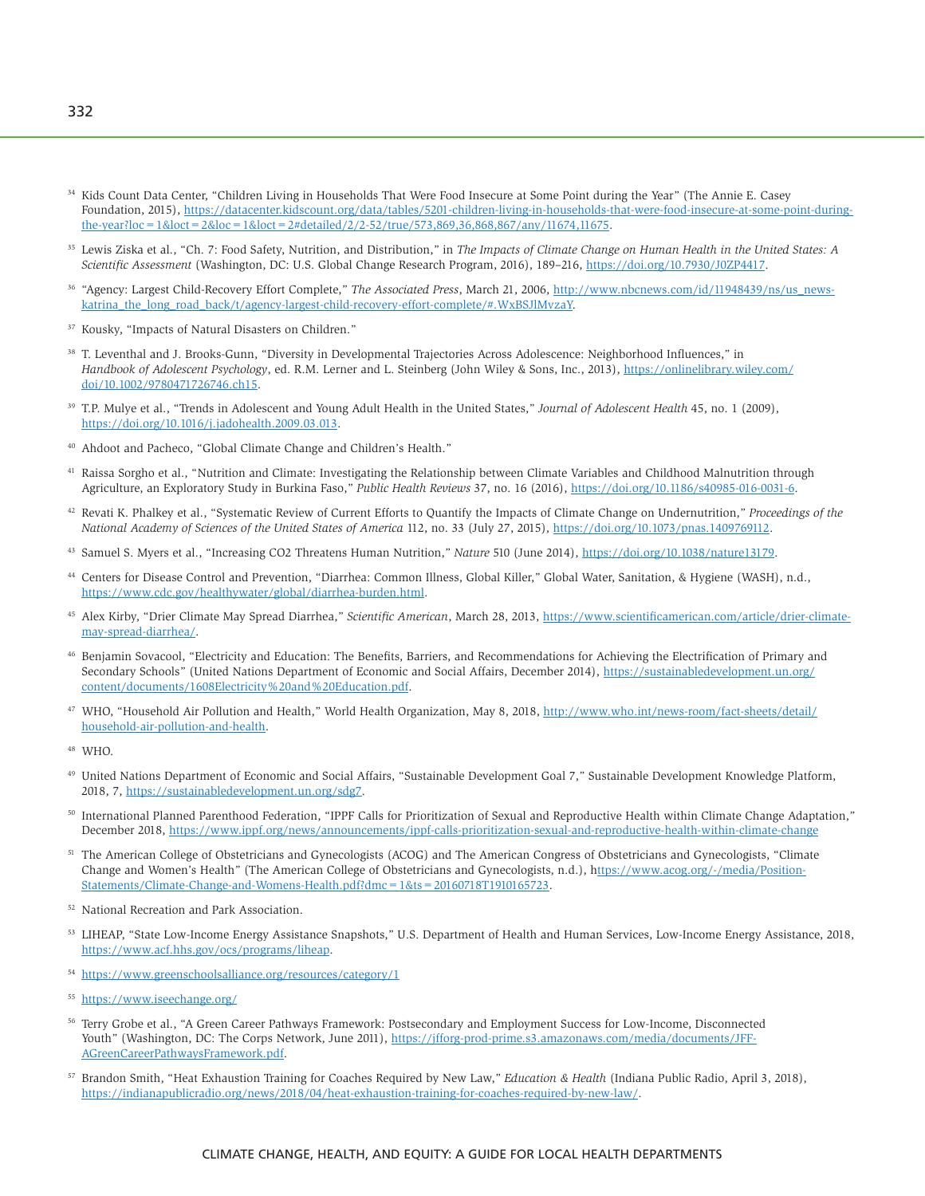[34] Kids Count Data Center, "Children Living in Households That Were Food Insecure at Some Point during the Year" (The Annie E. Casey Foundation, 2015), https://datacenter.kidscount.org/data/tables/5201-children-living-in-households-that-were-food-insecure-at-some-point-during-the-year?loc=1&loct=2&loc=1&loct=2#detailed/2/2-52/true/573,869,36,868,867/any/11674,11675.

[35] Lewis Ziska et al., "Ch. 7: Food Safety, Nutrition, and Distribution," in *The Impacts of Climate Change on Human Health in the United States: A Scientific Assessment* (Washington, DC: U.S. Global Change Research Program, 2016), 189–216, https://doi.org/10.7930/J0ZP4417.

[36] "Agency: Largest Child-Recovery Effort Complete," *The Associated Press*, March 21, 2006, http://www.nbcnews.com/id/11948439/ns/us_news-katrina_the_long_road_back/t/agency-largest-child-recovery-effort-complete/#.WxBSJlMvzaY.

[37] Kousky, "Impacts of Natural Disasters on Children."

[38] T. Leventhal and J. Brooks-Gunn, "Diversity in Developmental Trajectories Across Adolescence: Neighborhood Influences," in *Handbook of Adolescent Psychology*, ed. R.M. Lerner and L. Steinberg (John Wiley & Sons, Inc., 2013), https://onlinelibrary.wiley.com/doi/10.1002/9780471726746.ch15.

[39] T.P. Mulye et al., "Trends in Adolescent and Young Adult Health in the United States," *Journal of Adolescent Health* 45, no. 1 (2009), https://doi.org/10.1016/j.jadohealth.2009.03.013.

[40] Ahdoot and Pacheco, "Global Climate Change and Children's Health."

[41] Raissa Sorgho et al., "Nutrition and Climate: Investigating the Relationship between Climate Variables and Childhood Malnutrition through Agriculture, an Exploratory Study in Burkina Faso," *Public Health Reviews* 37, no. 16 (2016), https://doi.org/10.1186/s40985-016-0031-6.

[42] Revati K. Phalkey et al., "Systematic Review of Current Efforts to Quantify the Impacts of Climate Change on Undernutrition," *Proceedings of the National Academy of Sciences of the United States of America* 112, no. 33 (July 27, 2015), https://doi.org/10.1073/pnas.1409769112.

[43] Samuel S. Myers et al., "Increasing CO2 Threatens Human Nutrition," *Nature* 510 (June 2014), https://doi.org/10.1038/nature13179.

[44] Centers for Disease Control and Prevention, "Diarrhea: Common Illness, Global Killer," Global Water, Sanitation, & Hygiene (WASH), n.d., https://www.cdc.gov/healthywater/global/diarrhea-burden.html.

[45] Alex Kirby, "Drier Climate May Spread Diarrhea," *Scientific American*, March 28, 2013, https://www.scientificamerican.com/article/drier-climate-may-spread-diarrhea/.

[46] Benjamin Sovacool, "Electricity and Education: The Benefits, Barriers, and Recommendations for Achieving the Electrification of Primary and Secondary Schools" (United Nations Department of Economic and Social Affairs, December 2014), https://sustainabledevelopment.un.org/content/documents/1608Electricity%20and%20Education.pdf.

[47] WHO, "Household Air Pollution and Health," World Health Organization, May 8, 2018, http://www.who.int/news-room/fact-sheets/detail/household-air-pollution-and-health.

[48] WHO.

[49] United Nations Department of Economic and Social Affairs, "Sustainable Development Goal 7," Sustainable Development Knowledge Platform, 2018, 7, https://sustainabledevelopment.un.org/sdg7.

[50] International Planned Parenthood Federation, "IPPF Calls for Prioritization of Sexual and Reproductive Health within Climate Change Adaptation," December 2018, https://www.ippf.org/news/announcements/ippf-calls-prioritization-sexual-and-reproductive-health-within-climate-change

[51] The American College of Obstetricians and Gynecologists (ACOG) and The American Congress of Obstetricians and Gynecologists, "Climate Change and Women's Health" (The American College of Obstetricians and Gynecologists, n.d.), https://www.acog.org/-/media/Position-Statements/Climate-Change-and-Womens-Health.pdf?dmc=1&ts=20160718T1910165723.

[52] National Recreation and Park Association.

[53] LIHEAP, "State Low-Income Energy Assistance Snapshots," U.S. Department of Health and Human Services, Low-Income Energy Assistance, 2018, https://www.acf.hhs.gov/ocs/programs/liheap.

[54] https://www.greenschoolsalliance.org/resources/category/1

[55] https://www.iseechange.org/

[56] Terry Grobe et al., "A Green Career Pathways Framework: Postsecondary and Employment Success for Low-Income, Disconnected Youth" (Washington, DC: The Corps Network, June 2011), https://jfforg-prod-prime.s3.amazonaws.com/media/documents/JFF-AGreenCareerPathwaysFramework.pdf.

[57] Brandon Smith, "Heat Exhaustion Training for Coaches Required by New Law," *Education & Health* (Indiana Public Radio, April 3, 2018), https://indianapublicradio.org/news/2018/04/heat-exhaustion-training-for-coaches-required-by-new-law/.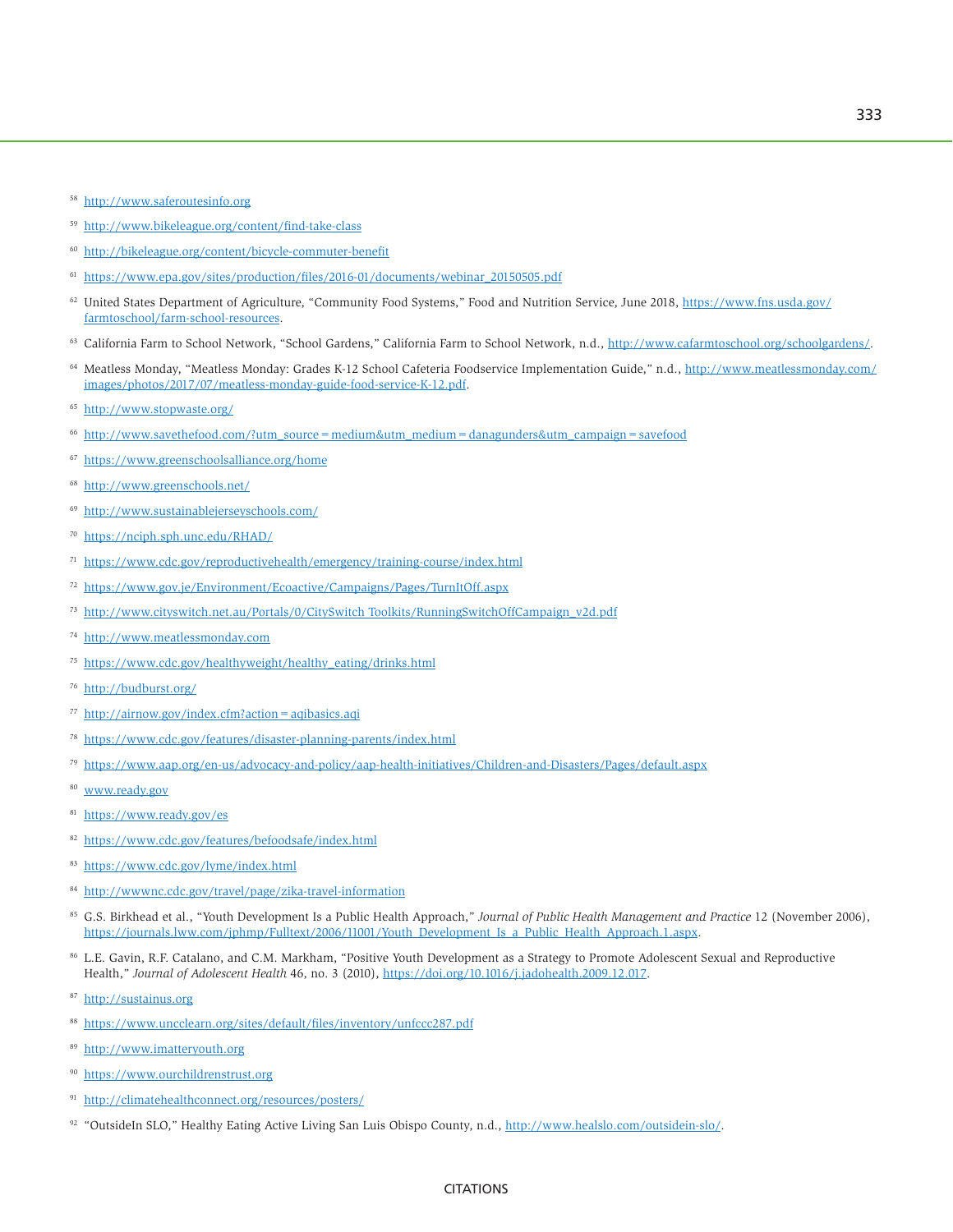[58] http://www.saferoutesinfo.org

[59] http://www.bikeleague.org/content/find-take-class

[60] http://bikeleague.org/content/bicycle-commuter-benefit

[61] https://www.epa.gov/sites/production/files/2016-01/documents/webinar_20150505.pdf

[62] United States Department of Agriculture, "Community Food Systems," Food and Nutrition Service, June 2018, https://www.fns.usda.gov/farmtoschool/farm-school-resources.

[63] California Farm to School Network, "School Gardens," California Farm to School Network, n.d., http://www.cafarmtoschool.org/schoolgardens/.

[64] Meatless Monday, "Meatless Monday: Grades K-12 School Cafeteria Foodservice Implementation Guide," n.d., http://www.meatlessmonday.com/images/photos/2017/07/meatless-monday-guide-food-service-K-12.pdf.

[65] http://www.stopwaste.org/

[66] http://www.savethefood.com/?utm_source=medium&utm_medium=danagunders&utm_campaign=savefood

[67] https://www.greenschoolsalliance.org/home

[68] http://www.greenschools.net/

[69] http://www.sustainablejerseyschools.com/

[70] https://nciph.sph.unc.edu/RHAD/

[71] https://www.cdc.gov/reproductivehealth/emergency/training-course/index.html

[72] https://www.gov.je/Environment/Ecoactive/Campaigns/Pages/TurnItOff.aspx

[73] http://www.cityswitch.net.au/Portals/0/CitySwitch Toolkits/RunningSwitchOffCampaign_v2d.pdf

[74] http://www.meatlessmonday.com

[75] https://www.cdc.gov/healthyweight/healthy_eating/drinks.html

[76] http://budburst.org/

[77] http://airnow.gov/index.cfm?action=aqibasics.aqi

[78] https://www.cdc.gov/features/disaster-planning-parents/index.html

[79] https://www.aap.org/en-us/advocacy-and-policy/aap-health-initiatives/Children-and-Disasters/Pages/default.aspx

[80] www.ready.gov

[81] https://www.ready.gov/es

[82] https://www.cdc.gov/features/befoodsafe/index.html

[83] https://www.cdc.gov/lyme/index.html

[84] http://wwwnc.cdc.gov/travel/page/zika-travel-information

[85] G.S. Birkhead et al., "Youth Development Is a Public Health Approach," *Journal of Public Health Management and Practice* 12 (November 2006), https://journals.lww.com/jphmp/Fulltext/2006/11001/Youth_Development_Is_a_Public_Health_Approach.1.aspx.

[86] L.E. Gavin, R.F. Catalano, and C.M. Markham, "Positive Youth Development as a Strategy to Promote Adolescent Sexual and Reproductive Health," *Journal of Adolescent Health* 46, no. 3 (2010), https://doi.org/10.1016/j.jadohealth.2009.12.017.

[87] http://sustainus.org

[88] https://www.uncclearn.org/sites/default/files/inventory/unfccc287.pdf

[89] http://www.imatteryouth.org

[90] https://www.ourchildrenstrust.org

[91] http://climatehealthconnect.org/resources/posters/

[92] "OutsideIn SLO," Healthy Eating Active Living San Luis Obispo County, n.d., http://www.healslo.com/outsidein-slo/.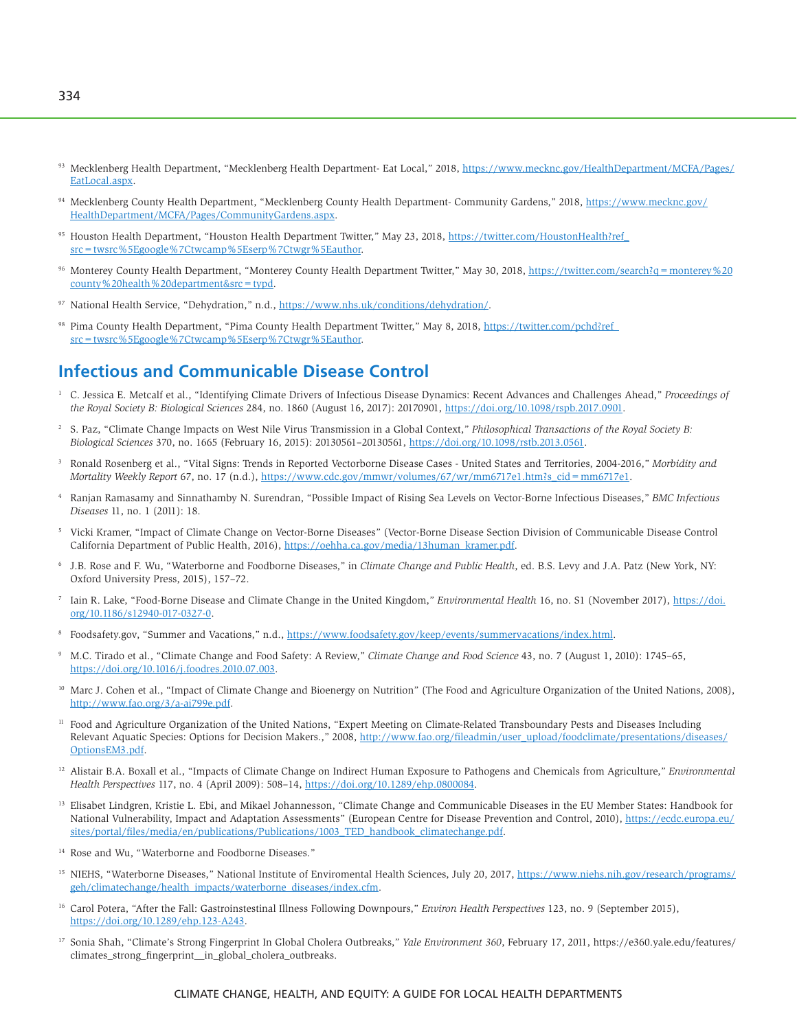[93] Mecklenburg Health Department, "Mecklenburg Health Department- Eat Local," 2018, https://www.mecknc.gov/HealthDepartment/MCFA/Pages/EatLocal.aspx.

[94] Mecklenburg County Health Department, "Mecklenburg County Health Department- Community Gardens," 2018, https://www.mecknc.gov/HealthDepartment/MCFA/Pages/CommunityGardens.aspx.

[95] Houston Health Department, "Houston Health Department Twitter," May 23, 2018, https://twitter.com/HoustonHealth?ref_src=twsrc%5Egoogle%7Ctwcamp%5Eserp%7Ctwgr%5Eauthor.

[96] Monterey County Health Department, "Monterey County Health Department Twitter," May 30, 2018, https://twitter.com/search?q=monterey%20county%20health%20department&src=typd.

[97] National Health Service, "Dehydration," n.d., https://www.nhs.uk/conditions/dehydration/.

[98] Pima County Health Department, "Pima County Health Department Twitter," May 8, 2018, https://twitter.com/pchd?ref_src=twsrc%5Egoogle%7Ctwcamp%5Eserp%7Ctwgr%5Eauthor.

## Infectious and Communicable Disease Control

[1] C. Jessica E. Metcalf et al., "Identifying Climate Drivers of Infectious Disease Dynamics: Recent Advances and Challenges Ahead," *Proceedings of the Royal Society B: Biological Sciences* 284, no. 1860 (August 16, 2017): 20170901, https://doi.org/10.1098/rspb.2017.0901.

[2] S. Paz, "Climate Change Impacts on West Nile Virus Transmission in a Global Context," *Philosophical Transactions of the Royal Society B: Biological Sciences* 370, no. 1665 (February 16, 2015): 20130561–20130561, https://doi.org/10.1098/rstb.2013.0561.

[3] Ronald Rosenberg et al., "Vital Signs: Trends in Reported Vectorborne Disease Cases - United States and Territories, 2004-2016," *Morbidity and Mortality Weekly Report* 67, no. 17 (n.d.), https://www.cdc.gov/mmwr/volumes/67/wr/mm6717e1.htm?s_cid=mm6717e1.

[4] Ranjan Ramasamy and Sinnathamby N. Surendran, "Possible Impact of Rising Sea Levels on Vector-Borne Infectious Diseases," *BMC Infectious Diseases* 11, no. 1 (2011): 18.

[5] Vicki Kramer, "Impact of Climate Change on Vector-Borne Diseases" (Vector-Borne Disease Section Division of Communicable Disease Control California Department of Public Health, 2016), https://oehha.ca.gov/media/13human_kramer.pdf.

[6] J.B. Rose and F. Wu, "Waterborne and Foodborne Diseases," in *Climate Change and Public Health*, ed. B.S. Levy and J.A. Patz (New York, NY: Oxford University Press, 2015), 157–72.

[7] Iain R. Lake, "Food-Borne Disease and Climate Change in the United Kingdom," *Environmental Health* 16, no. S1 (November 2017), https://doi.org/10.1186/s12940-017-0327-0.

[8] Foodsafety.gov, "Summer and Vacations," n.d., https://www.foodsafety.gov/keep/events/summervacations/index.html.

[9] M.C. Tirado et al., "Climate Change and Food Safety: A Review," *Climate Change and Food Science* 43, no. 7 (August 1, 2010): 1745–65, https://doi.org/10.1016/j.foodres.2010.07.003.

[10] Marc J. Cohen et al., "Impact of Climate Change and Bioenergy on Nutrition" (The Food and Agriculture Organization of the United Nations, 2008), http://www.fao.org/3/a-ai799e.pdf.

[11] Food and Agriculture Organization of the United Nations, "Expert Meeting on Climate-Related Transboundary Pests and Diseases Including Relevant Aquatic Species: Options for Decision Makers.," 2008, http://www.fao.org/fileadmin/user_upload/foodclimate/presentations/diseases/OptionsEM3.pdf.

[12] Alistair B.A. Boxall et al., "Impacts of Climate Change on Indirect Human Exposure to Pathogens and Chemicals from Agriculture," *Environmental Health Perspectives* 117, no. 4 (April 2009): 508–14, https://doi.org/10.1289/ehp.0800084.

[13] Elisabet Lindgren, Kristie L. Ebi, and Mikael Johannesson, "Climate Change and Communicable Diseases in the EU Member States: Handbook for National Vulnerability, Impact and Adaptation Assessments" (European Centre for Disease Prevention and Control, 2010), https://ecdc.europa.eu/sites/portal/files/media/en/publications/Publications/1003_TED_handbook_climatechange.pdf.

[14] Rose and Wu, "Waterborne and Foodborne Diseases."

[15] NIEHS, "Waterborne Diseases," National Institute of Enviromental Health Sciences, July 20, 2017, https://www.niehs.nih.gov/research/programs/geh/climatechange/health_impacts/waterborne_diseases/index.cfm.

[16] Carol Potera, "After the Fall: Gastroinstestinal Illness Following Downpours," *Environ Health Perspectives* 123, no. 9 (September 2015), https://doi.org/10.1289/ehp.123-A243.

[17] Sonia Shah, "Climate's Strong Fingerprint In Global Cholera Outbreaks," *Yale Environment 360*, February 17, 2011, https://e360.yale.edu/features/climates_strong_fingerprint__in_global_cholera_outbreaks.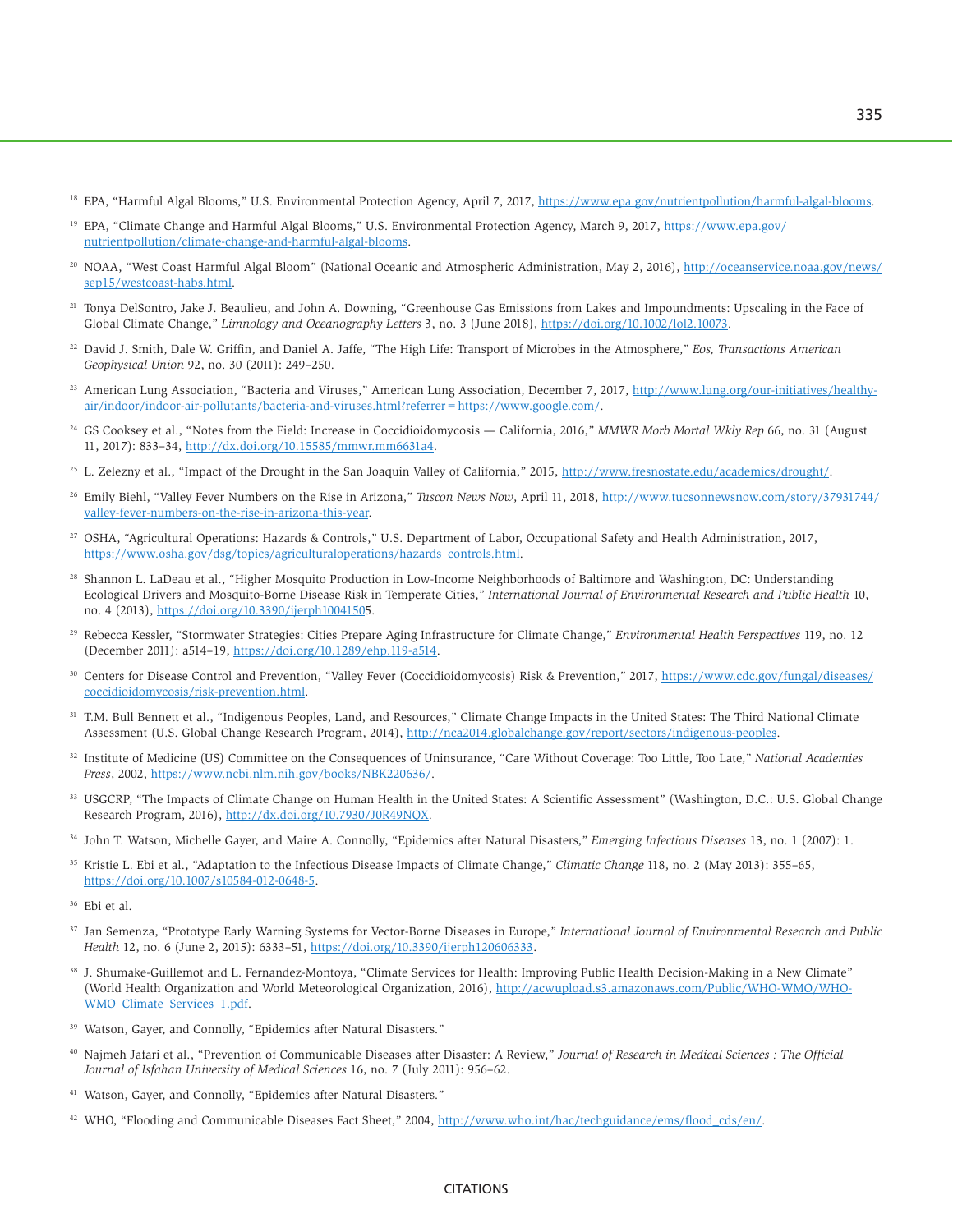[18] EPA, "Harmful Algal Blooms," U.S. Environmental Protection Agency, April 7, 2017, https://www.epa.gov/nutrientpollution/harmful-algal-blooms.

[19] EPA, "Climate Change and Harmful Algal Blooms," U.S. Environmental Protection Agency, March 9, 2017, https://www.epa.gov/nutrientpollution/climate-change-and-harmful-algal-blooms.

[20] NOAA, "West Coast Harmful Algal Bloom" (National Oceanic and Atmospheric Administration, May 2, 2016), http://oceanservice.noaa.gov/news/sep15/westcoast-habs.html.

[21] Tonya DelSontro, Jake J. Beaulieu, and John A. Downing, "Greenhouse Gas Emissions from Lakes and Impoundments: Upscaling in the Face of Global Climate Change," *Limnology and Oceanography Letters* 3, no. 3 (June 2018), https://doi.org/10.1002/lol2.10073.

[22] David J. Smith, Dale W. Griffin, and Daniel A. Jaffe, "The High Life: Transport of Microbes in the Atmosphere," *Eos, Transactions American Geophysical Union* 92, no. 30 (2011): 249–250.

[23] American Lung Association, "Bacteria and Viruses," American Lung Association, December 7, 2017, http://www.lung.org/our-initiatives/healthy-air/indoor/indoor-air-pollutants/bacteria-and-viruses.html?referrer=https://www.google.com/.

[24] GS Cooksey et al., "Notes from the Field: Increase in Coccidioidomycosis — California, 2016," *MMWR Morb Mortal Wkly Rep* 66, no. 31 (August 11, 2017): 833–34, http://dx.doi.org/10.15585/mmwr.mm6631a4.

[25] L. Zelezny et al., "Impact of the Drought in the San Joaquin Valley of California," 2015, http://www.fresnostate.edu/academics/drought/.

[26] Emily Biehl, "Valley Fever Numbers on the Rise in Arizona," *Tuscon News Now*, April 11, 2018, http://www.tucsonnewsnow.com/story/37931744/valley-fever-numbers-on-the-rise-in-arizona-this-year.

[27] OSHA, "Agricultural Operations: Hazards & Controls," U.S. Department of Labor, Occupational Safety and Health Administration, 2017, https://www.osha.gov/dsg/topics/agriculturaloperations/hazards_controls.html.

[28] Shannon L. LaDeau et al., "Higher Mosquito Production in Low-Income Neighborhoods of Baltimore and Washington, DC: Understanding Ecological Drivers and Mosquito-Borne Disease Risk in Temperate Cities," *International Journal of Environmental Research and Public Health* 10, no. 4 (2013), https://doi.org/10.3390/ijerph10041505.

[29] Rebecca Kessler, "Stormwater Strategies: Cities Prepare Aging Infrastructure for Climate Change," *Environmental Health Perspectives* 119, no. 12 (December 2011): a514–19, https://doi.org/10.1289/ehp.119-a514.

[30] Centers for Disease Control and Prevention, "Valley Fever (Coccidioidomycosis) Risk & Prevention," 2017, https://www.cdc.gov/fungal/diseases/coccidioidomycosis/risk-prevention.html.

[31] T.M. Bull Bennett et al., "Indigenous Peoples, Land, and Resources," Climate Change Impacts in the United States: The Third National Climate Assessment (U.S. Global Change Research Program, 2014), http://nca2014.globalchange.gov/report/sectors/indigenous-peoples.

[32] Institute of Medicine (US) Committee on the Consequences of Uninsurance, "Care Without Coverage: Too Little, Too Late," *National Academies Press*, 2002, https://www.ncbi.nlm.nih.gov/books/NBK220636/.

[33] USGCRP, "The Impacts of Climate Change on Human Health in the United States: A Scientific Assessment" (Washington, D.C.: U.S. Global Change Research Program, 2016), http://dx.doi.org/10.7930/J0R49NQX.

[34] John T. Watson, Michelle Gayer, and Maire A. Connolly, "Epidemics after Natural Disasters," *Emerging Infectious Diseases* 13, no. 1 (2007): 1.

[35] Kristie L. Ebi et al., "Adaptation to the Infectious Disease Impacts of Climate Change," *Climatic Change* 118, no. 2 (May 2013): 355–65, https://doi.org/10.1007/s10584-012-0648-5.

[36] Ebi et al.

[37] Jan Semenza, "Prototype Early Warning Systems for Vector-Borne Diseases in Europe," *International Journal of Environmental Research and Public Health* 12, no. 6 (June 2, 2015): 6333–51, https://doi.org/10.3390/ijerph120606333.

[38] J. Shumake-Guillemot and L. Fernandez-Montoya, "Climate Services for Health: Improving Public Health Decision-Making in a New Climate" (World Health Organization and World Meteorological Organization, 2016), http://acwupload.s3.amazonaws.com/Public/WHO-WMO/WHO-WMO_Climate_Services_1.pdf.

[39] Watson, Gayer, and Connolly, "Epidemics after Natural Disasters."

[40] Najmeh Jafari et al., "Prevention of Communicable Diseases after Disaster: A Review," *Journal of Research in Medical Sciences : The Official Journal of Isfahan University of Medical Sciences* 16, no. 7 (July 2011): 956–62.

[41] Watson, Gayer, and Connolly, "Epidemics after Natural Disasters."

[42] WHO, "Flooding and Communicable Diseases Fact Sheet," 2004, http://www.who.int/hac/techguidance/ems/flood_cds/en/.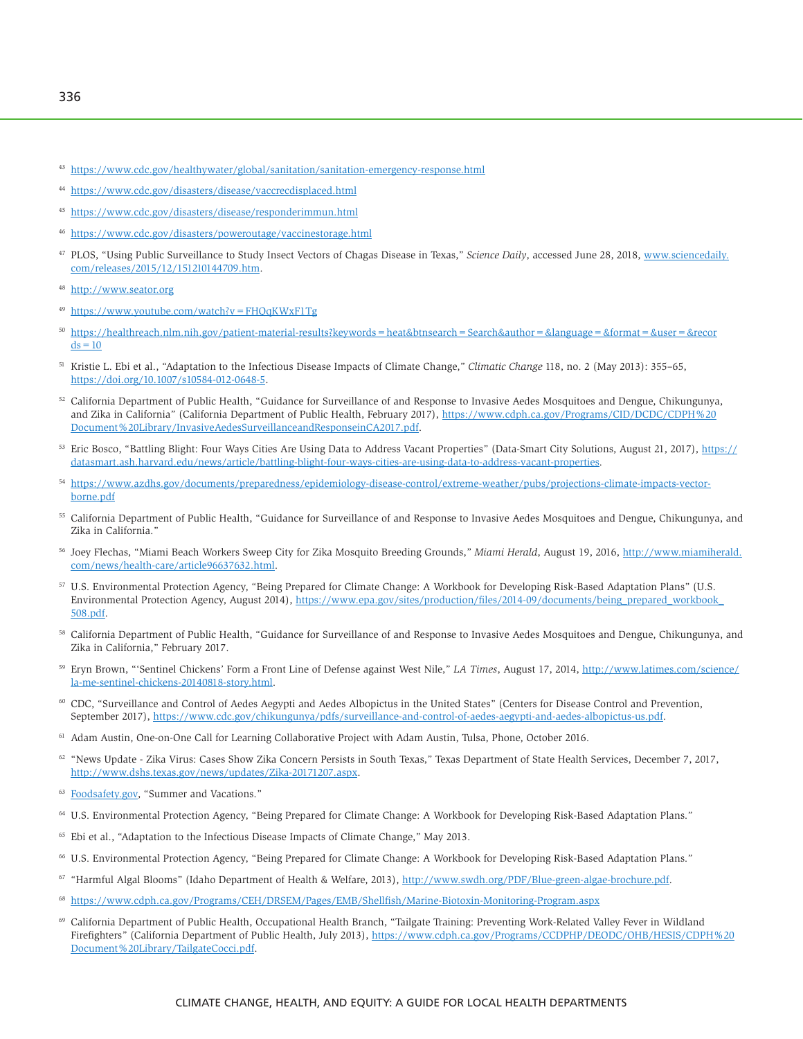[43] https://www.cdc.gov/healthywater/global/sanitation/sanitation-emergency-response.html

[44] https://www.cdc.gov/disasters/disease/vaccrecdisplaced.html

[45] https://www.cdc.gov/disasters/disease/responderimmun.html

[46] https://www.cdc.gov/disasters/poweroutage/vaccinestorage.html

[47] PLOS, "Using Public Surveillance to Study Insect Vectors of Chagas Disease in Texas," *Science Daily*, accessed June 28, 2018, www.sciencedaily.com/releases/2015/12/151210144709.htm.

[48] http://www.seator.org

[49] https://www.youtube.com/watch?v=FHQqKWxF1Tg

[50] https://healthreach.nlm.nih.gov/patient-material-results?keywords=heat&btnsearch=Search&author=&language=&format=&user=&records=10

[51] Kristie L. Ebi et al., "Adaptation to the Infectious Disease Impacts of Climate Change," *Climatic Change* 118, no. 2 (May 2013): 355–65, https://doi.org/10.1007/s10584-012-0648-5.

[52] California Department of Public Health, "Guidance for Surveillance of and Response to Invasive Aedes Mosquitoes and Dengue, Chikungunya, and Zika in California" (California Department of Public Health, February 2017), https://www.cdph.ca.gov/Programs/CID/DCDC/CDPH%20Document%20Library/InvasiveAedesSurveillanceandResponseinCA2017.pdf.

[53] Eric Bosco, "Battling Blight: Four Ways Cities Are Using Data to Address Vacant Properties" (Data-Smart City Solutions, August 21, 2017), https://datasmart.ash.harvard.edu/news/article/battling-blight-four-ways-cities-are-using-data-to-address-vacant-properties.

[54] https://www.azdhs.gov/documents/preparedness/epidemiology-disease-control/extreme-weather/pubs/projections-climate-impacts-vector-borne.pdf

[55] California Department of Public Health, "Guidance for Surveillance of and Response to Invasive Aedes Mosquitoes and Dengue, Chikungunya, and Zika in California."

[56] Joey Flechas, "Miami Beach Workers Sweep City for Zika Mosquito Breeding Grounds," *Miami Herald*, August 19, 2016, http://www.miamiherald.com/news/health-care/article96637632.html.

[57] U.S. Environmental Protection Agency, "Being Prepared for Climate Change: A Workbook for Developing Risk-Based Adaptation Plans" (U.S. Environmental Protection Agency, August 2014), https://www.epa.gov/sites/production/files/2014-09/documents/being_prepared_workbook_508.pdf.

[58] California Department of Public Health, "Guidance for Surveillance of and Response to Invasive Aedes Mosquitoes and Dengue, Chikungunya, and Zika in California," February 2017.

[59] Eryn Brown, "'Sentinel Chickens' Form a Front Line of Defense against West Nile," *LA Times*, August 17, 2014, http://www.latimes.com/science/la-me-sentinel-chickens-20140818-story.html.

[60] CDC, "Surveillance and Control of Aedes Aegypti and Aedes Albopictus in the United States" (Centers for Disease Control and Prevention, September 2017), https://www.cdc.gov/chikungunya/pdfs/surveillance-and-control-of-aedes-aegypti-and-aedes-albopictus-us.pdf.

[61] Adam Austin, One-on-One Call for Learning Collaborative Project with Adam Austin, Tulsa, Phone, October 2016.

[62] "News Update - Zika Virus: Cases Show Zika Concern Persists in South Texas," Texas Department of State Health Services, December 7, 2017, http://www.dshs.texas.gov/news/updates/Zika-20171207.aspx.

[63] Foodsafety.gov, "Summer and Vacations."

[64] U.S. Environmental Protection Agency, "Being Prepared for Climate Change: A Workbook for Developing Risk-Based Adaptation Plans."

[65] Ebi et al., "Adaptation to the Infectious Disease Impacts of Climate Change," May 2013.

[66] U.S. Environmental Protection Agency, "Being Prepared for Climate Change: A Workbook for Developing Risk-Based Adaptation Plans."

[67] "Harmful Algal Blooms" (Idaho Department of Health & Welfare, 2013), http://www.swdh.org/PDF/Blue-green-algae-brochure.pdf.

[68] https://www.cdph.ca.gov/Programs/CEH/DRSEM/Pages/EMB/Shellfish/Marine-Biotoxin-Monitoring-Program.aspx

[69] California Department of Public Health, Occupational Health Branch, "Tailgate Training: Preventing Work-Related Valley Fever in Wildland Firefighters" (California Department of Public Health, July 2013), https://www.cdph.ca.gov/Programs/CCDPHP/DEODC/OHB/HESIS/CDPH%20Document%20Library/TailgateCocci.pdf.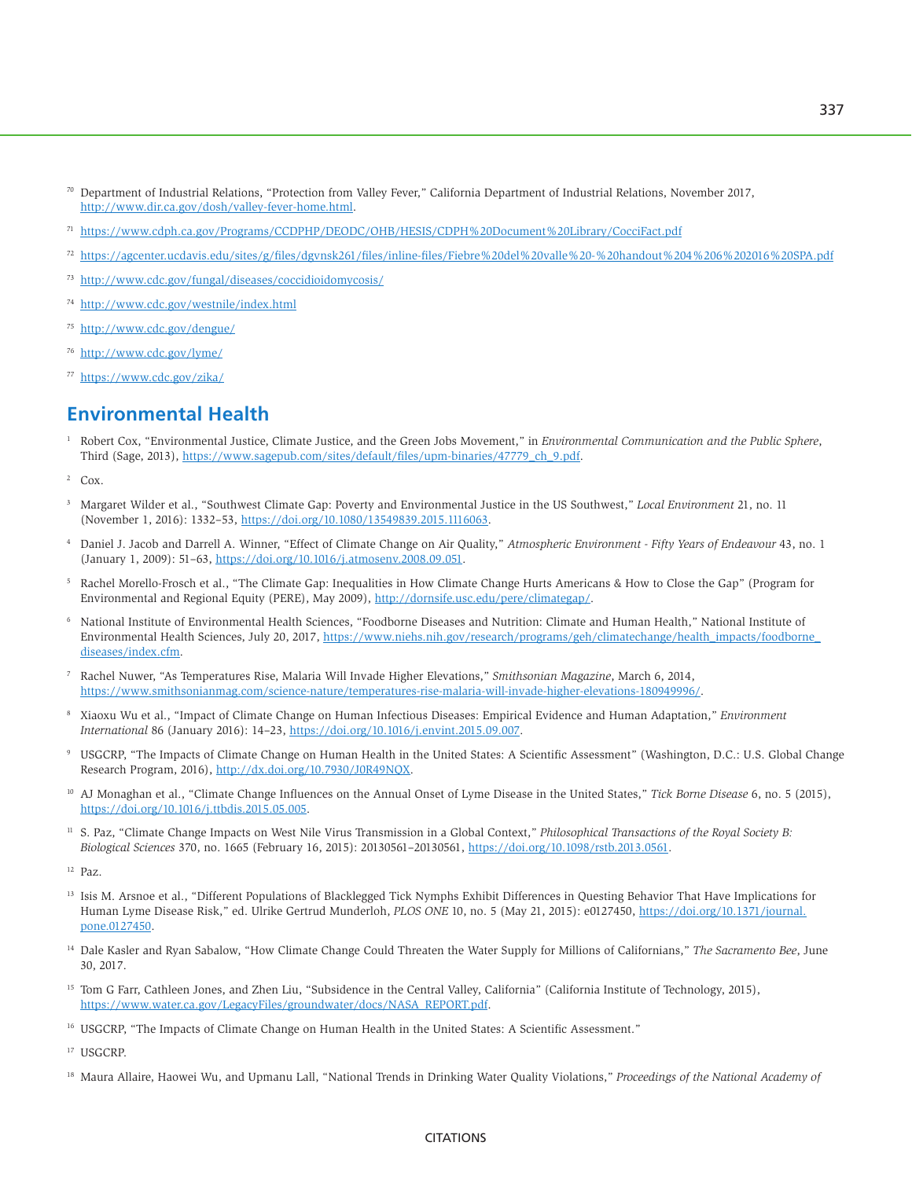[70] Department of Industrial Relations, "Protection from Valley Fever," California Department of Industrial Relations, November 2017, http://www.dir.ca.gov/dosh/valley-fever-home.html.

[71] https://www.cdph.ca.gov/Programs/CCDPHP/DEODC/OHB/HESIS/CDPH%20Document%20Library/CocciFact.pdf

[72] https://agcenter.ucdavis.edu/sites/g/files/dgvnsk261/files/inline-files/Fiebre%20del%20valle%20-%20handout%204%206%202016%20SPA.pdf

[73] http://www.cdc.gov/fungal/diseases/coccidioidomycosis/

[74] http://www.cdc.gov/westnile/index.html

[75] http://www.cdc.gov/dengue/

[76] http://www.cdc.gov/lyme/

[77] https://www.cdc.gov/zika/

## Environmental Health

[1] Robert Cox, "Environmental Justice, Climate Justice, and the Green Jobs Movement," in *Environmental Communication and the Public Sphere*, Third (Sage, 2013), https://www.sagepub.com/sites/default/files/upm-binaries/47779_ch_9.pdf.

[2] Cox.

[3] Margaret Wilder et al., "Southwest Climate Gap: Poverty and Environmental Justice in the US Southwest," *Local Environment* 21, no. 11 (November 1, 2016): 1332–53, https://doi.org/10.1080/13549839.2015.1116063.

[4] Daniel J. Jacob and Darrell A. Winner, "Effect of Climate Change on Air Quality," *Atmospheric Environment - Fifty Years of Endeavour* 43, no. 1 (January 1, 2009): 51–63, https://doi.org/10.1016/j.atmosenv.2008.09.051.

[5] Rachel Morello-Frosch et al., "The Climate Gap: Inequalities in How Climate Change Hurts Americans & How to Close the Gap" (Program for Environmental and Regional Equity (PERE), May 2009), http://dornsife.usc.edu/pere/climategap/.

[6] National Institute of Environmental Health Sciences, "Foodborne Diseases and Nutrition: Climate and Human Health," National Institute of Environmental Health Sciences, July 20, 2017, https://www.niehs.nih.gov/research/programs/geh/climatechange/health_impacts/foodborne_diseases/index.cfm.

[7] Rachel Nuwer, "As Temperatures Rise, Malaria Will Invade Higher Elevations," *Smithsonian Magazine*, March 6, 2014, https://www.smithsonianmag.com/science-nature/temperatures-rise-malaria-will-invade-higher-elevations-180949996/.

[8] Xiaoxu Wu et al., "Impact of Climate Change on Human Infectious Diseases: Empirical Evidence and Human Adaptation," *Environment International* 86 (January 2016): 14–23, https://doi.org/10.1016/j.envint.2015.09.007.

[9] USGCRP, "The Impacts of Climate Change on Human Health in the United States: A Scientific Assessment" (Washington, D.C.: U.S. Global Change Research Program, 2016), http://dx.doi.org/10.7930/J0R49NQX.

[10] AJ Monaghan et al., "Climate Change Influences on the Annual Onset of Lyme Disease in the United States," *Tick Borne Disease* 6, no. 5 (2015), https://doi.org/10.1016/j.ttbdis.2015.05.005.

[11] S. Paz, "Climate Change Impacts on West Nile Virus Transmission in a Global Context," *Philosophical Transactions of the Royal Society B: Biological Sciences* 370, no. 1665 (February 16, 2015): 20130561–20130561, https://doi.org/10.1098/rstb.2013.0561.

[12] Paz.

[13] Isis M. Arsnoe et al., "Different Populations of Blacklegged Tick Nymphs Exhibit Differences in Questing Behavior That Have Implications for Human Lyme Disease Risk," ed. Ulrike Gertrud Munderloh, *PLOS ONE* 10, no. 5 (May 21, 2015): e0127450, https://doi.org/10.1371/journal.pone.0127450.

[14] Dale Kasler and Ryan Sabalow, "How Climate Change Could Threaten the Water Supply for Millions of Californians," *The Sacramento Bee*, June 30, 2017.

[15] Tom G Farr, Cathleen Jones, and Zhen Liu, "Subsidence in the Central Valley, California" (California Institute of Technology, 2015), https://www.water.ca.gov/LegacyFiles/groundwater/docs/NASA_REPORT.pdf.

[16] USGCRP, "The Impacts of Climate Change on Human Health in the United States: A Scientific Assessment."

[17] USGCRP.

[18] Maura Allaire, Haowei Wu, and Upmanu Lall, "National Trends in Drinking Water Quality Violations," *Proceedings of the National Academy of*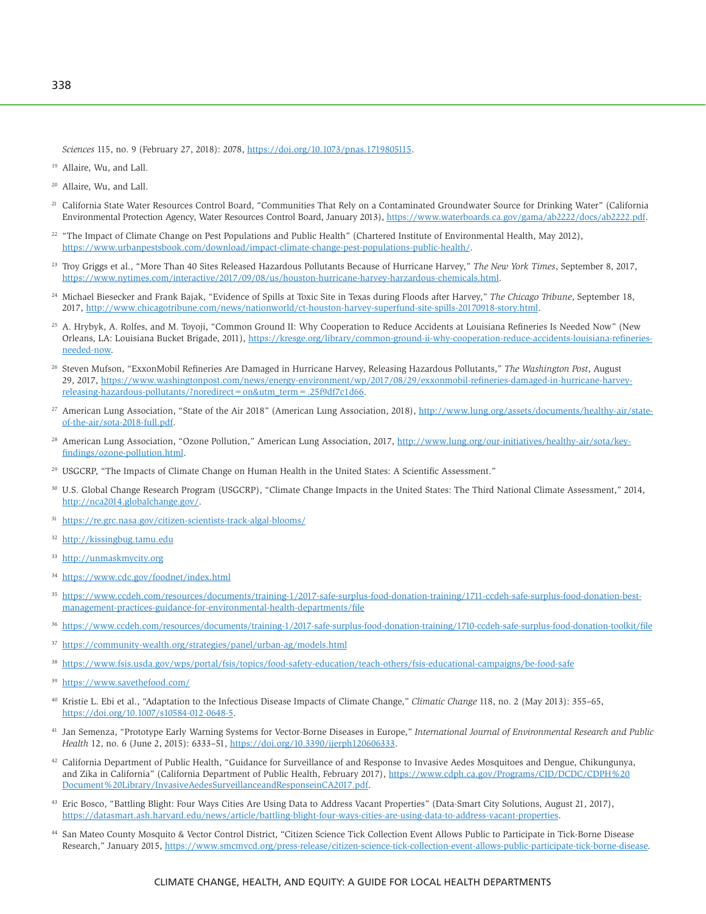*Sciences* 115, no. 9 (February 27, 2018): 2078, https://doi.org/10.1073/pnas.1719805115.

[19] Allaire, Wu, and Lall.

[20] Allaire, Wu, and Lall.

[21] California State Water Resources Control Board, "Communities That Rely on a Contaminated Groundwater Source for Drinking Water" (California Environmental Protection Agency, Water Resources Control Board, January 2013), https://www.waterboards.ca.gov/gama/ab2222/docs/ab2222.pdf.

[22] "The Impact of Climate Change on Pest Populations and Public Health" (Chartered Institute of Environmental Health, May 2012), https://www.urbanpestsbook.com/download/impact-climate-change-pest-populations-public-health/.

[23] Troy Griggs et al., "More Than 40 Sites Released Hazardous Pollutants Because of Hurricane Harvey," *The New York Times*, September 8, 2017, https://www.nytimes.com/interactive/2017/09/08/us/houston-hurricane-harvey-harzardous-chemicals.html.

[24] Michael Biesecker and Frank Bajak, "Evidence of Spills at Toxic Site in Texas during Floods after Harvey," *The Chicago Tribune*, September 18, 2017, http://www.chicagotribune.com/news/nationworld/ct-houston-harvey-superfund-site-spills-20170918-story.html.

[25] A. Hrybyk, A. Rolfes, and M. Toyoji, "Common Ground II: Why Cooperation to Reduce Accidents at Louisiana Refineries Is Needed Now" (New Orleans, LA: Louisiana Bucket Brigade, 2011), https://kresge.org/library/common-ground-ii-why-cooperation-reduce-accidents-louisiana-refineries-needed-now.

[26] Steven Mufson, "ExxonMobil Refineries Are Damaged in Hurricane Harvey, Releasing Hazardous Pollutants," *The Washington Post*, August 29, 2017, https://www.washingtonpost.com/news/energy-environment/wp/2017/08/29/exxonmobil-refineries-damaged-in-hurricane-harvey-releasing-hazardous-pollutants/?noredirect=on&utm_term=.25f9df7c1d66.

[27] American Lung Association, "State of the Air 2018" (American Lung Association, 2018), http://www.lung.org/assets/documents/healthy-air/state-of-the-air/sota-2018-full.pdf.

[28] American Lung Association, "Ozone Pollution," American Lung Association, 2017, http://www.lung.org/our-initiatives/healthy-air/sota/key-findings/ozone-pollution.html.

[29] USGCRP, "The Impacts of Climate Change on Human Health in the United States: A Scientific Assessment."

[30] U.S. Global Change Research Program (USGCRP), "Climate Change Impacts in the United States: The Third National Climate Assessment," 2014, http://nca2014.globalchange.gov/.

[31] https://re.grc.nasa.gov/citizen-scientists-track-algal-blooms/

[32] http://kissingbug.tamu.edu

[33] http://unmaskmycity.org

[34] https://www.cdc.gov/foodnet/index.html

[35] https://www.ccdeh.com/resources/documents/training-1/2017-safe-surplus-food-donation-training/1711-ccdeh-safe-surplus-food-donation-best-management-practices-guidance-for-environmental-health-departments/file

[36] https://www.ccdeh.com/resources/documents/training-1/2017-safe-surplus-food-donation-training/1710-ccdeh-safe-surplus-food-donation-toolkit/file

[37] https://community-wealth.org/strategies/panel/urban-ag/models.html

[38] https://www.fsis.usda.gov/wps/portal/fsis/topics/food-safety-education/teach-others/fsis-educational-campaigns/be-food-safe

[39] https://www.savethefood.com/

[40] Kristie L. Ebi et al., "Adaptation to the Infectious Disease Impacts of Climate Change," *Climatic Change* 118, no. 2 (May 2013): 355–65, https://doi.org/10.1007/s10584-012-0648-5.

[41] Jan Semenza, "Prototype Early Warning Systems for Vector-Borne Diseases in Europe," *International Journal of Environmental Research and Public Health* 12, no. 6 (June 2, 2015): 6333–51, https://doi.org/10.3390/ijerph120606333.

[42] California Department of Public Health, "Guidance for Surveillance of and Response to Invasive Aedes Mosquitoes and Dengue, Chikungunya, and Zika in California" (California Department of Public Health, February 2017), https://www.cdph.ca.gov/Programs/CID/DCDC/CDPH%20Document%20Library/InvasiveAedesSurveillanceandResponseinCA2017.pdf.

[43] Eric Bosco, "Battling Blight: Four Ways Cities Are Using Data to Address Vacant Properties" (Data-Smart City Solutions, August 21, 2017), https://datasmart.ash.harvard.edu/news/article/battling-blight-four-ways-cities-are-using-data-to-address-vacant-properties.

[44] San Mateo County Mosquito & Vector Control District, "Citizen Science Tick Collection Event Allows Public to Participate in Tick-Borne Disease Research," January 2015, https://www.smcmvcd.org/press-release/citizen-science-tick-collection-event-allows-public-participate-tick-borne-disease.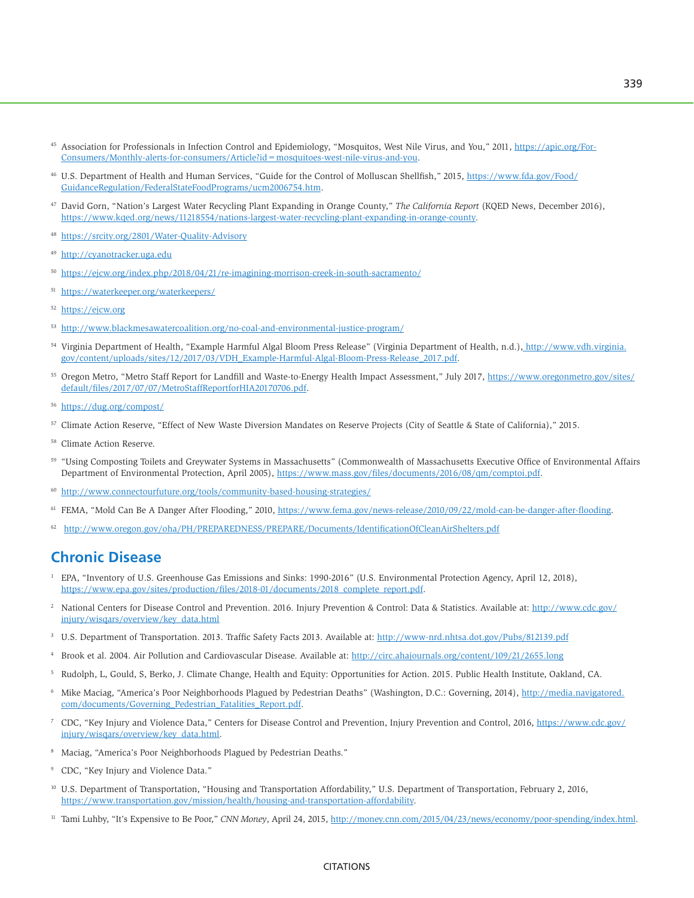[45] Association for Professionals in Infection Control and Epidemiology, "Mosquitos, West Nile Virus, and You," 2011, https://apic.org/For-Consumers/Monthly-alerts-for-consumers/Article?id=mosquitoes-west-nile-virus-and-you.

[46] U.S. Department of Health and Human Services, "Guide for the Control of Molluscan Shellfish," 2015, https://www.fda.gov/Food/GuidanceRegulation/FederalStateFoodPrograms/ucm2006754.htm.

[47] David Gorn, "Nation's Largest Water Recycling Plant Expanding in Orange County," *The California Report* (KQED News, December 2016), https://www.kqed.org/news/11218554/nations-largest-water-recycling-plant-expanding-in-orange-county.

[48] https://srcity.org/2801/Water-Quality-Advisory

[49] http://cyanotracker.uga.edu

[50] https://ejcw.org/index.php/2018/04/21/re-imagining-morrison-creek-in-south-sacramento/

[51] https://waterkeeper.org/waterkeepers/

[52] https://ejcw.org

[53] http://www.blackmesawatercoalition.org/no-coal-and-environmental-justice-program/

[54] Virginia Department of Health, "Example Harmful Algal Bloom Press Release" (Virginia Department of Health, n.d.), http://www.vdh.virginia.gov/content/uploads/sites/12/2017/03/VDH_Example-Harmful-Algal-Bloom-Press-Release_2017.pdf.

[55] Oregon Metro, "Metro Staff Report for Landfill and Waste-to-Energy Health Impact Assessment," July 2017, https://www.oregonmetro.gov/sites/default/files/2017/07/07/MetroStaffReportforHIA20170706.pdf.

[56] https://dug.org/compost/

[57] Climate Action Reserve, "Effect of New Waste Diversion Mandates on Reserve Projects (City of Seattle & State of California)," 2015.

[58] Climate Action Reserve.

[59] "Using Composting Toilets and Greywater Systems in Massachusetts" (Commonwealth of Massachusetts Executive Office of Environmental Affairs Department of Environmental Protection, April 2005), https://www.mass.gov/files/documents/2016/08/qm/comptoi.pdf.

[60] http://www.connectourfuture.org/tools/community-based-housing-strategies/

[61] FEMA, "Mold Can Be A Danger After Flooding," 2010, https://www.fema.gov/news-release/2010/09/22/mold-can-be-danger-after-flooding.

[62] http://www.oregon.gov/oha/PH/PREPAREDNESS/PREPARE/Documents/IdentificationOfCleanAirShelters.pdf

## Chronic Disease

[1] EPA, "Inventory of U.S. Greenhouse Gas Emissions and Sinks: 1990-2016" (U.S. Environmental Protection Agency, April 12, 2018), https://www.epa.gov/sites/production/files/2018-01/documents/2018_complete_report.pdf.

[2] National Centers for Disease Control and Prevention. 2016. Injury Prevention & Control: Data & Statistics. Available at: http://www.cdc.gov/injury/wisqars/overview/key_data.html

[3] U.S. Department of Transportation. 2013. Traffic Safety Facts 2013. Available at: http://www-nrd.nhtsa.dot.gov/Pubs/812139.pdf

[4] Brook et al. 2004. Air Pollution and Cardiovascular Disease. Available at: http://circ.ahajournals.org/content/109/21/2655.long

[5] Rudolph, L, Gould, S, Berko, J. Climate Change, Health and Equity: Opportunities for Action. 2015. Public Health Institute, Oakland, CA.

[6] Mike Maciag, "America's Poor Neighborhoods Plagued by Pedestrian Deaths" (Washington, D.C.: Governing, 2014), http://media.navigatored.com/documents/Governing_Pedestrian_Fatalities_Report.pdf.

[7] CDC, "Key Injury and Violence Data," Centers for Disease Control and Prevention, Injury Prevention and Control, 2016, https://www.cdc.gov/injury/wisqars/overview/key_data.html.

[8] Maciag, "America's Poor Neighborhoods Plagued by Pedestrian Deaths."

[9] CDC, "Key Injury and Violence Data."

[10] U.S. Department of Transportation, "Housing and Transportation Affordability," U.S. Department of Transportation, February 2, 2016, https://www.transportation.gov/mission/health/housing-and-transportation-affordability.

[11] Tami Luhby, "It's Expensive to Be Poor," *CNN Money*, April 24, 2015, http://money.cnn.com/2015/04/23/news/economy/poor-spending/index.html.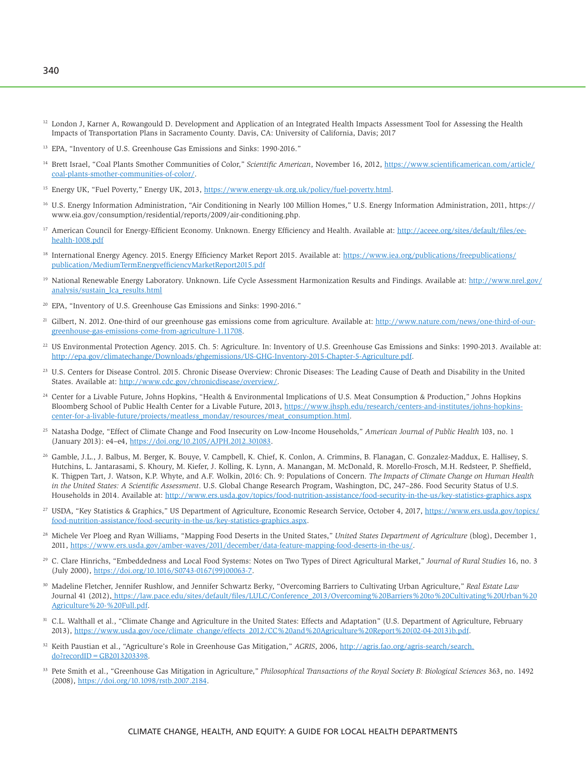[12] London J, Karner A, Rowangould D. Development and Application of an Integrated Health Impacts Assessment Tool for Assessing the Health Impacts of Transportation Plans in Sacramento County. Davis, CA: University of California, Davis; 2017

[13] EPA, "Inventory of U.S. Greenhouse Gas Emissions and Sinks: 1990-2016."

[14] Brett Israel, "Coal Plants Smother Communities of Color," *Scientific American*, November 16, 2012, https://www.scientificamerican.com/article/coal-plants-smother-communities-of-color/.

[15] Energy UK, "Fuel Poverty," Energy UK, 2013, https://www.energy-uk.org.uk/policy/fuel-poverty.html.

[16] U.S. Energy Information Administration, "Air Conditioning in Nearly 100 Million Homes," U.S. Energy Information Administration, 2011, https://www.eia.gov/consumption/residential/reports/2009/air-conditioning.php.

[17] American Council for Energy-Efficient Economy. Unknown. Energy Efficiency and Health. Available at: http://aceee.org/sites/default/files/ee-health-1008.pdf

[18] International Energy Agency. 2015. Energy Efficiency Market Report 2015. Available at: https://www.iea.org/publications/freepublications/publication/MediumTermEnergyefficiencyMarketReport2015.pdf

[19] National Renewable Energy Laboratory. Unknown. Life Cycle Assessment Harmonization Results and Findings. Available at: http://www.nrel.gov/analysis/sustain_lca_results.html

[20] EPA, "Inventory of U.S. Greenhouse Gas Emissions and Sinks: 1990-2016."

[21] Gilbert, N. 2012. One-third of our greenhouse gas emissions come from agriculture. Available at: http://www.nature.com/news/one-third-of-our-greenhouse-gas-emissions-come-from-agriculture-1.11708.

[22] US Environmental Protection Agency. 2015. Ch. 5: Agriculture. In: Inventory of U.S. Greenhouse Gas Emissions and Sinks: 1990-2013. Available at: http://epa.gov/climatechange/Downloads/ghgemissions/US-GHG-Inventory-2015-Chapter-5-Agriculture.pdf.

[23] U.S. Centers for Disease Control. 2015. Chronic Disease Overview: Chronic Diseases: The Leading Cause of Death and Disability in the United States. Available at: http://www.cdc.gov/chronicdisease/overview/.

[24] Center for a Livable Future, Johns Hopkins, "Health & Environmental Implications of U.S. Meat Consumption & Production," Johns Hopkins Bloomberg School of Public Health Center for a Livable Future, 2013, https://www.jhsph.edu/research/centers-and-institutes/johns-hopkins-center-for-a-livable-future/projects/meatless_monday/resources/meat_consumption.html.

[25] Natasha Dodge, "Effect of Climate Change and Food Insecurity on Low-Income Households," *American Journal of Public Health* 103, no. 1 (January 2013): e4–e4, https://doi.org/10.2105/AJPH.2012.301083.

[26] Gamble, J.L., J. Balbus, M. Berger, K. Bouye, V. Campbell, K. Chief, K. Conlon, A. Crimmins, B. Flanagan, C. Gonzalez-Maddux, E. Hallisey, S. Hutchins, L. Jantarasami, S. Khoury, M. Kiefer, J. Kolling, K. Lynn, A. Manangan, M. McDonald, R. Morello-Frosch, M.H. Redsteer, P. Sheffield, K. Thigpen Tart, J. Watson, K.P. Whyte, and A.F. Wolkin, 2016: Ch. 9: Populations of Concern. *The Impacts of Climate Change on Human Health in the United States: A Scientific Assessment*. U.S. Global Change Research Program, Washington, DC, 247–286. Food Security Status of U.S. Households in 2014. Available at: http://www.ers.usda.gov/topics/food-nutrition-assistance/food-security-in-the-us/key-statistics-graphics.aspx

[27] USDA, "Key Statistics & Graphics," US Department of Agriculture, Economic Research Service, October 4, 2017, https://www.ers.usda.gov/topics/food-nutrition-assistance/food-security-in-the-us/key-statistics-graphics.aspx.

[28] Michele Ver Ploeg and Ryan Williams, "Mapping Food Deserts in the United States," *United States Department of Agriculture* (blog), December 1, 2011, https://www.ers.usda.gov/amber-waves/2011/december/data-feature-mapping-food-deserts-in-the-us/.

[29] C. Clare Hinrichs, "Embeddedness and Local Food Systems: Notes on Two Types of Direct Agricultural Market," *Journal of Rural Studies* 16, no. 3 (July 2000), https://doi.org/10.1016/S0743-0167(99)00063-7.

[30] Madeline Fletcher, Jennifer Rushlow, and Jennifer Schwartz Berky, "Overcoming Barriers to Cultivating Urban Agriculture," *Real Estate Law* Journal 41 (2012), https://law.pace.edu/sites/default/files/LULC/Conference_2013/Overcoming%20Barriers%20to%20Cultivating%20Urban%20Agriculture%20-%20Full.pdf.

[31] C.L. Walthall et al., "Climate Change and Agriculture in the United States: Effects and Adaptation" (U.S. Department of Agriculture, February 2013), https://www.usda.gov/oce/climate_change/effects_2012/CC%20and%20Agriculture%20Report%20(02-04-2013)b.pdf.

[32] Keith Paustian et al., "Agriculture's Role in Greenhouse Gas Mitigation," *AGRIS*, 2006, http://agris.fao.org/agris-search/search.do?recordID=GB2013203398.

[33] Pete Smith et al., "Greenhouse Gas Mitigation in Agriculture," *Philosophical Transactions of the Royal Society B: Biological Sciences* 363, no. 1492 (2008), https://doi.org/10.1098/rstb.2007.2184.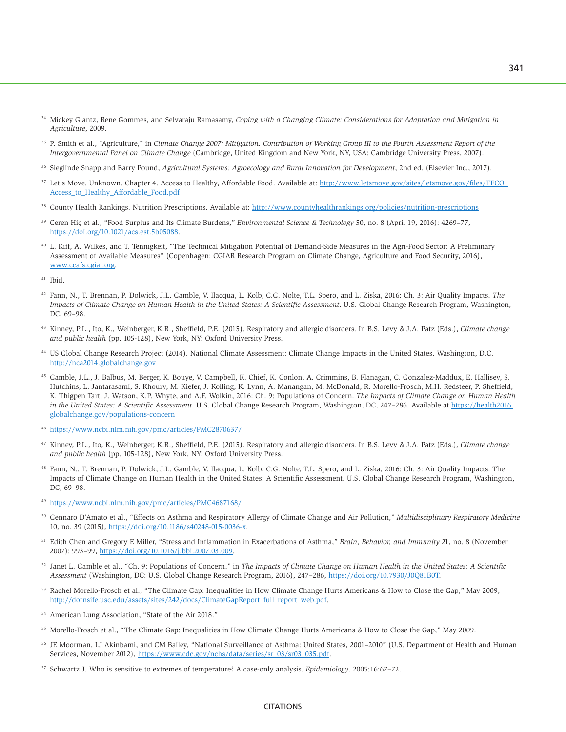[34] Mickey Glantz, Rene Gommes, and Selvaraju Ramasamy, *Coping with a Changing Climate: Considerations for Adaptation and Mitigation in Agriculture*, 2009.

[35] P. Smith et al., "Agriculture," in *Climate Change 2007: Mitigation. Contribution of Working Group III to the Fourth Assessment Report of the Intergovernmental Panel on Climate Change* (Cambridge, United Kingdom and New York, NY, USA: Cambridge University Press, 2007).

[36] Sieglinde Snapp and Barry Pound, *Agricultural Systems: Agroecology and Rural Innovation for Development*, 2nd ed. (Elsevier Inc., 2017).

[37] Let's Move. Unknown. Chapter 4. Access to Healthy, Affordable Food. Available at: http://www.letsmove.gov/sites/letsmove.gov/files/TFCO_Access_to_Healthy_Affordable_Food.pdf

[38] County Health Rankings. Nutrition Prescriptions. Available at: http://www.countyhealthrankings.org/policies/nutrition-prescriptions

[39] Ceren Hiç et al., "Food Surplus and Its Climate Burdens," *Environmental Science & Technology* 50, no. 8 (April 19, 2016): 4269–77, https://doi.org/10.1021/acs.est.5b05088.

[40] L. Kiff, A. Wilkes, and T. Tennigkeit, "The Technical Mitigation Potential of Demand-Side Measures in the Agri-Food Sector: A Preliminary Assessment of Available Measures" (Copenhagen: CGIAR Research Program on Climate Change, Agriculture and Food Security, 2016), www.ccafs.cgiar.org.

[41] Ibid.

[42] Fann, N., T. Brennan, P. Dolwick, J.L. Gamble, V. Ilacqua, L. Kolb, C.G. Nolte, T.L. Spero, and L. Ziska, 2016: Ch. 3: Air Quality Impacts. *The Impacts of Climate Change on Human Health in the United States: A Scientific Assessment*. U.S. Global Change Research Program, Washington, DC, 69–98.

[43] Kinney, P.L., Ito, K., Weinberger, K.R., Sheffield, P.E. (2015). Respiratory and allergic disorders. In B.S. Levy & J.A. Patz (Eds.), *Climate change and public health* (pp. 105-128), New York, NY: Oxford University Press.

[44] US Global Change Research Project (2014). National Climate Assessment: Climate Change Impacts in the United States. Washington, D.C. http://nca2014.globalchange.gov

[45] Gamble, J.L., J. Balbus, M. Berger, K. Bouye, V. Campbell, K. Chief, K. Conlon, A. Crimmins, B. Flanagan, C. Gonzalez-Maddux, E. Hallisey, S. Hutchins, L. Jantarasami, S. Khoury, M. Kiefer, J. Kolling, K. Lynn, A. Manangan, M. McDonald, R. Morello-Frosch, M.H. Redsteer, P. Sheffield, K. Thigpen Tart, J. Watson, K.P. Whyte, and A.F. Wolkin, 2016: Ch. 9: Populations of Concern. *The Impacts of Climate Change on Human Health in the United States: A Scientific Assessment*. U.S. Global Change Research Program, Washington, DC, 247–286. Available at https://health2016.globalchange.gov/populations-concern

[46] https://www.ncbi.nlm.nih.gov/pmc/articles/PMC2870637/

[47] Kinney, P.L., Ito, K., Weinberger, K.R., Sheffield, P.E. (2015). Respiratory and allergic disorders. In B.S. Levy & J.A. Patz (Eds.), *Climate change and public health* (pp. 105-128), New York, NY: Oxford University Press.

[48] Fann, N., T. Brennan, P. Dolwick, J.L. Gamble, V. Ilacqua, L. Kolb, C.G. Nolte, T.L. Spero, and L. Ziska, 2016: Ch. 3: Air Quality Impacts. The Impacts of Climate Change on Human Health in the United States: A Scientific Assessment. U.S. Global Change Research Program, Washington, DC, 69–98.

[49] https://www.ncbi.nlm.nih.gov/pmc/articles/PMC4687168/

[50] Gennaro D'Amato et al., "Effects on Asthma and Respiratory Allergy of Climate Change and Air Pollution," *Multidisciplinary Respiratory Medicine* 10, no. 39 (2015), https://doi.org/10.1186/s40248-015-0036-x.

[51] Edith Chen and Gregory E Miller, "Stress and Inflammation in Exacerbations of Asthma," *Brain, Behavior, and Immunity* 21, no. 8 (November 2007): 993–99, https://doi.org/10.1016/j.bbi.2007.03.009.

[52] Janet L. Gamble et al., "Ch. 9: Populations of Concern," in *The Impacts of Climate Change on Human Health in the United States: A Scientific Assessment* (Washington, DC: U.S. Global Change Research Program, 2016), 247–286, https://doi.org/10.7930/J0Q81B0T.

[53] Rachel Morello-Frosch et al., "The Climate Gap: Inequalities in How Climate Change Hurts Americans & How to Close the Gap," May 2009, http://dornsife.usc.edu/assets/sites/242/docs/ClimateGapReport_full_report_web.pdf.

[54] American Lung Association, "State of the Air 2018."

[55] Morello-Frosch et al., "The Climate Gap: Inequalities in How Climate Change Hurts Americans & How to Close the Gap," May 2009.

[56] JE Moorman, LJ Akinbami, and CM Bailey, "National Surveillance of Asthma: United States, 2001–2010" (U.S. Department of Health and Human Services, November 2012), https://www.cdc.gov/nchs/data/series/sr_03/sr03_035.pdf.

[57] Schwartz J. Who is sensitive to extremes of temperature? A case-only analysis. *Epidemiology*. 2005;16:67–72.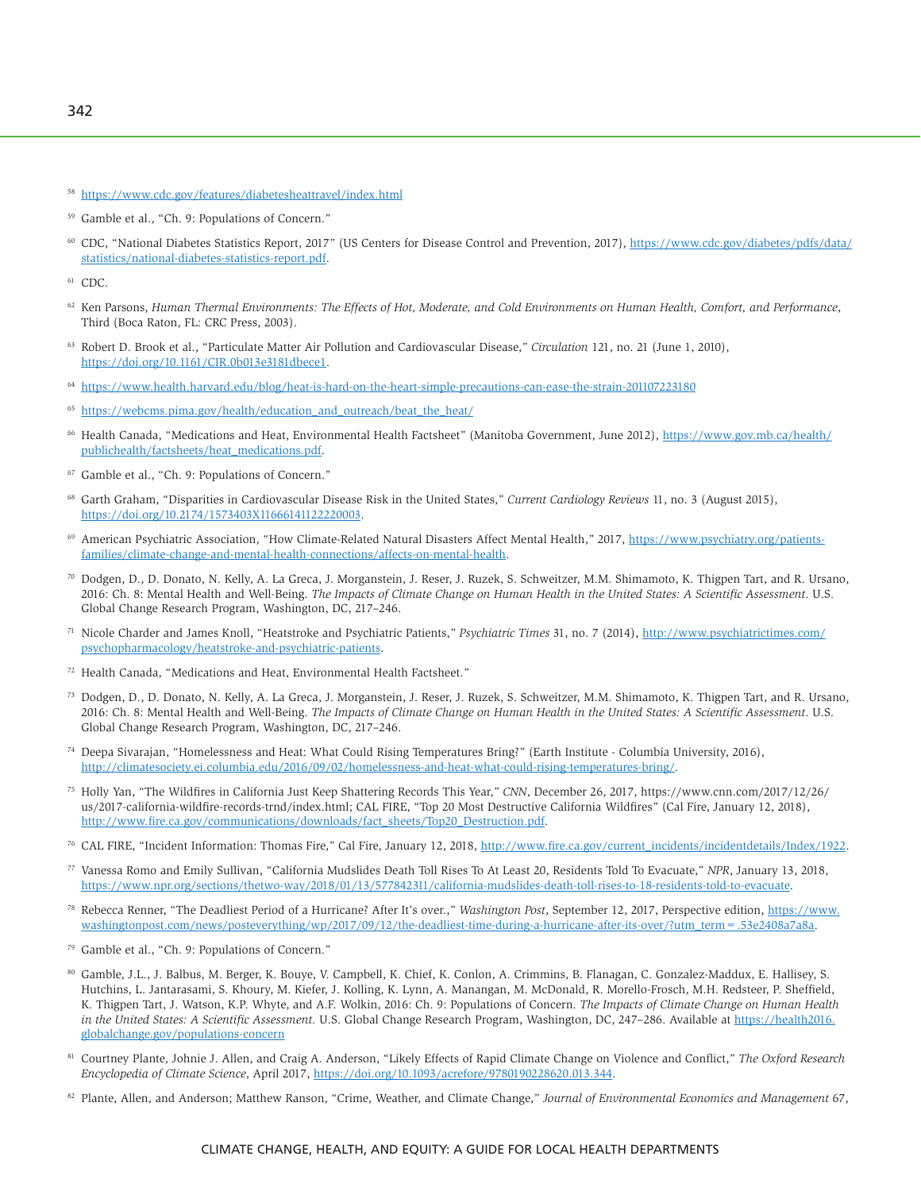[58] https://www.cdc.gov/features/diabetesheattravel/index.html

[59] Gamble et al., "Ch. 9: Populations of Concern."

[60] CDC, "National Diabetes Statistics Report, 2017" (US Centers for Disease Control and Prevention, 2017), https://www.cdc.gov/diabetes/pdfs/data/statistics/national-diabetes-statistics-report.pdf.

[61] CDC.

[62] Ken Parsons, *Human Thermal Environments: The Effects of Hot, Moderate, and Cold Environments on Human Health, Comfort, and Performance*, Third (Boca Raton, FL: CRC Press, 2003).

[63] Robert D. Brook et al., "Particulate Matter Air Pollution and Cardiovascular Disease," *Circulation* 121, no. 21 (June 1, 2010), https://doi.org/10.1161/CIR.0b013e3181dbece1.

[64] https://www.health.harvard.edu/blog/heat-is-hard-on-the-heart-simple-precautions-can-ease-the-strain-201107223180

[65] https://webcms.pima.gov/health/education_and_outreach/beat_the_heat/

[66] Health Canada, "Medications and Heat, Environmental Health Factsheet" (Manitoba Government, June 2012), https://www.gov.mb.ca/health/publichealth/factsheets/heat_medications.pdf.

[67] Gamble et al., "Ch. 9: Populations of Concern."

[68] Garth Graham, "Disparities in Cardiovascular Disease Risk in the United States," *Current Cardiology Reviews* 11, no. 3 (August 2015), https://doi.org/10.2174/1573403X11666141122220003.

[69] American Psychiatric Association, "How Climate-Related Natural Disasters Affect Mental Health," 2017, https://www.psychiatry.org/patients-families/climate-change-and-mental-health-connections/affects-on-mental-health.

[70] Dodgen, D., D. Donato, N. Kelly, A. La Greca, J. Morganstein, J. Reser, J. Ruzek, S. Schweitzer, M.M. Shimamoto, K. Thigpen Tart, and R. Ursano, 2016: Ch. 8: Mental Health and Well-Being. *The Impacts of Climate Change on Human Health in the United States: A Scientific Assessment*. U.S. Global Change Research Program, Washington, DC, 217–246.

[71] Nicole Charder and James Knoll, "Heatstroke and Psychiatric Patients," *Psychiatric Times* 31, no. 7 (2014), http://www.psychiatrictimes.com/psychopharmacology/heatstroke-and-psychiatric-patients.

[72] Health Canada, "Medications and Heat, Environmental Health Factsheet."

[73] Dodgen, D., D. Donato, N. Kelly, A. La Greca, J. Morganstein, J. Reser, J. Ruzek, S. Schweitzer, M.M. Shimamoto, K. Thigpen Tart, and R. Ursano, 2016: Ch. 8: Mental Health and Well-Being. *The Impacts of Climate Change on Human Health in the United States: A Scientific Assessment*. U.S. Global Change Research Program, Washington, DC, 217–246.

[74] Deepa Sivarajan, "Homelessness and Heat: What Could Rising Temperatures Bring?" (Earth Institute - Columbia University, 2016), http://climatesociety.ei.columbia.edu/2016/09/02/homelessness-and-heat-what-could-rising-temperatures-bring/.

[75] Holly Yan, "The Wildfires in California Just Keep Shattering Records This Year," *CNN*, December 26, 2017, https://www.cnn.com/2017/12/26/us/2017-california-wildfire-records-trnd/index.html; CAL FIRE, "Top 20 Most Destructive California Wildfires" (Cal Fire, January 12, 2018), http://www.fire.ca.gov/communications/downloads/fact_sheets/Top20_Destruction.pdf.

[76] CAL FIRE, "Incident Information: Thomas Fire," Cal Fire, January 12, 2018, http://www.fire.ca.gov/current_incidents/incidentdetails/Index/1922.

[77] Vanessa Romo and Emily Sullivan, "California Mudslides Death Toll Rises To At Least 20, Residents Told To Evacuate," *NPR*, January 13, 2018, https://www.npr.org/sections/thetwo-way/2018/01/13/577842311/california-mudslides-death-toll-rises-to-18-residents-told-to-evacuate.

[78] Rebecca Renner, "The Deadliest Period of a Hurricane? After It's over.," *Washington Post*, September 12, 2017, Perspective edition, https://www.washingtonpost.com/news/posteverything/wp/2017/09/12/the-deadliest-time-during-a-hurricane-after-its-over/?utm_term=.53e2408a7a8a.

[79] Gamble et al., "Ch. 9: Populations of Concern."

[80] Gamble, J.L., J. Balbus, M. Berger, K. Bouye, V. Campbell, K. Chief, K. Conlon, A. Crimmins, B. Flanagan, C. Gonzalez-Maddux, E. Hallisey, S. Hutchins, L. Jantarasami, S. Khoury, M. Kiefer, J. Kolling, K. Lynn, A. Manangan, M. McDonald, R. Morello-Frosch, M.H. Redsteer, P. Sheffield, K. Thigpen Tart, J. Watson, K.P. Whyte, and A.F. Wolkin, 2016: Ch. 9: Populations of Concern. *The Impacts of Climate Change on Human Health in the United States: A Scientific Assessment.* U.S. Global Change Research Program, Washington, DC, 247–286. Available at https://health2016.globalchange.gov/populations-concern

[81] Courtney Plante, Johnie J. Allen, and Craig A. Anderson, "Likely Effects of Rapid Climate Change on Violence and Conflict," *The Oxford Research Encyclopedia of Climate Science*, April 2017, https://doi.org/10.1093/acrefore/9780190228620.013.344.

[82] Plante, Allen, and Anderson; Matthew Ranson, "Crime, Weather, and Climate Change," *Journal of Environmental Economics and Management* 67,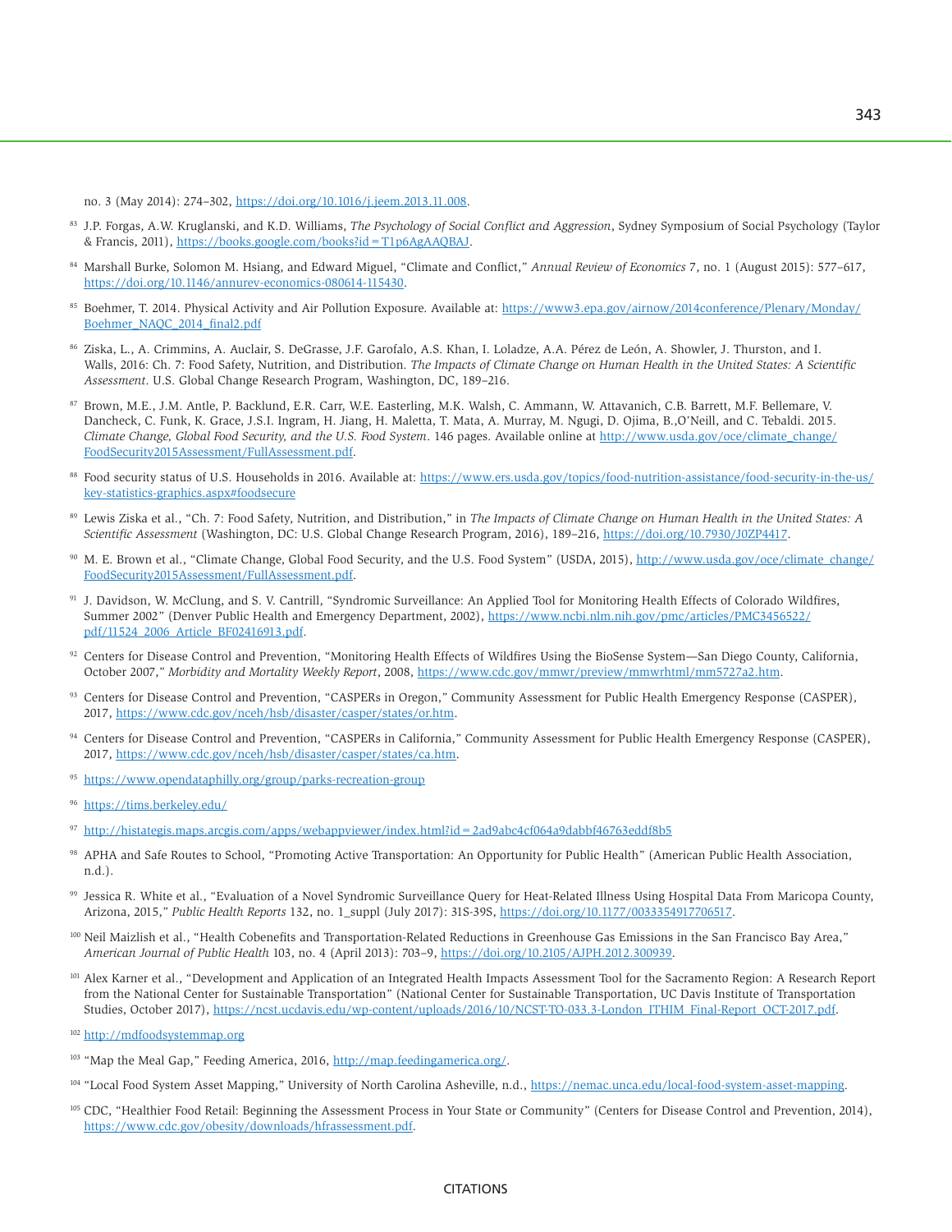no. 3 (May 2014): 274–302, https://doi.org/10.1016/j.jeem.2013.11.008.

[83] J.P. Forgas, A.W. Kruglanski, and K.D. Williams, *The Psychology of Social Conflict and Aggression*, Sydney Symposium of Social Psychology (Taylor & Francis, 2011), https://books.google.com/books?id=T1p6AgAAQBAJ.

[84] Marshall Burke, Solomon M. Hsiang, and Edward Miguel, "Climate and Conflict," *Annual Review of Economics* 7, no. 1 (August 2015): 577–617, https://doi.org/10.1146/annurev-economics-080614-115430.

[85] Boehmer, T. 2014. Physical Activity and Air Pollution Exposure. Available at: https://www3.epa.gov/airnow/2014conference/Plenary/Monday/Boehmer_NAQC_2014_final2.pdf

[86] Ziska, L., A. Crimmins, A. Auclair, S. DeGrasse, J.F. Garofalo, A.S. Khan, I. Loladze, A.A. Pérez de León, A. Showler, J. Thurston, and I. Walls, 2016: Ch. 7: Food Safety, Nutrition, and Distribution. *The Impacts of Climate Change on Human Health in the United States: A Scientific Assessment*. U.S. Global Change Research Program, Washington, DC, 189–216.

[87] Brown, M.E., J.M. Antle, P. Backlund, E.R. Carr, W.E. Easterling, M.K. Walsh, C. Ammann, W. Attavanich, C.B. Barrett, M.F. Bellemare, V. Dancheck, C. Funk, K. Grace, J.S.I. Ingram, H. Jiang, H. Maletta, T. Mata, A. Murray, M. Ngugi, D. Ojima, B.,O'Neill, and C. Tebaldi. 2015. *Climate Change, Global Food Security, and the U.S. Food System*. 146 pages. Available online at http://www.usda.gov/oce/climate_change/FoodSecurity2015Assessment/FullAssessment.pdf.

[88] Food security status of U.S. Households in 2016. Available at: https://www.ers.usda.gov/topics/food-nutrition-assistance/food-security-in-the-us/key-statistics-graphics.aspx#foodsecure

[89] Lewis Ziska et al., "Ch. 7: Food Safety, Nutrition, and Distribution," in *The Impacts of Climate Change on Human Health in the United States: A Scientific Assessment* (Washington, DC: U.S. Global Change Research Program, 2016), 189–216, https://doi.org/10.7930/J0ZP4417.

[90] M. E. Brown et al., "Climate Change, Global Food Security, and the U.S. Food System" (USDA, 2015), http://www.usda.gov/oce/climate_change/FoodSecurity2015Assessment/FullAssessment.pdf.

[91] J. Davidson, W. McClung, and S. V. Cantrill, "Syndromic Surveillance: An Applied Tool for Monitoring Health Effects of Colorado Wildfires, Summer 2002" (Denver Public Health and Emergency Department, 2002), https://www.ncbi.nlm.nih.gov/pmc/articles/PMC3456522/pdf/11524_2006_Article_BF02416913.pdf.

[92] Centers for Disease Control and Prevention, "Monitoring Health Effects of Wildfires Using the BioSense System—San Diego County, California, October 2007," *Morbidity and Mortality Weekly Report*, 2008, https://www.cdc.gov/mmwr/preview/mmwrhtml/mm5727a2.htm.

[93] Centers for Disease Control and Prevention, "CASPERs in Oregon," Community Assessment for Public Health Emergency Response (CASPER), 2017, https://www.cdc.gov/nceh/hsb/disaster/casper/states/or.htm.

[94] Centers for Disease Control and Prevention, "CASPERs in California," Community Assessment for Public Health Emergency Response (CASPER), 2017, https://www.cdc.gov/nceh/hsb/disaster/casper/states/ca.htm.

[95] https://www.opendataphilly.org/group/parks-recreation-group

[96] https://tims.berkeley.edu/

[97] http://histategis.maps.arcgis.com/apps/webappviewer/index.html?id=2ad9abc4cf064a9dabbf46763eddf8b5

[98] APHA and Safe Routes to School, "Promoting Active Transportation: An Opportunity for Public Health" (American Public Health Association, n.d.).

[99] Jessica R. White et al., "Evaluation of a Novel Syndromic Surveillance Query for Heat-Related Illness Using Hospital Data From Maricopa County, Arizona, 2015," *Public Health Reports* 132, no. 1_suppl (July 2017): 31S-39S, https://doi.org/10.1177/0033354917706517.

[100] Neil Maizlish et al., "Health Cobenefits and Transportation-Related Reductions in Greenhouse Gas Emissions in the San Francisco Bay Area," *American Journal of Public Health* 103, no. 4 (April 2013): 703–9, https://doi.org/10.2105/AJPH.2012.300939.

[101] Alex Karner et al., "Development and Application of an Integrated Health Impacts Assessment Tool for the Sacramento Region: A Research Report from the National Center for Sustainable Transportation" (National Center for Sustainable Transportation, UC Davis Institute of Transportation Studies, October 2017), https://ncst.ucdavis.edu/wp-content/uploads/2016/10/NCST-TO-033.3-London_ITHIM_Final-Report_OCT-2017.pdf.

[102] http://mdfoodsystemmap.org

[103] "Map the Meal Gap," Feeding America, 2016, http://map.feedingamerica.org/.

[104] "Local Food System Asset Mapping," University of North Carolina Asheville, n.d., https://nemac.unca.edu/local-food-system-asset-mapping.

[105] CDC, "Healthier Food Retail: Beginning the Assessment Process in Your State or Community" (Centers for Disease Control and Prevention, 2014), https://www.cdc.gov/obesity/downloads/hfrassessment.pdf.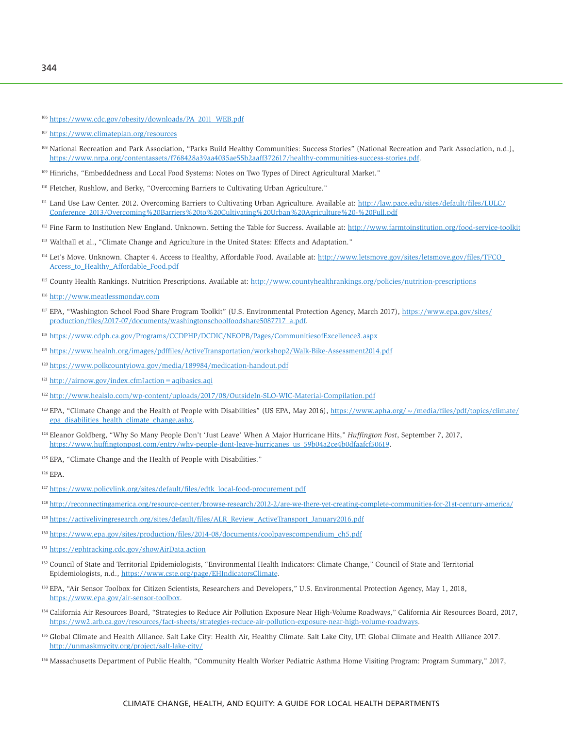[106] https://www.cdc.gov/obesity/downloads/PA_2011_WEB.pdf

[107] https://www.climateplan.org/resources

[108] National Recreation and Park Association, "Parks Build Healthy Communities: Success Stories" (National Recreation and Park Association, n.d.), https://www.nrpa.org/contentassets/f768428a39aa4035ae55b2aaff372617/healthy-communities-success-stories.pdf.

[109] Hinrichs, "Embeddedness and Local Food Systems: Notes on Two Types of Direct Agricultural Market."

[110] Fletcher, Rushlow, and Berky, "Overcoming Barriers to Cultivating Urban Agriculture."

[111] Land Use Law Center. 2012. Overcoming Barriers to Cultivating Urban Agriculture. Available at: http://law.pace.edu/sites/default/files/LULC/Conference_2013/Overcoming%20Barriers%20to%20Cultivating%20Urban%20Agriculture%20-%20Full.pdf

[112] Fine Farm to Institution New England. Unknown. Setting the Table for Success. Available at: http://www.farmtoinstitution.org/food-service-toolkit

[113] Walthall et al., "Climate Change and Agriculture in the United States: Effects and Adaptation."

[114] Let's Move. Unknown. Chapter 4. Access to Healthy, Affordable Food. Available at: http://www.letsmove.gov/sites/letsmove.gov/files/TFCO_Access_to_Healthy_Affordable_Food.pdf

[115] County Health Rankings. Nutrition Prescriptions. Available at: http://www.countyhealthrankings.org/policies/nutrition-prescriptions

[116] http://www.meatlessmonday.com

[117] EPA, "Washington School Food Share Program Toolkit" (U.S. Environmental Protection Agency, March 2017), https://www.epa.gov/sites/production/files/2017-07/documents/washingtonschoolfoodshare5087717_a.pdf.

[118] https://www.cdph.ca.gov/Programs/CCDPHP/DCDIC/NEOPB/Pages/CommunitiesofExcellence3.aspx

[119] https://www.healnh.org/images/pdffiles/ActiveTransportation/workshop2/Walk-Bike-Assessment2014.pdf

[120] https://www.polkcountyiowa.gov/media/189984/medication-handout.pdf

[121] http://airnow.gov/index.cfm?action=aqibasics.aqi

[122] http://www.healslo.com/wp-content/uploads/2017/08/OutsideIn-SLO-WIC-Material-Compilation.pdf

[123] EPA, "Climate Change and the Health of People with Disabilities" (US EPA, May 2016), https://www.apha.org/~/media/files/pdf/topics/climate/epa_disabilities_health_climate_change.ashx.

[124] Eleanor Goldberg, "Why So Many People Don't 'Just Leave' When A Major Hurricane Hits," *Huffington Post*, September 7, 2017, https://www.huffingtonpost.com/entry/why-people-dont-leave-hurricanes_us_59b04a2ce4b0dfaafcf50619.

[125] EPA, "Climate Change and the Health of People with Disabilities."

[126] EPA.

[127] https://www.policylink.org/sites/default/files/edtk_local-food-procurement.pdf

[128] http://reconnectingamerica.org/resource-center/browse-research/2012-2/are-we-there-yet-creating-complete-communities-for-21st-century-america/

[129] https://activelivingresearch.org/sites/default/files/ALR_Review_ActiveTransport_January2016.pdf

[130] https://www.epa.gov/sites/production/files/2014-08/documents/coolpavescompendium_ch5.pdf

[131] https://ephtracking.cdc.gov/showAirData.action

[132] Council of State and Territorial Epidemiologists, "Environmental Health Indicators: Climate Change," Council of State and Territorial Epidemiologists, n.d., https://www.cste.org/page/EHIndicatorsClimate.

[133] EPA, "Air Sensor Toolbox for Citizen Scientists, Researchers and Developers," U.S. Environmental Protection Agency, May 1, 2018, https://www.epa.gov/air-sensor-toolbox.

[134] California Air Resources Board, "Strategies to Reduce Air Pollution Exposure Near High-Volume Roadways," California Air Resources Board, 2017, https://ww2.arb.ca.gov/resources/fact-sheets/strategies-reduce-air-pollution-exposure-near-high-volume-roadways.

[135] Global Climate and Health Alliance. Salt Lake City: Health Air, Healthy Climate. Salt Lake City, UT: Global Climate and Health Alliance 2017. http://unmaskmycity.org/project/salt-lake-city/

[136] Massachusetts Department of Public Health, "Community Health Worker Pediatric Asthma Home Visiting Program: Program Summary," 2017,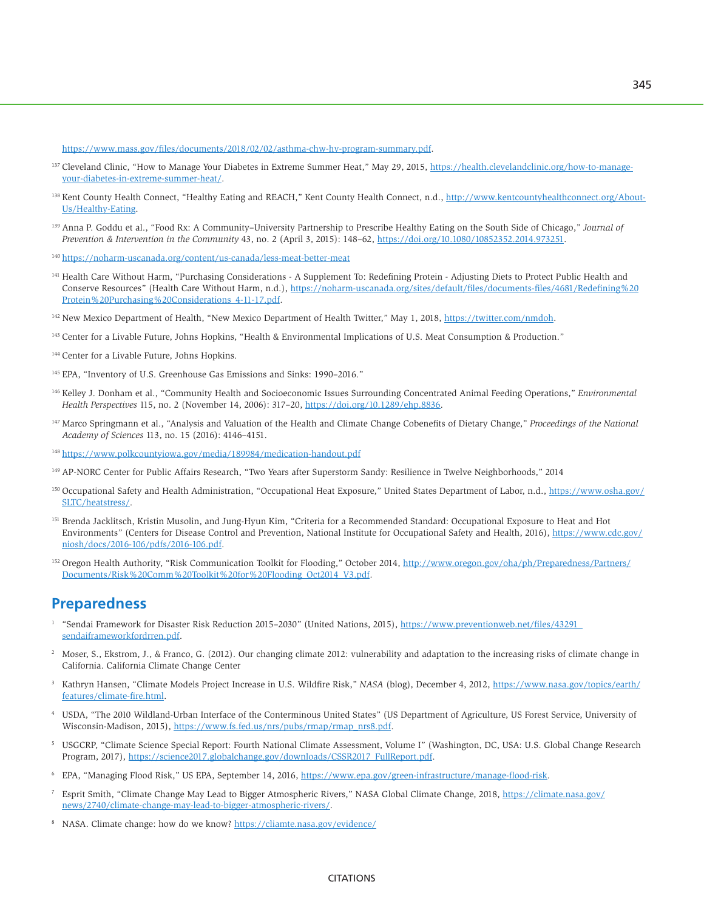https://www.mass.gov/files/documents/2018/02/02/asthma-chw-hv-program-summary.pdf.

[137] Cleveland Clinic, "How to Manage Your Diabetes in Extreme Summer Heat," May 29, 2015, https://health.clevelandclinic.org/how-to-manage-your-diabetes-in-extreme-summer-heat/.

[138] Kent County Health Connect, "Healthy Eating and REACH," Kent County Health Connect, n.d., http://www.kentcountyhealthconnect.org/About-Us/Healthy-Eating.

[139] Anna P. Goddu et al., "Food Rx: A Community–University Partnership to Prescribe Healthy Eating on the South Side of Chicago," *Journal of Prevention & Intervention in the Community* 43, no. 2 (April 3, 2015): 148–62, https://doi.org/10.1080/10852352.2014.973251.

[140] https://noharm-uscanada.org/content/us-canada/less-meat-better-meat

[141] Health Care Without Harm, "Purchasing Considerations - A Supplement To: Redefining Protein - Adjusting Diets to Protect Public Health and Conserve Resources" (Health Care Without Harm, n.d.), https://noharm-uscanada.org/sites/default/files/documents-files/4681/Redefining%20Protein%20Purchasing%20Considerations_4-11-17.pdf.

[142] New Mexico Department of Health, "New Mexico Department of Health Twitter," May 1, 2018, https://twitter.com/nmdoh.

[143] Center for a Livable Future, Johns Hopkins, "Health & Environmental Implications of U.S. Meat Consumption & Production."

[144] Center for a Livable Future, Johns Hopkins.

[145] EPA, "Inventory of U.S. Greenhouse Gas Emissions and Sinks: 1990–2016."

[146] Kelley J. Donham et al., "Community Health and Socioeconomic Issues Surrounding Concentrated Animal Feeding Operations," *Environmental Health Perspectives* 115, no. 2 (November 14, 2006): 317–20, https://doi.org/10.1289/ehp.8836.

[147] Marco Springmann et al., "Analysis and Valuation of the Health and Climate Change Cobenefits of Dietary Change," *Proceedings of the National Academy of Sciences* 113, no. 15 (2016): 4146–4151.

[148] https://www.polkcountyiowa.gov/media/189984/medication-handout.pdf

[149] AP-NORC Center for Public Affairs Research, "Two Years after Superstorm Sandy: Resilience in Twelve Neighborhoods," 2014

[150] Occupational Safety and Health Administration, "Occupational Heat Exposure," United States Department of Labor, n.d., https://www.osha.gov/SLTC/heatstress/.

[151] Brenda Jacklitsch, Kristin Musolin, and Jung-Hyun Kim, "Criteria for a Recommended Standard: Occupational Exposure to Heat and Hot Environments" (Centers for Disease Control and Prevention, National Institute for Occupational Safety and Health, 2016), https://www.cdc.gov/niosh/docs/2016-106/pdfs/2016-106.pdf.

[152] Oregon Health Authority, "Risk Communication Toolkit for Flooding," October 2014, http://www.oregon.gov/oha/ph/Preparedness/Partners/Documents/Risk%20Comm%20Toolkit%20for%20Flooding_Oct2014_V3.pdf.

## Preparedness

[1] "Sendai Framework for Disaster Risk Reduction 2015–2030" (United Nations, 2015), https://www.preventionweb.net/files/43291_sendaiframeworkfordrren.pdf.

[2] Moser, S., Ekstrom, J., & Franco, G. (2012). Our changing climate 2012: vulnerability and adaptation to the increasing risks of climate change in California. California Climate Change Center

[3] Kathryn Hansen, "Climate Models Project Increase in U.S. Wildfire Risk," *NASA* (blog), December 4, 2012, https://www.nasa.gov/topics/earth/features/climate-fire.html.

[4] USDA, "The 2010 Wildland-Urban Interface of the Conterminous United States" (US Department of Agriculture, US Forest Service, University of Wisconsin-Madison, 2015), https://www.fs.fed.us/nrs/pubs/rmap/rmap_nrs8.pdf.

[5] USGCRP, "Climate Science Special Report: Fourth National Climate Assessment, Volume I" (Washington, DC, USA: U.S. Global Change Research Program, 2017), https://science2017.globalchange.gov/downloads/CSSR2017_FullReport.pdf.

[6] EPA, "Managing Flood Risk," US EPA, September 14, 2016, https://www.epa.gov/green-infrastructure/manage-flood-risk.

[7] Esprit Smith, "Climate Change May Lead to Bigger Atmospheric Rivers," NASA Global Climate Change, 2018, https://climate.nasa.gov/news/2740/climate-change-may-lead-to-bigger-atmospheric-rivers/.

[8] NASA. Climate change: how do we know? https://cliamte.nasa.gov/evidence/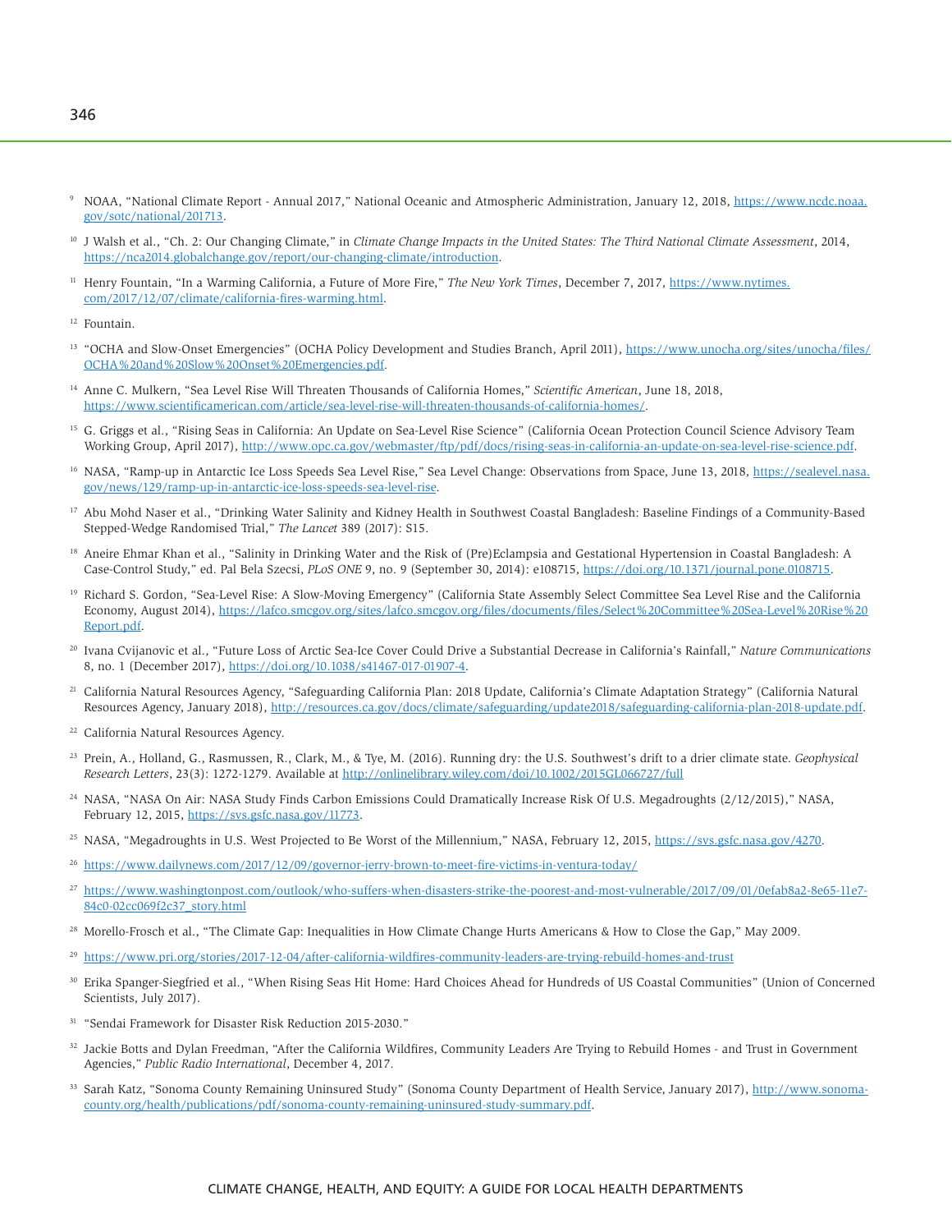[9] NOAA, "National Climate Report - Annual 2017," National Oceanic and Atmospheric Administration, January 12, 2018, https://www.ncdc.noaa.gov/sotc/national/201713.

[10] J Walsh et al., "Ch. 2: Our Changing Climate," in *Climate Change Impacts in the United States: The Third National Climate Assessment*, 2014, https://nca2014.globalchange.gov/report/our-changing-climate/introduction.

[11] Henry Fountain, "In a Warming California, a Future of More Fire," *The New York Times*, December 7, 2017, https://www.nytimes.com/2017/12/07/climate/california-fires-warming.html.

[12] Fountain.

[13] "OCHA and Slow-Onset Emergencies" (OCHA Policy Development and Studies Branch, April 2011), https://www.unocha.org/sites/unocha/files/OCHA%20and%20Slow%20Onset%20Emergencies.pdf.

[14] Anne C. Mulkern, "Sea Level Rise Will Threaten Thousands of California Homes," *Scientific American*, June 18, 2018, https://www.scientificamerican.com/article/sea-level-rise-will-threaten-thousands-of-california-homes/.

[15] G. Griggs et al., "Rising Seas in California: An Update on Sea-Level Rise Science" (California Ocean Protection Council Science Advisory Team Working Group, April 2017), http://www.opc.ca.gov/webmaster/ftp/pdf/docs/rising-seas-in-california-an-update-on-sea-level-rise-science.pdf.

[16] NASA, "Ramp-up in Antarctic Ice Loss Speeds Sea Level Rise," Sea Level Change: Observations from Space, June 13, 2018, https://sealevel.nasa.gov/news/129/ramp-up-in-antarctic-ice-loss-speeds-sea-level-rise.

[17] Abu Mohd Naser et al., "Drinking Water Salinity and Kidney Health in Southwest Coastal Bangladesh: Baseline Findings of a Community-Based Stepped-Wedge Randomised Trial," *The Lancet* 389 (2017): S15.

[18] Aneire Ehmar Khan et al., "Salinity in Drinking Water and the Risk of (Pre)Eclampsia and Gestational Hypertension in Coastal Bangladesh: A Case-Control Study," ed. Pal Bela Szecsi, *PLoS ONE* 9, no. 9 (September 30, 2014): e108715, https://doi.org/10.1371/journal.pone.0108715.

[19] Richard S. Gordon, "Sea-Level Rise: A Slow-Moving Emergency" (California State Assembly Select Committee Sea Level Rise and the California Economy, August 2014), https://lafco.smcgov.org/sites/lafco.smcgov.org/files/documents/files/Select%20Committee%20Sea-Level%20Rise%20Report.pdf.

[20] Ivana Cvijanovic et al., "Future Loss of Arctic Sea-Ice Cover Could Drive a Substantial Decrease in California's Rainfall," *Nature Communications* 8, no. 1 (December 2017), https://doi.org/10.1038/s41467-017-01907-4.

[21] California Natural Resources Agency, "Safeguarding California Plan: 2018 Update, California's Climate Adaptation Strategy" (California Natural Resources Agency, January 2018), http://resources.ca.gov/docs/climate/safeguarding/update2018/safeguarding-california-plan-2018-update.pdf.

[22] California Natural Resources Agency.

[23] Prein, A., Holland, G., Rasmussen, R., Clark, M., & Tye, M. (2016). Running dry: the U.S. Southwest's drift to a drier climate state. *Geophysical Research Letters*, 23(3): 1272-1279. Available at http://onlinelibrary.wiley.com/doi/10.1002/2015GL066727/full

[24] NASA, "NASA On Air: NASA Study Finds Carbon Emissions Could Dramatically Increase Risk Of U.S. Megadroughts (2/12/2015)," NASA, February 12, 2015, https://svs.gsfc.nasa.gov/11773.

[25] NASA, "Megadroughts in U.S. West Projected to Be Worst of the Millennium," NASA, February 12, 2015, https://svs.gsfc.nasa.gov/4270.

[26] https://www.dailynews.com/2017/12/09/governor-jerry-brown-to-meet-fire-victims-in-ventura-today/

[27] https://www.washingtonpost.com/outlook/who-suffers-when-disasters-strike-the-poorest-and-most-vulnerable/2017/09/01/0efab8a2-8e65-11e7-84c0-02cc069f2c37_story.html

[28] Morello-Frosch et al., "The Climate Gap: Inequalities in How Climate Change Hurts Americans & How to Close the Gap," May 2009.

[29] https://www.pri.org/stories/2017-12-04/after-california-wildfires-community-leaders-are-trying-rebuild-homes-and-trust

[30] Erika Spanger-Siegfried et al., "When Rising Seas Hit Home: Hard Choices Ahead for Hundreds of US Coastal Communities" (Union of Concerned Scientists, July 2017).

[31] "Sendai Framework for Disaster Risk Reduction 2015-2030."

[32] Jackie Botts and Dylan Freedman, "After the California Wildfires, Community Leaders Are Trying to Rebuild Homes - and Trust in Government Agencies," *Public Radio International*, December 4, 2017.

[33] Sarah Katz, "Sonoma County Remaining Uninsured Study" (Sonoma County Department of Health Service, January 2017), http://www.sonoma-county.org/health/publications/pdf/sonoma-county-remaining-uninsured-study-summary.pdf.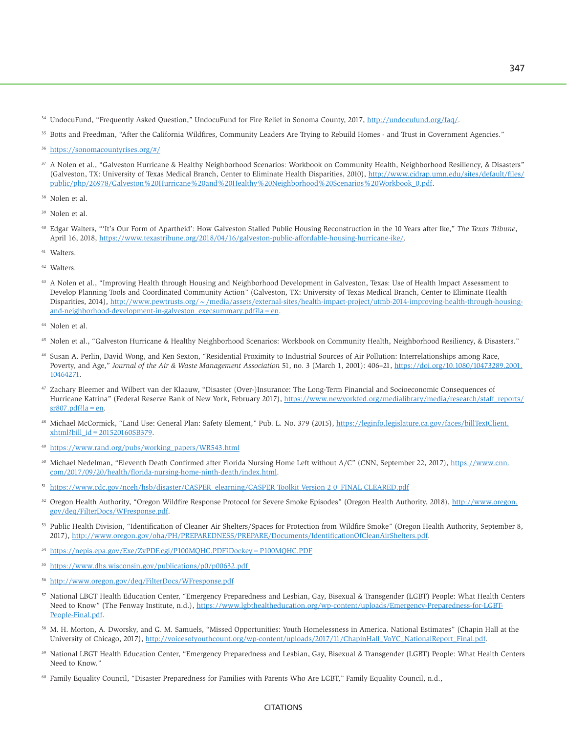[34] UndocuFund, “Frequently Asked Question,” UndocuFund for Fire Relief in Sonoma County, 2017, http://undocufund.org/faq/.

[35] Botts and Freedman, “After the California Wildfires, Community Leaders Are Trying to Rebuild Homes - and Trust in Government Agencies.”

[36] https://sonomacountyrises.org/#/

[37] A Nolen et al., “Galveston Hurricane & Healthy Neighborhood Scenarios: Workbook on Community Health, Neighborhood Resiliency, & Disasters” (Galveston, TX: University of Texas Medical Branch, Center to Eliminate Health Disparities, 2010), http://www.cidrap.umn.edu/sites/default/files/public/php/26978/Galveston%20Hurricane%20and%20Healthy%20Neighborhood%20Scenarios%20Workbook_0.pdf.

[38] Nolen et al.

[39] Nolen et al.

[40] Edgar Walters, “‘It’s Our Form of Apartheid’: How Galveston Stalled Public Housing Reconstruction in the 10 Years after Ike,” *The Texas Tribune*, April 16, 2018, https://www.texastribune.org/2018/04/16/galveston-public-affordable-housing-hurricane-ike/.

[41] Walters.

[42] Walters.

[43] A Nolen et al., “Improving Health through Housing and Neighborhood Development in Galveston, Texas: Use of Health Impact Assessment to Develop Planning Tools and Coordinated Community Action” (Galveston, TX: University of Texas Medical Branch, Center to Eliminate Health Disparities, 2014), http://www.pewtrusts.org/~/media/assets/external-sites/health-impact-project/utmb-2014-improving-health-through-housing-and-neighborhood-development-in-galveston_execsummary.pdf?la=en.

[44] Nolen et al.

[45] Nolen et al., “Galveston Hurricane & Healthy Neighborhood Scenarios: Workbook on Community Health, Neighborhood Resiliency, & Disasters.”

[46] Susan A. Perlin, David Wong, and Ken Sexton, “Residential Proximity to Industrial Sources of Air Pollution: Interrelationships among Race, Poverty, and Age,” *Journal of the Air & Waste Management Association* 51, no. 3 (March 1, 2001): 406–21, https://doi.org/10.1080/10473289.2001.10464271.

[47] Zachary Bleemer and Wilbert van der Klaauw, “Disaster (Over-)Insurance: The Long-Term Financial and Socioeconomic Consequences of Hurricane Katrina” (Federal Reserve Bank of New York, February 2017), https://www.newyorkfed.org/medialibrary/media/research/staff_reports/sr807.pdf?la=en.

[48] Michael McCormick, “Land Use: General Plan: Safety Element,” Pub. L. No. 379 (2015), https://leginfo.legislature.ca.gov/faces/billTextClient.xhtml?bill_id=201520160SB379.

[49] https://www.rand.org/pubs/working_papers/WR543.html

[50] Michael Nedelman, “Eleventh Death Confirmed after Florida Nursing Home Left without A/C” (CNN, September 22, 2017), https://www.cnn.com/2017/09/20/health/florida-nursing-home-ninth-death/index.html.

[51] https://www.cdc.gov/nceh/hsb/disaster/CASPER_elearning/CASPER Toolkit Version 2 0_FINAL CLEARED.pdf

[52] Oregon Health Authority, “Oregon Wildfire Response Protocol for Severe Smoke Episodes” (Oregon Health Authority, 2018), http://www.oregon.gov/deq/FilterDocs/WFresponse.pdf.

[53] Public Health Division, “Identification of Cleaner Air Shelters/Spaces for Protection from Wildfire Smoke” (Oregon Health Authority, September 8, 2017), http://www.oregon.gov/oha/PH/PREPAREDNESS/PREPARE/Documents/IdentificationOfCleanAirShelters.pdf.

[54] https://nepis.epa.gov/Exe/ZyPDF.cgi/P100MQHC.PDF?Dockey=P100MQHC.PDF

[55] https://www.dhs.wisconsin.gov/publications/p0/p00632.pdf

[56] http://www.oregon.gov/deq/FilterDocs/WFresponse.pdf

[57] National LBGT Health Education Center, “Emergency Preparedness and Lesbian, Gay, Bisexual & Transgender (LGBT) People: What Health Centers Need to Know” (The Fenway Institute, n.d.), https://www.lgbthealtheducation.org/wp-content/uploads/Emergency-Preparedness-for-LGBT-People-Final.pdf.

[58] M. H. Morton, A. Dworsky, and G. M. Samuels, “Missed Opportunities: Youth Homelessness in America. National Estimates” (Chapin Hall at the University of Chicago, 2017), http://voicesofyouthcount.org/wp-content/uploads/2017/11/ChapinHall_VoYC_NationalReport_Final.pdf.

[59] National LBGT Health Education Center, “Emergency Preparedness and Lesbian, Gay, Bisexual & Transgender (LGBT) People: What Health Centers Need to Know.”

[60] Family Equality Council, “Disaster Preparedness for Families with Parents Who Are LGBT,” Family Equality Council, n.d.,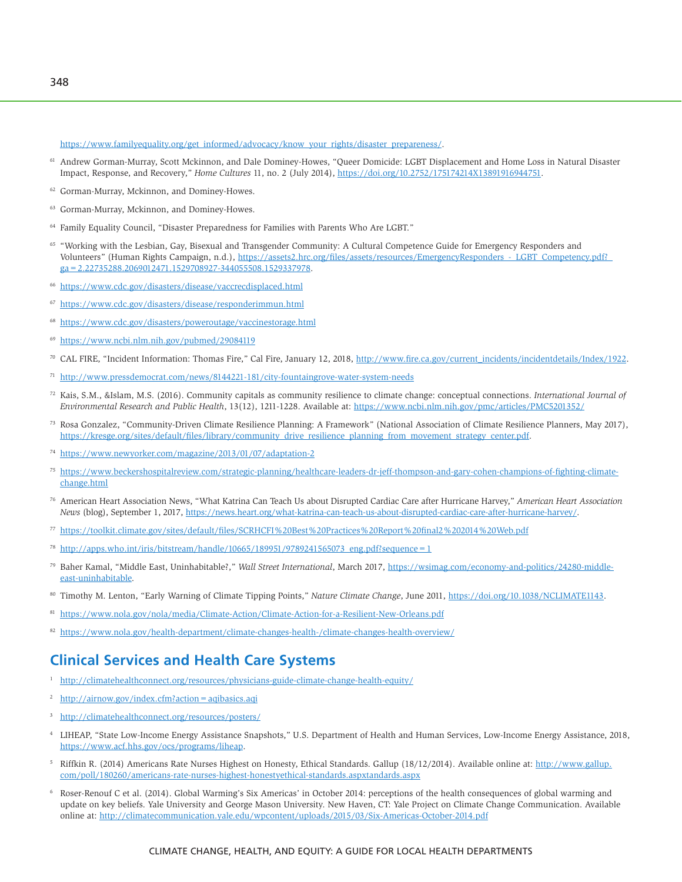https://www.familyequality.org/get_informed/advocacy/know_your_rights/disaster_preparedness/.

[61] Andrew Gorman-Murray, Scott Mckinnon, and Dale Dominey-Howes, "Queer Domicide: LGBT Displacement and Home Loss in Natural Disaster Impact, Response, and Recovery," *Home Cultures* 11, no. 2 (July 2014), https://doi.org/10.2752/175174214X13891916944751.

[62] Gorman-Murray, Mckinnon, and Dominey-Howes.

[63] Gorman-Murray, Mckinnon, and Dominey-Howes.

[64] Family Equality Council, "Disaster Preparedness for Families with Parents Who Are LGBT."

[65] "Working with the Lesbian, Gay, Bisexual and Transgender Community: A Cultural Competence Guide for Emergency Responders and Volunteers" (Human Rights Campaign, n.d.), https://assets2.hrc.org/files/assets/resources/EmergencyResponders_-_LGBT_Competency.pdf?_ga=2.22735288.2069012471.1529708927-344055508.1529337978.

[66] https://www.cdc.gov/disasters/disease/vaccrecdisplaced.html

[67] https://www.cdc.gov/disasters/disease/responderimmun.html

[68] https://www.cdc.gov/disasters/poweroutage/vaccinestorage.html

[69] https://www.ncbi.nlm.nih.gov/pubmed/29084119

[70] CAL FIRE, "Incident Information: Thomas Fire," Cal Fire, January 12, 2018, http://www.fire.ca.gov/current_incidents/incidentdetails/Index/1922.

[71] http://www.pressdemocrat.com/news/8144221-181/city-fountaingrove-water-system-needs

[72] Kais, S.M., &Islam, M.S. (2016). Community capitals as community resilience to climate change: conceptual connections. *International Journal of Environmental Research and Public Health*, 13(12), 1211-1228. Available at: https://www.ncbi.nlm.nih.gov/pmc/articles/PMC5201352/

[73] Rosa Gonzalez, "Community-Driven Climate Resilience Planning: A Framework" (National Association of Climate Resilience Planners, May 2017), https://kresge.org/sites/default/files/library/community_drive_resilience_planning_from_movement_strategy_center.pdf.

[74] https://www.newyorker.com/magazine/2013/01/07/adaptation-2

[75] https://www.beckershospitalreview.com/strategic-planning/healthcare-leaders-dr-jeff-thompson-and-gary-cohen-champions-of-fighting-climate-change.html

[76] American Heart Association News, "What Katrina Can Teach Us about Disrupted Cardiac Care after Hurricane Harvey," *American Heart Association News* (blog), September 1, 2017, https://news.heart.org/what-katrina-can-teach-us-about-disrupted-cardiac-care-after-hurricane-harvey/.

[77] https://toolkit.climate.gov/sites/default/files/SCRHCFI%20Best%20Practices%20Report%20final2%202014%20Web.pdf

[78] http://apps.who.int/iris/bitstream/handle/10665/189951/9789241565073_eng.pdf?sequence=1

[79] Baher Kamal, "Middle East, Uninhabitable?," *Wall Street International*, March 2017, https://wsimag.com/economy-and-politics/24280-middle-east-uninhabitable.

[80] Timothy M. Lenton, "Early Warning of Climate Tipping Points," *Nature Climate Change*, June 2011, https://doi.org/10.1038/NCLIMATE1143.

[81] https://www.nola.gov/nola/media/Climate-Action/Climate-Action-for-a-Resilient-New-Orleans.pdf

[82] https://www.nola.gov/health-department/climate-changes-health-/climate-changes-health-overview/

## Clinical Services and Health Care Systems

[1] http://climatehealthconnect.org/resources/physicians-guide-climate-change-health-equity/

[2] http://airnow.gov/index.cfm?action=aqibasics.aqi

[3] http://climatehealthconnect.org/resources/posters/

[4] LIHEAP, "State Low-Income Energy Assistance Snapshots," U.S. Department of Health and Human Services, Low-Income Energy Assistance, 2018, https://www.acf.hhs.gov/ocs/programs/liheap.

[5] Riffkin R. (2014) Americans Rate Nurses Highest on Honesty, Ethical Standards. Gallup (18/12/2014). Available online at: http://www.gallup.com/poll/180260/americans-rate-nurses-highest-honestyethical-standards.aspxtandards.aspx

[6] Roser-Renouf C et al. (2014). Global Warming's Six Americas' in October 2014: perceptions of the health consequences of global warming and update on key beliefs. Yale University and George Mason University. New Haven, CT: Yale Project on Climate Change Communication. Available online at: http://climatecommunication.yale.edu/wpcontent/uploads/2015/03/Six-Americas-October-2014.pdf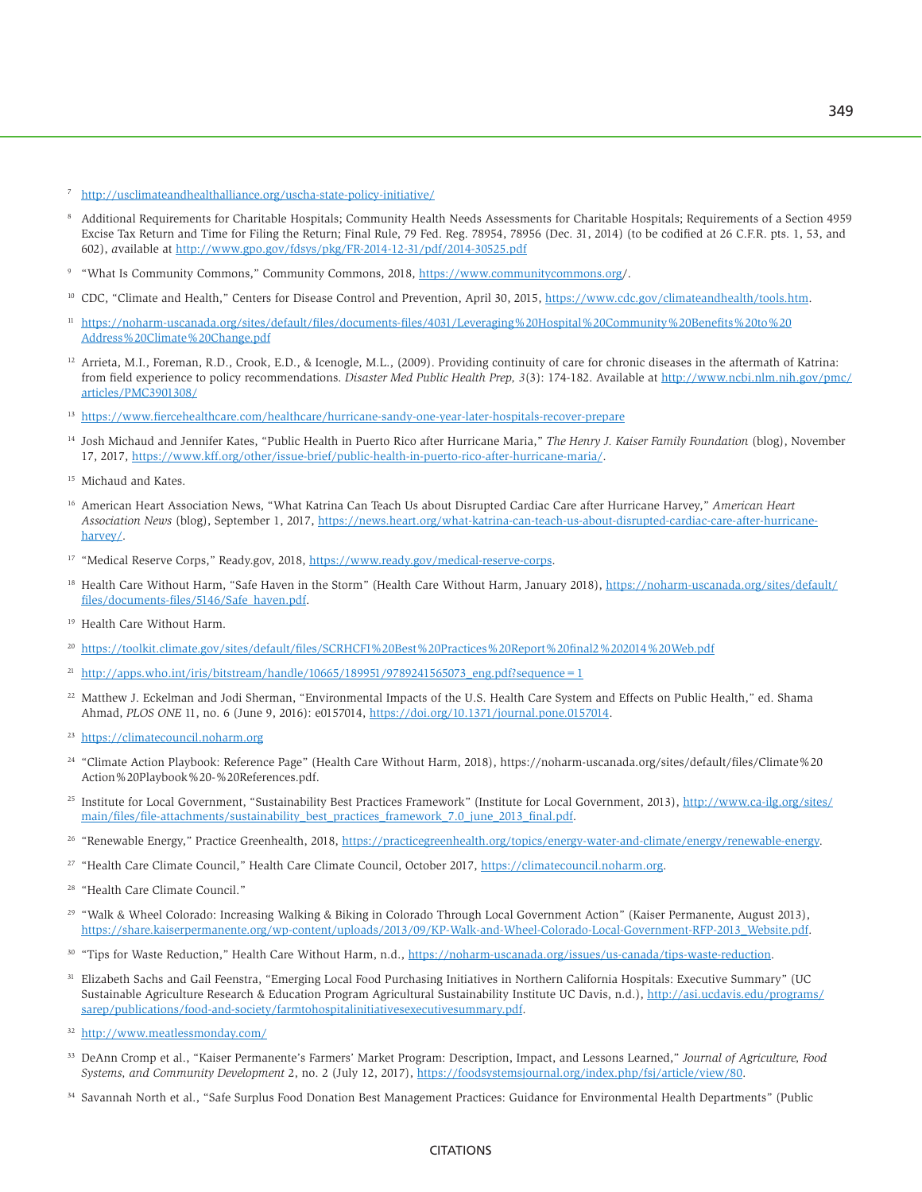[7] http://usclimateandhealthalliance.org/uscha-state-policy-initiative/

[8] Additional Requirements for Charitable Hospitals; Community Health Needs Assessments for Charitable Hospitals; Requirements of a Section 4959 Excise Tax Return and Time for Filing the Return; Final Rule, 79 Fed. Reg. 78954, 78956 (Dec. 31, 2014) (to be codified at 26 C.F.R. pts. 1, 53, and 602), *a*vailable at http://www.gpo.gov/fdsys/pkg/FR-2014-12-31/pdf/2014-30525.pdf

[9] "What Is Community Commons," Community Commons, 2018, https://www.communitycommons.org/.

[10] CDC, "Climate and Health," Centers for Disease Control and Prevention, April 30, 2015, https://www.cdc.gov/climateandhealth/tools.htm.

[11] https://noharm-uscanada.org/sites/default/files/documents-files/4031/Leveraging%20Hospital%20Community%20Benefits%20to%20Address%20Climate%20Change.pdf

[12] Arrieta, M.I., Foreman, R.D., Crook, E.D., & Icenogle, M.L., (2009). Providing continuity of care for chronic diseases in the aftermath of Katrina: from field experience to policy recommendations. *Disaster Med Public Health Prep, 3*(3): 174-182. Available at http://www.ncbi.nlm.nih.gov/pmc/articles/PMC3901308/

[13] https://www.fiercehealthcare.com/healthcare/hurricane-sandy-one-year-later-hospitals-recover-prepare

[14] Josh Michaud and Jennifer Kates, "Public Health in Puerto Rico after Hurricane Maria," *The Henry J. Kaiser Family Foundation* (blog), November 17, 2017, https://www.kff.org/other/issue-brief/public-health-in-puerto-rico-after-hurricane-maria/.

[15] Michaud and Kates.

[16] American Heart Association News, "What Katrina Can Teach Us about Disrupted Cardiac Care after Hurricane Harvey," *American Heart Association News* (blog), September 1, 2017, https://news.heart.org/what-katrina-can-teach-us-about-disrupted-cardiac-care-after-hurricane-harvey/.

[17] "Medical Reserve Corps," Ready.gov, 2018, https://www.ready.gov/medical-reserve-corps.

[18] Health Care Without Harm, "Safe Haven in the Storm" (Health Care Without Harm, January 2018), https://noharm-uscanada.org/sites/default/files/documents-files/5146/Safe_haven.pdf.

[19] Health Care Without Harm.

[20] https://toolkit.climate.gov/sites/default/files/SCRHCFI%20Best%20Practices%20Report%20final2%202014%20Web.pdf

[21] http://apps.who.int/iris/bitstream/handle/10665/189951/9789241565073_eng.pdf?sequence=1

[22] Matthew J. Eckelman and Jodi Sherman, "Environmental Impacts of the U.S. Health Care System and Effects on Public Health," ed. Shama Ahmad, *PLOS ONE* 11, no. 6 (June 9, 2016): e0157014, https://doi.org/10.1371/journal.pone.0157014.

[23] https://climatecouncil.noharm.org

[24] "Climate Action Playbook: Reference Page" (Health Care Without Harm, 2018), https://noharm-uscanada.org/sites/default/files/Climate%20Action%20Playbook%20-%20References.pdf.

[25] Institute for Local Government, "Sustainability Best Practices Framework" (Institute for Local Government, 2013), http://www.ca-ilg.org/sites/main/files/file-attachments/sustainability_best_practices_framework_7.0_june_2013_final.pdf.

[26] "Renewable Energy," Practice Greenhealth, 2018, https://practicegreenhealth.org/topics/energy-water-and-climate/energy/renewable-energy.

[27] "Health Care Climate Council," Health Care Climate Council, October 2017, https://climatecouncil.noharm.org.

[28] "Health Care Climate Council."

[29] "Walk & Wheel Colorado: Increasing Walking & Biking in Colorado Through Local Government Action" (Kaiser Permanente, August 2013), https://share.kaiserpermanente.org/wp-content/uploads/2013/09/KP-Walk-and-Wheel-Colorado-Local-Government-RFP-2013_Website.pdf.

[30] "Tips for Waste Reduction," Health Care Without Harm, n.d., https://noharm-uscanada.org/issues/us-canada/tips-waste-reduction.

[31] Elizabeth Sachs and Gail Feenstra, "Emerging Local Food Purchasing Initiatives in Northern California Hospitals: Executive Summary" (UC Sustainable Agriculture Research & Education Program Agricultural Sustainability Institute UC Davis, n.d.), http://asi.ucdavis.edu/programs/sarep/publications/food-and-society/farmtohospitalinitiativesexecutivesummary.pdf.

[32] http://www.meatlessmonday.com/

[33] DeAnn Cromp et al., "Kaiser Permanente's Farmers' Market Program: Description, Impact, and Lessons Learned," *Journal of Agriculture, Food Systems, and Community Development* 2, no. 2 (July 12, 2017), https://foodsystemsjournal.org/index.php/fsj/article/view/80.

[34] Savannah North et al., "Safe Surplus Food Donation Best Management Practices: Guidance for Environmental Health Departments" (Public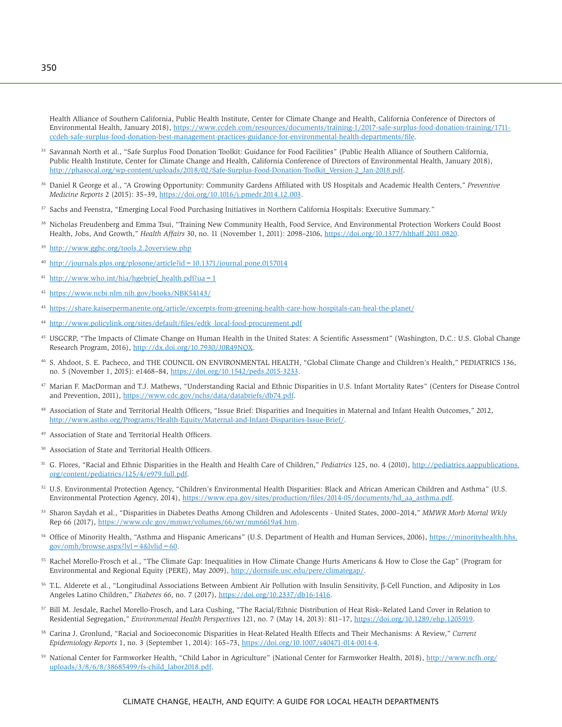Health Alliance of Southern California, Public Health Institute, Center for Climate Change and Health, California Conference of Directors of Environmental Health, January 2018), https://www.ccdeh.com/resources/documents/training-1/2017-safe-surplus-food-donation-training/1711-ccdeh-safe-surplus-food-donation-best-management-practices-guidance-for-environmental-health-departments/file.

[35] Savannah North et al., "Safe Surplus Food Donation Toolkit: Guidance for Food Facilities" (Public Health Alliance of Southern California, Public Health Institute, Center for Climate Change and Health, California Conference of Directors of Environmental Health, January 2018), http://phasocal.org/wp-content/uploads/2018/02/Safe-Surplus-Food-Donation-Toolkit_Version-2_Jan-2018.pdf.

[36] Daniel R George et al., "A Growing Opportunity: Community Gardens Affiliated with US Hospitals and Academic Health Centers," *Preventive Medicine Reports* 2 (2015): 35–39, https://doi.org/10.1016/j.pmedr.2014.12.003.

[37] Sachs and Feenstra, "Emerging Local Food Purchasing Initiatives in Northern California Hospitals: Executive Summary."

[38] Nicholas Freudenberg and Emma Tsui, "Training New Community Health, Food Service, And Environmental Protection Workers Could Boost Health, Jobs, And Growth," *Health Affairs* 30, no. 11 (November 1, 2011): 2098–2106, https://doi.org/10.1377/hlthaff.2011.0820.

[39] http://www.gghc.org/tools.2.2overview.php

[40] http://journals.plos.org/plosone/article?id=10.1371/journal.pone.0157014

[41] http://www.who.int/hia/hgebrief_health.pdf?ua=1

[42] https://www.ncbi.nlm.nih.gov/books/NBK54143/

[43] https://share.kaiserpermanente.org/article/excerpts-from-greening-health-care-how-hospitals-can-heal-the-planet/

[44] http://www.policylink.org/sites/default/files/edtk_local-food-procurement.pdf

[45] USGCRP, "The Impacts of Climate Change on Human Health in the United States: A Scientific Assessment" (Washington, D.C.: U.S. Global Change Research Program, 2016), http://dx.doi.org/10.7930/J0R49NQX.

[46] S. Ahdoot, S. E. Pacheco, and THE COUNCIL ON ENVIRONMENTAL HEALTH, "Global Climate Change and Children's Health," PEDIATRICS 136, no. 5 (November 1, 2015): e1468–84, https://doi.org/10.1542/peds.2015-3233.

[47] Marian F. MacDorman and T.J. Mathews, "Understanding Racial and Ethnic Disparities in U.S. Infant Mortality Rates" (Centers for Disease Control and Prevention, 2011), https://www.cdc.gov/nchs/data/databriefs/db74.pdf.

[48] Association of State and Territorial Health Officers, "Issue Brief: Disparities and Inequities in Maternal and Infant Health Outcomes," 2012, http://www.astho.org/Programs/Health-Equity/Maternal-and-Infant-Disparities-Issue-Brief/.

[49] Association of State and Territorial Health Officers.

[50] Association of State and Territorial Health Officers.

[51] G. Flores, "Racial and Ethnic Disparities in the Health and Health Care of Children," *Pediatrics* 125, no. 4 (2010), http://pediatrics.aappublications.org/content/pediatrics/125/4/e979.full.pdf.

[52] U.S. Environmental Protection Agency, "Children's Environmental Health Disparities: Black and African American Children and Asthma" (U.S. Environmental Protection Agency, 2014), https://www.epa.gov/sites/production/files/2014-05/documents/hd_aa_asthma.pdf.

[53] Sharon Saydah et al., "Disparities in Diabetes Deaths Among Children and Adolescents - United States, 2000–2014," *MMWR Morb Mortal Wkly* Rep 66 (2017), https://www.cdc.gov/mmwr/volumes/66/wr/mm6619a4.htm.

[54] Office of Minority Health, "Asthma and Hispanic Americans" (U.S. Department of Health and Human Services, 2006), https://minorityhealth.hhs.gov/omh/browse.aspx?lvl=4&lvlid=60.

[55] Rachel Morello-Frosch et al., "The Climate Gap: Inequalities in How Climate Change Hurts Americans & How to Close the Gap" (Program for Environmental and Regional Equity (PERE), May 2009), http://dornsife.usc.edu/pere/climategap/.

[56] T.L. Alderete et al., "Longitudinal Associations Between Ambient Air Pollution with Insulin Sensitivity, β-Cell Function, and Adiposity in Los Angeles Latino Children," *Diabetes 66*, no. 7 (2017), https://doi.org/10.2337/db16-1416.

[57] Bill M. Jesdale, Rachel Morello-Frosch, and Lara Cushing, "The Racial/Ethnic Distribution of Heat Risk–Related Land Cover in Relation to Residential Segregation," *Environmental Health Perspectives* 121, no. 7 (May 14, 2013): 811–17, https://doi.org/10.1289/ehp.1205919.

[58] Carina J. Gronlund, "Racial and Socioeconomic Disparities in Heat-Related Health Effects and Their Mechanisms: A Review," *Current Epidemiology Reports* 1, no. 3 (September 1, 2014): 165–73, https://doi.org/10.1007/s40471-014-0014-4.

[59] National Center for Farmworker Health, "Child Labor in Agriculture" (National Center for Farmworker Health, 2018), http://www.ncfh.org/uploads/3/8/6/8/38685499/fs-child_labor2018.pdf.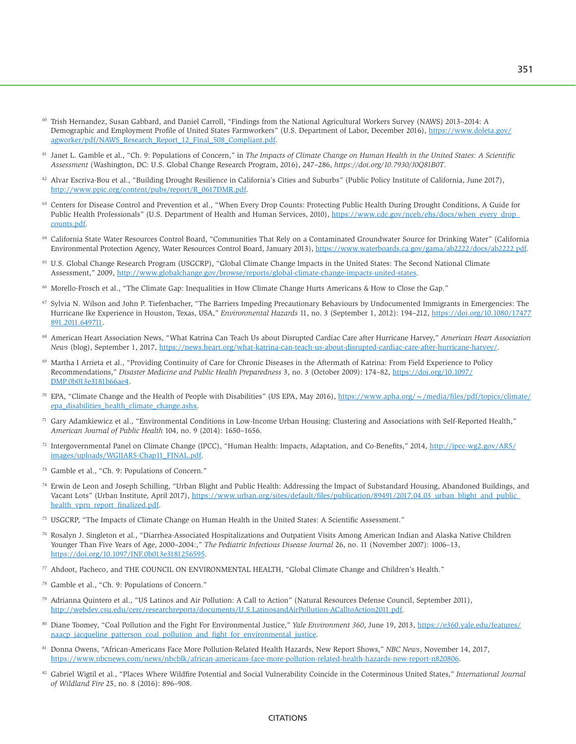[60] Trish Hernandez, Susan Gabbard, and Daniel Carroll, "Findings from the National Agricultural Workers Survey (NAWS) 2013–2014: A Demographic and Employment Profile of United States Farmworkers" (U.S. Department of Labor, December 2016), https://www.doleta.gov/agworker/pdf/NAWS_Research_Report_12_Final_508_Compliant.pdf.

[61] Janet L. Gamble et al., "Ch. 9: Populations of Concern," in *The Impacts of Climate Change on Human Health in the United States: A Scientific Assessment* (Washington, DC: U.S. Global Change Research Program, 2016), 247–286, *https://doi.org/10.7930/J0Q81B0T*.

[62] Alvar Escriva-Bou et al., "Building Drought Resilience in California's Cities and Suburbs" (Public Policy Institute of California, June 2017), http://www.ppic.org/content/pubs/report/R_0617DMR.pdf.

[63] Centers for Disease Control and Prevention et al., "When Every Drop Counts: Protecting Public Health During Drought Conditions, A Guide for Public Health Professionals" (U.S. Department of Health and Human Services, 2010), https://www.cdc.gov/nceh/ehs/docs/when_every_drop_counts.pdf.

[64] California State Water Resources Control Board, "Communities That Rely on a Contaminated Groundwater Source for Drinking Water" (California Environmental Protection Agency, Water Resources Control Board, January 2013), https://www.waterboards.ca.gov/gama/ab2222/docs/ab2222.pdf.

[65] U.S. Global Change Research Program (USGCRP), "Global Climate Change Impacts in the United States: The Second National Climate Assessment," 2009, http://www.globalchange.gov/browse/reports/global-climate-change-impacts-united-states.

[66] Morello-Frosch et al., "The Climate Gap: Inequalities in How Climate Change Hurts Americans & How to Close the Gap."

[67] Sylvia N. Wilson and John P. Tiefenbacher, "The Barriers Impeding Precautionary Behaviours by Undocumented Immigrants in Emergencies: The Hurricane Ike Experience in Houston, Texas, USA," *Environmental Hazards* 11, no. 3 (September 1, 2012): 194–212, https://doi.org/10.1080/17477891.2011.649711.

[68] American Heart Association News, "What Katrina Can Teach Us about Disrupted Cardiac Care after Hurricane Harvey," *American Heart Association News* (blog), September 1, 2017, https://news.heart.org/what-katrina-can-teach-us-about-disrupted-cardiac-care-after-hurricane-harvey/.

[69] Martha I Arrieta et al., "Providing Continuity of Care for Chronic Diseases in the Aftermath of Katrina: From Field Experience to Policy Recommendations," *Disaster Medicine and Public Health Preparedness* 3, no. 3 (October 2009): 174–82, https://doi.org/10.1097/DMP.0b013e3181b66ae4.

[70] EPA, "Climate Change and the Health of People with Disabilities" (US EPA, May 2016), https://www.apha.org/~/media/files/pdf/topics/climate/epa_disabilities_health_climate_change.ashx.

[71] Gary Adamkiewicz et al., "Environmental Conditions in Low-Income Urban Housing: Clustering and Associations with Self-Reported Health," *American Journal of Public Health* 104, no. 9 (2014): 1650–1656.

[72] Intergovernmental Panel on Climate Change (IPCC), "Human Health: Impacts, Adaptation, and Co-Benefits," 2014, http://ipcc-wg2.gov/AR5/images/uploads/WGIIAR5-Chap11_FINAL.pdf.

[73] Gamble et al., "Ch. 9: Populations of Concern."

[74] Erwin de Leon and Joseph Schilling, "Urban Blight and Public Health: Addressing the Impact of Substandard Housing, Abandoned Buildings, and Vacant Lots" (Urban Institute, April 2017), https://www.urban.org/sites/default/files/publication/89491/2017.04.03_urban_blight_and_public_health_vprn_report_finalized.pdf.

[75] USGCRP, "The Impacts of Climate Change on Human Health in the United States: A Scientific Assessment."

[76] Rosalyn J. Singleton et al., "Diarrhea-Associated Hospitalizations and Outpatient Visits Among American Indian and Alaska Native Children Younger Than Five Years of Age, 2000–2004:," *The Pediatric Infectious Disease Journal* 26, no. 11 (November 2007): 1006–13, https://doi.org/10.1097/INF.0b013e3181256595.

[77] Ahdoot, Pacheco, and THE COUNCIL ON ENVIRONMENTAL HEALTH, "Global Climate Change and Children's Health."

[78] Gamble et al., "Ch. 9: Populations of Concern."

[79] Adrianna Quintero et al., "US Latinos and Air Pollution: A Call to Action" (Natural Resources Defense Council, September 2011), http://webdev.csu.edu/cerc/researchreports/documents/U.S.LatinosandAirPollution-ACalltoAction2011.pdf.

[80] Diane Toomey, "Coal Pollution and the Fight For Environmental Justice," *Yale Environment 360*, June 19, 2013, https://e360.yale.edu/features/naacp_jacqueline_patterson_coal_pollution_and_fight_for_environmental_justice.

[81] Donna Owens, "African-Americans Face More Pollution-Related Health Hazards, New Report Shows," *NBC News*, November 14, 2017, https://www.nbcnews.com/news/nbcblk/african-americans-face-more-pollution-related-health-hazards-new-report-n820806.

[82] Gabriel Wigtil et al., "Places Where Wildfire Potential and Social Vulnerability Coincide in the Coterminous United States," *International Journal of Wildland Fire* 25, no. 8 (2016): 896–908.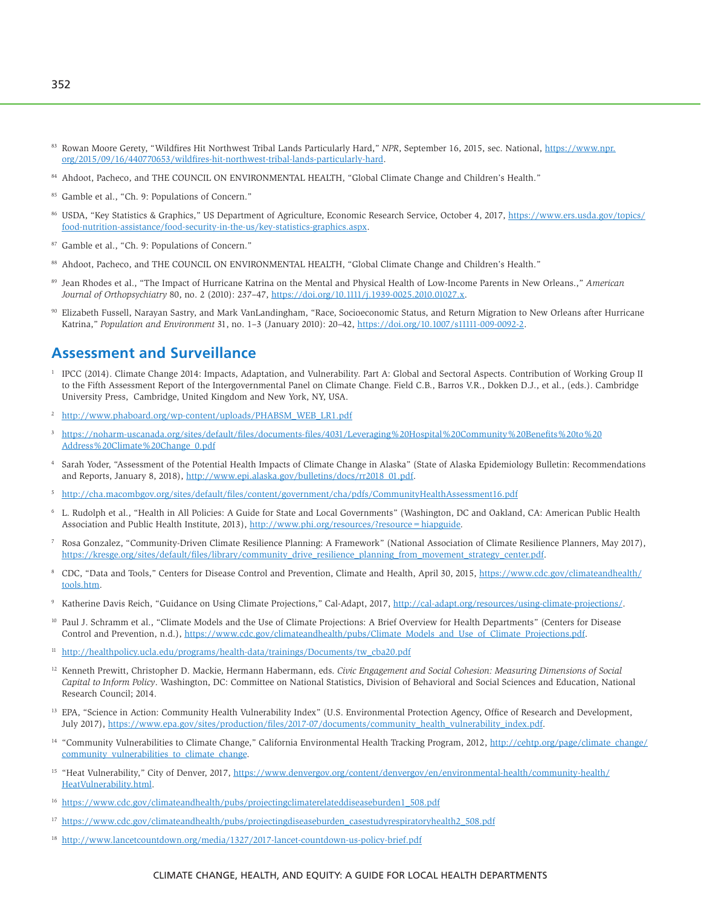[83] Rowan Moore Gerety, "Wildfires Hit Northwest Tribal Lands Particularly Hard," *NPR*, September 16, 2015, sec. National, https://www.npr.org/2015/09/16/440770653/wildfires-hit-northwest-tribal-lands-particularly-hard.

[84] Ahdoot, Pacheco, and THE COUNCIL ON ENVIRONMENTAL HEALTH, "Global Climate Change and Children's Health."

[85] Gamble et al., "Ch. 9: Populations of Concern."

[86] USDA, "Key Statistics & Graphics," US Department of Agriculture, Economic Research Service, October 4, 2017, https://www.ers.usda.gov/topics/food-nutrition-assistance/food-security-in-the-us/key-statistics-graphics.aspx.

[87] Gamble et al., "Ch. 9: Populations of Concern."

[88] Ahdoot, Pacheco, and THE COUNCIL ON ENVIRONMENTAL HEALTH, "Global Climate Change and Children's Health."

[89] Jean Rhodes et al., "The Impact of Hurricane Katrina on the Mental and Physical Health of Low-Income Parents in New Orleans.," *American Journal of Orthopsychiatry* 80, no. 2 (2010): 237–47, https://doi.org/10.1111/j.1939-0025.2010.01027.x.

[90] Elizabeth Fussell, Narayan Sastry, and Mark VanLandingham, "Race, Socioeconomic Status, and Return Migration to New Orleans after Hurricane Katrina," *Population and Environment* 31, no. 1–3 (January 2010): 20–42, https://doi.org/10.1007/s11111-009-0092-2.

## Assessment and Surveillance

[1] IPCC (2014). Climate Change 2014: Impacts, Adaptation, and Vulnerability. Part A: Global and Sectoral Aspects. Contribution of Working Group II to the Fifth Assessment Report of the Intergovernmental Panel on Climate Change. Field C.B., Barros V.R., Dokken D.J., et al., (eds.). Cambridge University Press, Cambridge, United Kingdom and New York, NY, USA.

[2] http://www.phaboard.org/wp-content/uploads/PHABSM_WEB_LR1.pdf

[3] https://noharm-uscanada.org/sites/default/files/documents-files/4031/Leveraging%20Hospital%20Community%20Benefits%20to%20Address%20Climate%20Change_0.pdf

[4] Sarah Yoder, "Assessment of the Potential Health Impacts of Climate Change in Alaska" (State of Alaska Epidemiology Bulletin: Recommendations and Reports, January 8, 2018), http://www.epi.alaska.gov/bulletins/docs/rr2018_01.pdf.

[5] http://cha.macombgov.org/sites/default/files/content/government/cha/pdfs/CommunityHealthAssessment16.pdf

[6] L. Rudolph et al., "Health in All Policies: A Guide for State and Local Governments" (Washington, DC and Oakland, CA: American Public Health Association and Public Health Institute, 2013), http://www.phi.org/resources/?resource=hiapguide.

[7] Rosa Gonzalez, "Community-Driven Climate Resilience Planning: A Framework" (National Association of Climate Resilience Planners, May 2017), https://kresge.org/sites/default/files/library/community_drive_resilience_planning_from_movement_strategy_center.pdf.

[8] CDC, "Data and Tools," Centers for Disease Control and Prevention, Climate and Health, April 30, 2015, https://www.cdc.gov/climateandhealth/tools.htm.

[9] Katherine Davis Reich, "Guidance on Using Climate Projections," Cal-Adapt, 2017, http://cal-adapt.org/resources/using-climate-projections/.

[10] Paul J. Schramm et al., "Climate Models and the Use of Climate Projections: A Brief Overview for Health Departments" (Centers for Disease Control and Prevention, n.d.), https://www.cdc.gov/climateandhealth/pubs/Climate_Models_and_Use_of_Climate_Projections.pdf.

[11] http://healthpolicy.ucla.edu/programs/health-data/trainings/Documents/tw_cba20.pdf

[12] Kenneth Prewitt, Christopher D. Mackie, Hermann Habermann, eds. *Civic Engagement and Social Cohesion: Measuring Dimensions of Social Capital to Inform Policy*. Washington, DC: Committee on National Statistics, Division of Behavioral and Social Sciences and Education, National Research Council; 2014.

[13] EPA, "Science in Action: Community Health Vulnerability Index" (U.S. Environmental Protection Agency, Office of Research and Development, July 2017), https://www.epa.gov/sites/production/files/2017-07/documents/community_health_vulnerability_index.pdf.

[14] "Community Vulnerabilities to Climate Change," California Environmental Health Tracking Program, 2012, http://cehtp.org/page/climate_change/community_vulnerabilities_to_climate_change.

[15] "Heat Vulnerability," City of Denver, 2017, https://www.denvergov.org/content/denvergov/en/environmental-health/community-health/HeatVulnerability.html.

[16] https://www.cdc.gov/climateandhealth/pubs/projectingclimaterelateddiseaseburden1_508.pdf

[17] https://www.cdc.gov/climateandhealth/pubs/projectingdiseaseburden_casestudyrespiratoryhealth2_508.pdf

[18] http://www.lancetcountdown.org/media/1327/2017-lancet-countdown-us-policy-brief.pdf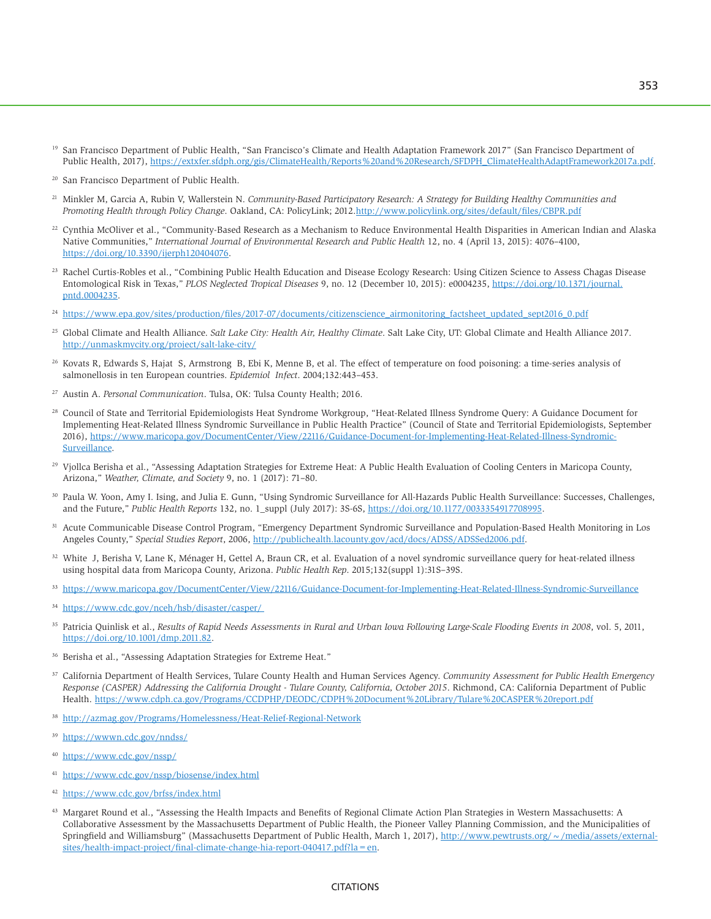[19] San Francisco Department of Public Health, "San Francisco's Climate and Health Adaptation Framework 2017" (San Francisco Department of Public Health, 2017), https://extxfer.sfdph.org/gis/ClimateHealth/Reports%20and%20Research/SFDPH_ClimateHealthAdaptFramework2017a.pdf.

[20] San Francisco Department of Public Health.

[21] Minkler M, Garcia A, Rubin V, Wallerstein N. *Community-Based Participatory Research: A Strategy for Building Healthy Communities and Promoting Health through Policy Change*. Oakland, CA: PolicyLink; 2012.http://www.policylink.org/sites/default/files/CBPR.pdf

[22] Cynthia McOliver et al., "Community-Based Research as a Mechanism to Reduce Environmental Health Disparities in American Indian and Alaska Native Communities," *International Journal of Environmental Research and Public Health* 12, no. 4 (April 13, 2015): 4076–4100, https://doi.org/10.3390/ijerph120404076.

[23] Rachel Curtis-Robles et al., "Combining Public Health Education and Disease Ecology Research: Using Citizen Science to Assess Chagas Disease Entomological Risk in Texas," *PLOS Neglected Tropical Diseases* 9, no. 12 (December 10, 2015): e0004235, https://doi.org/10.1371/journal.pntd.0004235.

[24] https://www.epa.gov/sites/production/files/2017-07/documents/citizenscience_airmonitoring_factsheet_updated_sept2016_0.pdf

[25] Global Climate and Health Alliance. *Salt Lake City: Health Air, Healthy Climate*. Salt Lake City, UT: Global Climate and Health Alliance 2017. http://unmaskmycity.org/project/salt-lake-city/

[26] Kovats R, Edwards S, Hajat S, Armstrong B, Ebi K, Menne B, et al. The effect of temperature on food poisoning: a time-series analysis of salmonellosis in ten European countries. *Epidemiol Infect*. 2004;132:443–453.

[27] Austin A. *Personal Communication*. Tulsa, OK: Tulsa County Health; 2016.

[28] Council of State and Territorial Epidemiologists Heat Syndrome Workgroup, "Heat-Related Illness Syndrome Query: A Guidance Document for Implementing Heat-Related Illness Syndromic Surveillance in Public Health Practice" (Council of State and Territorial Epidemiologists, September 2016), https://www.maricopa.gov/DocumentCenter/View/22116/Guidance-Document-for-Implementing-Heat-Related-Illness-Syndromic-Surveillance.

[29] Vjollca Berisha et al., "Assessing Adaptation Strategies for Extreme Heat: A Public Health Evaluation of Cooling Centers in Maricopa County, Arizona," *Weather, Climate, and Society* 9, no. 1 (2017): 71–80.

[30] Paula W. Yoon, Amy I. Ising, and Julia E. Gunn, "Using Syndromic Surveillance for All-Hazards Public Health Surveillance: Successes, Challenges, and the Future," *Public Health Reports* 132, no. 1_suppl (July 2017): 3S-6S, https://doi.org/10.1177/0033354917708995.

[31] Acute Communicable Disease Control Program, "Emergency Department Syndromic Surveillance and Population-Based Health Monitoring in Los Angeles County," *Special Studies Report*, 2006, http://publichealth.lacounty.gov/acd/docs/ADSS/ADSSed2006.pdf.

[32] White J, Berisha V, Lane K, Ménager H, Gettel A, Braun CR, et al. Evaluation of a novel syndromic surveillance query for heat-related illness using hospital data from Maricopa County, Arizona. *Public Health Rep*. 2015;132(suppl 1):31S–39S.

[33] https://www.maricopa.gov/DocumentCenter/View/22116/Guidance-Document-for-Implementing-Heat-Related-Illness-Syndromic-Surveillance

[34] https://www.cdc.gov/nceh/hsb/disaster/casper/

[35] Patricia Quinlisk et al., *Results of Rapid Needs Assessments in Rural and Urban Iowa Following Large-Scale Flooding Events in 2008*, vol. 5, 2011, https://doi.org/10.1001/dmp.2011.82.

[36] Berisha et al., "Assessing Adaptation Strategies for Extreme Heat."

[37] California Department of Health Services, Tulare County Health and Human Services Agency. *Community Assessment for Public Health Emergency Response (CASPER) Addressing the California Drought - Tulare County, California, October 2015*. Richmond, CA: California Department of Public Health. https://www.cdph.ca.gov/Programs/CCDPHP/DEODC/CDPH%20Document%20Library/Tulare%20CASPER%20report.pdf

[38] http://azmag.gov/Programs/Homelessness/Heat-Relief-Regional-Network

[39] https://wwwn.cdc.gov/nndss/

[40] https://www.cdc.gov/nssp/

[41] https://www.cdc.gov/nssp/biosense/index.html

[42] https://www.cdc.gov/brfss/index.html

[43] Margaret Round et al., "Assessing the Health Impacts and Benefits of Regional Climate Action Plan Strategies in Western Massachusetts: A Collaborative Assessment by the Massachusetts Department of Public Health, the Pioneer Valley Planning Commission, and the Municipalities of Springfield and Williamsburg" (Massachusetts Department of Public Health, March 1, 2017), http://www.pewtrusts.org/~/media/assets/external-sites/health-impact-project/final-climate-change-hia-report-040417.pdf?la=en.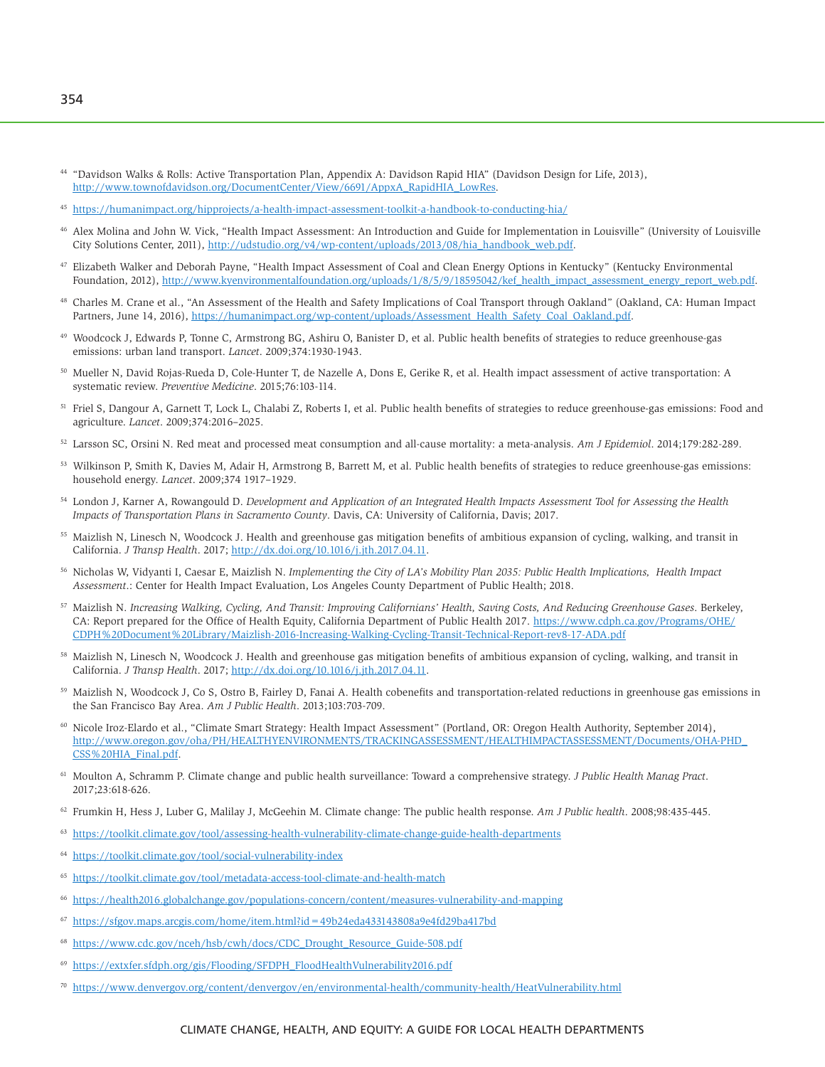[44] "Davidson Walks & Rolls: Active Transportation Plan, Appendix A: Davidson Rapid HIA" (Davidson Design for Life, 2013), http://www.townofdavidson.org/DocumentCenter/View/6691/AppxA_RapidHIA_LowRes.

[45] https://humanimpact.org/hipprojects/a-health-impact-assessment-toolkit-a-handbook-to-conducting-hia/

[46] Alex Molina and John W. Vick, "Health Impact Assessment: An Introduction and Guide for Implementation in Louisville" (University of Louisville City Solutions Center, 2011), http://udstudio.org/v4/wp-content/uploads/2013/08/hia_handbook_web.pdf.

[47] Elizabeth Walker and Deborah Payne, "Health Impact Assessment of Coal and Clean Energy Options in Kentucky" (Kentucky Environmental Foundation, 2012), http://www.kyenvironmentalfoundation.org/uploads/1/8/5/9/18595042/kef_health_impact_assessment_energy_report_web.pdf.

[48] Charles M. Crane et al., "An Assessment of the Health and Safety Implications of Coal Transport through Oakland" (Oakland, CA: Human Impact Partners, June 14, 2016), https://humanimpact.org/wp-content/uploads/Assessment_Health_Safety_Coal_Oakland.pdf.

[49] Woodcock J, Edwards P, Tonne C, Armstrong BG, Ashiru O, Banister D, et al. Public health benefits of strategies to reduce greenhouse-gas emissions: urban land transport. *Lancet*. 2009;374:1930-1943.

[50] Mueller N, David Rojas-Rueda D, Cole-Hunter T, de Nazelle A, Dons E, Gerike R, et al. Health impact assessment of active transportation: A systematic review. *Preventive Medicine*. 2015;76:103-114.

[51] Friel S, Dangour A, Garnett T, Lock L, Chalabi Z, Roberts I, et al. Public health benefits of strategies to reduce greenhouse-gas emissions: Food and agriculture. *Lancet*. 2009;374:2016–2025.

[52] Larsson SC, Orsini N. Red meat and processed meat consumption and all-cause mortality: a meta-analysis. *Am J Epidemiol*. 2014;179:282-289.

[53] Wilkinson P, Smith K, Davies M, Adair H, Armstrong B, Barrett M, et al. Public health benefits of strategies to reduce greenhouse-gas emissions: household energy. *Lancet*. 2009;374 1917–1929.

[54] London J, Karner A, Rowangould D. *Development and Application of an Integrated Health Impacts Assessment Tool for Assessing the Health Impacts of Transportation Plans in Sacramento County*. Davis, CA: University of California, Davis; 2017.

[55] Maizlish N, Linesch N, Woodcock J. Health and greenhouse gas mitigation benefits of ambitious expansion of cycling, walking, and transit in California. *J Transp Health*. 2017; http://dx.doi.org/10.1016/j.jth.2017.04.11.

[56] Nicholas W, Vidyanti I, Caesar E, Maizlish N. *Implementing the City of LA's Mobility Plan 2035: Public Health Implications, Health Impact Assessment*.: Center for Health Impact Evaluation, Los Angeles County Department of Public Health; 2018.

[57] Maizlish N. *Increasing Walking, Cycling, And Transit: Improving Californians' Health, Saving Costs, And Reducing Greenhouse Gases*. Berkeley, CA: Report prepared for the Office of Health Equity, California Department of Public Health 2017. https://www.cdph.ca.gov/Programs/OHE/CDPH%20Document%20Library/Maizlish-2016-Increasing-Walking-Cycling-Transit-Technical-Report-rev8-17-ADA.pdf

[58] Maizlish N, Linesch N, Woodcock J. Health and greenhouse gas mitigation benefits of ambitious expansion of cycling, walking, and transit in California. *J Transp Health*. 2017; http://dx.doi.org/10.1016/j.jth.2017.04.11.

[59] Maizlish N, Woodcock J, Co S, Ostro B, Fairley D, Fanai A. Health cobenefits and transportation-related reductions in greenhouse gas emissions in the San Francisco Bay Area. *Am J Public Health*. 2013;103:703-709.

[60] Nicole Iroz-Elardo et al., "Climate Smart Strategy: Health Impact Assessment" (Portland, OR: Oregon Health Authority, September 2014), http://www.oregon.gov/oha/PH/HEALTHYENVIRONMENTS/TRACKINGASSESSMENT/HEALTHIMPACTASSESSMENT/Documents/OHA-PHD_CSS%20HIA_Final.pdf.

[61] Moulton A, Schramm P. Climate change and public health surveillance: Toward a comprehensive strategy. *J Public Health Manag Pract*. 2017;23:618-626.

[62] Frumkin H, Hess J, Luber G, Malilay J, McGeehin M. Climate change: The public health response. *Am J Public health*. 2008;98:435-445.

[63] https://toolkit.climate.gov/tool/assessing-health-vulnerability-climate-change-guide-health-departments

[64] https://toolkit.climate.gov/tool/social-vulnerability-index

[65] https://toolkit.climate.gov/tool/metadata-access-tool-climate-and-health-match

[66] https://health2016.globalchange.gov/populations-concern/content/measures-vulnerability-and-mapping

[67] https://sfgov.maps.arcgis.com/home/item.html?id=49b24eda433143808a9e4fd29ba417bd

[68] https://www.cdc.gov/nceh/hsb/cwh/docs/CDC_Drought_Resource_Guide-508.pdf

[69] https://extxfer.sfdph.org/gis/Flooding/SFDPH_FloodHealthVulnerability2016.pdf

[70] https://www.denvergov.org/content/denvergov/en/environmental-health/community-health/HeatVulnerability.html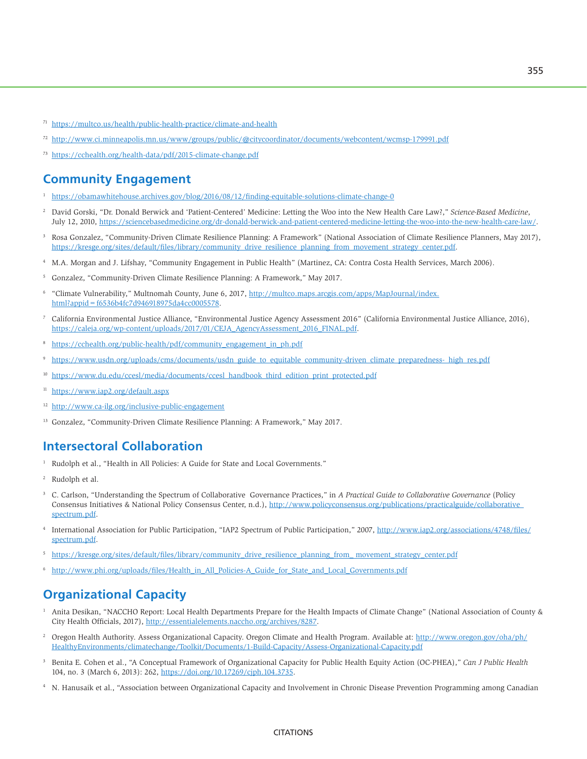[71] https://multco.us/health/public-health-practice/climate-and-health

[72] http://www.ci.minneapolis.mn.us/www/groups/public/@citycoordinator/documents/webcontent/wcmsp-179991.pdf

[73] https://cchealth.org/health-data/pdf/2015-climate-change.pdf

## Community Engagement

[1] https://obamawhitehouse.archives.gov/blog/2016/08/12/finding-equitable-solutions-climate-change-0

[2] David Gorski, "Dr. Donald Berwick and 'Patient-Centered' Medicine: Letting the Woo into the New Health Care Law?," *Science-Based Medicine*, July 12, 2010, https://sciencebasedmedicine.org/dr-donald-berwick-and-patient-centered-medicine-letting-the-woo-into-the-new-health-care-law/.

[3] Rosa Gonzalez, "Community-Driven Climate Resilience Planning: A Framework" (National Association of Climate Resilience Planners, May 2017), https://kresge.org/sites/default/files/library/community_drive_resilience_planning_from_movement_strategy_center.pdf.

[4] M.A. Morgan and J. Lifshay, "Community Engagement in Public Health" (Martinez, CA: Contra Costa Health Services, March 2006).

[5] Gonzalez, "Community-Driven Climate Resilience Planning: A Framework," May 2017.

[6] "Climate Vulnerability," Multnomah County, June 6, 2017, http://multco.maps.arcgis.com/apps/MapJournal/index.html?appid=f6536b4fc7d946918975da4cc0005578.

[7] California Environmental Justice Alliance, "Environmental Justice Agency Assessment 2016" (California Environmental Justice Alliance, 2016), https://caleja.org/wp-content/uploads/2017/01/CEJA_AgencyAssessment_2016_FINAL.pdf.

[8] https://cchealth.org/public-health/pdf/community_engagement_in_ph.pdf

[9] https://www.usdn.org/uploads/cms/documents/usdn_guide_to_equitable_community-driven_climate_preparedness-_high_res.pdf

[10] https://www.du.edu/ccesl/media/documents/ccesl_handbook_third_edition_print_protected.pdf

[11] https://www.iap2.org/default.aspx

[12] http://www.ca-ilg.org/inclusive-public-engagement

[13] Gonzalez, "Community-Driven Climate Resilience Planning: A Framework," May 2017.

## Intersectoral Collaboration

[1] Rudolph et al., "Health in All Policies: A Guide for State and Local Governments."

[2] Rudolph et al.

[3] C. Carlson, "Understanding the Spectrum of Collaborative Governance Practices," in *A Practical Guide to Collaborative Governance* (Policy Consensus Initiatives & National Policy Consensus Center, n.d.), http://www.policyconsensus.org/publications/practicalguide/collaborative_spectrum.pdf.

[4] International Association for Public Participation, "IAP2 Spectrum of Public Participation," 2007, http://www.iap2.org/associations/4748/files/spectrum.pdf.

[5] https://kresge.org/sites/default/files/library/community_drive_resilience_planning_from_movement_strategy_center.pdf

[6] http://www.phi.org/uploads/files/Health_in_All_Policies-A_Guide_for_State_and_Local_Governments.pdf

## Organizational Capacity

[1] Anita Desikan, "NACCHO Report: Local Health Departments Prepare for the Health Impacts of Climate Change" (National Association of County & City Health Officials, 2017), http://essentialelements.naccho.org/archives/8287.

[2] Oregon Health Authority. Assess Organizational Capacity. Oregon Climate and Health Program. Available at: http://www.oregon.gov/oha/ph/HealthyEnvironments/climatechange/Toolkit/Documents/1-Build-Capacity/Assess-Organizational-Capacity.pdf

[3] Benita E. Cohen et al., "A Conceptual Framework of Organizational Capacity for Public Health Equity Action (OC-PHEA)," *Can J Public Health* 104, no. 3 (March 6, 2013): 262, https://doi.org/10.17269/cjph.104.3735.

[4] N. Hanusaik et al., "Association between Organizational Capacity and Involvement in Chronic Disease Prevention Programming among Canadian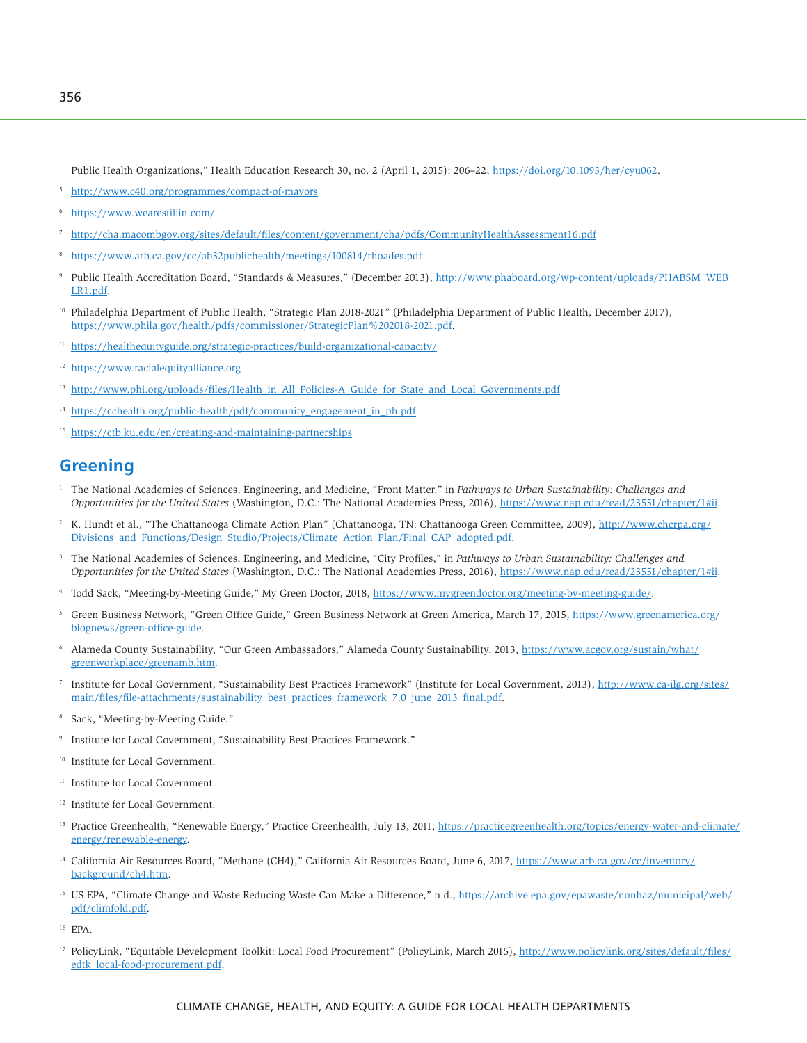Public Health Organizations," Health Education Research 30, no. 2 (April 1, 2015): 206–22, https://doi.org/10.1093/her/cyu062.

[5] http://www.c40.org/programmes/compact-of-mayors

[6] https://www.wearestillin.com/

[7] http://cha.macombgov.org/sites/default/files/content/government/cha/pdfs/CommunityHealthAssessment16.pdf

[8] https://www.arb.ca.gov/cc/ab32publichealth/meetings/100814/rhoades.pdf

[9] Public Health Accreditation Board, "Standards & Measures," (December 2013), http://www.phaboard.org/wp-content/uploads/PHABSM_WEB_LR1.pdf.

[10] Philadelphia Department of Public Health, "Strategic Plan 2018-2021" (Philadelphia Department of Public Health, December 2017), https://www.phila.gov/health/pdfs/commissioner/StrategicPlan%202018-2021.pdf.

[11] https://healthequityguide.org/strategic-practices/build-organizational-capacity/

[12] https://www.racialequityalliance.org

[13] http://www.phi.org/uploads/files/Health_in_All_Policies-A_Guide_for_State_and_Local_Governments.pdf

[14] https://cchealth.org/public-health/pdf/community_engagement_in_ph.pdf

[15] https://ctb.ku.edu/en/creating-and-maintaining-partnerships

## Greening

[1] The National Academies of Sciences, Engineering, and Medicine, "Front Matter," in *Pathways to Urban Sustainability: Challenges and Opportunities for the United States* (Washington, D.C.: The National Academies Press, 2016), https://www.nap.edu/read/23551/chapter/1#ii.

[2] K. Hundt et al., "The Chattanooga Climate Action Plan" (Chattanooga, TN: Chattanooga Green Committee, 2009), http://www.chcrpa.org/Divisions_and_Functions/Design_Studio/Projects/Climate_Action_Plan/Final_CAP_adopted.pdf.

[3] The National Academies of Sciences, Engineering, and Medicine, "City Profiles," in *Pathways to Urban Sustainability: Challenges and Opportunities for the United States* (Washington, D.C.: The National Academies Press, 2016), https://www.nap.edu/read/23551/chapter/1#ii.

[4] Todd Sack, "Meeting-by-Meeting Guide," My Green Doctor, 2018, https://www.mygreendoctor.org/meeting-by-meeting-guide/.

[5] Green Business Network, "Green Office Guide," Green Business Network at Green America, March 17, 2015, https://www.greenamerica.org/blognews/green-office-guide.

[6] Alameda County Sustainability, "Our Green Ambassadors," Alameda County Sustainability, 2013, https://www.acgov.org/sustain/what/greenworkplace/greenamb.htm.

[7] Institute for Local Government, "Sustainability Best Practices Framework" (Institute for Local Government, 2013), http://www.ca-ilg.org/sites/main/files/file-attachments/sustainability_best_practices_framework_7.0_june_2013_final.pdf.

[8] Sack, "Meeting-by-Meeting Guide."

[9] Institute for Local Government, "Sustainability Best Practices Framework."

[10] Institute for Local Government.

[11] Institute for Local Government.

[12] Institute for Local Government.

[13] Practice Greenhealth, "Renewable Energy," Practice Greenhealth, July 13, 2011, https://practicegreenhealth.org/topics/energy-water-and-climate/energy/renewable-energy.

[14] California Air Resources Board, "Methane (CH4)," California Air Resources Board, June 6, 2017, https://www.arb.ca.gov/cc/inventory/background/ch4.htm.

[15] US EPA, "Climate Change and Waste Reducing Waste Can Make a Difference," n.d., https://archive.epa.gov/epawaste/nonhaz/municipal/web/pdf/climfold.pdf.

[16] EPA.

[17] PolicyLink, "Equitable Development Toolkit: Local Food Procurement" (PolicyLink, March 2015), http://www.policylink.org/sites/default/files/edtk_local-food-procurement.pdf.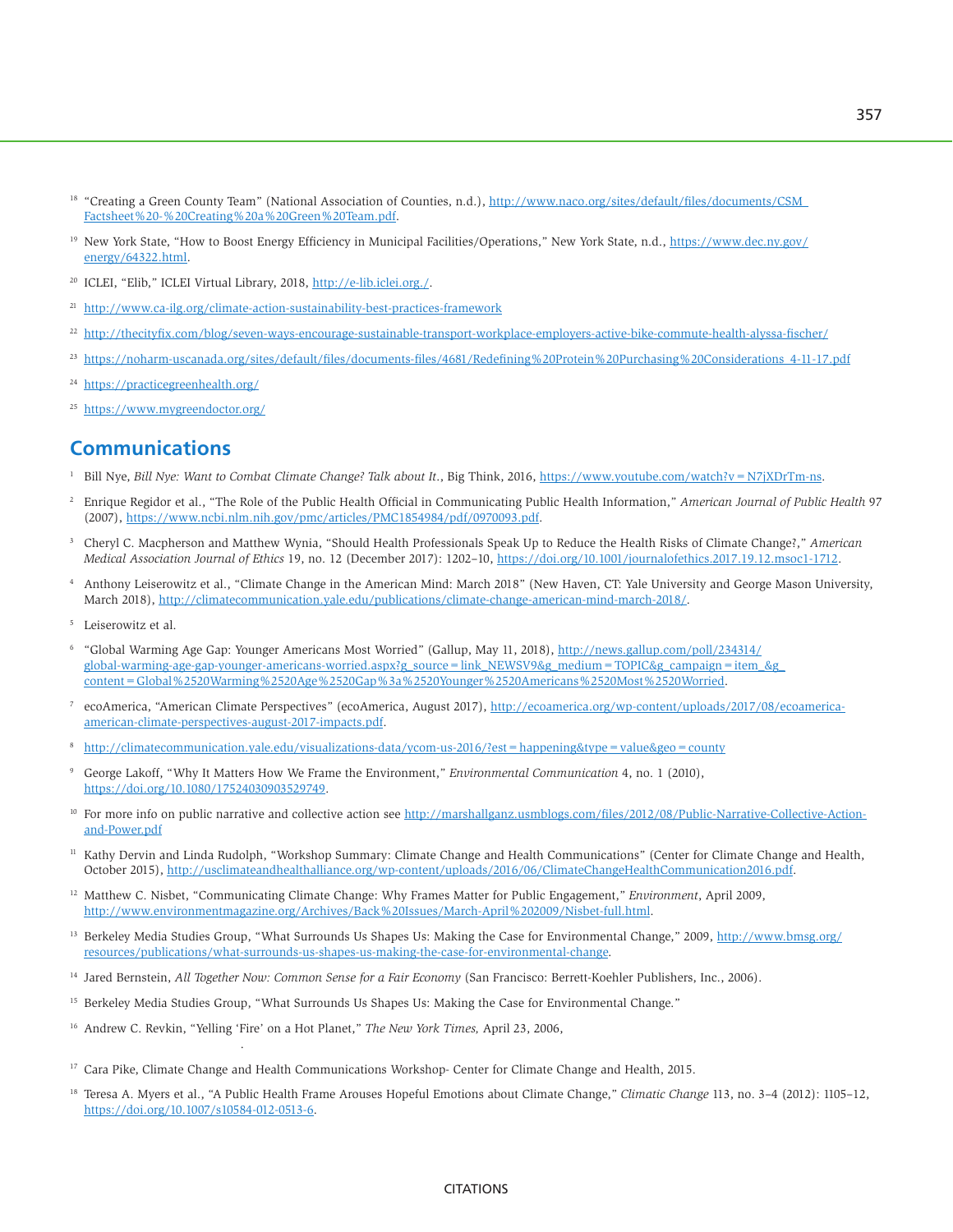[18] "Creating a Green County Team" (National Association of Counties, n.d.), http://www.naco.org/sites/default/files/documents/CSM Factsheet%20-%20Creating%20a%20Green%20Team.pdf.

[19] New York State, "How to Boost Energy Efficiency in Municipal Facilities/Operations," New York State, n.d., https://www.dec.ny.gov/energy/64322.html.

[20] ICLEI, "Elib," ICLEI Virtual Library, 2018, http://e-lib.iclei.org./.

[21] http://www.ca-ilg.org/climate-action-sustainability-best-practices-framework

[22] http://thecityfix.com/blog/seven-ways-encourage-sustainable-transport-workplace-employers-active-bike-commute-health-alyssa-fischer/

[23] https://noharm-uscanada.org/sites/default/files/documents-files/4681/Redefining%20Protein%20Purchasing%20Considerations_4-11-17.pdf

[24] https://practicegreenhealth.org/

[25] https://www.mygreendoctor.org/

## Communications

[1] Bill Nye, *Bill Nye: Want to Combat Climate Change? Talk about It.*, Big Think, 2016, https://www.youtube.com/watch?v=N7jXDrTm-ns.

[2] Enrique Regidor et al., "The Role of the Public Health Official in Communicating Public Health Information," *American Journal of Public Health* 97 (2007), https://www.ncbi.nlm.nih.gov/pmc/articles/PMC1854898/pdf/0970093.pdf.

[3] Cheryl C. Macpherson and Matthew Wynia, "Should Health Professionals Speak Up to Reduce the Health Risks of Climate Change?," *American Medical Association Journal of Ethics* 19, no. 12 (December 2017): 1202–10, https://doi.org/10.1001/journalofethics.2017.19.12.msoc1-1712.

[4] Anthony Leiserowitz et al., "Climate Change in the American Mind: March 2018" (New Haven, CT: Yale University and George Mason University, March 2018), http://climatecommunication.yale.edu/publications/climate-change-american-mind-march-2018/.

[5] Leiserowitz et al.

[6] "Global Warming Age Gap: Younger Americans Most Worried" (Gallup, May 11, 2018), http://news.gallup.com/poll/234314/global-warming-age-gap-younger-americans-worried.aspx?g_source=link_NEWSV9&g_medium=TOPIC&g_campaign=item_&g_content=Global%2520Warming%2520Age%2520Gap%253a%2520Younger%2520Americans%2520Most%2520Worried.

[7] ecoAmerica, "American Climate Perspectives" (ecoAmerica, August 2017), http://ecoamerica.org/wp-content/uploads/2017/08/ecoamerica-american-climate-perspectives-august-2017-impacts.pdf.

[8] http://climatecommunication.yale.edu/visualizations-data/ycom-us-2016/?est=happening&type=value&geo=county

[9] George Lakoff, "Why It Matters How We Frame the Environment," *Environmental Communication* 4, no. 1 (2010), https://doi.org/10.1080/17524030903529749.

[10] For more info on public narrative and collective action see http://marshallganz.usmblogs.com/files/2012/08/Public-Narrative-Collective-Action-and-Power.pdf

[11] Kathy Dervin and Linda Rudolph, "Workshop Summary: Climate Change and Health Communications" (Center for Climate Change and Health, October 2015), http://usclimateandhealthalliance.org/wp-content/uploads/2016/06/ClimateChangeHealthCommunication2016.pdf.

[12] Matthew C. Nisbet, "Communicating Climate Change: Why Frames Matter for Public Engagement," *Environment*, April 2009, http://www.environmentmagazine.org/Archives/Back%20Issues/March-April%202009/Nisbet-full.html.

[13] Berkeley Media Studies Group, "What Surrounds Us Shapes Us: Making the Case for Environmental Change," 2009, http://www.bmsg.org/resources/publications/what-surrounds-us-shapes-us-making-the-case-for-environmental-change.

[14] Jared Bernstein, *All Together Now: Common Sense for a Fair Economy* (San Francisco: Berrett-Koehler Publishers, Inc., 2006).

[15] Berkeley Media Studies Group, "What Surrounds Us Shapes Us: Making the Case for Environmental Change."

[16] Andrew C. Revkin, "Yelling 'Fire' on a Hot Planet," *The New York Times,* April 23, 2006, .

[17] Cara Pike, Climate Change and Health Communications Workshop- Center for Climate Change and Health, 2015.

[18] Teresa A. Myers et al., "A Public Health Frame Arouses Hopeful Emotions about Climate Change," *Climatic Change* 113, no. 3–4 (2012): 1105–12, https://doi.org/10.1007/s10584-012-0513-6.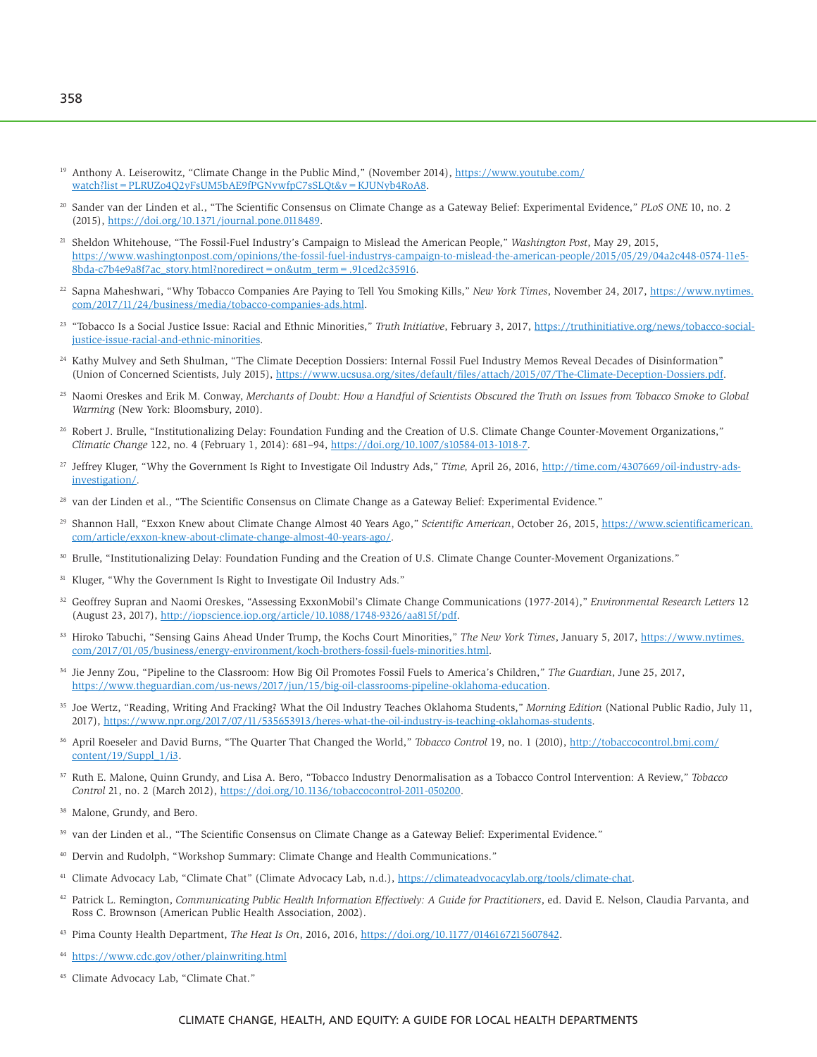[19] Anthony A. Leiserowitz, "Climate Change in the Public Mind," (November 2014), https://www.youtube.com/watch?list=PLRUZo4Q2yFsUM5bAE9fPGNvwfpC7sSLQt&v=KJUNyb4RoA8.

[20] Sander van der Linden et al., "The Scientific Consensus on Climate Change as a Gateway Belief: Experimental Evidence," *PLoS ONE* 10, no. 2 (2015), https://doi.org/10.1371/journal.pone.0118489.

[21] Sheldon Whitehouse, "The Fossil-Fuel Industry's Campaign to Mislead the American People," *Washington Post*, May 29, 2015, https://www.washingtonpost.com/opinions/the-fossil-fuel-industrys-campaign-to-mislead-the-american-people/2015/05/29/04a2c448-0574-11e5-8bda-c7b4e9a8f7ac_story.html?noredirect=on&utm_term=.91ced2c35916.

[22] Sapna Maheshwari, "Why Tobacco Companies Are Paying to Tell You Smoking Kills," *New York Times*, November 24, 2017, https://www.nytimes.com/2017/11/24/business/media/tobacco-companies-ads.html.

[23] "Tobacco Is a Social Justice Issue: Racial and Ethnic Minorities," *Truth Initiative*, February 3, 2017, https://truthinitiative.org/news/tobacco-social-justice-issue-racial-and-ethnic-minorities.

[24] Kathy Mulvey and Seth Shulman, "The Climate Deception Dossiers: Internal Fossil Fuel Industry Memos Reveal Decades of Disinformation" (Union of Concerned Scientists, July 2015), https://www.ucsusa.org/sites/default/files/attach/2015/07/The-Climate-Deception-Dossiers.pdf.

[25] Naomi Oreskes and Erik M. Conway, *Merchants of Doubt: How a Handful of Scientists Obscured the Truth on Issues from Tobacco Smoke to Global Warming* (New York: Bloomsbury, 2010).

[26] Robert J. Brulle, "Institutionalizing Delay: Foundation Funding and the Creation of U.S. Climate Change Counter-Movement Organizations," *Climatic Change* 122, no. 4 (February 1, 2014): 681–94, https://doi.org/10.1007/s10584-013-1018-7.

[27] Jeffrey Kluger, "Why the Government Is Right to Investigate Oil Industry Ads," *Time,* April 26, 2016, http://time.com/4307669/oil-industry-ads-investigation/.

[28] van der Linden et al., "The Scientific Consensus on Climate Change as a Gateway Belief: Experimental Evidence."

[29] Shannon Hall, "Exxon Knew about Climate Change Almost 40 Years Ago," *Scientific American*, October 26, 2015, https://www.scientificamerican.com/article/exxon-knew-about-climate-change-almost-40-years-ago/.

[30] Brulle, "Institutionalizing Delay: Foundation Funding and the Creation of U.S. Climate Change Counter-Movement Organizations."

[31] Kluger, "Why the Government Is Right to Investigate Oil Industry Ads."

[32] Geoffrey Supran and Naomi Oreskes, "Assessing ExxonMobil's Climate Change Communications (1977-2014)," *Environmental Research Letters* 12 (August 23, 2017), http://iopscience.iop.org/article/10.1088/1748-9326/aa815f/pdf.

[33] Hiroko Tabuchi, "Sensing Gains Ahead Under Trump, the Kochs Court Minorities," *The New York Times*, January 5, 2017, https://www.nytimes.com/2017/01/05/business/energy-environment/koch-brothers-fossil-fuels-minorities.html.

[34] Jie Jenny Zou, "Pipeline to the Classroom: How Big Oil Promotes Fossil Fuels to America's Children," *The Guardian*, June 25, 2017, https://www.theguardian.com/us-news/2017/jun/15/big-oil-classrooms-pipeline-oklahoma-education.

[35] Joe Wertz, "Reading, Writing And Fracking? What the Oil Industry Teaches Oklahoma Students," *Morning Edition* (National Public Radio, July 11, 2017), https://www.npr.org/2017/07/11/535653913/heres-what-the-oil-industry-is-teaching-oklahomas-students.

[36] April Roeseler and David Burns, "The Quarter That Changed the World," *Tobacco Control* 19, no. 1 (2010), http://tobaccocontrol.bmj.com/content/19/Suppl_1/i3.

[37] Ruth E. Malone, Quinn Grundy, and Lisa A. Bero, "Tobacco Industry Denormalisation as a Tobacco Control Intervention: A Review," *Tobacco Control* 21, no. 2 (March 2012), https://doi.org/10.1136/tobaccocontrol-2011-050200.

[38] Malone, Grundy, and Bero.

[39] van der Linden et al., "The Scientific Consensus on Climate Change as a Gateway Belief: Experimental Evidence."

[40] Dervin and Rudolph, "Workshop Summary: Climate Change and Health Communications."

[41] Climate Advocacy Lab, "Climate Chat" (Climate Advocacy Lab, n.d.), https://climateadvocacylab.org/tools/climate-chat.

[42] Patrick L. Remington, *Communicating Public Health Information Effectively: A Guide for Practitioners*, ed. David E. Nelson, Claudia Parvanta, and Ross C. Brownson (American Public Health Association, 2002).

[43] Pima County Health Department, *The Heat Is On*, 2016, 2016, https://doi.org/10.1177/0146167215607842.

[44] https://www.cdc.gov/other/plainwriting.html

[45] Climate Advocacy Lab, "Climate Chat."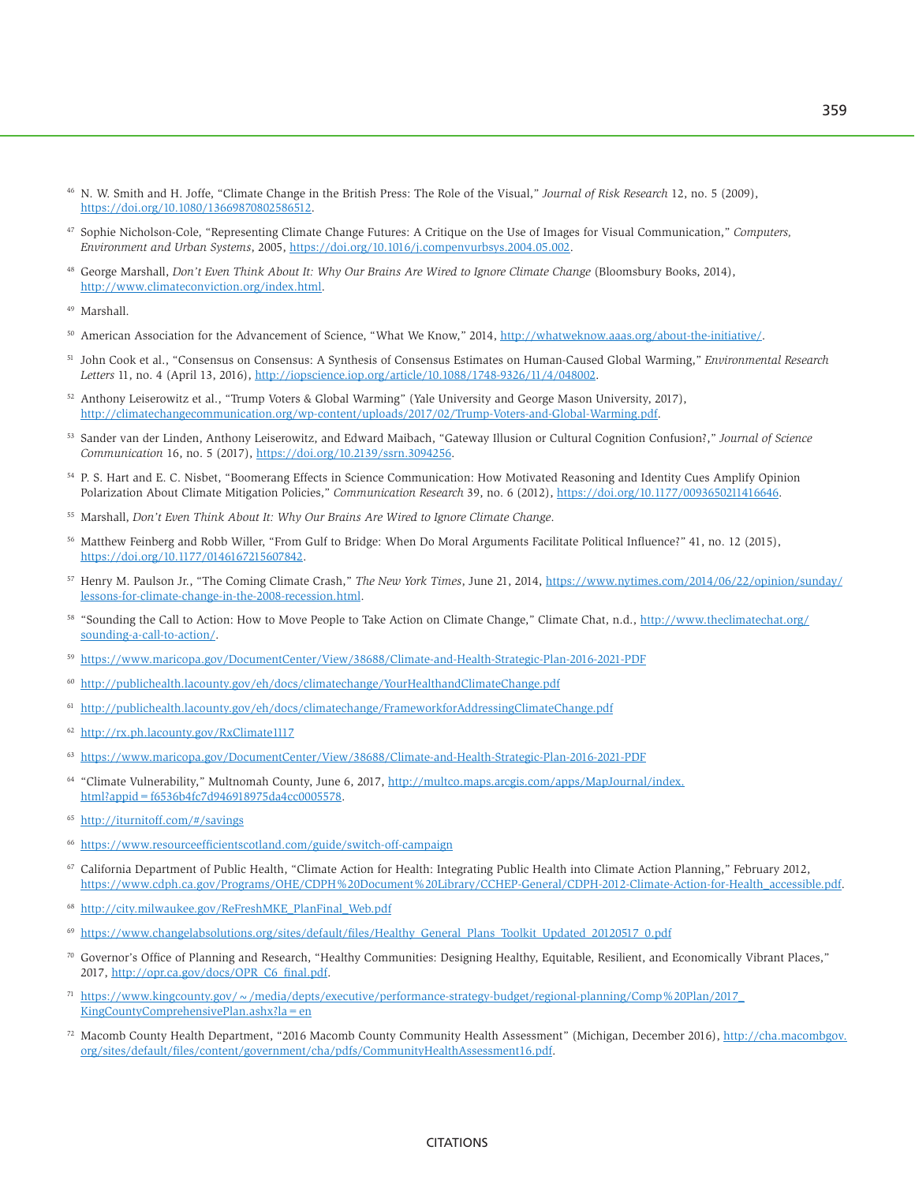[46] N. W. Smith and H. Joffe, "Climate Change in the British Press: The Role of the Visual," *Journal of Risk Research* 12, no. 5 (2009), https://doi.org/10.1080/13669870802586512.

[47] Sophie Nicholson-Cole, "Representing Climate Change Futures: A Critique on the Use of Images for Visual Communication," *Computers, Environment and Urban Systems*, 2005, https://doi.org/10.1016/j.compenvurbsys.2004.05.002.

[48] George Marshall, *Don't Even Think About It: Why Our Brains Are Wired to Ignore Climate Change* (Bloomsbury Books, 2014), http://www.climateconviction.org/index.html.

[49] Marshall.

[50] American Association for the Advancement of Science, "What We Know," 2014, http://whatweknow.aaas.org/about-the-initiative/.

[51] John Cook et al., "Consensus on Consensus: A Synthesis of Consensus Estimates on Human-Caused Global Warming," *Environmental Research Letters* 11, no. 4 (April 13, 2016), http://iopscience.iop.org/article/10.1088/1748-9326/11/4/048002.

[52] Anthony Leiserowitz et al., "Trump Voters & Global Warming" (Yale University and George Mason University, 2017), http://climatechangecommunication.org/wp-content/uploads/2017/02/Trump-Voters-and-Global-Warming.pdf.

[53] Sander van der Linden, Anthony Leiserowitz, and Edward Maibach, "Gateway Illusion or Cultural Cognition Confusion?," *Journal of Science Communication* 16, no. 5 (2017), https://doi.org/10.2139/ssrn.3094256.

[54] P. S. Hart and E. C. Nisbet, "Boomerang Effects in Science Communication: How Motivated Reasoning and Identity Cues Amplify Opinion Polarization About Climate Mitigation Policies," *Communication Research* 39, no. 6 (2012), https://doi.org/10.1177/0093650211416646.

[55] Marshall, *Don't Even Think About It: Why Our Brains Are Wired to Ignore Climate Change*.

[56] Matthew Feinberg and Robb Willer, "From Gulf to Bridge: When Do Moral Arguments Facilitate Political Influence?" 41, no. 12 (2015), https://doi.org/10.1177/0146167215607842.

[57] Henry M. Paulson Jr., "The Coming Climate Crash," *The New York Times*, June 21, 2014, https://www.nytimes.com/2014/06/22/opinion/sunday/lessons-for-climate-change-in-the-2008-recession.html.

[58] "Sounding the Call to Action: How to Move People to Take Action on Climate Change," Climate Chat, n.d., http://www.theclimatechat.org/sounding-a-call-to-action/.

[59] https://www.maricopa.gov/DocumentCenter/View/38688/Climate-and-Health-Strategic-Plan-2016-2021-PDF

[60] http://publichealth.lacounty.gov/eh/docs/climatechange/YourHealthandClimateChange.pdf

[61] http://publichealth.lacounty.gov/eh/docs/climatechange/FrameworkforAddressingClimateChange.pdf

[62] http://rx.ph.lacounty.gov/RxClimate1117

[63] https://www.maricopa.gov/DocumentCenter/View/38688/Climate-and-Health-Strategic-Plan-2016-2021-PDF

[64] "Climate Vulnerability," Multnomah County, June 6, 2017, http://multco.maps.arcgis.com/apps/MapJournal/index.html?appid=f6536b4fc7d946918975da4cc0005578.

[65] http://iturnitoff.com/#/savings

[66] https://www.resourceefficientscotland.com/guide/switch-off-campaign

[67] California Department of Public Health, "Climate Action for Health: Integrating Public Health into Climate Action Planning," February 2012, https://www.cdph.ca.gov/Programs/OHE/CDPH%20Document%20Library/CCHEP-General/CDPH-2012-Climate-Action-for-Health_accessible.pdf.

[68] http://city.milwaukee.gov/ReFreshMKE_PlanFinal_Web.pdf

[69] https://www.changelabsolutions.org/sites/default/files/Healthy_General_Plans_Toolkit_Updated_20120517_0.pdf

[70] Governor's Office of Planning and Research, "Healthy Communities: Designing Healthy, Equitable, Resilient, and Economically Vibrant Places," 2017, http://opr.ca.gov/docs/OPR_C6_final.pdf.

[71] https://www.kingcounty.gov/~/media/depts/executive/performance-strategy-budget/regional-planning/Comp%20Plan/2017_KingCountyComprehensivePlan.ashx?la=en

[72] Macomb County Health Department, "2016 Macomb County Community Health Assessment" (Michigan, December 2016), http://cha.macombgov.org/sites/default/files/content/government/cha/pdfs/CommunityHealthAssessment16.pdf.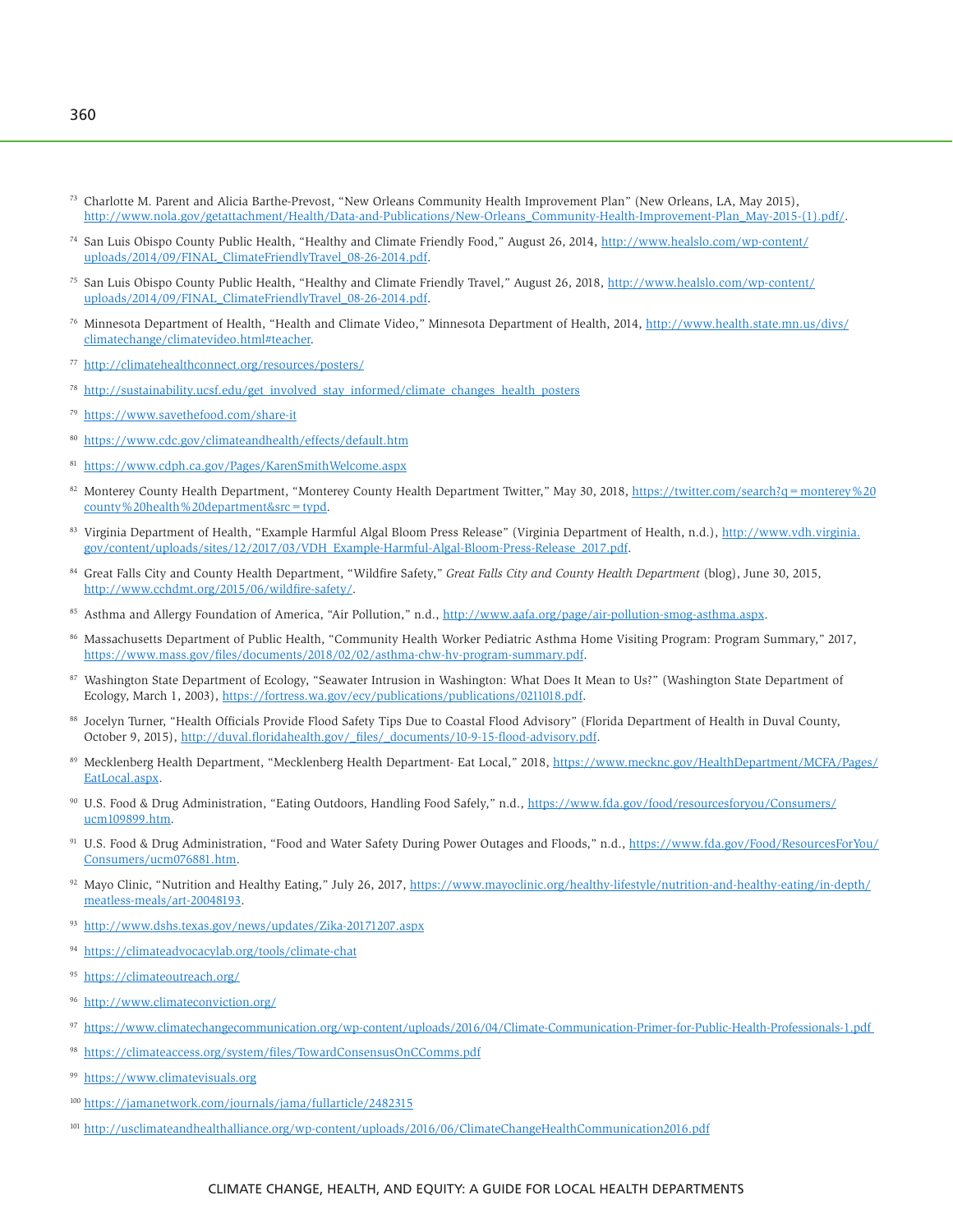[73] Charlotte M. Parent and Alicia Barthe-Prevost, "New Orleans Community Health Improvement Plan" (New Orleans, LA, May 2015), http://www.nola.gov/getattachment/Health/Data-and-Publications/New-Orleans_Community-Health-Improvement-Plan_May-2015-(1).pdf/.

[74] San Luis Obispo County Public Health, "Healthy and Climate Friendly Food," August 26, 2014, http://www.healslo.com/wp-content/uploads/2014/09/FINAL_ClimateFriendlyTravel_08-26-2014.pdf.

[75] San Luis Obispo County Public Health, "Healthy and Climate Friendly Travel," August 26, 2018, http://www.healslo.com/wp-content/uploads/2014/09/FINAL_ClimateFriendlyTravel_08-26-2014.pdf.

[76] Minnesota Department of Health, "Health and Climate Video," Minnesota Department of Health, 2014, http://www.health.state.mn.us/divs/climatechange/climatevideo.html#teacher.

[77] http://climatehealthconnect.org/resources/posters/

[78] http://sustainability.ucsf.edu/get_involved_stay_informed/climate_changes_health_posters

[79] https://www.savethefood.com/share-it

[80] https://www.cdc.gov/climateandhealth/effects/default.htm

[81] https://www.cdph.ca.gov/Pages/KarenSmithWelcome.aspx

[82] Monterey County Health Department, "Monterey County Health Department Twitter," May 30, 2018, https://twitter.com/search?q=monterey%20county%20health%20department&src=typd.

[83] Virginia Department of Health, "Example Harmful Algal Bloom Press Release" (Virginia Department of Health, n.d.), http://www.vdh.virginia.gov/content/uploads/sites/12/2017/03/VDH_Example-Harmful-Algal-Bloom-Press-Release_2017.pdf.

[84] Great Falls City and County Health Department, "Wildfire Safety," *Great Falls City and County Health Department* (blog), June 30, 2015, http://www.cchdmt.org/2015/06/wildfire-safety/.

[85] Asthma and Allergy Foundation of America, "Air Pollution," n.d., http://www.aafa.org/page/air-pollution-smog-asthma.aspx.

[86] Massachusetts Department of Public Health, "Community Health Worker Pediatric Asthma Home Visiting Program: Program Summary," 2017, https://www.mass.gov/files/documents/2018/02/02/asthma-chw-hv-program-summary.pdf.

[87] Washington State Department of Ecology, "Seawater Intrusion in Washington: What Does It Mean to Us?" (Washington State Department of Ecology, March 1, 2003), https://fortress.wa.gov/ecy/publications/publications/0211018.pdf.

[88] Jocelyn Turner, "Health Officials Provide Flood Safety Tips Due to Coastal Flood Advisory" (Florida Department of Health in Duval County, October 9, 2015), http://duval.floridahealth.gov/_files/_documents/10-9-15-flood-advisory.pdf.

[89] Mecklenberg Health Department, "Mecklenberg Health Department- Eat Local," 2018, https://www.mecknc.gov/HealthDepartment/MCFA/Pages/EatLocal.aspx.

[90] U.S. Food & Drug Administration, "Eating Outdoors, Handling Food Safely," n.d., https://www.fda.gov/food/resourcesforyou/Consumers/ucm109899.htm.

[91] U.S. Food & Drug Administration, "Food and Water Safety During Power Outages and Floods," n.d., https://www.fda.gov/Food/ResourcesForYou/Consumers/ucm076881.htm.

[92] Mayo Clinic, "Nutrition and Healthy Eating," July 26, 2017, https://www.mayoclinic.org/healthy-lifestyle/nutrition-and-healthy-eating/in-depth/meatless-meals/art-20048193.

[93] http://www.dshs.texas.gov/news/updates/Zika-20171207.aspx

[94] https://climateadvocacylab.org/tools/climate-chat

[95] https://climateoutreach.org/

[96] http://www.climateconviction.org/

[97] https://www.climatechangecommunication.org/wp-content/uploads/2016/04/Climate-Communication-Primer-for-Public-Health-Professionals-1.pdf

[98] https://climateaccess.org/system/files/TowardConsensusOnCComms.pdf

[99] https://www.climatevisuals.org

[100] https://jamanetwork.com/journals/jama/fullarticle/2482315

[101] http://usclimateandhealthalliance.org/wp-content/uploads/2016/06/ClimateChangeHealthCommunication2016.pdf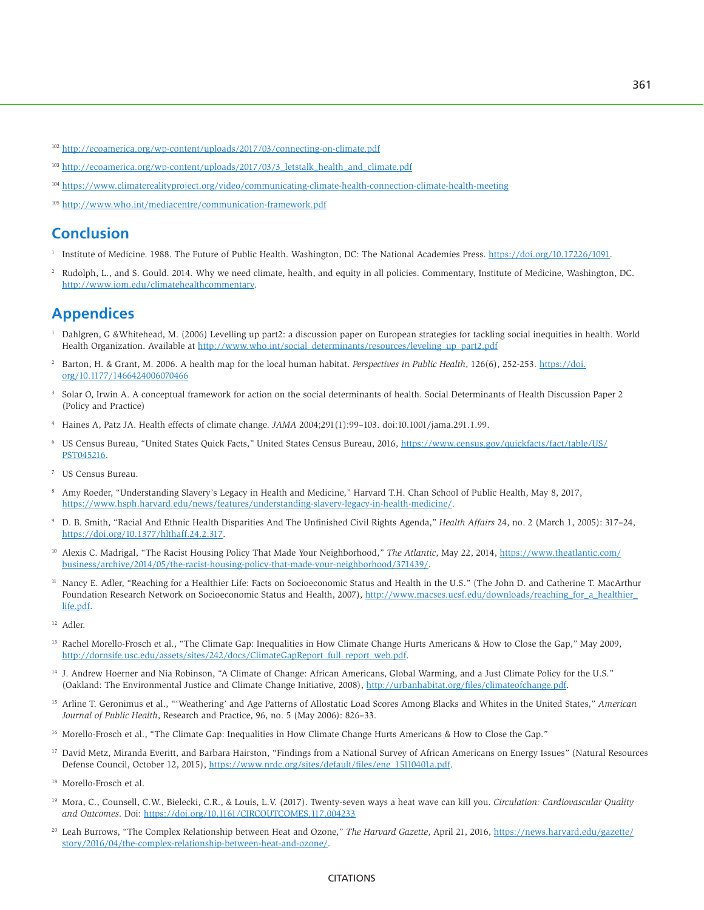[102] http://ecoamerica.org/wp-content/uploads/2017/03/connecting-on-climate.pdf

[103] http://ecoamerica.org/wp-content/uploads/2017/03/3_letstalk_health_and_climate.pdf

[104] https://www.climaterealityproject.org/video/communicating-climate-health-connection-climate-health-meeting

[105] http://www.who.int/mediacentre/communication-framework.pdf

## Conclusion

[1] Institute of Medicine. 1988. The Future of Public Health. Washington, DC: The National Academies Press. https://doi.org/10.17226/1091.

[2] Rudolph, L., and S. Gould. 2014. Why we need climate, health, and equity in all policies. Commentary, Institute of Medicine, Washington, DC. http://www.iom.edu/climatehealthcommentary.

## Appendices

[1] Dahlgren, G &Whitehead, M. (2006) Levelling up part2: a discussion paper on European strategies for tackling social inequities in health. World Health Organization. Available at http://www.who.int/social_determinants/resources/leveling_up_part2.pdf

[2] Barton, H. & Grant, M. 2006. A health map for the local human habitat. *Perspectives in Public Health*, 126(6), 252-253. https://doi.org/10.1177/1466424006070466

[3] Solar O, Irwin A. A conceptual framework for action on the social determinants of health. Social Determinants of Health Discussion Paper 2 (Policy and Practice)

[4] Haines A, Patz JA. Health effects of climate change. *JAMA* 2004;291(1):99–103. doi:10.1001/jama.291.1.99.

[6] US Census Bureau, "United States Quick Facts," United States Census Bureau, 2016, https://www.census.gov/quickfacts/fact/table/US/PST045216.

[7] US Census Bureau.

[8] Amy Roeder, "Understanding Slavery's Legacy in Health and Medicine," Harvard T.H. Chan School of Public Health, May 8, 2017, https://www.hsph.harvard.edu/news/features/understanding-slavery-legacy-in-health-medicine/.

[9] D. B. Smith, "Racial And Ethnic Health Disparities And The Unfinished Civil Rights Agenda," *Health Affairs* 24, no. 2 (March 1, 2005): 317–24, https://doi.org/10.1377/hlthaff.24.2.317.

[10] Alexis C. Madrigal, "The Racist Housing Policy That Made Your Neighborhood," *The Atlantic*, May 22, 2014, https://www.theatlantic.com/business/archive/2014/05/the-racist-housing-policy-that-made-your-neighborhood/371439/.

[11] Nancy E. Adler, "Reaching for a Healthier Life: Facts on Socioeconomic Status and Health in the U.S." (The John D. and Catherine T. MacArthur Foundation Research Network on Socioeconomic Status and Health, 2007), http://www.macses.ucsf.edu/downloads/reaching_for_a_healthier_life.pdf.

[12] Adler.

[13] Rachel Morello-Frosch et al., "The Climate Gap: Inequalities in How Climate Change Hurts Americans & How to Close the Gap," May 2009, http://dornsife.usc.edu/assets/sites/242/docs/ClimateGapReport_full_report_web.pdf.

[14] J. Andrew Hoerner and Nia Robinson, "A Climate of Change: African Americans, Global Warming, and a Just Climate Policy for the U.S." (Oakland: The Environmental Justice and Climate Change Initiative, 2008), http://urbanhabitat.org/files/climateofchange.pdf.

[15] Arline T. Geronimus et al., "'Weathering' and Age Patterns of Allostatic Load Scores Among Blacks and Whites in the United States," *American Journal of Public Health*, Research and Practice, 96, no. 5 (May 2006): 826–33.

[16] Morello-Frosch et al., "The Climate Gap: Inequalities in How Climate Change Hurts Americans & How to Close the Gap."

[17] David Metz, Miranda Everitt, and Barbara Hairston, "Findings from a National Survey of African Americans on Energy Issues" (Natural Resources Defense Council, October 12, 2015), https://www.nrdc.org/sites/default/files/ene_15110401a.pdf.

[18] Morello-Frosch et al.

[19] Mora, C., Counsell, C.W., Bielecki, C.R., & Louis, L.V. (2017). Twenty-seven ways a heat wave can kill you. *Circulation: Cardiovascular Quality and Outcomes*. Doi: https://doi.org/10.1161/CIRCOUTCOMES.117.004233

[20] Leah Burrows, "The Complex Relationship between Heat and Ozone," *The Harvard Gazette*, April 21, 2016, https://news.harvard.edu/gazette/story/2016/04/the-complex-relationship-between-heat-and-ozone/.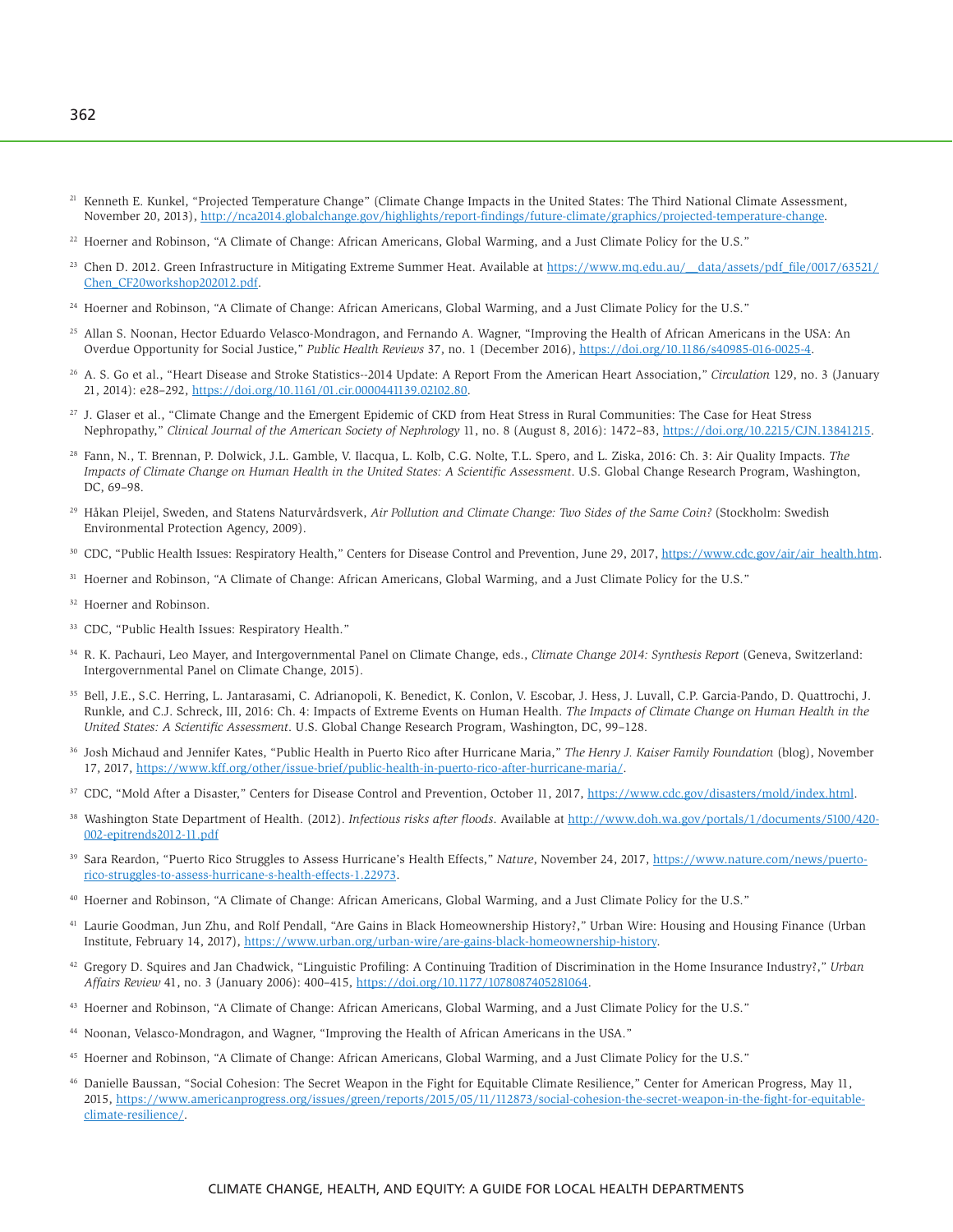[21] Kenneth E. Kunkel, "Projected Temperature Change" (Climate Change Impacts in the United States: The Third National Climate Assessment, November 20, 2013), http://nca2014.globalchange.gov/highlights/report-findings/future-climate/graphics/projected-temperature-change.

[22] Hoerner and Robinson, "A Climate of Change: African Americans, Global Warming, and a Just Climate Policy for the U.S."

[23] Chen D. 2012. Green Infrastructure in Mitigating Extreme Summer Heat. Available at https://www.mq.edu.au/__data/assets/pdf_file/0017/63521/Chen_CF20workshop202012.pdf.

[24] Hoerner and Robinson, "A Climate of Change: African Americans, Global Warming, and a Just Climate Policy for the U.S."

[25] Allan S. Noonan, Hector Eduardo Velasco-Mondragon, and Fernando A. Wagner, "Improving the Health of African Americans in the USA: An Overdue Opportunity for Social Justice," *Public Health Reviews* 37, no. 1 (December 2016), https://doi.org/10.1186/s40985-016-0025-4.

[26] A. S. Go et al., "Heart Disease and Stroke Statistics--2014 Update: A Report From the American Heart Association," *Circulation* 129, no. 3 (January 21, 2014): e28–292, https://doi.org/10.1161/01.cir.0000441139.02102.80.

[27] J. Glaser et al., "Climate Change and the Emergent Epidemic of CKD from Heat Stress in Rural Communities: The Case for Heat Stress Nephropathy," *Clinical Journal of the American Society of Nephrology* 11, no. 8 (August 8, 2016): 1472–83, https://doi.org/10.2215/CJN.13841215.

[28] Fann, N., T. Brennan, P. Dolwick, J.L. Gamble, V. Ilacqua, L. Kolb, C.G. Nolte, T.L. Spero, and L. Ziska, 2016: Ch. 3: Air Quality Impacts. *The Impacts of Climate Change on Human Health in the United States: A Scientific Assessment*. U.S. Global Change Research Program, Washington, DC, 69–98.

[29] Håkan Pleijel, Sweden, and Statens Naturvårdsverk, *Air Pollution and Climate Change: Two Sides of the Same Coin?* (Stockholm: Swedish Environmental Protection Agency, 2009).

[30] CDC, "Public Health Issues: Respiratory Health," Centers for Disease Control and Prevention, June 29, 2017, https://www.cdc.gov/air/air_health.htm.

[31] Hoerner and Robinson, "A Climate of Change: African Americans, Global Warming, and a Just Climate Policy for the U.S."

[32] Hoerner and Robinson.

[33] CDC, "Public Health Issues: Respiratory Health."

[34] R. K. Pachauri, Leo Mayer, and Intergovernmental Panel on Climate Change, eds., *Climate Change 2014: Synthesis Report* (Geneva, Switzerland: Intergovernmental Panel on Climate Change, 2015).

[35] Bell, J.E., S.C. Herring, L. Jantarasami, C. Adrianopoli, K. Benedict, K. Conlon, V. Escobar, J. Hess, J. Luvall, C.P. Garcia-Pando, D. Quattrochi, J. Runkle, and C.J. Schreck, III, 2016: Ch. 4: Impacts of Extreme Events on Human Health. *The Impacts of Climate Change on Human Health in the United States: A Scientific Assessment*. U.S. Global Change Research Program, Washington, DC, 99–128.

[36] Josh Michaud and Jennifer Kates, "Public Health in Puerto Rico after Hurricane Maria," *The Henry J. Kaiser Family Foundation* (blog), November 17, 2017, https://www.kff.org/other/issue-brief/public-health-in-puerto-rico-after-hurricane-maria/.

[37] CDC, "Mold After a Disaster," Centers for Disease Control and Prevention, October 11, 2017, https://www.cdc.gov/disasters/mold/index.html.

[38] Washington State Department of Health. (2012). *Infectious risks after floods*. Available at http://www.doh.wa.gov/portals/1/documents/5100/420-002-epitrends2012-11.pdf

[39] Sara Reardon, "Puerto Rico Struggles to Assess Hurricane's Health Effects," *Nature*, November 24, 2017, https://www.nature.com/news/puerto-rico-struggles-to-assess-hurricane-s-health-effects-1.22973.

[40] Hoerner and Robinson, "A Climate of Change: African Americans, Global Warming, and a Just Climate Policy for the U.S."

[41] Laurie Goodman, Jun Zhu, and Rolf Pendall, "Are Gains in Black Homeownership History?," Urban Wire: Housing and Housing Finance (Urban Institute, February 14, 2017), https://www.urban.org/urban-wire/are-gains-black-homeownership-history.

[42] Gregory D. Squires and Jan Chadwick, "Linguistic Profiling: A Continuing Tradition of Discrimination in the Home Insurance Industry?," *Urban Affairs Review* 41, no. 3 (January 2006): 400–415, https://doi.org/10.1177/1078087405281064.

[43] Hoerner and Robinson, "A Climate of Change: African Americans, Global Warming, and a Just Climate Policy for the U.S."

[44] Noonan, Velasco-Mondragon, and Wagner, "Improving the Health of African Americans in the USA."

[45] Hoerner and Robinson, "A Climate of Change: African Americans, Global Warming, and a Just Climate Policy for the U.S."

[46] Danielle Baussan, "Social Cohesion: The Secret Weapon in the Fight for Equitable Climate Resilience," Center for American Progress, May 11, 2015, https://www.americanprogress.org/issues/green/reports/2015/05/11/112873/social-cohesion-the-secret-weapon-in-the-fight-for-equitable-climate-resilience/.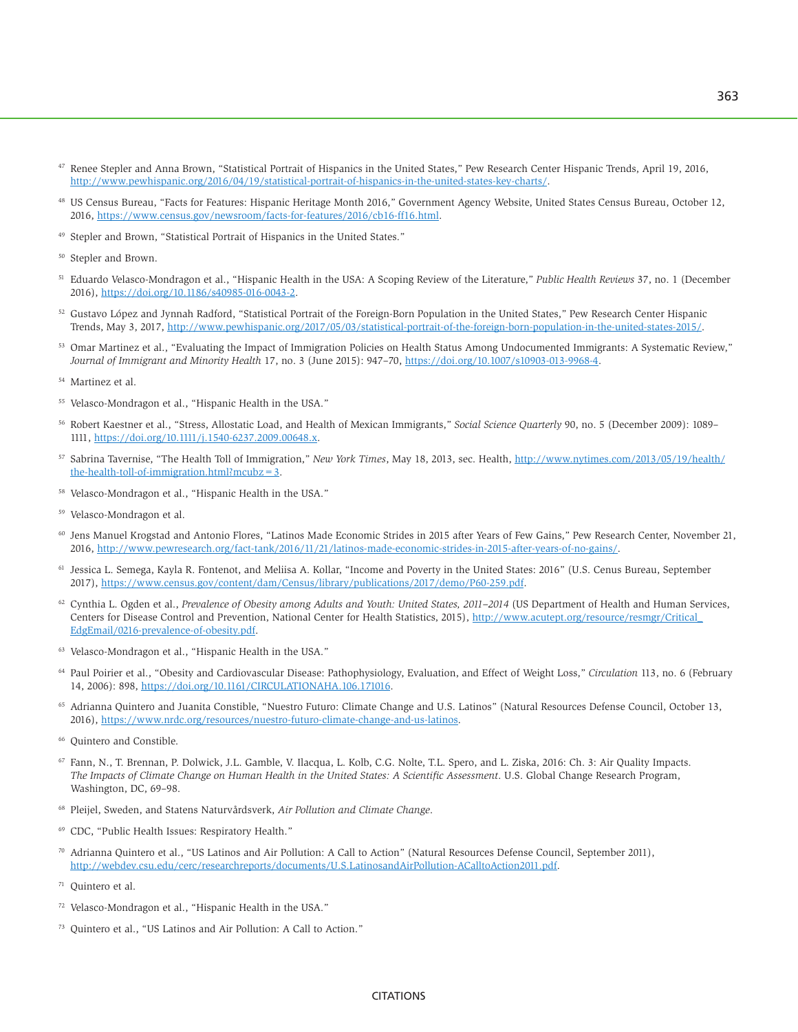[47] Renee Stepler and Anna Brown, "Statistical Portrait of Hispanics in the United States," Pew Research Center Hispanic Trends, April 19, 2016, http://www.pewhispanic.org/2016/04/19/statistical-portrait-of-hispanics-in-the-united-states-key-charts/.

[48] US Census Bureau, "Facts for Features: Hispanic Heritage Month 2016," Government Agency Website, United States Census Bureau, October 12, 2016, https://www.census.gov/newsroom/facts-for-features/2016/cb16-ff16.html.

[49] Stepler and Brown, "Statistical Portrait of Hispanics in the United States."

[50] Stepler and Brown.

[51] Eduardo Velasco-Mondragon et al., "Hispanic Health in the USA: A Scoping Review of the Literature," *Public Health Reviews* 37, no. 1 (December 2016), https://doi.org/10.1186/s40985-016-0043-2.

[52] Gustavo López and Jynnah Radford, "Statistical Portrait of the Foreign-Born Population in the United States," Pew Research Center Hispanic Trends, May 3, 2017, http://www.pewhispanic.org/2017/05/03/statistical-portrait-of-the-foreign-born-population-in-the-united-states-2015/.

[53] Omar Martinez et al., "Evaluating the Impact of Immigration Policies on Health Status Among Undocumented Immigrants: A Systematic Review," *Journal of Immigrant and Minority Health* 17, no. 3 (June 2015): 947–70, https://doi.org/10.1007/s10903-013-9968-4.

[54] Martinez et al.

[55] Velasco-Mondragon et al., "Hispanic Health in the USA."

[56] Robert Kaestner et al., "Stress, Allostatic Load, and Health of Mexican Immigrants," *Social Science Quarterly* 90, no. 5 (December 2009): 1089–1111, https://doi.org/10.1111/j.1540-6237.2009.00648.x.

[57] Sabrina Tavernise, "The Health Toll of Immigration," *New York Times*, May 18, 2013, sec. Health, http://www.nytimes.com/2013/05/19/health/the-health-toll-of-immigration.html?mcubz=3.

[58] Velasco-Mondragon et al., "Hispanic Health in the USA."

[59] Velasco-Mondragon et al.

[60] Jens Manuel Krogstad and Antonio Flores, "Latinos Made Economic Strides in 2015 after Years of Few Gains," Pew Research Center, November 21, 2016, http://www.pewresearch.org/fact-tank/2016/11/21/latinos-made-economic-strides-in-2015-after-years-of-no-gains/.

[61] Jessica L. Semega, Kayla R. Fontenot, and Meliisa A. Kollar, "Income and Poverty in the United States: 2016" (U.S. Cenus Bureau, September 2017), https://www.census.gov/content/dam/Census/library/publications/2017/demo/P60-259.pdf.

[62] Cynthia L. Ogden et al., *Prevalence of Obesity among Adults and Youth: United States, 2011–2014* (US Department of Health and Human Services, Centers for Disease Control and Prevention, National Center for Health Statistics, 2015), http://www.acutept.org/resource/resmgr/Critical_EdgEmail/0216-prevalence-of-obesity.pdf.

[63] Velasco-Mondragon et al., "Hispanic Health in the USA."

[64] Paul Poirier et al., "Obesity and Cardiovascular Disease: Pathophysiology, Evaluation, and Effect of Weight Loss," *Circulation* 113, no. 6 (February 14, 2006): 898, https://doi.org/10.1161/CIRCULATIONAHA.106.171016.

[65] Adrianna Quintero and Juanita Constible, "Nuestro Futuro: Climate Change and U.S. Latinos" (Natural Resources Defense Council, October 13, 2016), https://www.nrdc.org/resources/nuestro-futuro-climate-change-and-us-latinos.

[66] Quintero and Constible.

[67] Fann, N., T. Brennan, P. Dolwick, J.L. Gamble, V. Ilacqua, L. Kolb, C.G. Nolte, T.L. Spero, and L. Ziska, 2016: Ch. 3: Air Quality Impacts. *The Impacts of Climate Change on Human Health in the United States: A Scientific Assessment*. U.S. Global Change Research Program, Washington, DC, 69–98.

[68] Pleijel, Sweden, and Statens Naturvårdsverk, *Air Pollution and Climate Change*.

[69] CDC, "Public Health Issues: Respiratory Health."

[70] Adrianna Quintero et al., "US Latinos and Air Pollution: A Call to Action" (Natural Resources Defense Council, September 2011), http://webdev.csu.edu/cerc/researchreports/documents/U.S.LatinosandAirPollution-ACalltoAction2011.pdf.

[71] Quintero et al.

[72] Velasco-Mondragon et al., "Hispanic Health in the USA."

[73] Quintero et al., "US Latinos and Air Pollution: A Call to Action."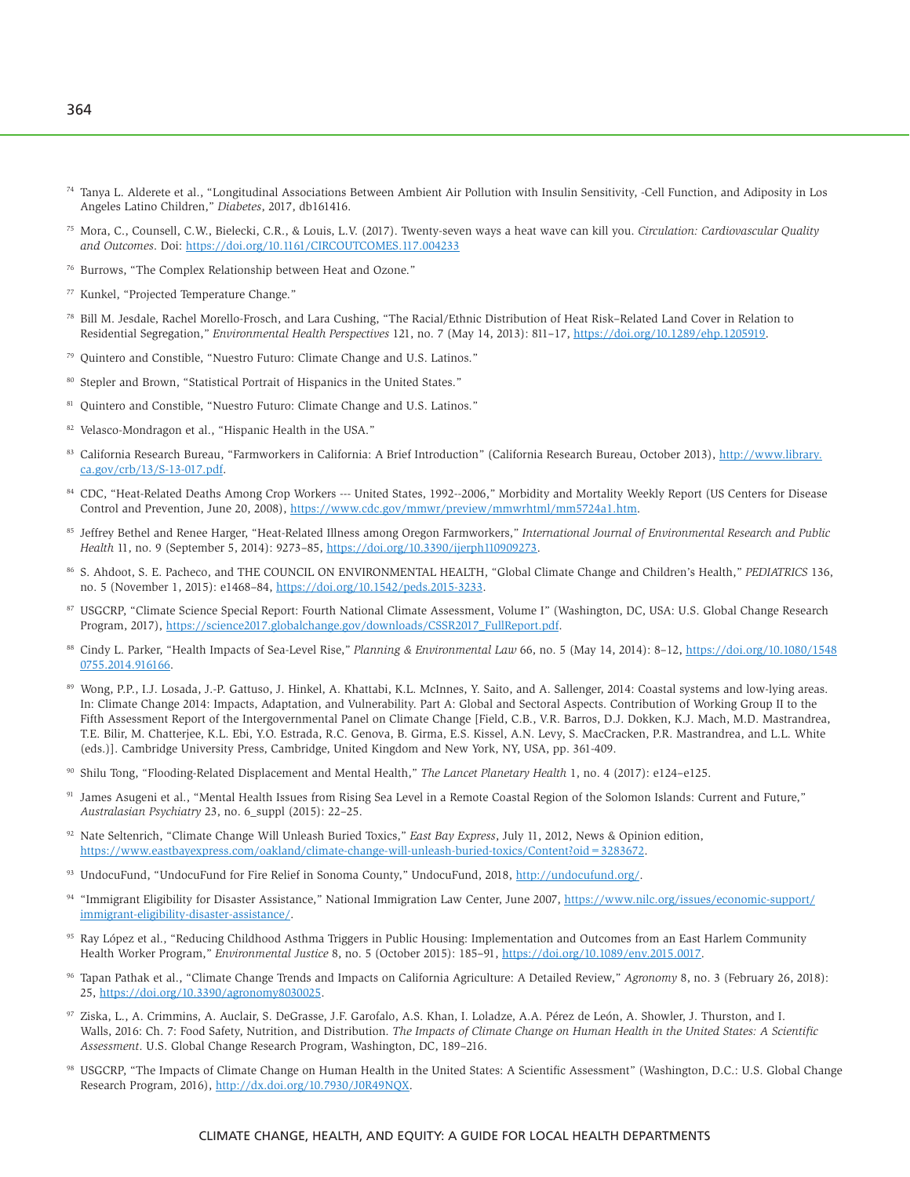[74] Tanya L. Alderete et al., "Longitudinal Associations Between Ambient Air Pollution with Insulin Sensitivity, -Cell Function, and Adiposity in Los Angeles Latino Children," *Diabetes*, 2017, db161416.

[75] Mora, C., Counsell, C.W., Bielecki, C.R., & Louis, L.V. (2017). Twenty-seven ways a heat wave can kill you. *Circulation: Cardiovascular Quality and Outcomes*. Doi: https://doi.org/10.1161/CIRCOUTCOMES.117.004233

[76] Burrows, "The Complex Relationship between Heat and Ozone."

[77] Kunkel, "Projected Temperature Change."

[78] Bill M. Jesdale, Rachel Morello-Frosch, and Lara Cushing, "The Racial/Ethnic Distribution of Heat Risk–Related Land Cover in Relation to Residential Segregation," *Environmental Health Perspectives* 121, no. 7 (May 14, 2013): 811–17, https://doi.org/10.1289/ehp.1205919.

[79] Quintero and Constible, "Nuestro Futuro: Climate Change and U.S. Latinos."

[80] Stepler and Brown, "Statistical Portrait of Hispanics in the United States."

[81] Quintero and Constible, "Nuestro Futuro: Climate Change and U.S. Latinos."

[82] Velasco-Mondragon et al., "Hispanic Health in the USA."

[83] California Research Bureau, "Farmworkers in California: A Brief Introduction" (California Research Bureau, October 2013), http://www.library.ca.gov/crb/13/S-13-017.pdf.

[84] CDC, "Heat-Related Deaths Among Crop Workers --- United States, 1992--2006," Morbidity and Mortality Weekly Report (US Centers for Disease Control and Prevention, June 20, 2008), https://www.cdc.gov/mmwr/preview/mmwrhtml/mm5724a1.htm.

[85] Jeffrey Bethel and Renee Harger, "Heat-Related Illness among Oregon Farmworkers," *International Journal of Environmental Research and Public Health* 11, no. 9 (September 5, 2014): 9273–85, https://doi.org/10.3390/ijerph110909273.

[86] S. Ahdoot, S. E. Pacheco, and THE COUNCIL ON ENVIRONMENTAL HEALTH, "Global Climate Change and Children's Health," *PEDIATRICS* 136, no. 5 (November 1, 2015): e1468–84, https://doi.org/10.1542/peds.2015-3233.

[87] USGCRP, "Climate Science Special Report: Fourth National Climate Assessment, Volume I" (Washington, DC, USA: U.S. Global Change Research Program, 2017), https://science2017.globalchange.gov/downloads/CSSR2017_FullReport.pdf.

[88] Cindy L. Parker, "Health Impacts of Sea-Level Rise," *Planning & Environmental Law* 66, no. 5 (May 14, 2014): 8–12, https://doi.org/10.1080/15480755.2014.916166.

[89] Wong, P.P., I.J. Losada, J.-P. Gattuso, J. Hinkel, A. Khattabi, K.L. McInnes, Y. Saito, and A. Sallenger, 2014: Coastal systems and low-lying areas. In: Climate Change 2014: Impacts, Adaptation, and Vulnerability. Part A: Global and Sectoral Aspects. Contribution of Working Group II to the Fifth Assessment Report of the Intergovernmental Panel on Climate Change [Field, C.B., V.R. Barros, D.J. Dokken, K.J. Mach, M.D. Mastrandrea, T.E. Bilir, M. Chatterjee, K.L. Ebi, Y.O. Estrada, R.C. Genova, B. Girma, E.S. Kissel, A.N. Levy, S. MacCracken, P.R. Mastrandrea, and L.L. White (eds.)]. Cambridge University Press, Cambridge, United Kingdom and New York, NY, USA, pp. 361-409.

[90] Shilu Tong, "Flooding-Related Displacement and Mental Health," *The Lancet Planetary Health* 1, no. 4 (2017): e124–e125.

[91] James Asugeni et al., "Mental Health Issues from Rising Sea Level in a Remote Coastal Region of the Solomon Islands: Current and Future," *Australasian Psychiatry* 23, no. 6_suppl (2015): 22–25.

[92] Nate Seltenrich, "Climate Change Will Unleash Buried Toxics," *East Bay Express*, July 11, 2012, News & Opinion edition, https://www.eastbayexpress.com/oakland/climate-change-will-unleash-buried-toxics/Content?oid=3283672.

[93] UndocuFund, "UndocuFund for Fire Relief in Sonoma County," UndocuFund, 2018, http://undocufund.org/.

[94] "Immigrant Eligibility for Disaster Assistance," National Immigration Law Center, June 2007, https://www.nilc.org/issues/economic-support/immigrant-eligibility-disaster-assistance/.

[95] Ray López et al., "Reducing Childhood Asthma Triggers in Public Housing: Implementation and Outcomes from an East Harlem Community Health Worker Program," *Environmental Justice* 8, no. 5 (October 2015): 185–91, https://doi.org/10.1089/env.2015.0017.

[96] Tapan Pathak et al., "Climate Change Trends and Impacts on California Agriculture: A Detailed Review," *Agronomy* 8, no. 3 (February 26, 2018): 25, https://doi.org/10.3390/agronomy8030025.

[97] Ziska, L., A. Crimmins, A. Auclair, S. DeGrasse, J.F. Garofalo, A.S. Khan, I. Loladze, A.A. Pérez de León, A. Showler, J. Thurston, and I. Walls, 2016: Ch. 7: Food Safety, Nutrition, and Distribution. *The Impacts of Climate Change on Human Health in the United States: A Scientific Assessment*. U.S. Global Change Research Program, Washington, DC, 189–216.

[98] USGCRP, "The Impacts of Climate Change on Human Health in the United States: A Scientific Assessment" (Washington, D.C.: U.S. Global Change Research Program, 2016), http://dx.doi.org/10.7930/J0R49NQX.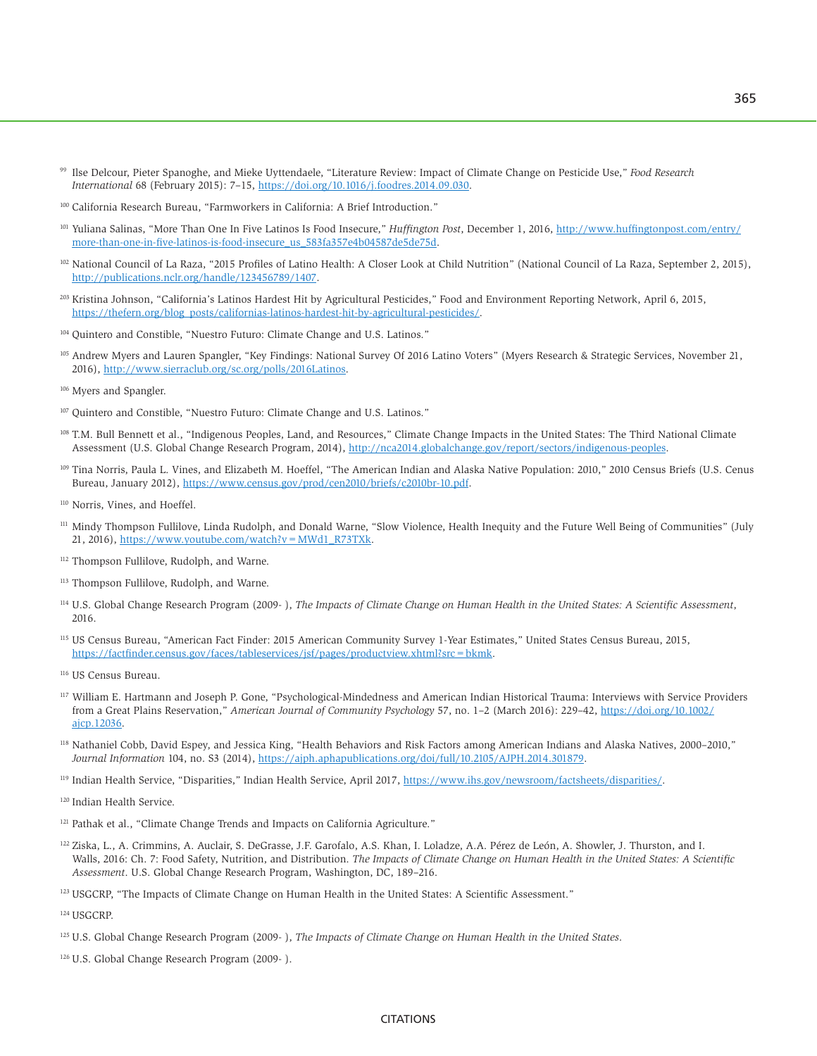[99] Ilse Delcour, Pieter Spanoghe, and Mieke Uyttendaele, "Literature Review: Impact of Climate Change on Pesticide Use," *Food Research International* 68 (February 2015): 7–15, https://doi.org/10.1016/j.foodres.2014.09.030.

[100] California Research Bureau, "Farmworkers in California: A Brief Introduction."

[101] Yuliana Salinas, "More Than One In Five Latinos Is Food Insecure," *Huffington Post*, December 1, 2016, http://www.huffingtonpost.com/entry/more-than-one-in-five-latinos-is-food-insecure_us_583fa357e4b04587de5de75d.

[102] National Council of La Raza, "2015 Profiles of Latino Health: A Closer Look at Child Nutrition" (National Council of La Raza, September 2, 2015), http://publications.nclr.org/handle/123456789/1407.

[203] Kristina Johnson, "California's Latinos Hardest Hit by Agricultural Pesticides," Food and Environment Reporting Network, April 6, 2015, https://thefern.org/blog_posts/californias-latinos-hardest-hit-by-agricultural-pesticides/.

[104] Quintero and Constible, "Nuestro Futuro: Climate Change and U.S. Latinos."

[105] Andrew Myers and Lauren Spangler, "Key Findings: National Survey Of 2016 Latino Voters" (Myers Research & Strategic Services, November 21, 2016), http://www.sierraclub.org/sc.org/polls/2016Latinos.

[106] Myers and Spangler.

[107] Quintero and Constible, "Nuestro Futuro: Climate Change and U.S. Latinos."

[108] T.M. Bull Bennett et al., "Indigenous Peoples, Land, and Resources," Climate Change Impacts in the United States: The Third National Climate Assessment (U.S. Global Change Research Program, 2014), http://nca2014.globalchange.gov/report/sectors/indigenous-peoples.

[109] Tina Norris, Paula L. Vines, and Elizabeth M. Hoeffel, "The American Indian and Alaska Native Population: 2010," 2010 Census Briefs (U.S. Cenus Bureau, January 2012), https://www.census.gov/prod/cen2010/briefs/c2010br-10.pdf.

[110] Norris, Vines, and Hoeffel.

[111] Mindy Thompson Fullilove, Linda Rudolph, and Donald Warne, "Slow Violence, Health Inequity and the Future Well Being of Communities" (July 21, 2016), https://www.youtube.com/watch?v=MWd1_R73TXk.

[112] Thompson Fullilove, Rudolph, and Warne.

[113] Thompson Fullilove, Rudolph, and Warne.

[114] U.S. Global Change Research Program (2009- ), *The Impacts of Climate Change on Human Health in the United States: A Scientific Assessment*, 2016.

[115] US Census Bureau, "American Fact Finder: 2015 American Community Survey 1-Year Estimates," United States Census Bureau, 2015, https://factfinder.census.gov/faces/tableservices/jsf/pages/productview.xhtml?src=bkmk.

[116] US Census Bureau.

[117] William E. Hartmann and Joseph P. Gone, "Psychological-Mindedness and American Indian Historical Trauma: Interviews with Service Providers from a Great Plains Reservation," *American Journal of Community Psychology* 57, no. 1–2 (March 2016): 229–42, https://doi.org/10.1002/ajcp.12036.

[118] Nathaniel Cobb, David Espey, and Jessica King, "Health Behaviors and Risk Factors among American Indians and Alaska Natives, 2000–2010," *Journal Information* 104, no. S3 (2014), https://ajph.aphapublications.org/doi/full/10.2105/AJPH.2014.301879.

[119] Indian Health Service, "Disparities," Indian Health Service, April 2017, https://www.ihs.gov/newsroom/factsheets/disparities/.

[120] Indian Health Service.

[121] Pathak et al., "Climate Change Trends and Impacts on California Agriculture."

[122] Ziska, L., A. Crimmins, A. Auclair, S. DeGrasse, J.F. Garofalo, A.S. Khan, I. Loladze, A.A. Pérez de León, A. Showler, J. Thurston, and I. Walls, 2016: Ch. 7: Food Safety, Nutrition, and Distribution. *The Impacts of Climate Change on Human Health in the United States: A Scientific Assessment*. U.S. Global Change Research Program, Washington, DC, 189–216.

[123] USGCRP, "The Impacts of Climate Change on Human Health in the United States: A Scientific Assessment."

[124] USGCRP.

[125] U.S. Global Change Research Program (2009- ), *The Impacts of Climate Change on Human Health in the United States*.

[126] U.S. Global Change Research Program (2009- ).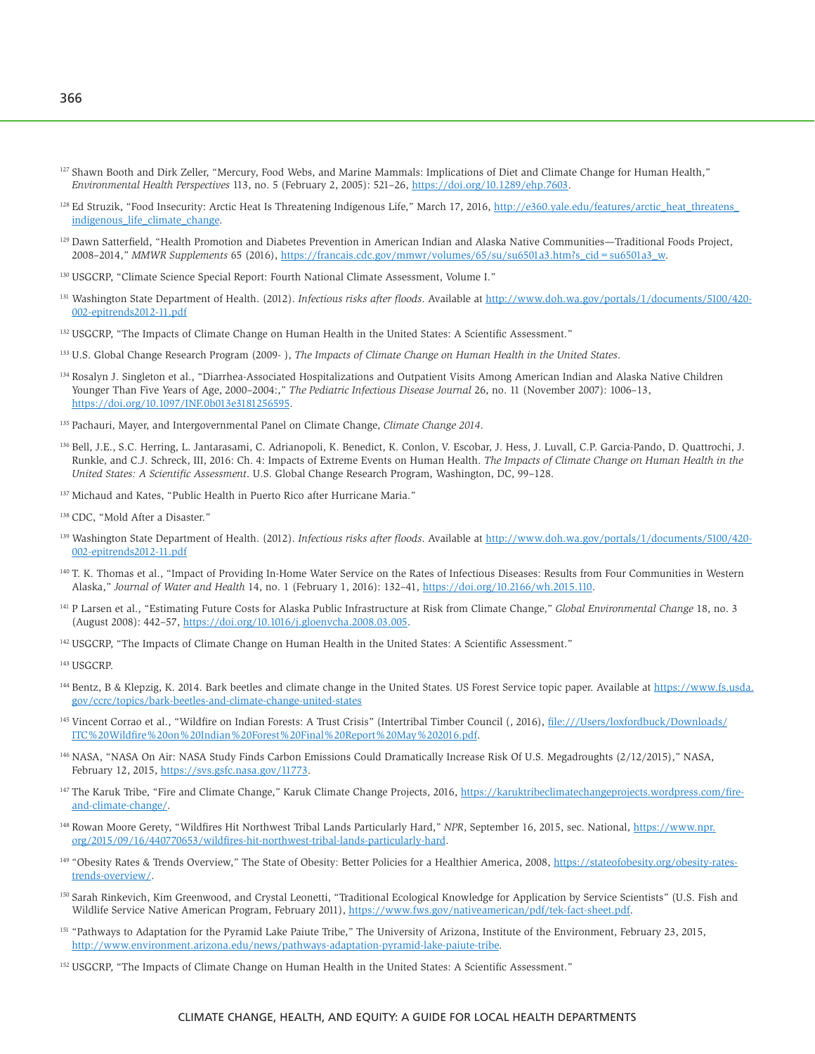[127] Shawn Booth and Dirk Zeller, "Mercury, Food Webs, and Marine Mammals: Implications of Diet and Climate Change for Human Health," *Environmental Health Perspectives* 113, no. 5 (February 2, 2005): 521–26, https://doi.org/10.1289/ehp.7603.

[128] Ed Struzik, "Food Insecurity: Arctic Heat Is Threatening Indigenous Life," March 17, 2016, http://e360.yale.edu/features/arctic_heat_threatens_indigenous_life_climate_change.

[129] Dawn Satterfield, "Health Promotion and Diabetes Prevention in American Indian and Alaska Native Communities—Traditional Foods Project, 2008–2014," *MMWR Supplements* 65 (2016), https://francais.cdc.gov/mmwr/volumes/65/su/su6501a3.htm?s_cid=su6501a3_w.

[130] USGCRP, "Climate Science Special Report: Fourth National Climate Assessment, Volume I."

[131] Washington State Department of Health. (2012). *Infectious risks after floods*. Available at http://www.doh.wa.gov/portals/1/documents/5100/420-002-epitrends2012-11.pdf

[132] USGCRP, "The Impacts of Climate Change on Human Health in the United States: A Scientific Assessment."

[133] U.S. Global Change Research Program (2009- ), *The Impacts of Climate Change on Human Health in the United States*.

[134] Rosalyn J. Singleton et al., "Diarrhea-Associated Hospitalizations and Outpatient Visits Among American Indian and Alaska Native Children Younger Than Five Years of Age, 2000–2004:," *The Pediatric Infectious Disease Journal* 26, no. 11 (November 2007): 1006–13, https://doi.org/10.1097/INF.0b013e3181256595.

[135] Pachauri, Mayer, and Intergovernmental Panel on Climate Change, *Climate Change 2014*.

[136] Bell, J.E., S.C. Herring, L. Jantarasami, C. Adrianopoli, K. Benedict, K. Conlon, V. Escobar, J. Hess, J. Luvall, C.P. Garcia-Pando, D. Quattrochi, J. Runkle, and C.J. Schreck, III, 2016: Ch. 4: Impacts of Extreme Events on Human Health. *The Impacts of Climate Change on Human Health in the United States: A Scientific Assessment*. U.S. Global Change Research Program, Washington, DC, 99–128.

[137] Michaud and Kates, "Public Health in Puerto Rico after Hurricane Maria."

[138] CDC, "Mold After a Disaster."

[139] Washington State Department of Health. (2012). *Infectious risks after floods*. Available at http://www.doh.wa.gov/portals/1/documents/5100/420-002-epitrends2012-11.pdf

[140] T. K. Thomas et al., "Impact of Providing In-Home Water Service on the Rates of Infectious Diseases: Results from Four Communities in Western Alaska," *Journal of Water and Health* 14, no. 1 (February 1, 2016): 132–41, https://doi.org/10.2166/wh.2015.110.

[141] P Larsen et al., "Estimating Future Costs for Alaska Public Infrastructure at Risk from Climate Change," *Global Environmental Change* 18, no. 3 (August 2008): 442–57, https://doi.org/10.1016/j.gloenvcha.2008.03.005.

[142] USGCRP, "The Impacts of Climate Change on Human Health in the United States: A Scientific Assessment."

[143] USGCRP.

[144] Bentz, B & Klepzig, K. 2014. Bark beetles and climate change in the United States. US Forest Service topic paper. Available at https://www.fs.usda.gov/ccrc/topics/bark-beetles-and-climate-change-united-states

[145] Vincent Corrao et al., "Wildfire on Indian Forests: A Trust Crisis" (Intertribal Timber Council (, 2016), file:///Users/loxfordbuck/Downloads/ITC%20Wildfire%20on%20Indian%20Forest%20Final%20Report%20May%202016.pdf.

[146] NASA, "NASA On Air: NASA Study Finds Carbon Emissions Could Dramatically Increase Risk Of U.S. Megadroughts (2/12/2015)," NASA, February 12, 2015, https://svs.gsfc.nasa.gov/11773.

[147] The Karuk Tribe, "Fire and Climate Change," Karuk Climate Change Projects, 2016, https://karuktribeclimatechangeprojects.wordpress.com/fire-and-climate-change/.

[148] Rowan Moore Gerety, "Wildfires Hit Northwest Tribal Lands Particularly Hard," *NPR*, September 16, 2015, sec. National, https://www.npr.org/2015/09/16/440770653/wildfires-hit-northwest-tribal-lands-particularly-hard.

[149] "Obesity Rates & Trends Overview," The State of Obesity: Better Policies for a Healthier America, 2008, https://stateofobesity.org/obesity-rates-trends-overview/.

[150] Sarah Rinkevich, Kim Greenwood, and Crystal Leonetti, "Traditional Ecological Knowledge for Application by Service Scientists" (U.S. Fish and Wildlife Service Native American Program, February 2011), https://www.fws.gov/nativeamerican/pdf/tek-fact-sheet.pdf.

[151] "Pathways to Adaptation for the Pyramid Lake Paiute Tribe," The University of Arizona, Institute of the Environment, February 23, 2015, http://www.environment.arizona.edu/news/pathways-adaptation-pyramid-lake-paiute-tribe.

[152] USGCRP, "The Impacts of Climate Change on Human Health in the United States: A Scientific Assessment."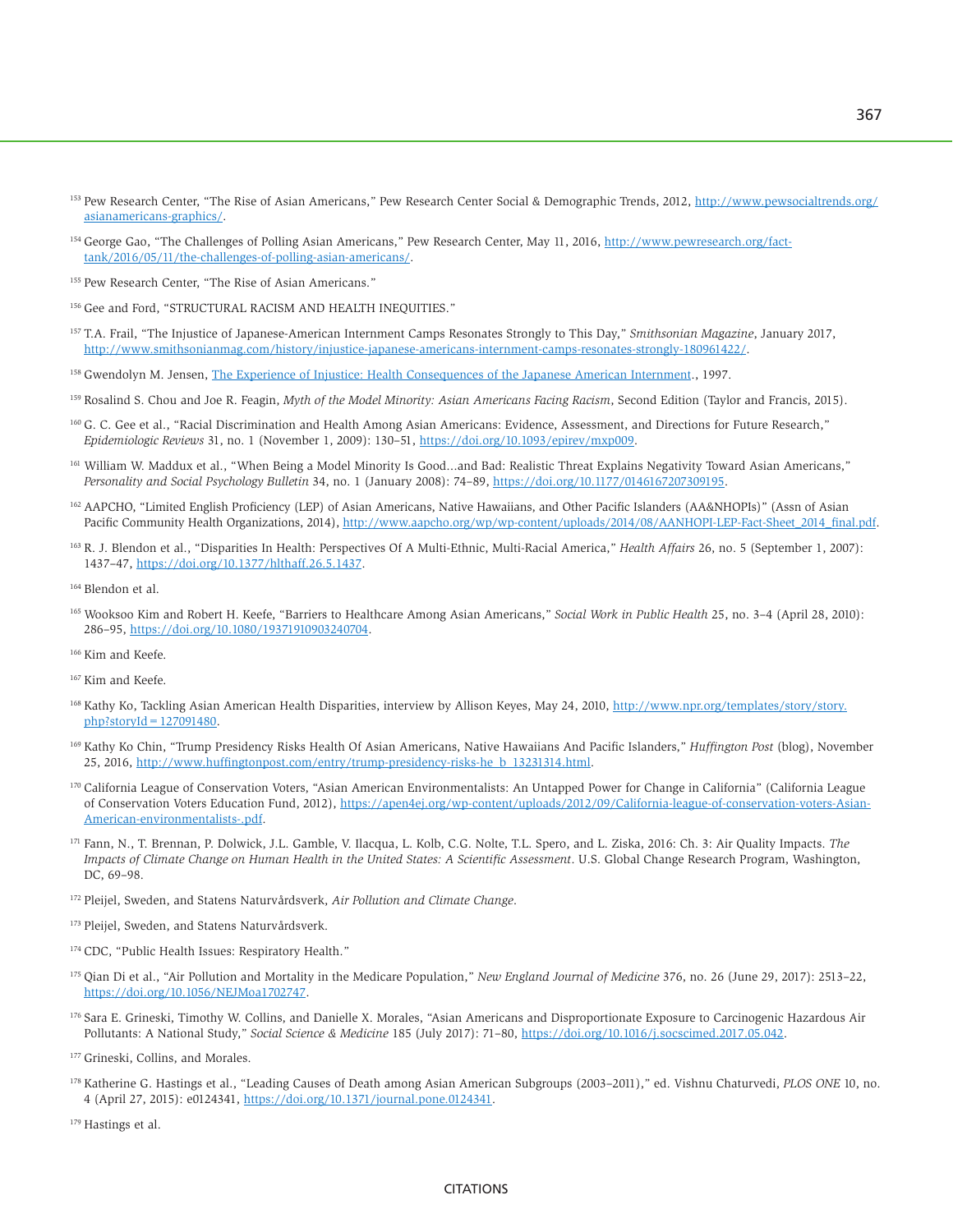[153] Pew Research Center, "The Rise of Asian Americans," Pew Research Center Social & Demographic Trends, 2012, http://www.pewsocialtrends.org/asianamericans-graphics/.

[154] George Gao, "The Challenges of Polling Asian Americans," Pew Research Center, May 11, 2016, http://www.pewresearch.org/fact-tank/2016/05/11/the-challenges-of-polling-asian-americans/.

[155] Pew Research Center, "The Rise of Asian Americans."

[156] Gee and Ford, "STRUCTURAL RACISM AND HEALTH INEQUITIES."

[157] T.A. Frail, "The Injustice of Japanese-American Internment Camps Resonates Strongly to This Day," *Smithsonian Magazine*, January 2017, http://www.smithsonianmag.com/history/injustice-japanese-americans-internment-camps-resonates-strongly-180961422/.

[158] Gwendolyn M. Jensen, The Experience of Injustice: Health Consequences of the Japanese American Internment., 1997.

[159] Rosalind S. Chou and Joe R. Feagin, *Myth of the Model Minority: Asian Americans Facing Racism*, Second Edition (Taylor and Francis, 2015).

[160] G. C. Gee et al., "Racial Discrimination and Health Among Asian Americans: Evidence, Assessment, and Directions for Future Research," *Epidemiologic Reviews* 31, no. 1 (November 1, 2009): 130–51, https://doi.org/10.1093/epirev/mxp009.

[161] William W. Maddux et al., "When Being a Model Minority Is Good…and Bad: Realistic Threat Explains Negativity Toward Asian Americans," *Personality and Social Psychology Bulletin* 34, no. 1 (January 2008): 74–89, https://doi.org/10.1177/0146167207309195.

[162] AAPCHO, "Limited English Proficiency (LEP) of Asian Americans, Native Hawaiians, and Other Pacific Islanders (AA&NHOPIs)" (Assn of Asian Pacific Community Health Organizations, 2014), http://www.aapcho.org/wp/wp-content/uploads/2014/08/AANHOPI-LEP-Fact-Sheet_2014_final.pdf.

[163] R. J. Blendon et al., "Disparities In Health: Perspectives Of A Multi-Ethnic, Multi-Racial America," *Health Affairs* 26, no. 5 (September 1, 2007): 1437–47, https://doi.org/10.1377/hlthaff.26.5.1437.

[164] Blendon et al.

[165] Wooksoo Kim and Robert H. Keefe, "Barriers to Healthcare Among Asian Americans," *Social Work in Public Health* 25, no. 3–4 (April 28, 2010): 286–95, https://doi.org/10.1080/19371910903240704.

[166] Kim and Keefe.

[167] Kim and Keefe.

[168] Kathy Ko, Tackling Asian American Health Disparities, interview by Allison Keyes, May 24, 2010, http://www.npr.org/templates/story/story.php?storyId=127091480.

[169] Kathy Ko Chin, "Trump Presidency Risks Health Of Asian Americans, Native Hawaiians And Pacific Islanders," *Huffington Post* (blog), November 25, 2016, http://www.huffingtonpost.com/entry/trump-presidency-risks-he_b_13231314.html.

[170] California League of Conservation Voters, "Asian American Environmentalists: An Untapped Power for Change in California" (California League of Conservation Voters Education Fund, 2012), https://apen4ej.org/wp-content/uploads/2012/09/California-league-of-conservation-voters-Asian-American-environmentalists-.pdf.

[171] Fann, N., T. Brennan, P. Dolwick, J.L. Gamble, V. Ilacqua, L. Kolb, C.G. Nolte, T.L. Spero, and L. Ziska, 2016: Ch. 3: Air Quality Impacts. *The Impacts of Climate Change on Human Health in the United States: A Scientific Assessment*. U.S. Global Change Research Program, Washington, DC, 69–98.

[172] Pleijel, Sweden, and Statens Naturvårdsverk, *Air Pollution and Climate Change*.

[173] Pleijel, Sweden, and Statens Naturvårdsverk.

[174] CDC, "Public Health Issues: Respiratory Health."

[175] Qian Di et al., "Air Pollution and Mortality in the Medicare Population," *New England Journal of Medicine* 376, no. 26 (June 29, 2017): 2513–22, https://doi.org/10.1056/NEJMoa1702747.

[176] Sara E. Grineski, Timothy W. Collins, and Danielle X. Morales, "Asian Americans and Disproportionate Exposure to Carcinogenic Hazardous Air Pollutants: A National Study," *Social Science & Medicine* 185 (July 2017): 71–80, https://doi.org/10.1016/j.socscimed.2017.05.042.

[177] Grineski, Collins, and Morales.

[178] Katherine G. Hastings et al., "Leading Causes of Death among Asian American Subgroups (2003–2011)," ed. Vishnu Chaturvedi, *PLOS ONE* 10, no. 4 (April 27, 2015): e0124341, https://doi.org/10.1371/journal.pone.0124341.

[179] Hastings et al.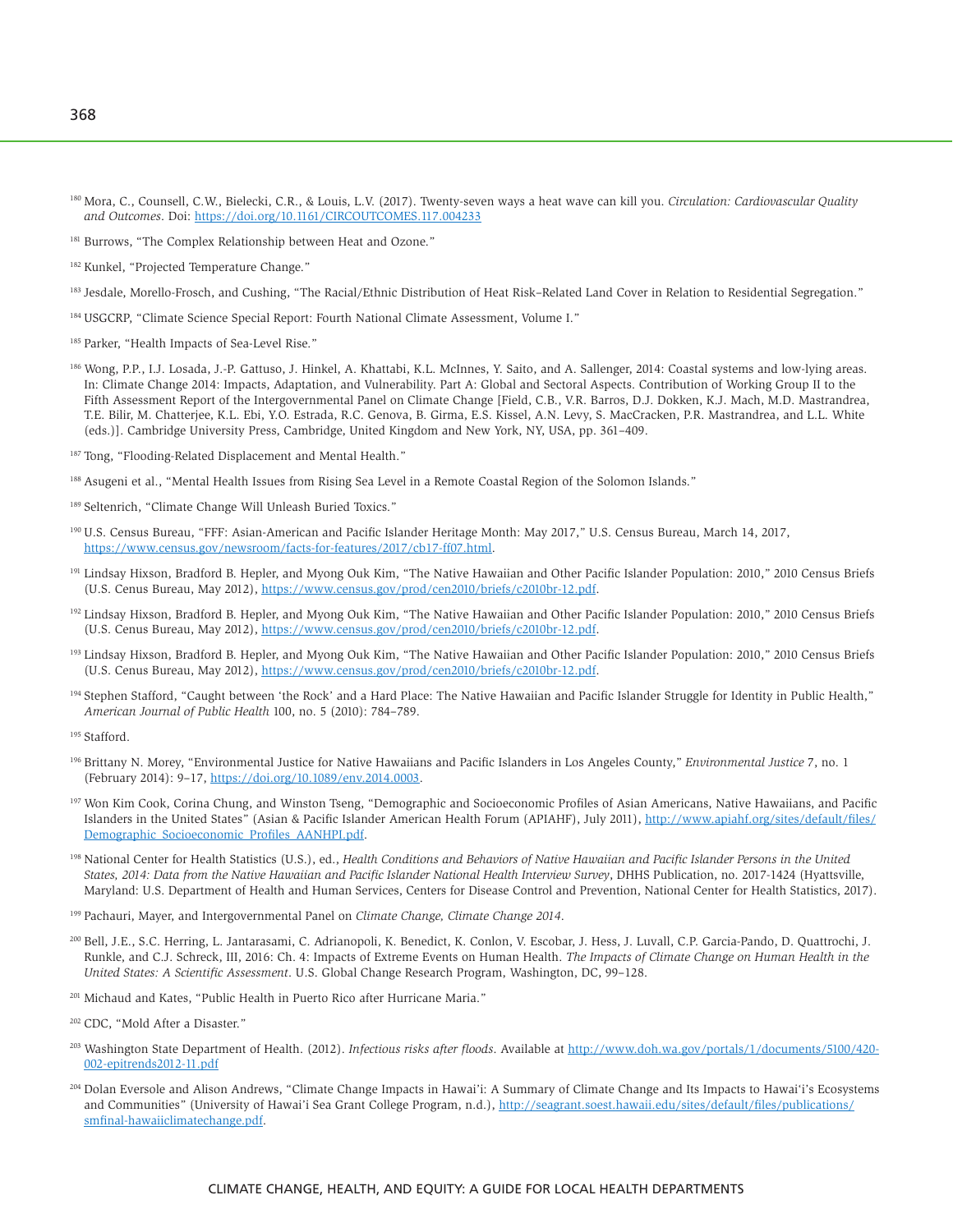[180] Mora, C., Counsell, C.W., Bielecki, C.R., & Louis, L.V. (2017). Twenty-seven ways a heat wave can kill you. *Circulation: Cardiovascular Quality and Outcomes*. Doi: https://doi.org/10.1161/CIRCOUTCOMES.117.004233

[181] Burrows, "The Complex Relationship between Heat and Ozone."

[182] Kunkel, "Projected Temperature Change."

[183] Jesdale, Morello-Frosch, and Cushing, "The Racial/Ethnic Distribution of Heat Risk–Related Land Cover in Relation to Residential Segregation."

[184] USGCRP, "Climate Science Special Report: Fourth National Climate Assessment, Volume I."

[185] Parker, "Health Impacts of Sea-Level Rise."

[186] Wong, P.P., I.J. Losada, J.-P. Gattuso, J. Hinkel, A. Khattabi, K.L. McInnes, Y. Saito, and A. Sallenger, 2014: Coastal systems and low-lying areas. In: Climate Change 2014: Impacts, Adaptation, and Vulnerability. Part A: Global and Sectoral Aspects. Contribution of Working Group II to the Fifth Assessment Report of the Intergovernmental Panel on Climate Change [Field, C.B., V.R. Barros, D.J. Dokken, K.J. Mach, M.D. Mastrandrea, T.E. Bilir, M. Chatterjee, K.L. Ebi, Y.O. Estrada, R.C. Genova, B. Girma, E.S. Kissel, A.N. Levy, S. MacCracken, P.R. Mastrandrea, and L.L. White (eds.)]. Cambridge University Press, Cambridge, United Kingdom and New York, NY, USA, pp. 361–409.

[187] Tong, "Flooding-Related Displacement and Mental Health."

[188] Asugeni et al., "Mental Health Issues from Rising Sea Level in a Remote Coastal Region of the Solomon Islands."

[189] Seltenrich, "Climate Change Will Unleash Buried Toxics."

[190] U.S. Census Bureau, "FFF: Asian-American and Pacific Islander Heritage Month: May 2017," U.S. Census Bureau, March 14, 2017, https://www.census.gov/newsroom/facts-for-features/2017/cb17-ff07.html.

[191] Lindsay Hixson, Bradford B. Hepler, and Myong Ouk Kim, "The Native Hawaiian and Other Pacific Islander Population: 2010," 2010 Census Briefs (U.S. Cenus Bureau, May 2012), https://www.census.gov/prod/cen2010/briefs/c2010br-12.pdf.

[192] Lindsay Hixson, Bradford B. Hepler, and Myong Ouk Kim, "The Native Hawaiian and Other Pacific Islander Population: 2010," 2010 Census Briefs (U.S. Cenus Bureau, May 2012), https://www.census.gov/prod/cen2010/briefs/c2010br-12.pdf.

[193] Lindsay Hixson, Bradford B. Hepler, and Myong Ouk Kim, "The Native Hawaiian and Other Pacific Islander Population: 2010," 2010 Census Briefs (U.S. Cenus Bureau, May 2012), https://www.census.gov/prod/cen2010/briefs/c2010br-12.pdf.

[194] Stephen Stafford, "Caught between 'the Rock' and a Hard Place: The Native Hawaiian and Pacific Islander Struggle for Identity in Public Health," *American Journal of Public Health* 100, no. 5 (2010): 784–789.

[195] Stafford.

[196] Brittany N. Morey, "Environmental Justice for Native Hawaiians and Pacific Islanders in Los Angeles County," *Environmental Justice* 7, no. 1 (February 2014): 9–17, https://doi.org/10.1089/env.2014.0003.

[197] Won Kim Cook, Corina Chung, and Winston Tseng, "Demographic and Socioeconomic Profiles of Asian Americans, Native Hawaiians, and Pacific Islanders in the United States" (Asian & Pacific Islander American Health Forum (APIAHF), July 2011), http://www.apiahf.org/sites/default/files/Demographic_Socioeconomic_Profiles_AANHPI.pdf.

[198] National Center for Health Statistics (U.S.), ed., *Health Conditions and Behaviors of Native Hawaiian and Pacific Islander Persons in the United States, 2014: Data from the Native Hawaiian and Pacific Islander National Health Interview Survey*, DHHS Publication, no. 2017-1424 (Hyattsville, Maryland: U.S. Department of Health and Human Services, Centers for Disease Control and Prevention, National Center for Health Statistics, 2017).

[199] Pachauri, Mayer, and Intergovernmental Panel on *Climate Change, Climate Change 2014*.

[200] Bell, J.E., S.C. Herring, L. Jantarasami, C. Adrianopoli, K. Benedict, K. Conlon, V. Escobar, J. Hess, J. Luvall, C.P. Garcia-Pando, D. Quattrochi, J. Runkle, and C.J. Schreck, III, 2016: Ch. 4: Impacts of Extreme Events on Human Health. *The Impacts of Climate Change on Human Health in the United States: A Scientific Assessment*. U.S. Global Change Research Program, Washington, DC, 99–128.

[201] Michaud and Kates, "Public Health in Puerto Rico after Hurricane Maria."

[202] CDC, "Mold After a Disaster."

[203] Washington State Department of Health. (2012). *Infectious risks after floods*. Available at http://www.doh.wa.gov/portals/1/documents/5100/420-002-epitrends2012-11.pdf

[204] Dolan Eversole and Alison Andrews, "Climate Change Impacts in Hawai'i: A Summary of Climate Change and Its Impacts to Hawai'i's Ecosystems and Communities" (University of Hawai'i Sea Grant College Program, n.d.), http://seagrant.soest.hawaii.edu/sites/default/files/publications/smfinal-hawaiiclimatechange.pdf.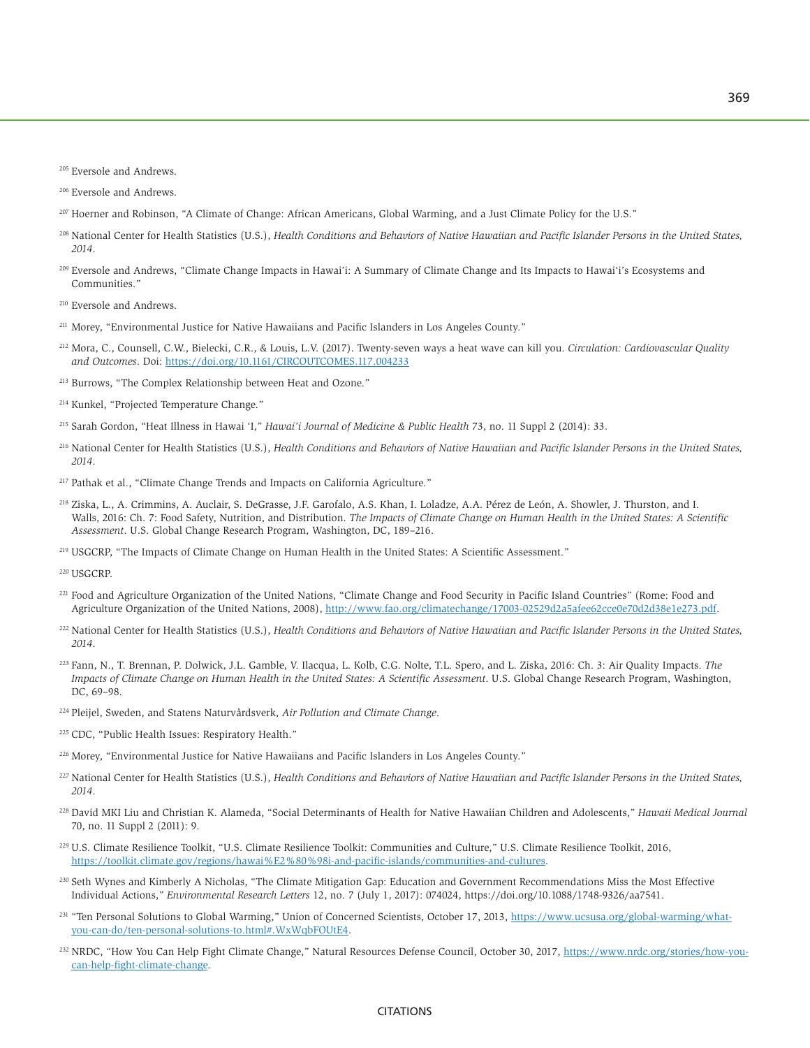[205] Eversole and Andrews.

[206] Eversole and Andrews.

[207] Hoerner and Robinson, "A Climate of Change: African Americans, Global Warming, and a Just Climate Policy for the U.S."

[208] National Center for Health Statistics (U.S.), *Health Conditions and Behaviors of Native Hawaiian and Pacific Islander Persons in the United States, 2014*.

[209] Eversole and Andrews, "Climate Change Impacts in Hawai'i: A Summary of Climate Change and Its Impacts to Hawai'i's Ecosystems and Communities."

[210] Eversole and Andrews.

[211] Morey, "Environmental Justice for Native Hawaiians and Pacific Islanders in Los Angeles County."

[212] Mora, C., Counsell, C.W., Bielecki, C.R., & Louis, L.V. (2017). Twenty-seven ways a heat wave can kill you. *Circulation: Cardiovascular Quality and Outcomes*. Doi: https://doi.org/10.1161/CIRCOUTCOMES.117.004233

[213] Burrows, "The Complex Relationship between Heat and Ozone."

[214] Kunkel, "Projected Temperature Change."

[215] Sarah Gordon, "Heat Illness in Hawai 'I," *Hawai'i Journal of Medicine & Public Health* 73, no. 11 Suppl 2 (2014): 33.

[216] National Center for Health Statistics (U.S.), *Health Conditions and Behaviors of Native Hawaiian and Pacific Islander Persons in the United States, 2014*.

[217] Pathak et al., "Climate Change Trends and Impacts on California Agriculture."

[218] Ziska, L., A. Crimmins, A. Auclair, S. DeGrasse, J.F. Garofalo, A.S. Khan, I. Loladze, A.A. Pérez de León, A. Showler, J. Thurston, and I. Walls, 2016: Ch. 7: Food Safety, Nutrition, and Distribution. *The Impacts of Climate Change on Human Health in the United States: A Scientific Assessment*. U.S. Global Change Research Program, Washington, DC, 189–216.

[219] USGCRP, "The Impacts of Climate Change on Human Health in the United States: A Scientific Assessment."

[220] USGCRP.

[221] Food and Agriculture Organization of the United Nations, "Climate Change and Food Security in Pacific Island Countries" (Rome: Food and Agriculture Organization of the United Nations, 2008), http://www.fao.org/climatechange/17003-02529d2a5afee62cce0e70d2d38e1e273.pdf.

[222] National Center for Health Statistics (U.S.), *Health Conditions and Behaviors of Native Hawaiian and Pacific Islander Persons in the United States, 2014*.

[223] Fann, N., T. Brennan, P. Dolwick, J.L. Gamble, V. Ilacqua, L. Kolb, C.G. Nolte, T.L. Spero, and L. Ziska, 2016: Ch. 3: Air Quality Impacts. *The Impacts of Climate Change on Human Health in the United States: A Scientific Assessment*. U.S. Global Change Research Program, Washington, DC, 69–98.

[224] Pleijel, Sweden, and Statens Naturvårdsverk, *Air Pollution and Climate Change*.

[225] CDC, "Public Health Issues: Respiratory Health."

[226] Morey, "Environmental Justice for Native Hawaiians and Pacific Islanders in Los Angeles County."

[227] National Center for Health Statistics (U.S.), *Health Conditions and Behaviors of Native Hawaiian and Pacific Islander Persons in the United States, 2014*.

[228] David MKI Liu and Christian K. Alameda, "Social Determinants of Health for Native Hawaiian Children and Adolescents," *Hawaii Medical Journal* 70, no. 11 Suppl 2 (2011): 9.

[229] U.S. Climate Resilience Toolkit, "U.S. Climate Resilience Toolkit: Communities and Culture," U.S. Climate Resilience Toolkit, 2016, https://toolkit.climate.gov/regions/hawai%E2%80%98i-and-pacific-islands/communities-and-cultures.

[230] Seth Wynes and Kimberly A Nicholas, "The Climate Mitigation Gap: Education and Government Recommendations Miss the Most Effective Individual Actions," *Environmental Research Letters* 12, no. 7 (July 1, 2017): 074024, https://doi.org/10.1088/1748-9326/aa7541.

[231] "Ten Personal Solutions to Global Warming," Union of Concerned Scientists, October 17, 2013, https://www.ucsusa.org/global-warming/what-you-can-do/ten-personal-solutions-to.html#.WxWqbFOUtE4.

[232] NRDC, "How You Can Help Fight Climate Change," Natural Resources Defense Council, October 30, 2017, https://www.nrdc.org/stories/how-you-can-help-fight-climate-change.